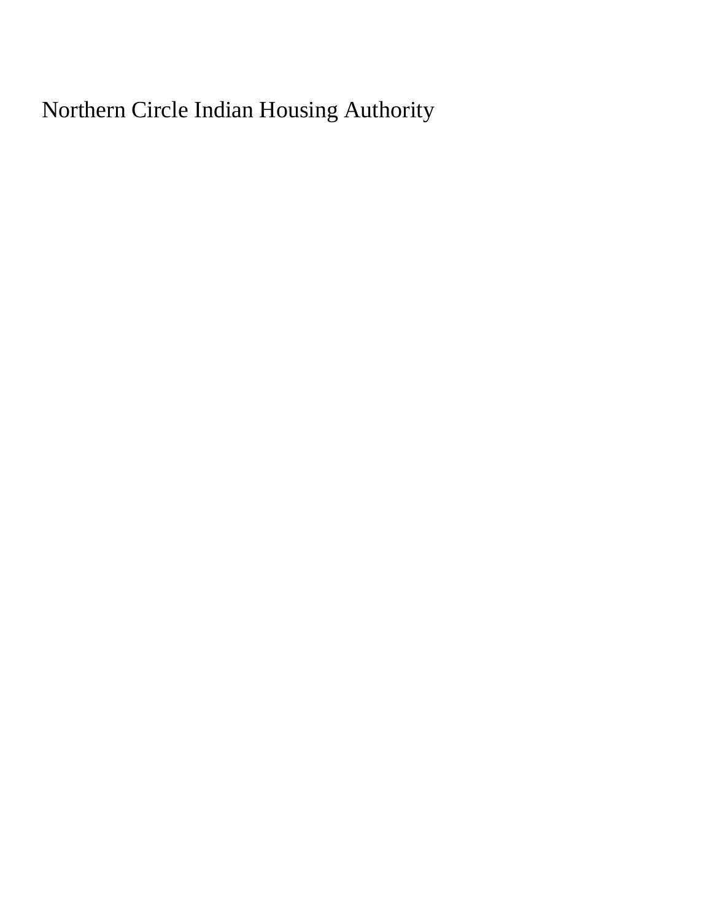Northern Circle Indian Housing Authority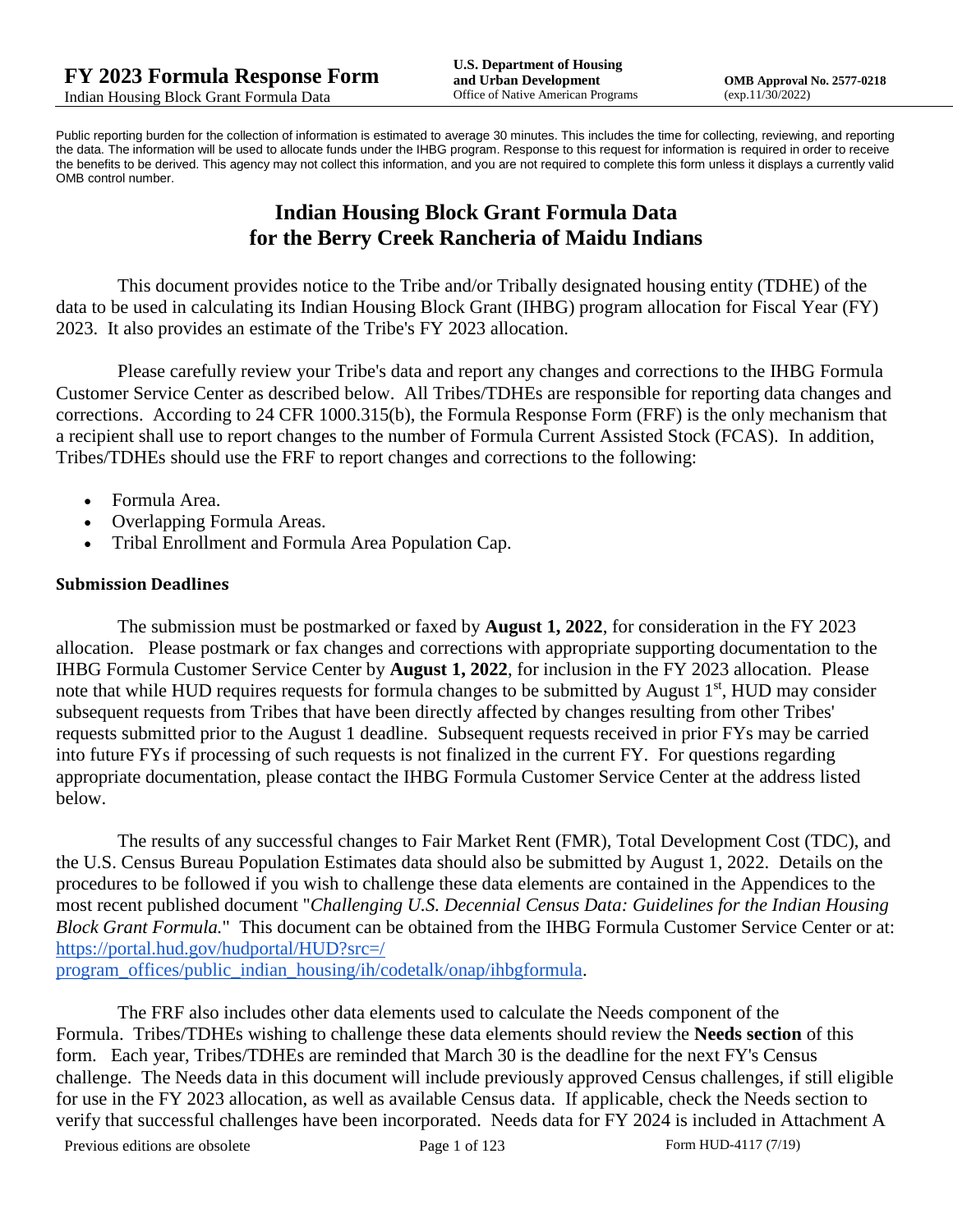Public reporting burden for the collection of information is estimated to average 30 minutes. This includes the time for collecting, reviewing, and reporting the data. The information will be used to allocate funds under the IHBG program. Response to this request for information is required in order to receive the benefits to be derived. This agency may not collect this information, and you are not required to complete this form unless it displays a currently valid OMB control number.

# Indian Housing Block Grant Formula Data for the Berry Creek Rancheria of Maidu Indians

This document provides notice to the Tribe and/or Tribally designated housing entity (TDHE) of the data to be used in calculating its Indian Housing Block Grant (IHBG) program allocation for Fiscal Year (FY) 2023. It also provides an estimate of the Tribe's FY 2023 allocation.

Please carefully review your Tribe's data and report any changes and corrections to the IHBG Formula Customer Service Center as described below. All Tribes/TDHEs are responsible for reporting data changes and corrections. According to 24 CFR 1000.315(b), the Formula Response Form (FRF) is the only mechanism that a recipient shall use to report changes to the number of Formula Current Assisted Stock (FCAS). In addition, Tribes/TDHEs should use the FRF to report changes and corrections to the following:

- Formula Area.
- Overlapping Formula Areas.
- Tribal Enrollment and Formula Area Population Cap.

### Submission Deadlines

The submission must be postmarked or faxed by **August 1, 2022**, for consideration in the FY 2023 allocation. Please postmark or fax changes and corrections with appropriate supporting documentation to the IHBG Formula Customer Service Center by **August 1, 2022**, for inclusion in the FY 2023 allocation. Please note that while HUD requires requests for formula changes to be submitted by August 1st, HUD may consider subsequent requests from Tribes that have been directly affected by changes resulting from other Tribes' requests submitted prior to the August 1 deadline. Subsequent requests received in prior FYs may be carried into future FYs if processing of such requests is not finalized in the current FY. For questions regarding appropriate documentation, please contact the IHBG Formula Customer Service Center at the address listed below.

The results of any successful changes to Fair Market Rent (FMR), Total Development Cost (TDC), and the U.S. Census Bureau Population Estimates data should also be submitted by August 1, 2022. Details on the procedures to be followed if you wish to challenge these data elements are contained in the Appendices to the most recent published document "*Challenging U.S. Decennial Census Data: Guidelines for the Indian Housing Block Grant Formula.*" This document can be obtained from the IHBG Formula Customer Service Center or at: https://portal.hud.gov/hudportal/HUD?src=/program_offices/public_indian_housing/ih/codetalk/onap/ihbgformula.

The FRF also includes other data elements used to calculate the Needs component of the Formula. Tribes/TDHEs wishing to challenge these data elements should review the **Needs section** of this form. Each year, Tribes/TDHEs are reminded that March 30 is the deadline for the next FY's Census challenge. The Needs data in this document will include previously approved Census challenges, if still eligible for use in the FY 2023 allocation, as well as available Census data. If applicable, check the Needs section to verify that successful challenges have been incorporated. Needs data for FY 2024 is included in Attachment A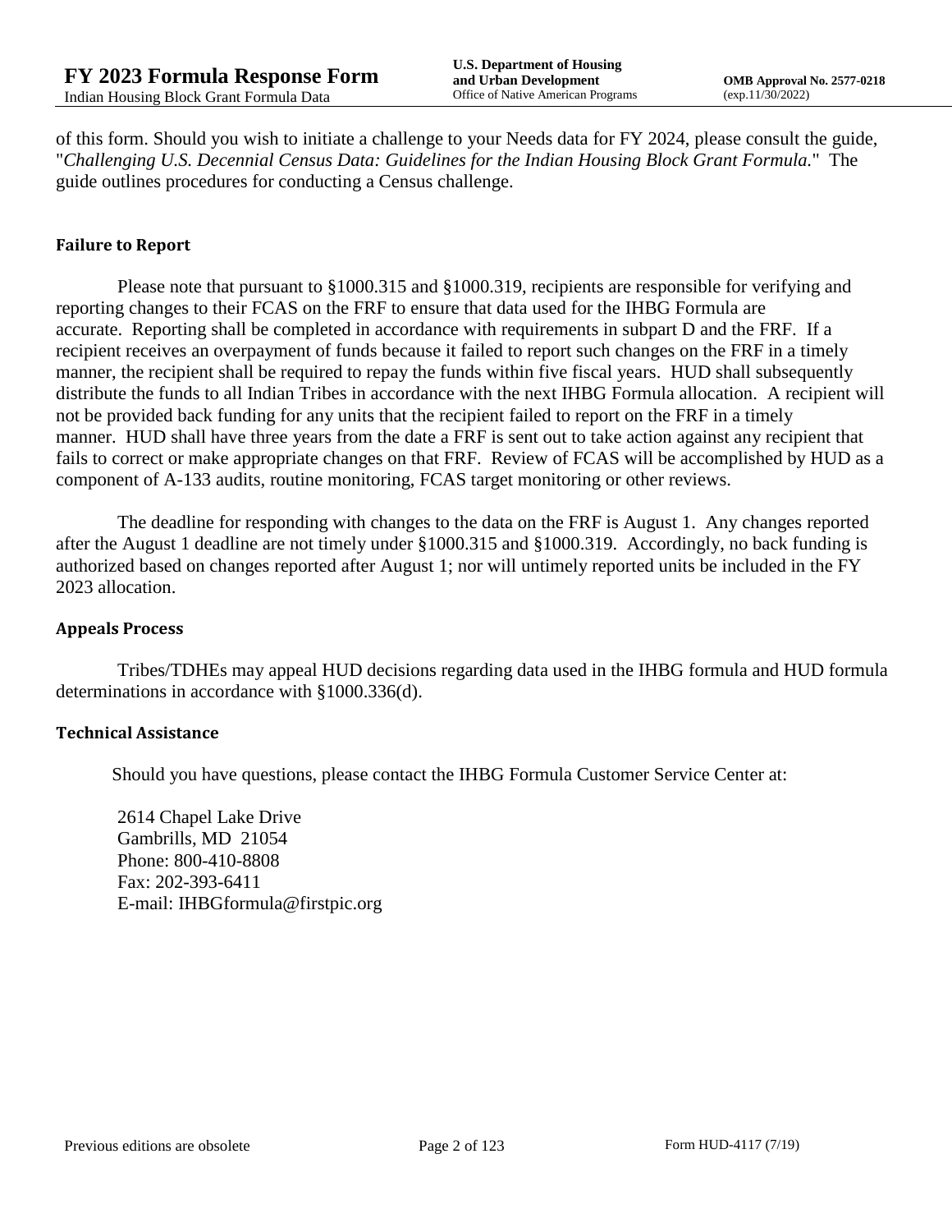of this form. Should you wish to initiate a challenge to your Needs data for FY 2024, please consult the guide, "*Challenging U.S. Decennial Census Data: Guidelines for the Indian Housing Block Grant Formula.*" The guide outlines procedures for conducting a Census challenge.

### Failure to Report

Please note that pursuant to §1000.315 and §1000.319, recipients are responsible for verifying and reporting changes to their FCAS on the FRF to ensure that data used for the IHBG Formula are accurate. Reporting shall be completed in accordance with requirements in subpart D and the FRF. If a recipient receives an overpayment of funds because it failed to report such changes on the FRF in a timely manner, the recipient shall be required to repay the funds within five fiscal years. HUD shall subsequently distribute the funds to all Indian Tribes in accordance with the next IHBG Formula allocation. A recipient will not be provided back funding for any units that the recipient failed to report on the FRF in a timely manner. HUD shall have three years from the date a FRF is sent out to take action against any recipient that fails to correct or make appropriate changes on that FRF. Review of FCAS will be accomplished by HUD as a component of A-133 audits, routine monitoring, FCAS target monitoring or other reviews.

The deadline for responding with changes to the data on the FRF is August 1. Any changes reported after the August 1 deadline are not timely under §1000.315 and §1000.319. Accordingly, no back funding is authorized based on changes reported after August 1; nor will untimely reported units be included in the FY 2023 allocation.

### Appeals Process

Tribes/TDHEs may appeal HUD decisions regarding data used in the IHBG formula and HUD formula determinations in accordance with §1000.336(d).

### Technical Assistance

Should you have questions, please contact the IHBG Formula Customer Service Center at:

2614 Chapel Lake Drive
Gambrills, MD 21054
Phone: 800-410-8808
Fax: 202-393-6411
E-mail: IHBGformula@firstpic.org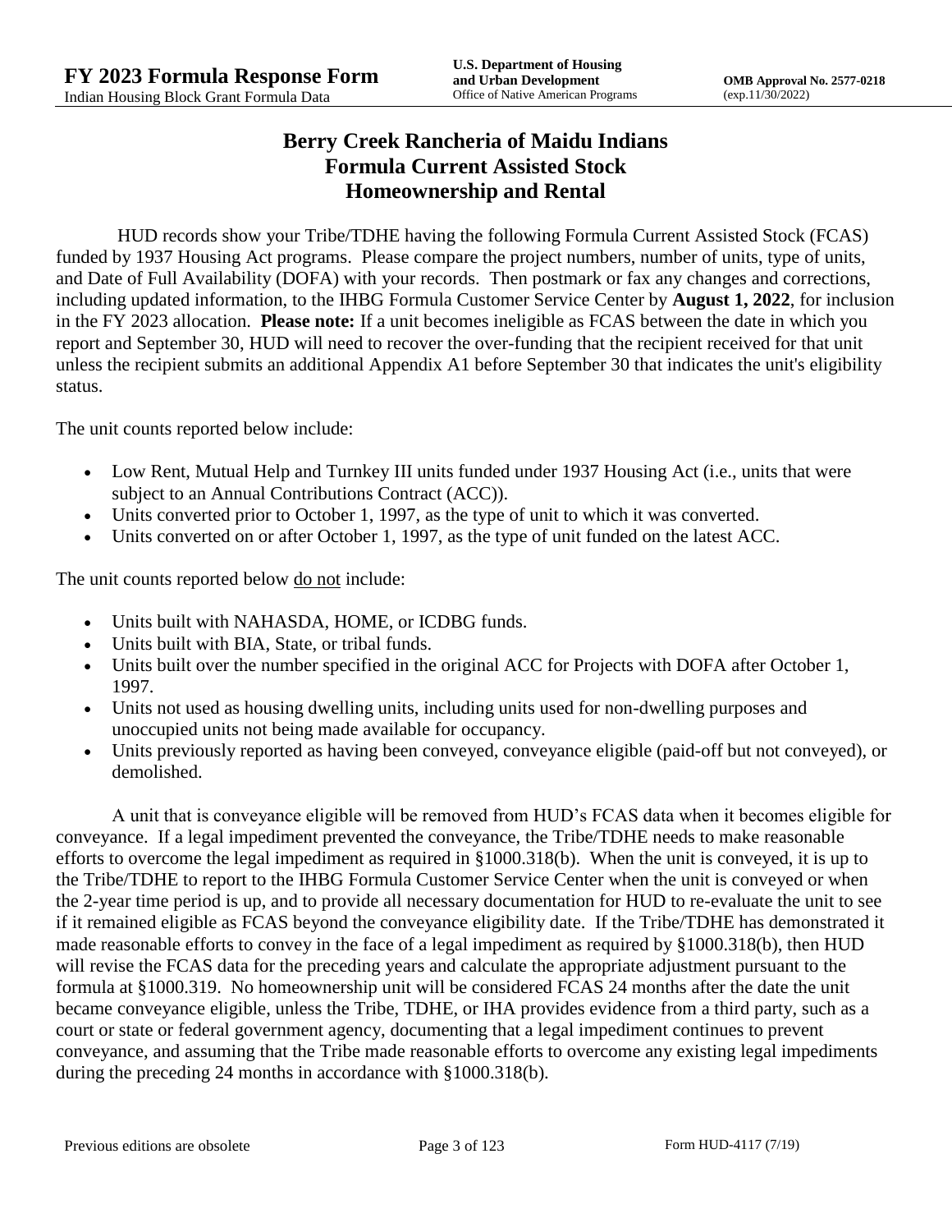# Berry Creek Rancheria of Maidu Indians
# Formula Current Assisted Stock
# Homeownership and Rental

HUD records show your Tribe/TDHE having the following Formula Current Assisted Stock (FCAS) funded by 1937 Housing Act programs. Please compare the project numbers, number of units, type of units, and Date of Full Availability (DOFA) with your records. Then postmark or fax any changes and corrections, including updated information, to the IHBG Formula Customer Service Center by **August 1, 2022**, for inclusion in the FY 2023 allocation. **Please note:** If a unit becomes ineligible as FCAS between the date in which you report and September 30, HUD will need to recover the over-funding that the recipient received for that unit unless the recipient submits an additional Appendix A1 before September 30 that indicates the unit's eligibility status.

The unit counts reported below include:

- Low Rent, Mutual Help and Turnkey III units funded under 1937 Housing Act (i.e., units that were subject to an Annual Contributions Contract (ACC)).
- Units converted prior to October 1, 1997, as the type of unit to which it was converted.
- Units converted on or after October 1, 1997, as the type of unit funded on the latest ACC.

The unit counts reported below do not include:

- Units built with NAHASDA, HOME, or ICDBG funds.
- Units built with BIA, State, or tribal funds.
- Units built over the number specified in the original ACC for Projects with DOFA after October 1, 1997.
- Units not used as housing dwelling units, including units used for non-dwelling purposes and unoccupied units not being made available for occupancy.
- Units previously reported as having been conveyed, conveyance eligible (paid-off but not conveyed), or demolished.

A unit that is conveyance eligible will be removed from HUD's FCAS data when it becomes eligible for conveyance. If a legal impediment prevented the conveyance, the Tribe/TDHE needs to make reasonable efforts to overcome the legal impediment as required in §1000.318(b). When the unit is conveyed, it is up to the Tribe/TDHE to report to the IHBG Formula Customer Service Center when the unit is conveyed or when the 2-year time period is up, and to provide all necessary documentation for HUD to re-evaluate the unit to see if it remained eligible as FCAS beyond the conveyance eligibility date. If the Tribe/TDHE has demonstrated it made reasonable efforts to convey in the face of a legal impediment as required by §1000.318(b), then HUD will revise the FCAS data for the preceding years and calculate the appropriate adjustment pursuant to the formula at §1000.319. No homeownership unit will be considered FCAS 24 months after the date the unit became conveyance eligible, unless the Tribe, TDHE, or IHA provides evidence from a third party, such as a court or state or federal government agency, documenting that a legal impediment continues to prevent conveyance, and assuming that the Tribe made reasonable efforts to overcome any existing legal impediments during the preceding 24 months in accordance with §1000.318(b).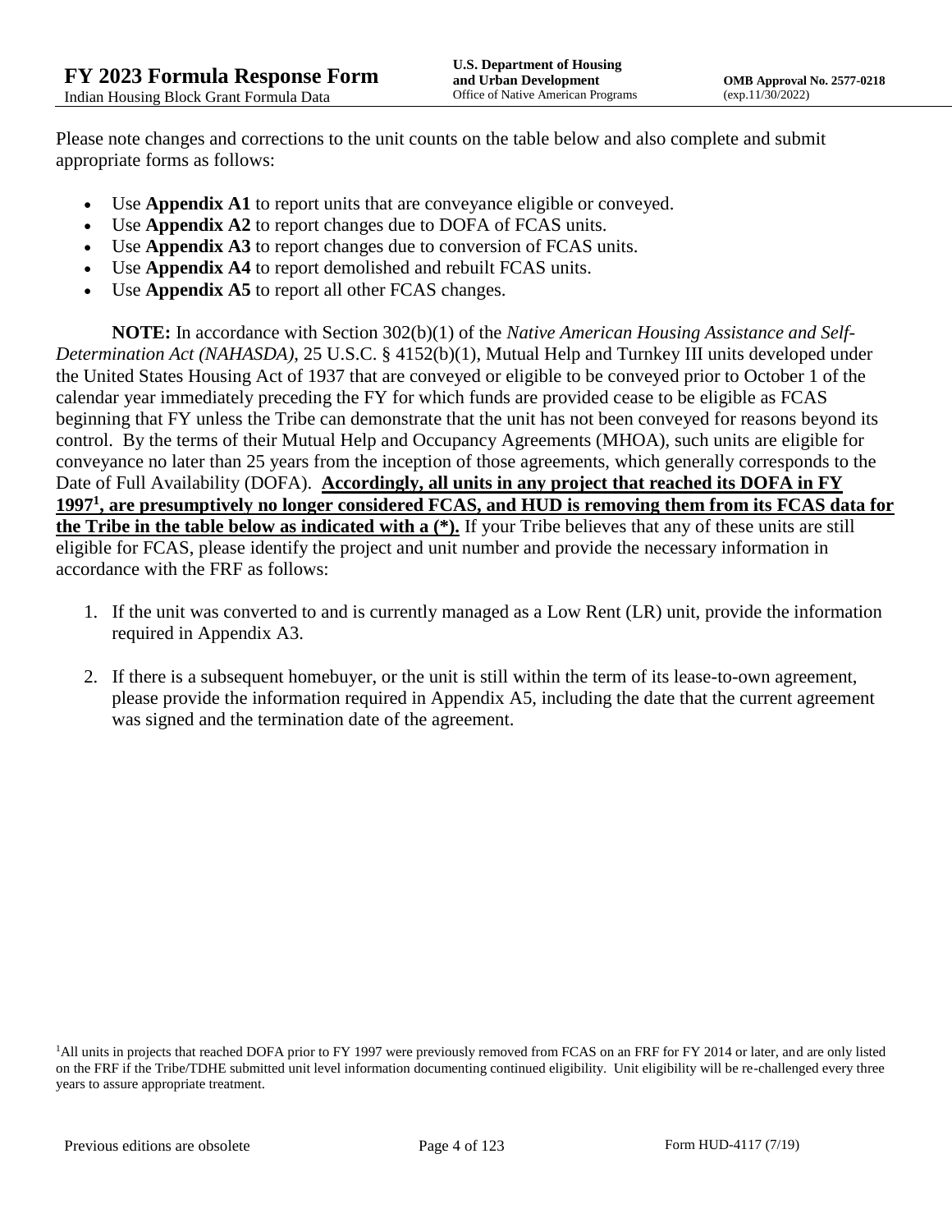Please note changes and corrections to the unit counts on the table below and also complete and submit appropriate forms as follows:

- Use **Appendix A1** to report units that are conveyance eligible or conveyed.
- Use **Appendix A2** to report changes due to DOFA of FCAS units.
- Use **Appendix A3** to report changes due to conversion of FCAS units.
- Use **Appendix A4** to report demolished and rebuilt FCAS units.
- Use **Appendix A5** to report all other FCAS changes.

**NOTE:** In accordance with Section 302(b)(1) of the *Native American Housing Assistance and Self-Determination Act (NAHASDA)*, 25 U.S.C. § 4152(b)(1), Mutual Help and Turnkey III units developed under the United States Housing Act of 1937 that are conveyed or eligible to be conveyed prior to October 1 of the calendar year immediately preceding the FY for which funds are provided cease to be eligible as FCAS beginning that FY unless the Tribe can demonstrate that the unit has not been conveyed for reasons beyond its control. By the terms of their Mutual Help and Occupancy Agreements (MHOA), such units are eligible for conveyance no later than 25 years from the inception of those agreements, which generally corresponds to the Date of Full Availability (DOFA). **Accordingly, all units in any project that reached its DOFA in FY 1997[1], are presumptively no longer considered FCAS, and HUD is removing them from its FCAS data for the Tribe in the table below as indicated with a (*).** If your Tribe believes that any of these units are still eligible for FCAS, please identify the project and unit number and provide the necessary information in accordance with the FRF as follows:

1. If the unit was converted to and is currently managed as a Low Rent (LR) unit, provide the information required in Appendix A3.
2. If there is a subsequent homebuyer, or the unit is still within the term of its lease-to-own agreement, please provide the information required in Appendix A5, including the date that the current agreement was signed and the termination date of the agreement.

[1]All units in projects that reached DOFA prior to FY 1997 were previously removed from FCAS on an FRF for FY 2014 or later, and are only listed on the FRF if the Tribe/TDHE submitted unit level information documenting continued eligibility. Unit eligibility will be re-challenged every three years to assure appropriate treatment.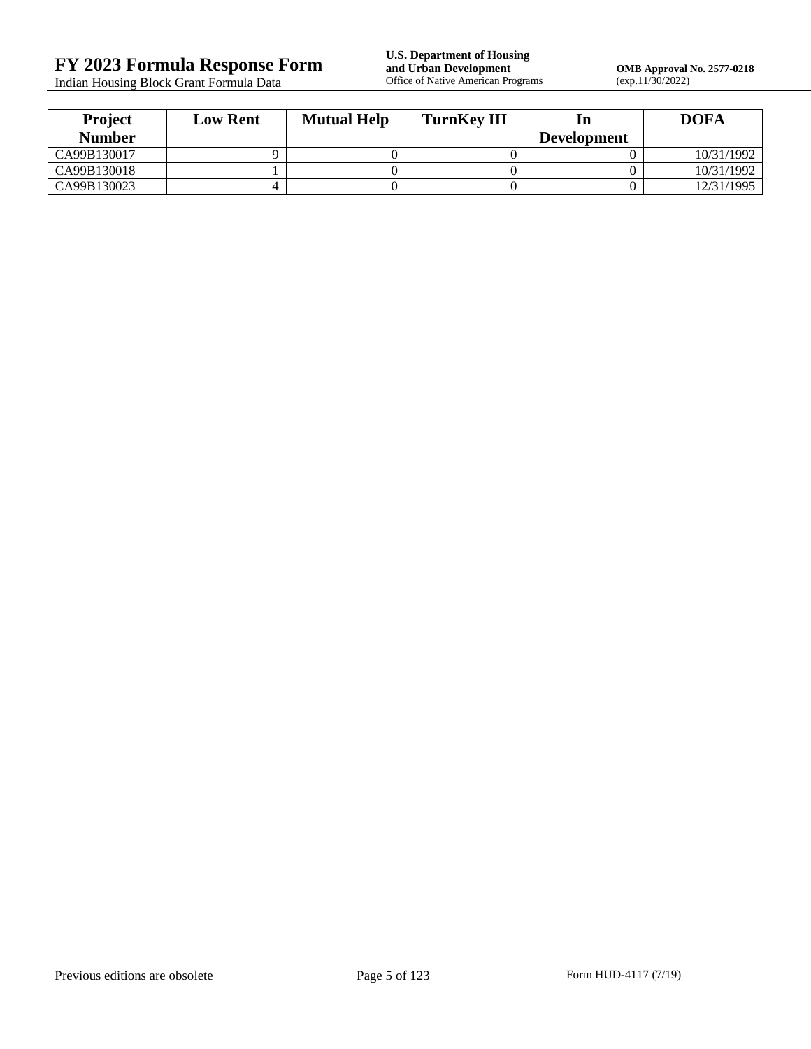| Project Number | Low Rent | Mutual Help | TurnKey III | In Development | DOFA |
| --- | --- | --- | --- | --- | --- |
| CA99B130017 | 9 | 0 | 0 | 0 | 10/31/1992 |
| CA99B130018 | 1 | 0 | 0 | 0 | 10/31/1992 |
| CA99B130023 | 4 | 0 | 0 | 0 | 12/31/1995 |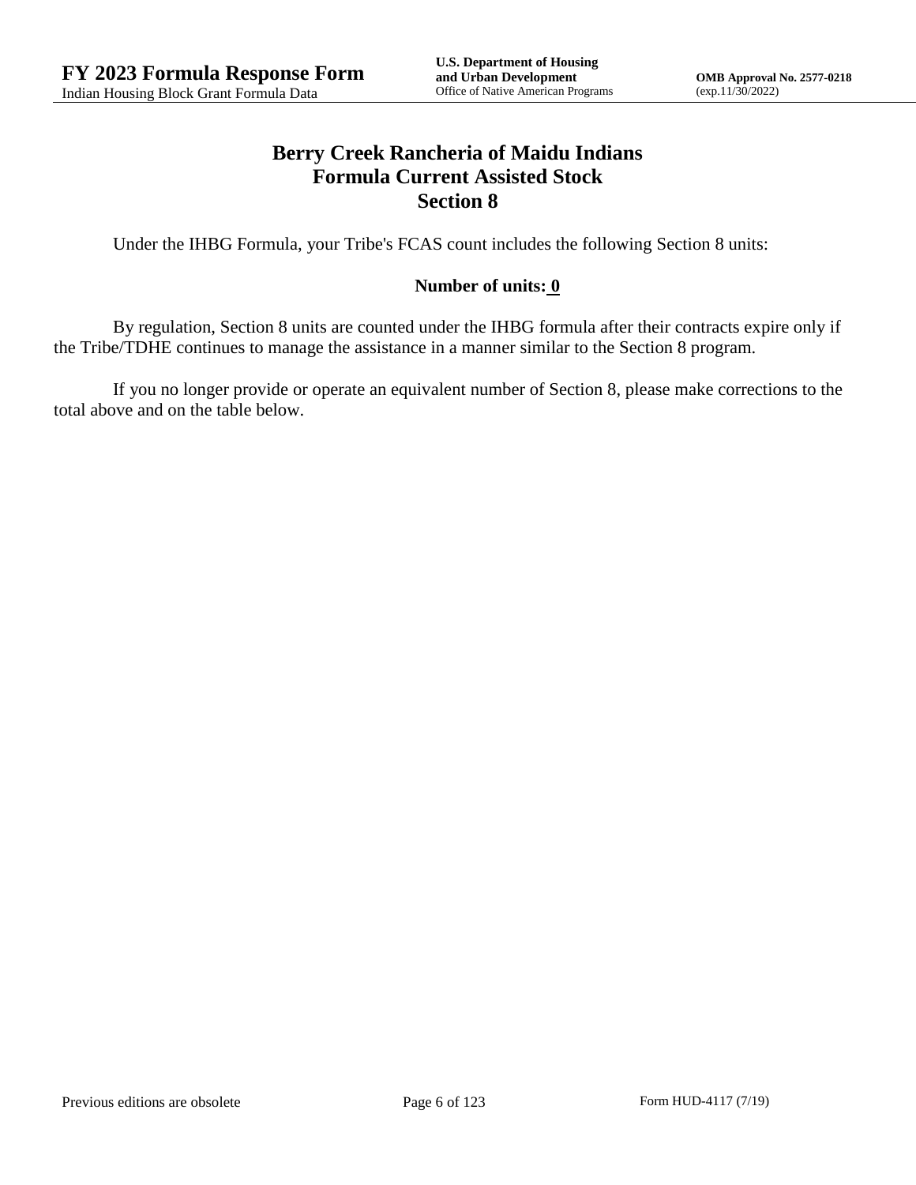# Berry Creek Rancheria of Maidu Indians
## Formula Current Assisted Stock
## Section 8

Under the IHBG Formula, your Tribe's FCAS count includes the following Section 8 units:

**Number of units: 0**

By regulation, Section 8 units are counted under the IHBG formula after their contracts expire only if the Tribe/TDHE continues to manage the assistance in a manner similar to the Section 8 program.

If you no longer provide or operate an equivalent number of Section 8, please make corrections to the total above and on the table below.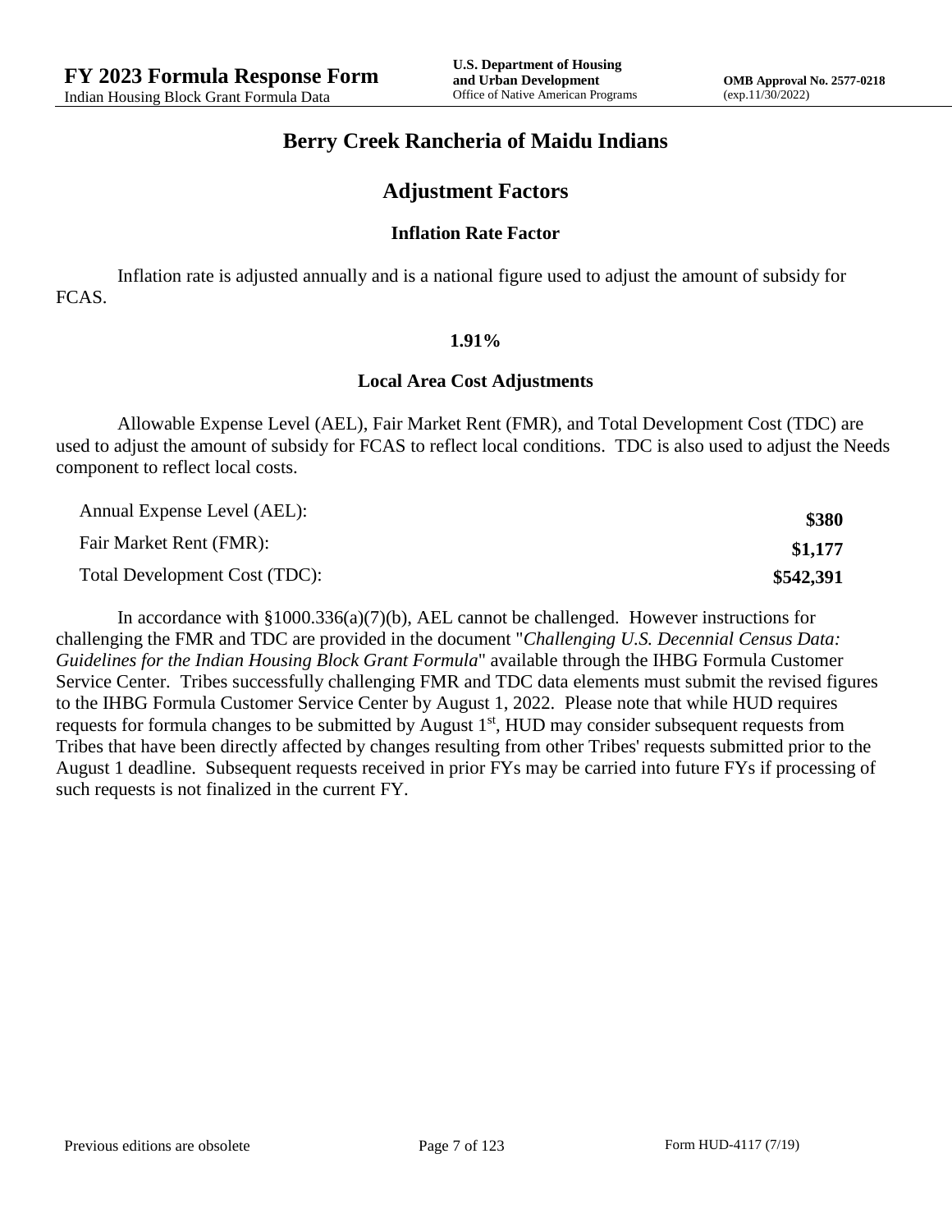# Berry Creek Rancheria of Maidu Indians

## Adjustment Factors

### Inflation Rate Factor

Inflation rate is adjusted annually and is a national figure used to adjust the amount of subsidy for FCAS.

**1.91%**

### Local Area Cost Adjustments

Allowable Expense Level (AEL), Fair Market Rent (FMR), and Total Development Cost (TDC) are used to adjust the amount of subsidy for FCAS to reflect local conditions. TDC is also used to adjust the Needs component to reflect local costs.

| | |
|---|---|
| Annual Expense Level (AEL): | **$380** |
| Fair Market Rent (FMR): | **$1,177** |
| Total Development Cost (TDC): | **$542,391** |

In accordance with §1000.336(a)(7)(b), AEL cannot be challenged. However instructions for challenging the FMR and TDC are provided in the document "*Challenging U.S. Decennial Census Data: Guidelines for the Indian Housing Block Grant Formula*" available through the IHBG Formula Customer Service Center. Tribes successfully challenging FMR and TDC data elements must submit the revised figures to the IHBG Formula Customer Service Center by August 1, 2022. Please note that while HUD requires requests for formula changes to be submitted by August 1st, HUD may consider subsequent requests from Tribes that have been directly affected by changes resulting from other Tribes' requests submitted prior to the August 1 deadline. Subsequent requests received in prior FYs may be carried into future FYs if processing of such requests is not finalized in the current FY.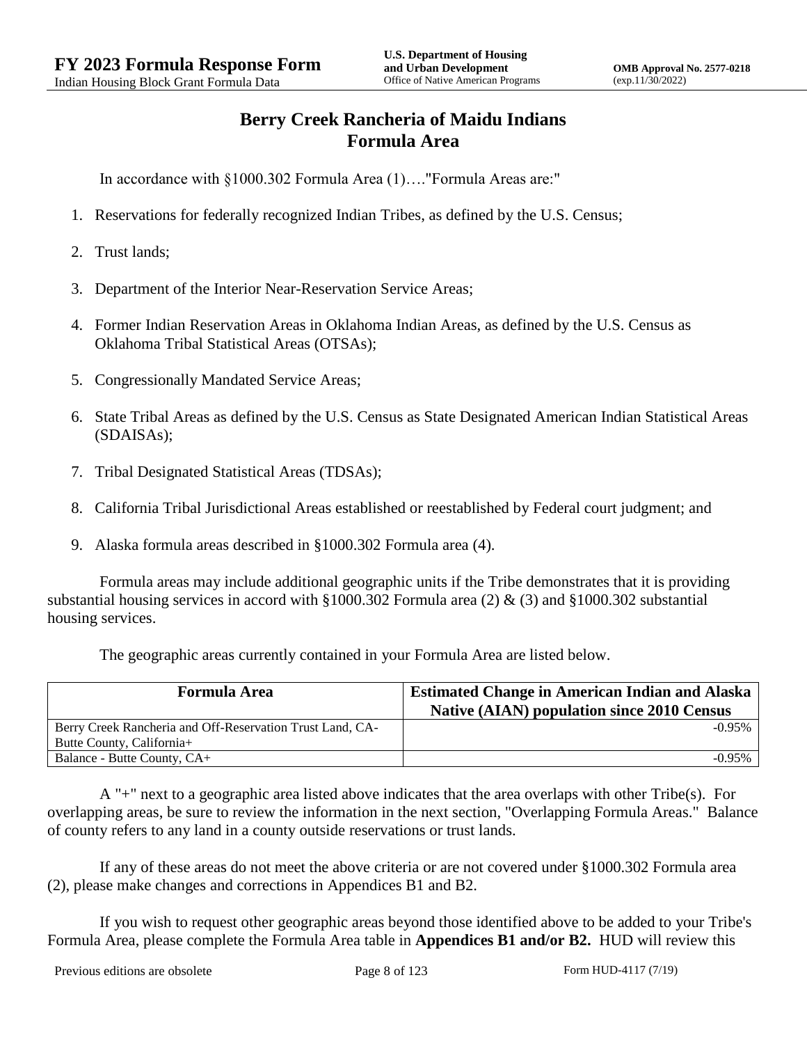# Berry Creek Rancheria of Maidu Indians
# Formula Area

In accordance with §1000.302 Formula Area (1)…."Formula Areas are:"

1. Reservations for federally recognized Indian Tribes, as defined by the U.S. Census;
2. Trust lands;
3. Department of the Interior Near-Reservation Service Areas;
4. Former Indian Reservation Areas in Oklahoma Indian Areas, as defined by the U.S. Census as Oklahoma Tribal Statistical Areas (OTSAs);
5. Congressionally Mandated Service Areas;
6. State Tribal Areas as defined by the U.S. Census as State Designated American Indian Statistical Areas (SDAISAs);
7. Tribal Designated Statistical Areas (TDSAs);
8. California Tribal Jurisdictional Areas established or reestablished by Federal court judgment; and
9. Alaska formula areas described in §1000.302 Formula area (4).

Formula areas may include additional geographic units if the Tribe demonstrates that it is providing substantial housing services in accord with §1000.302 Formula area (2) & (3) and §1000.302 substantial housing services.

The geographic areas currently contained in your Formula Area are listed below.

| Formula Area | Estimated Change in American Indian and Alaska Native (AIAN) population since 2010 Census |
|---|---|
| Berry Creek Rancheria and Off-Reservation Trust Land, CA-Butte County, California+ | -0.95% |
| Balance - Butte County, CA+ | -0.95% |

A "+" next to a geographic area listed above indicates that the area overlaps with other Tribe(s). For overlapping areas, be sure to review the information in the next section, "Overlapping Formula Areas." Balance of county refers to any land in a county outside reservations or trust lands.

If any of these areas do not meet the above criteria or are not covered under §1000.302 Formula area (2), please make changes and corrections in Appendices B1 and B2.

If you wish to request other geographic areas beyond those identified above to be added to your Tribe's Formula Area, please complete the Formula Area table in **Appendices B1 and/or B2.** HUD will review this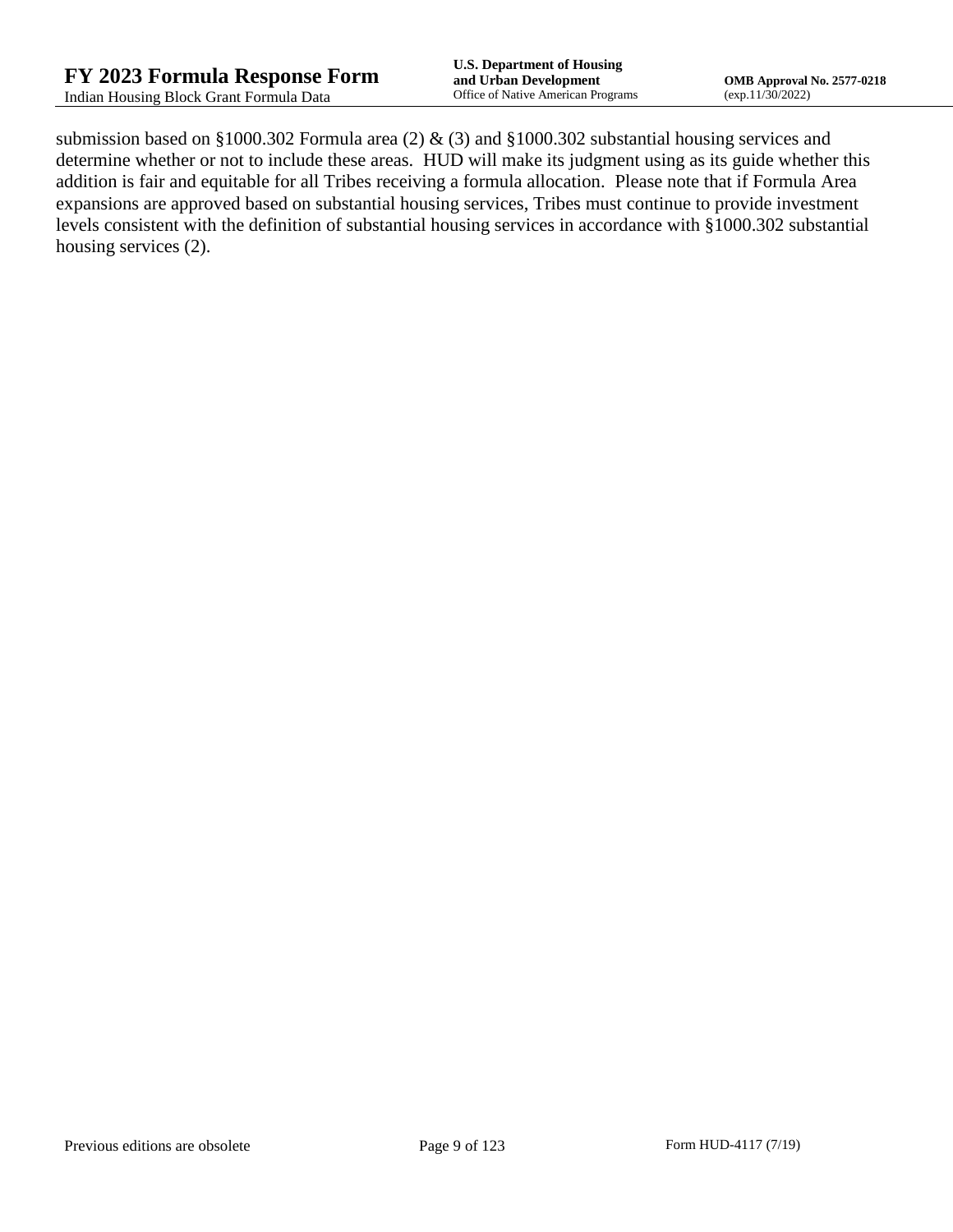submission based on §1000.302 Formula area (2) & (3) and §1000.302 substantial housing services and determine whether or not to include these areas. HUD will make its judgment using as its guide whether this addition is fair and equitable for all Tribes receiving a formula allocation. Please note that if Formula Area expansions are approved based on substantial housing services, Tribes must continue to provide investment levels consistent with the definition of substantial housing services in accordance with §1000.302 substantial housing services (2).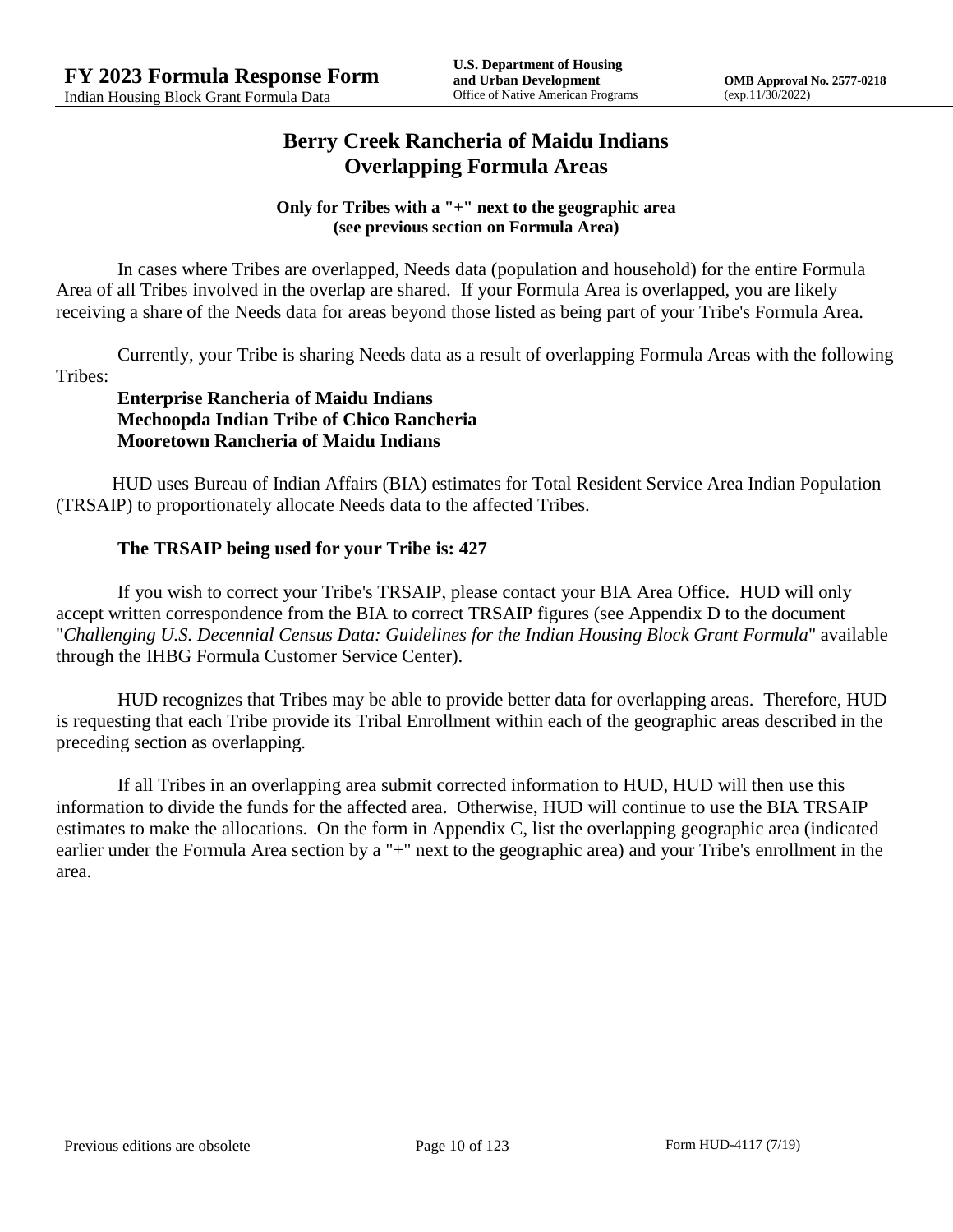# Berry Creek Rancheria of Maidu Indians
# Overlapping Formula Areas

**Only for Tribes with a "+" next to the geographic area (see previous section on Formula Area)**

In cases where Tribes are overlapped, Needs data (population and household) for the entire Formula Area of all Tribes involved in the overlap are shared. If your Formula Area is overlapped, you are likely receiving a share of the Needs data for areas beyond those listed as being part of your Tribe's Formula Area.

Currently, your Tribe is sharing Needs data as a result of overlapping Formula Areas with the following Tribes:

**Enterprise Rancheria of Maidu Indians**
**Mechoopda Indian Tribe of Chico Rancheria**
**Mooretown Rancheria of Maidu Indians**

HUD uses Bureau of Indian Affairs (BIA) estimates for Total Resident Service Area Indian Population (TRSAIP) to proportionately allocate Needs data to the affected Tribes.

**The TRSAIP being used for your Tribe is: 427**

If you wish to correct your Tribe's TRSAIP, please contact your BIA Area Office. HUD will only accept written correspondence from the BIA to correct TRSAIP figures (see Appendix D to the document "*Challenging U.S. Decennial Census Data: Guidelines for the Indian Housing Block Grant Formula*" available through the IHBG Formula Customer Service Center).

HUD recognizes that Tribes may be able to provide better data for overlapping areas. Therefore, HUD is requesting that each Tribe provide its Tribal Enrollment within each of the geographic areas described in the preceding section as overlapping.

If all Tribes in an overlapping area submit corrected information to HUD, HUD will then use this information to divide the funds for the affected area. Otherwise, HUD will continue to use the BIA TRSAIP estimates to make the allocations. On the form in Appendix C, list the overlapping geographic area (indicated earlier under the Formula Area section by a "+" next to the geographic area) and your Tribe's enrollment in the area.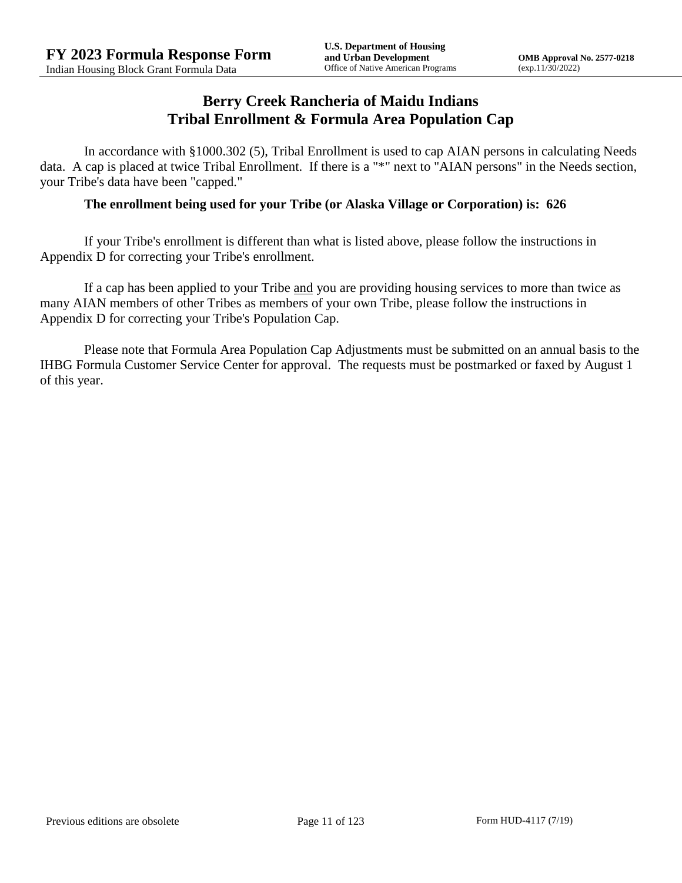# Berry Creek Rancheria of Maidu Indians
# Tribal Enrollment & Formula Area Population Cap

In accordance with §1000.302 (5), Tribal Enrollment is used to cap AIAN persons in calculating Needs data. A cap is placed at twice Tribal Enrollment. If there is a "*" next to "AIAN persons" in the Needs section, your Tribe's data have been "capped."

**The enrollment being used for your Tribe (or Alaska Village or Corporation) is: 626**

If your Tribe's enrollment is different than what is listed above, please follow the instructions in Appendix D for correcting your Tribe's enrollment.

If a cap has been applied to your Tribe <u>and</u> you are providing housing services to more than twice as many AIAN members of other Tribes as members of your own Tribe, please follow the instructions in Appendix D for correcting your Tribe's Population Cap.

Please note that Formula Area Population Cap Adjustments must be submitted on an annual basis to the IHBG Formula Customer Service Center for approval. The requests must be postmarked or faxed by August 1 of this year.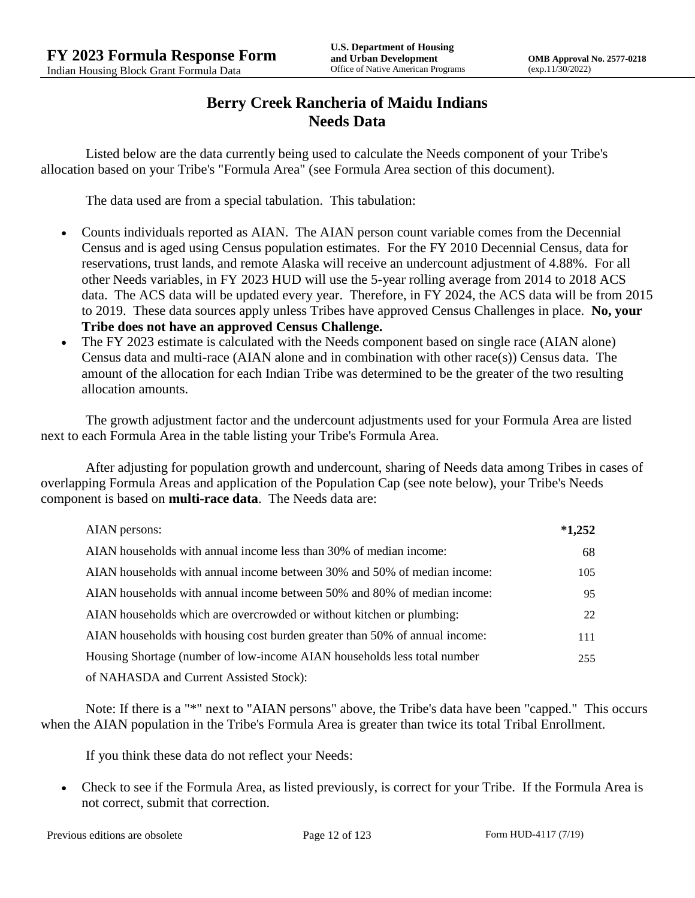# Berry Creek Rancheria of Maidu Indians
# Needs Data

Listed below are the data currently being used to calculate the Needs component of your Tribe's allocation based on your Tribe's "Formula Area" (see Formula Area section of this document).

The data used are from a special tabulation. This tabulation:

- Counts individuals reported as AIAN. The AIAN person count variable comes from the Decennial Census and is aged using Census population estimates. For the FY 2010 Decennial Census, data for reservations, trust lands, and remote Alaska will receive an undercount adjustment of 4.88%. For all other Needs variables, in FY 2023 HUD will use the 5-year rolling average from 2014 to 2018 ACS data. The ACS data will be updated every year. Therefore, in FY 2024, the ACS data will be from 2015 to 2019. These data sources apply unless Tribes have approved Census Challenges in place. **No, your Tribe does not have an approved Census Challenge.**
- The FY 2023 estimate is calculated with the Needs component based on single race (AIAN alone) Census data and multi-race (AIAN alone and in combination with other race(s)) Census data. The amount of the allocation for each Indian Tribe was determined to be the greater of the two resulting allocation amounts.

The growth adjustment factor and the undercount adjustments used for your Formula Area are listed next to each Formula Area in the table listing your Tribe's Formula Area.

After adjusting for population growth and undercount, sharing of Needs data among Tribes in cases of overlapping Formula Areas and application of the Population Cap (see note below), your Tribe's Needs component is based on **multi-race data**. The Needs data are:

| | |
|---|---|
| AIAN persons: | **\*1,252** |
| AIAN households with annual income less than 30% of median income: | 68 |
| AIAN households with annual income between 30% and 50% of median income: | 105 |
| AIAN households with annual income between 50% and 80% of median income: | 95 |
| AIAN households which are overcrowded or without kitchen or plumbing: | 22 |
| AIAN households with housing cost burden greater than 50% of annual income: | 111 |
| Housing Shortage (number of low-income AIAN households less total number of NAHASDA and Current Assisted Stock): | 255 |

Note: If there is a "*" next to "AIAN persons" above, the Tribe's data have been "capped." This occurs when the AIAN population in the Tribe's Formula Area is greater than twice its total Tribal Enrollment.

If you think these data do not reflect your Needs:

- Check to see if the Formula Area, as listed previously, is correct for your Tribe. If the Formula Area is not correct, submit that correction.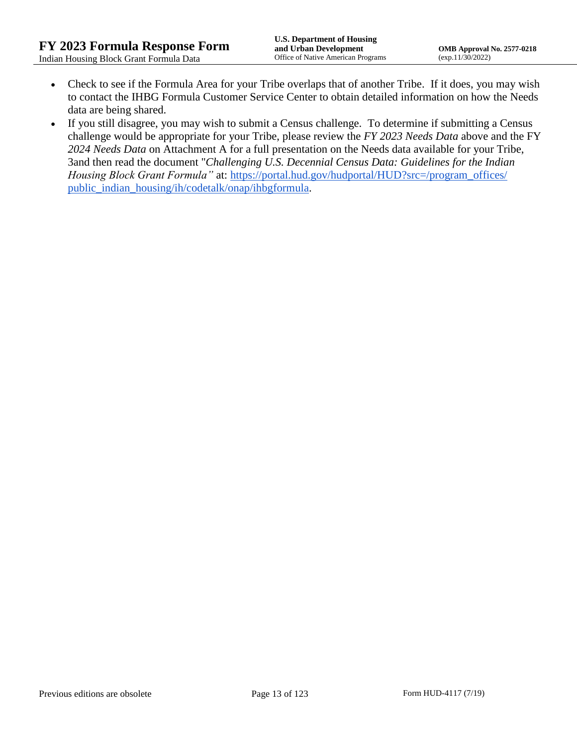- Check to see if the Formula Area for your Tribe overlaps that of another Tribe. If it does, you may wish to contact the IHBG Formula Customer Service Center to obtain detailed information on how the Needs data are being shared.
- If you still disagree, you may wish to submit a Census challenge. To determine if submitting a Census challenge would be appropriate for your Tribe, please review the *FY 2023 Needs Data* above and the FY *2024 Needs Data* on Attachment A for a full presentation on the Needs data available for your Tribe, 3and then read the document "*Challenging U.S. Decennial Census Data: Guidelines for the Indian Housing Block Grant Formula"* at: [https://portal.hud.gov/hudportal/HUD?src=/program_offices/public_indian_housing/ih/codetalk/onap/ihbgformula](https://portal.hud.gov/hudportal/HUD?src=/program_offices/public_indian_housing/ih/codetalk/onap/ihbgformula).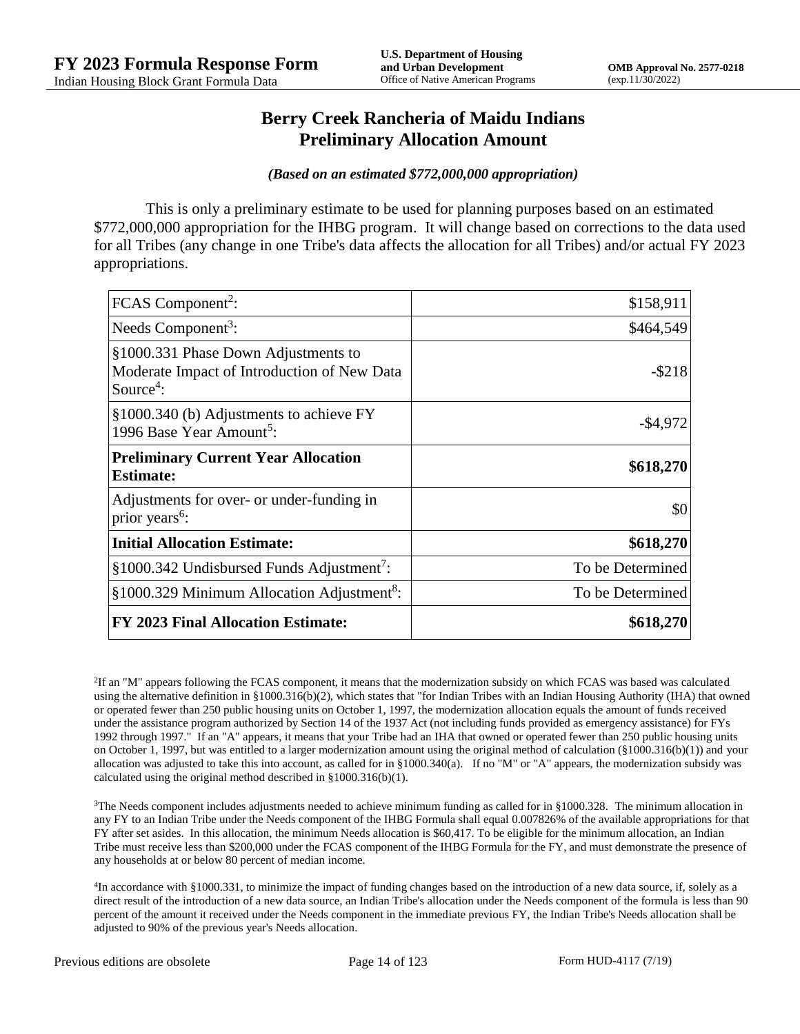# Berry Creek Rancheria of Maidu Indians
# Preliminary Allocation Amount

***(Based on an estimated $772,000,000 appropriation)***

This is only a preliminary estimate to be used for planning purposes based on an estimated $772,000,000 appropriation for the IHBG program. It will change based on corrections to the data used for all Tribes (any change in one Tribe's data affects the allocation for all Tribes) and/or actual FY 2023 appropriations.

| | |
|---|---:|
| FCAS Component[2]: | $158,911 |
| Needs Component[3]: | $464,549 |
| §1000.331 Phase Down Adjustments to Moderate Impact of Introduction of New Data Source[4]: | -$218 |
| §1000.340 (b) Adjustments to achieve FY 1996 Base Year Amount[5]: | -$4,972 |
| **Preliminary Current Year Allocation Estimate:** | **$618,270** |
| Adjustments for over- or under-funding in prior years[6]: | $0 |
| **Initial Allocation Estimate:** | **$618,270** |
| §1000.342 Undisbursed Funds Adjustment[7]: | To be Determined |
| §1000.329 Minimum Allocation Adjustment[8]: | To be Determined |
| **FY 2023 Final Allocation Estimate:** | **$618,270** |

[2]If an "M" appears following the FCAS component, it means that the modernization subsidy on which FCAS was based was calculated using the alternative definition in §1000.316(b)(2), which states that "for Indian Tribes with an Indian Housing Authority (IHA) that owned or operated fewer than 250 public housing units on October 1, 1997, the modernization allocation equals the amount of funds received under the assistance program authorized by Section 14 of the 1937 Act (not including funds provided as emergency assistance) for FYs 1992 through 1997." If an "A" appears, it means that your Tribe had an IHA that owned or operated fewer than 250 public housing units on October 1, 1997, but was entitled to a larger modernization amount using the original method of calculation (§1000.316(b)(1)) and your allocation was adjusted to take this into account, as called for in §1000.340(a). If no "M" or "A" appears, the modernization subsidy was calculated using the original method described in §1000.316(b)(1).

[3]The Needs component includes adjustments needed to achieve minimum funding as called for in §1000.328. The minimum allocation in any FY to an Indian Tribe under the Needs component of the IHBG Formula shall equal 0.007826% of the available appropriations for that FY after set asides. In this allocation, the minimum Needs allocation is $60,417. To be eligible for the minimum allocation, an Indian Tribe must receive less than $200,000 under the FCAS component of the IHBG Formula for the FY, and must demonstrate the presence of any households at or below 80 percent of median income.

[4]In accordance with §1000.331, to minimize the impact of funding changes based on the introduction of a new data source, if, solely as a direct result of the introduction of a new data source, an Indian Tribe's allocation under the Needs component of the formula is less than 90 percent of the amount it received under the Needs component in the immediate previous FY, the Indian Tribe's Needs allocation shall be adjusted to 90% of the previous year's Needs allocation.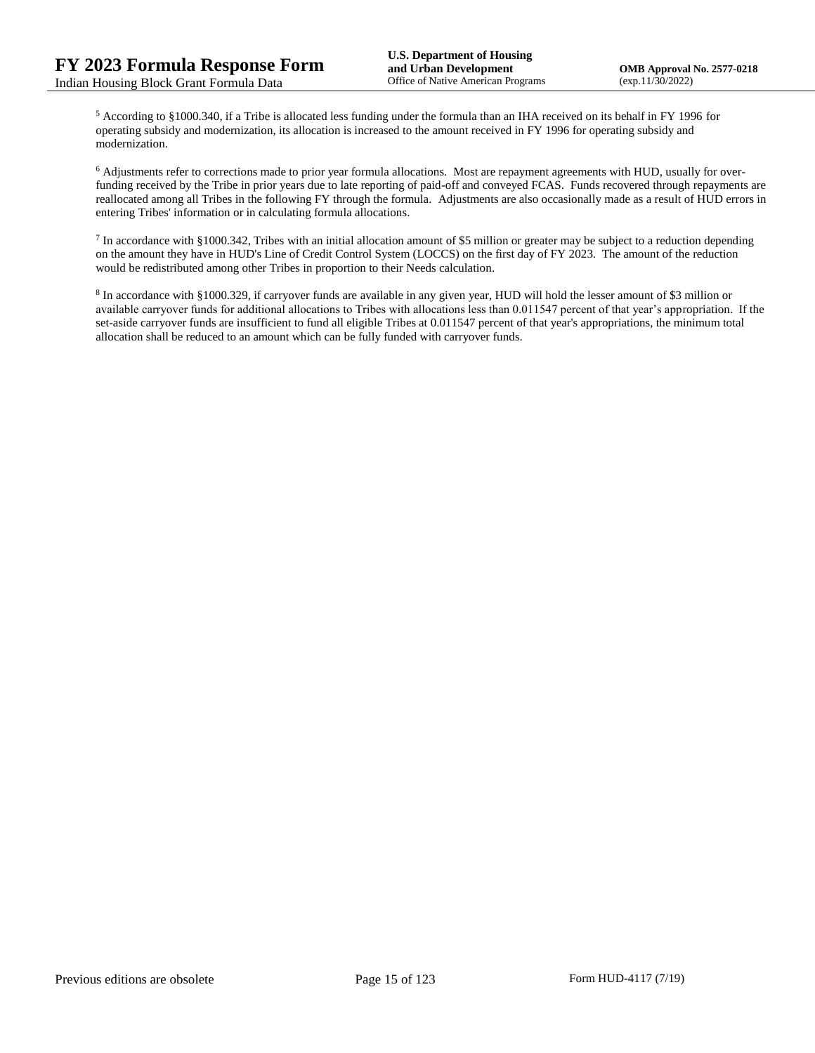[5] According to §1000.340, if a Tribe is allocated less funding under the formula than an IHA received on its behalf in FY 1996 for operating subsidy and modernization, its allocation is increased to the amount received in FY 1996 for operating subsidy and modernization.

[6] Adjustments refer to corrections made to prior year formula allocations. Most are repayment agreements with HUD, usually for over-funding received by the Tribe in prior years due to late reporting of paid-off and conveyed FCAS. Funds recovered through repayments are reallocated among all Tribes in the following FY through the formula. Adjustments are also occasionally made as a result of HUD errors in entering Tribes' information or in calculating formula allocations.

[7] In accordance with §1000.342, Tribes with an initial allocation amount of $5 million or greater may be subject to a reduction depending on the amount they have in HUD's Line of Credit Control System (LOCCS) on the first day of FY 2023. The amount of the reduction would be redistributed among other Tribes in proportion to their Needs calculation.

[8] In accordance with §1000.329, if carryover funds are available in any given year, HUD will hold the lesser amount of $3 million or available carryover funds for additional allocations to Tribes with allocations less than 0.011547 percent of that year's appropriation. If the set-aside carryover funds are insufficient to fund all eligible Tribes at 0.011547 percent of that year's appropriations, the minimum total allocation shall be reduced to an amount which can be fully funded with carryover funds.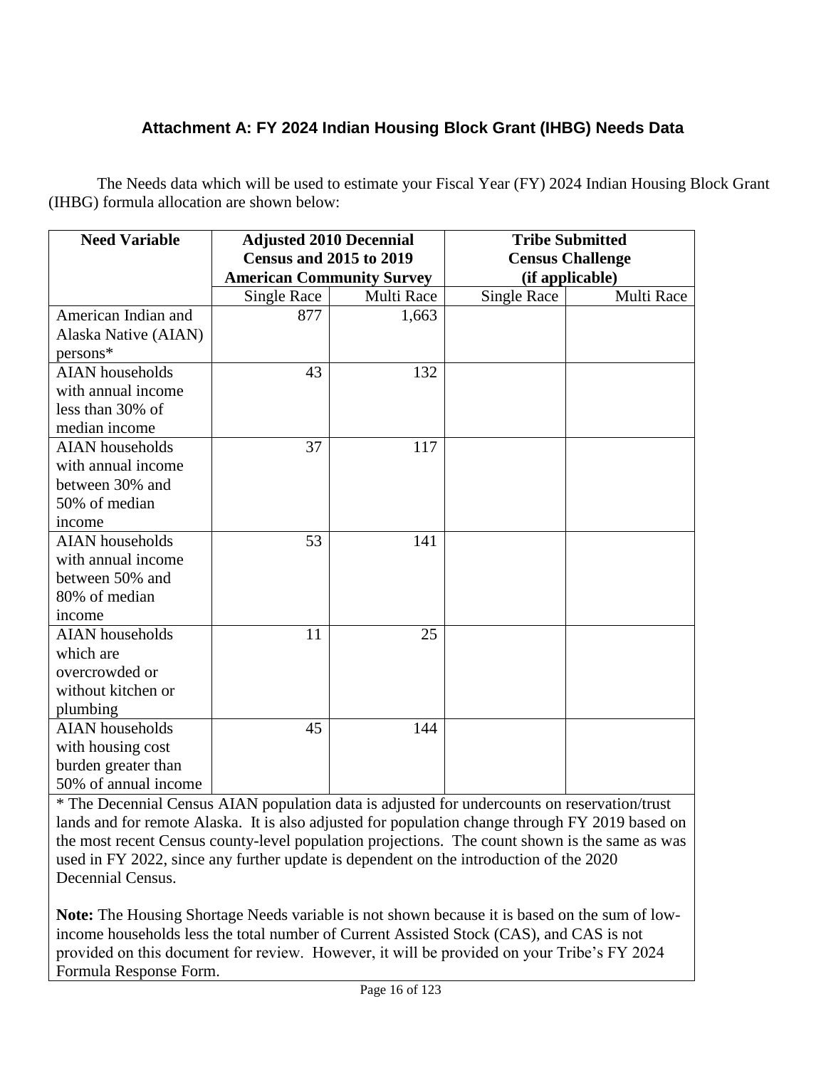### Attachment A: FY 2024 Indian Housing Block Grant (IHBG) Needs Data

The Needs data which will be used to estimate your Fiscal Year (FY) 2024 Indian Housing Block Grant (IHBG) formula allocation are shown below:

| Need Variable | Adjusted 2010 Decennial Census and 2015 to 2019 American Community Survey | | Tribe Submitted Census Challenge (if applicable) | |
|---|---|---|---|---|
| | Single Race | Multi Race | Single Race | Multi Race |
| American Indian and Alaska Native (AIAN) persons* | 877 | 1,663 | | |
| AIAN households with annual income less than 30% of median income | 43 | 132 | | |
| AIAN households with annual income between 30% and 50% of median income | 37 | 117 | | |
| AIAN households with annual income between 50% and 80% of median income | 53 | 141 | | |
| AIAN households which are overcrowded or without kitchen or plumbing | 11 | 25 | | |
| AIAN households with housing cost burden greater than 50% of annual income | 45 | 144 | | |

\* The Decennial Census AIAN population data is adjusted for undercounts on reservation/trust lands and for remote Alaska. It is also adjusted for population change through FY 2019 based on the most recent Census county-level population projections. The count shown is the same as was used in FY 2022, since any further update is dependent on the introduction of the 2020 Decennial Census.

**Note:** The Housing Shortage Needs variable is not shown because it is based on the sum of low-income households less the total number of Current Assisted Stock (CAS), and CAS is not provided on this document for review. However, it will be provided on your Tribe's FY 2024 Formula Response Form.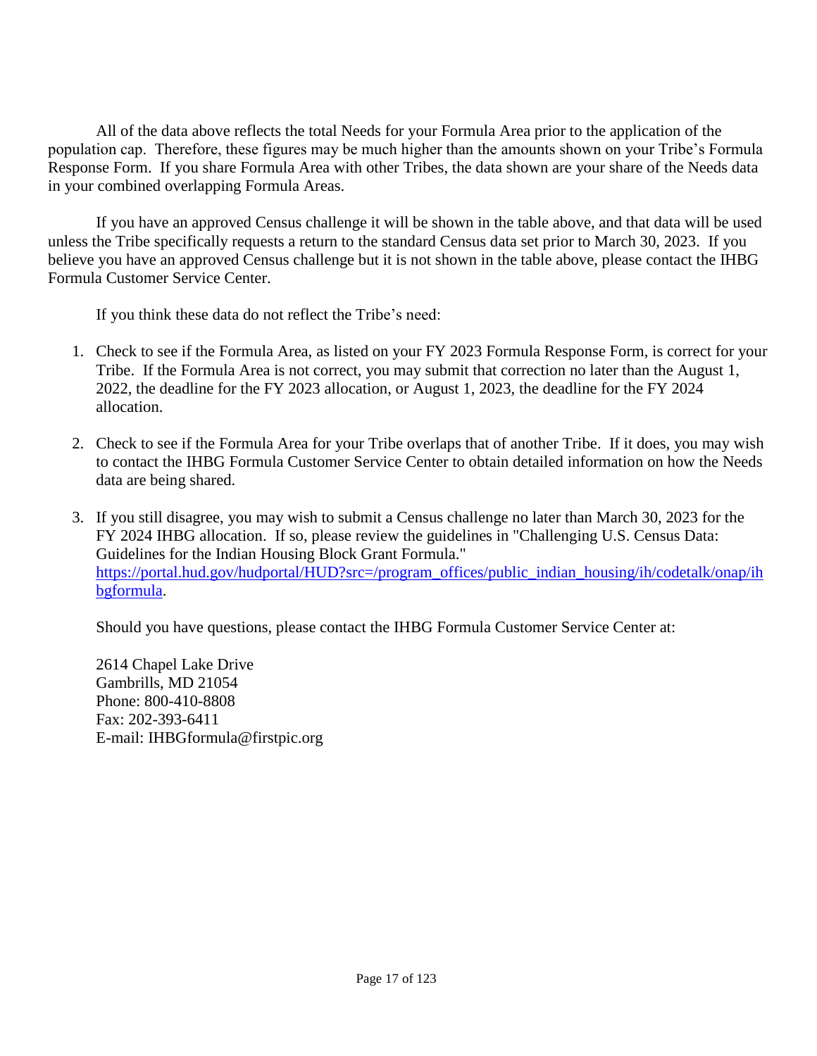All of the data above reflects the total Needs for your Formula Area prior to the application of the population cap. Therefore, these figures may be much higher than the amounts shown on your Tribe's Formula Response Form. If you share Formula Area with other Tribes, the data shown are your share of the Needs data in your combined overlapping Formula Areas.

If you have an approved Census challenge it will be shown in the table above, and that data will be used unless the Tribe specifically requests a return to the standard Census data set prior to March 30, 2023. If you believe you have an approved Census challenge but it is not shown in the table above, please contact the IHBG Formula Customer Service Center.

If you think these data do not reflect the Tribe's need:

1. Check to see if the Formula Area, as listed on your FY 2023 Formula Response Form, is correct for your Tribe. If the Formula Area is not correct, you may submit that correction no later than the August 1, 2022, the deadline for the FY 2023 allocation, or August 1, 2023, the deadline for the FY 2024 allocation.

2. Check to see if the Formula Area for your Tribe overlaps that of another Tribe. If it does, you may wish to contact the IHBG Formula Customer Service Center to obtain detailed information on how the Needs data are being shared.

3. If you still disagree, you may wish to submit a Census challenge no later than March 30, 2023 for the FY 2024 IHBG allocation. If so, please review the guidelines in "Challenging U.S. Census Data: Guidelines for the Indian Housing Block Grant Formula." [https://portal.hud.gov/hudportal/HUD?src=/program_offices/public_indian_housing/ih/codetalk/onap/ihbgformula](https://portal.hud.gov/hudportal/HUD?src=/program_offices/public_indian_housing/ih/codetalk/onap/ihbgformula).

Should you have questions, please contact the IHBG Formula Customer Service Center at:

2614 Chapel Lake Drive
Gambrills, MD 21054
Phone: 800-410-8808
Fax: 202-393-6411
E-mail: IHBGformula@firstpic.org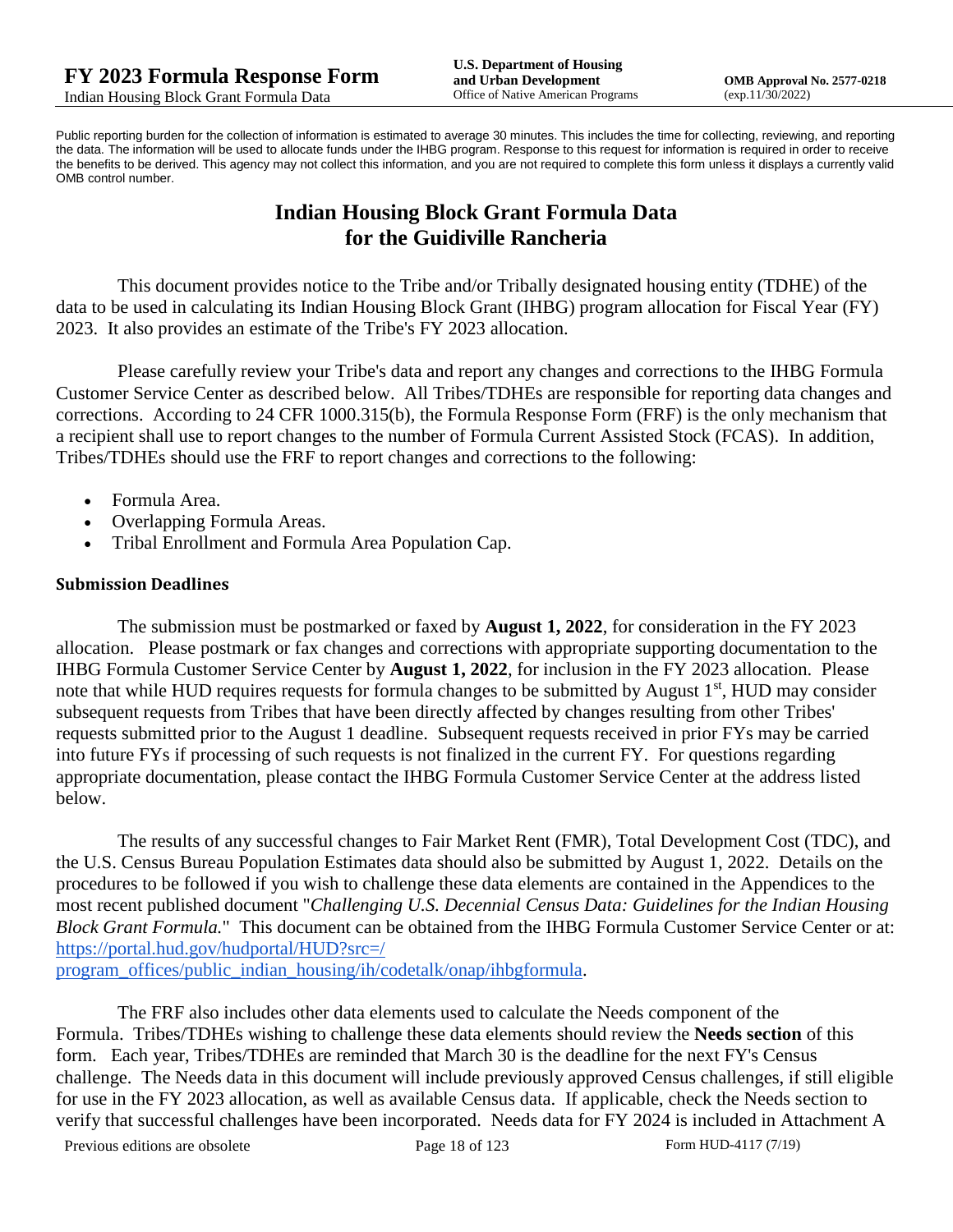Public reporting burden for the collection of information is estimated to average 30 minutes. This includes the time for collecting, reviewing, and reporting the data. The information will be used to allocate funds under the IHBG program. Response to this request for information is required in order to receive the benefits to be derived. This agency may not collect this information, and you are not required to complete this form unless it displays a currently valid OMB control number.

# Indian Housing Block Grant Formula Data for the Guidiville Rancheria

This document provides notice to the Tribe and/or Tribally designated housing entity (TDHE) of the data to be used in calculating its Indian Housing Block Grant (IHBG) program allocation for Fiscal Year (FY) 2023. It also provides an estimate of the Tribe's FY 2023 allocation.

Please carefully review your Tribe's data and report any changes and corrections to the IHBG Formula Customer Service Center as described below. All Tribes/TDHEs are responsible for reporting data changes and corrections. According to 24 CFR 1000.315(b), the Formula Response Form (FRF) is the only mechanism that a recipient shall use to report changes to the number of Formula Current Assisted Stock (FCAS). In addition, Tribes/TDHEs should use the FRF to report changes and corrections to the following:

- Formula Area.
- Overlapping Formula Areas.
- Tribal Enrollment and Formula Area Population Cap.

### Submission Deadlines

The submission must be postmarked or faxed by **August 1, 2022**, for consideration in the FY 2023 allocation. Please postmark or fax changes and corrections with appropriate supporting documentation to the IHBG Formula Customer Service Center by **August 1, 2022**, for inclusion in the FY 2023 allocation. Please note that while HUD requires requests for formula changes to be submitted by August 1st, HUD may consider subsequent requests from Tribes that have been directly affected by changes resulting from other Tribes' requests submitted prior to the August 1 deadline. Subsequent requests received in prior FYs may be carried into future FYs if processing of such requests is not finalized in the current FY. For questions regarding appropriate documentation, please contact the IHBG Formula Customer Service Center at the address listed below.

The results of any successful changes to Fair Market Rent (FMR), Total Development Cost (TDC), and the U.S. Census Bureau Population Estimates data should also be submitted by August 1, 2022. Details on the procedures to be followed if you wish to challenge these data elements are contained in the Appendices to the most recent published document "*Challenging U.S. Decennial Census Data: Guidelines for the Indian Housing Block Grant Formula.*" This document can be obtained from the IHBG Formula Customer Service Center or at: [https://portal.hud.gov/hudportal/HUD?src=/program_offices/public_indian_housing/ih/codetalk/onap/ihbgformula](https://portal.hud.gov/hudportal/HUD?src=/program_offices/public_indian_housing/ih/codetalk/onap/ihbgformula).

The FRF also includes other data elements used to calculate the Needs component of the Formula. Tribes/TDHEs wishing to challenge these data elements should review the **Needs section** of this form. Each year, Tribes/TDHEs are reminded that March 30 is the deadline for the next FY's Census challenge. The Needs data in this document will include previously approved Census challenges, if still eligible for use in the FY 2023 allocation, as well as available Census data. If applicable, check the Needs section to verify that successful challenges have been incorporated. Needs data for FY 2024 is included in Attachment A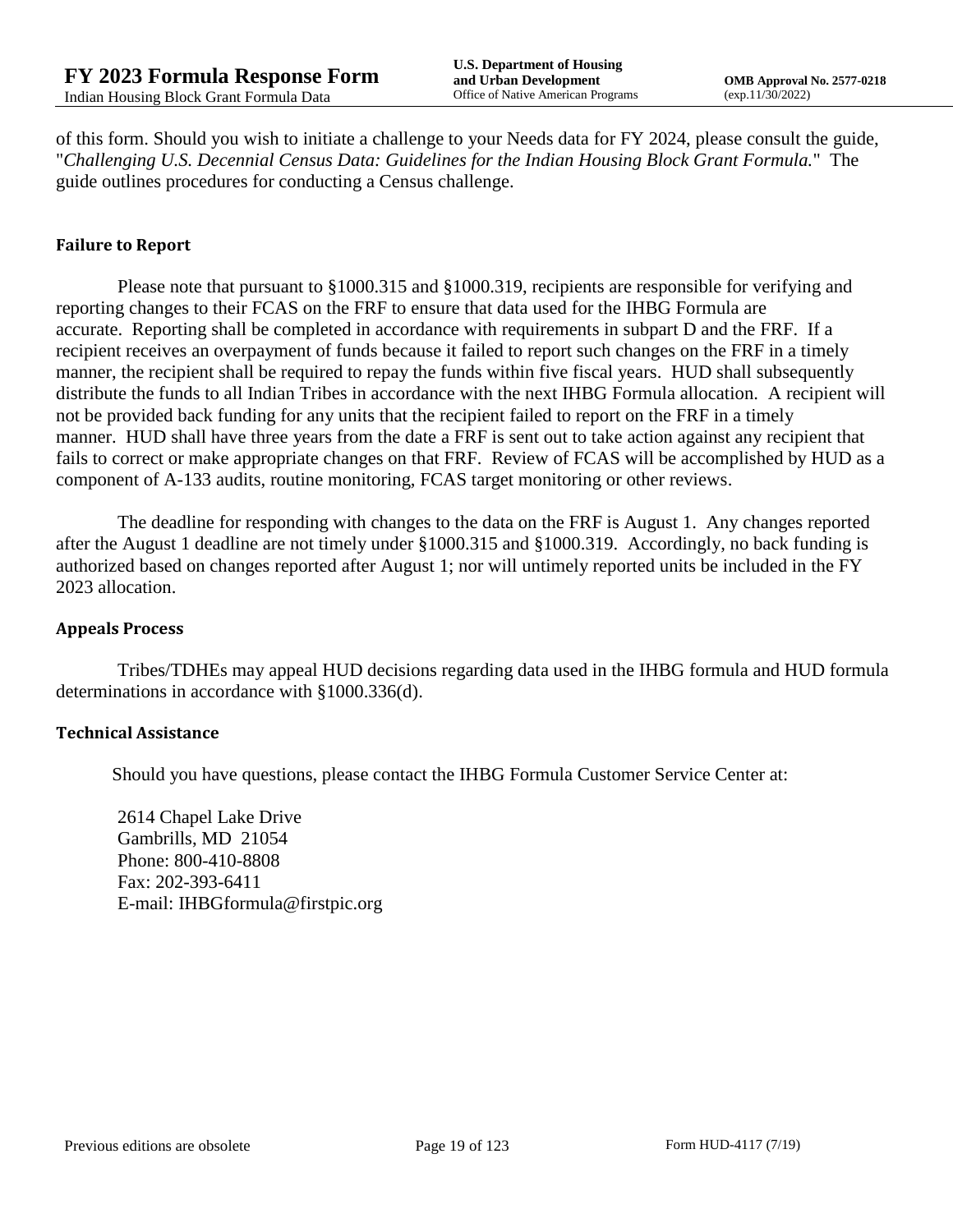of this form. Should you wish to initiate a challenge to your Needs data for FY 2024, please consult the guide, "*Challenging U.S. Decennial Census Data: Guidelines for the Indian Housing Block Grant Formula.*" The guide outlines procedures for conducting a Census challenge.

**Failure to Report**

Please note that pursuant to §1000.315 and §1000.319, recipients are responsible for verifying and reporting changes to their FCAS on the FRF to ensure that data used for the IHBG Formula are accurate. Reporting shall be completed in accordance with requirements in subpart D and the FRF. If a recipient receives an overpayment of funds because it failed to report such changes on the FRF in a timely manner, the recipient shall be required to repay the funds within five fiscal years. HUD shall subsequently distribute the funds to all Indian Tribes in accordance with the next IHBG Formula allocation. A recipient will not be provided back funding for any units that the recipient failed to report on the FRF in a timely manner. HUD shall have three years from the date a FRF is sent out to take action against any recipient that fails to correct or make appropriate changes on that FRF. Review of FCAS will be accomplished by HUD as a component of A-133 audits, routine monitoring, FCAS target monitoring or other reviews.

The deadline for responding with changes to the data on the FRF is August 1. Any changes reported after the August 1 deadline are not timely under §1000.315 and §1000.319. Accordingly, no back funding is authorized based on changes reported after August 1; nor will untimely reported units be included in the FY 2023 allocation.

**Appeals Process**

Tribes/TDHEs may appeal HUD decisions regarding data used in the IHBG formula and HUD formula determinations in accordance with §1000.336(d).

**Technical Assistance**

Should you have questions, please contact the IHBG Formula Customer Service Center at:

2614 Chapel Lake Drive
Gambrills, MD 21054
Phone: 800-410-8808
Fax: 202-393-6411
E-mail: IHBGformula@firstpic.org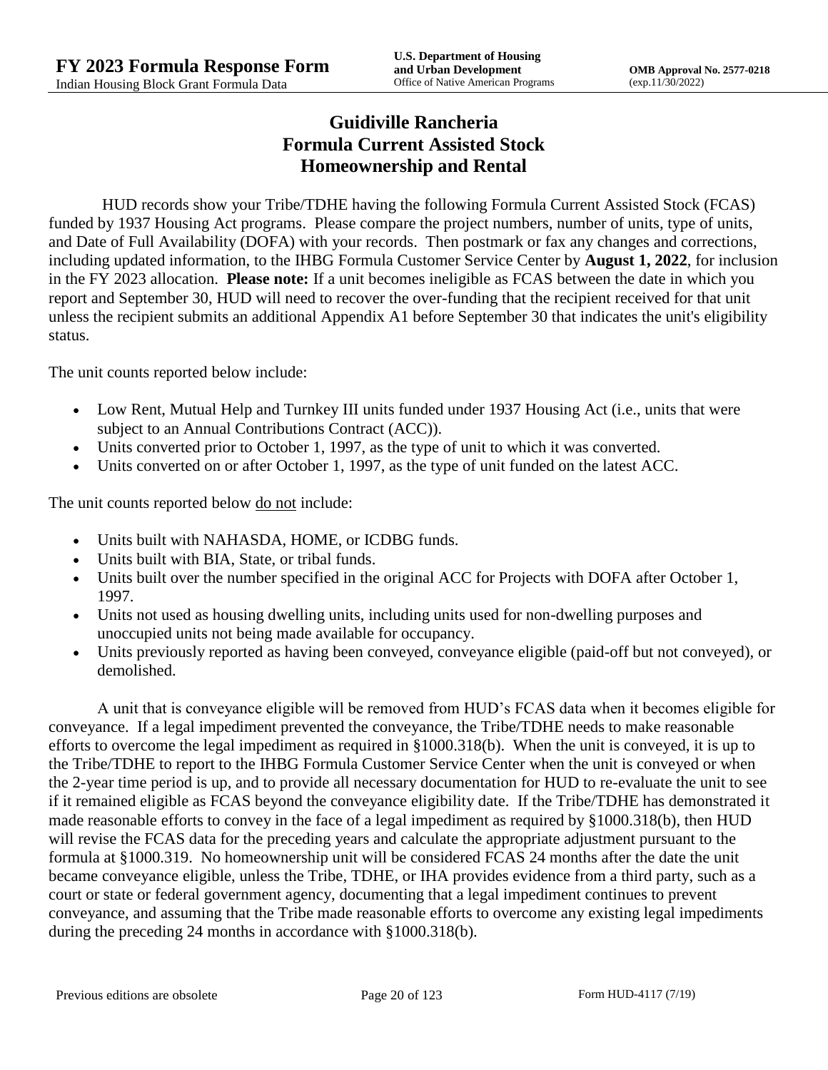# Guidiville Rancheria
# Formula Current Assisted Stock
# Homeownership and Rental

HUD records show your Tribe/TDHE having the following Formula Current Assisted Stock (FCAS) funded by 1937 Housing Act programs. Please compare the project numbers, number of units, type of units, and Date of Full Availability (DOFA) with your records. Then postmark or fax any changes and corrections, including updated information, to the IHBG Formula Customer Service Center by **August 1, 2022**, for inclusion in the FY 2023 allocation. **Please note:** If a unit becomes ineligible as FCAS between the date in which you report and September 30, HUD will need to recover the over-funding that the recipient received for that unit unless the recipient submits an additional Appendix A1 before September 30 that indicates the unit's eligibility status.

The unit counts reported below include:

- Low Rent, Mutual Help and Turnkey III units funded under 1937 Housing Act (i.e., units that were subject to an Annual Contributions Contract (ACC)).
- Units converted prior to October 1, 1997, as the type of unit to which it was converted.
- Units converted on or after October 1, 1997, as the type of unit funded on the latest ACC.

The unit counts reported below do not include:

- Units built with NAHASDA, HOME, or ICDBG funds.
- Units built with BIA, State, or tribal funds.
- Units built over the number specified in the original ACC for Projects with DOFA after October 1, 1997.
- Units not used as housing dwelling units, including units used for non-dwelling purposes and unoccupied units not being made available for occupancy.
- Units previously reported as having been conveyed, conveyance eligible (paid-off but not conveyed), or demolished.

A unit that is conveyance eligible will be removed from HUD's FCAS data when it becomes eligible for conveyance. If a legal impediment prevented the conveyance, the Tribe/TDHE needs to make reasonable efforts to overcome the legal impediment as required in §1000.318(b). When the unit is conveyed, it is up to the Tribe/TDHE to report to the IHBG Formula Customer Service Center when the unit is conveyed or when the 2-year time period is up, and to provide all necessary documentation for HUD to re-evaluate the unit to see if it remained eligible as FCAS beyond the conveyance eligibility date. If the Tribe/TDHE has demonstrated it made reasonable efforts to convey in the face of a legal impediment as required by §1000.318(b), then HUD will revise the FCAS data for the preceding years and calculate the appropriate adjustment pursuant to the formula at §1000.319. No homeownership unit will be considered FCAS 24 months after the date the unit became conveyance eligible, unless the Tribe, TDHE, or IHA provides evidence from a third party, such as a court or state or federal government agency, documenting that a legal impediment continues to prevent conveyance, and assuming that the Tribe made reasonable efforts to overcome any existing legal impediments during the preceding 24 months in accordance with §1000.318(b).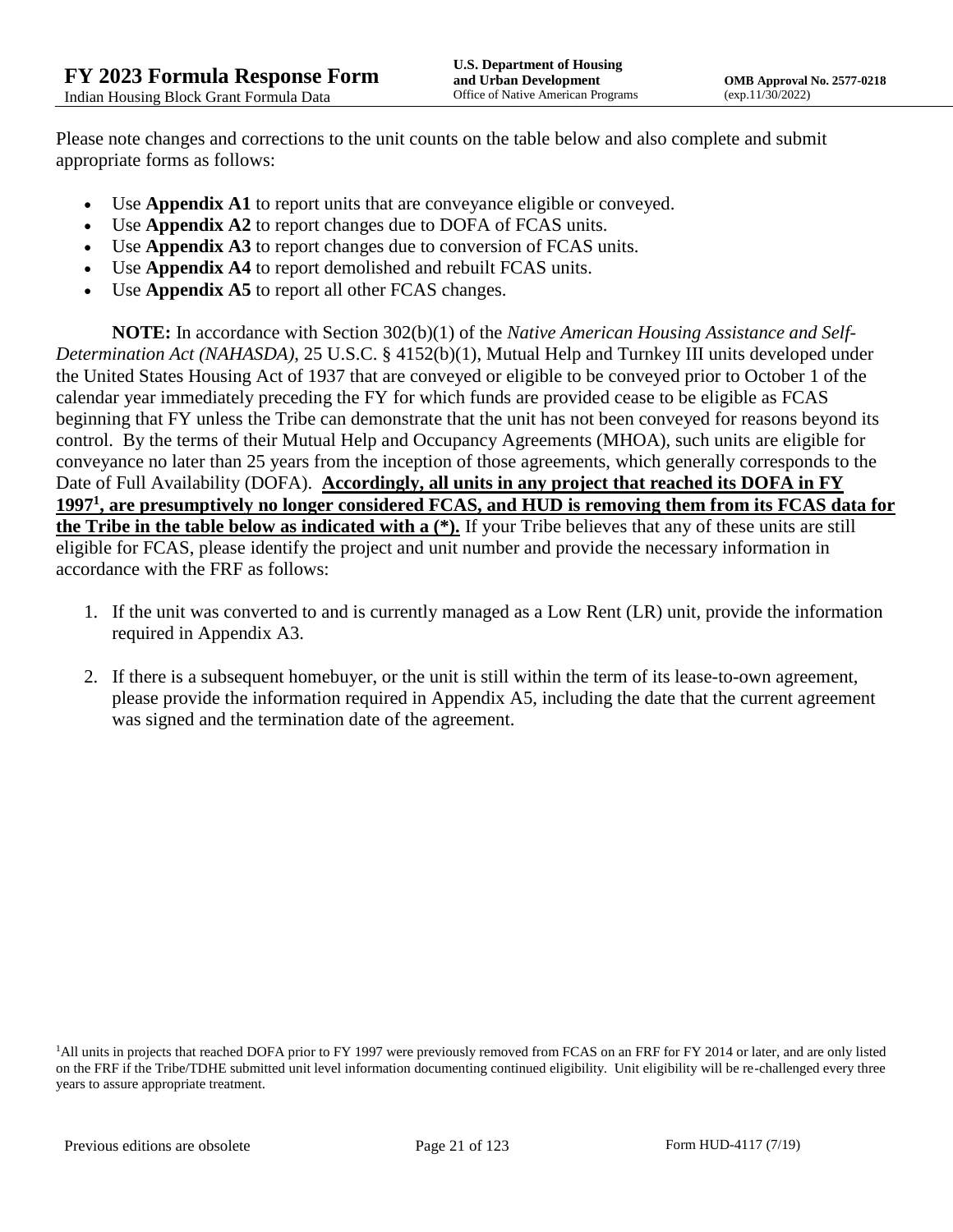Please note changes and corrections to the unit counts on the table below and also complete and submit appropriate forms as follows:

- Use **Appendix A1** to report units that are conveyance eligible or conveyed.
- Use **Appendix A2** to report changes due to DOFA of FCAS units.
- Use **Appendix A3** to report changes due to conversion of FCAS units.
- Use **Appendix A4** to report demolished and rebuilt FCAS units.
- Use **Appendix A5** to report all other FCAS changes.

**NOTE:** In accordance with Section 302(b)(1) of the *Native American Housing Assistance and Self-Determination Act (NAHASDA)*, 25 U.S.C. § 4152(b)(1), Mutual Help and Turnkey III units developed under the United States Housing Act of 1937 that are conveyed or eligible to be conveyed prior to October 1 of the calendar year immediately preceding the FY for which funds are provided cease to be eligible as FCAS beginning that FY unless the Tribe can demonstrate that the unit has not been conveyed for reasons beyond its control. By the terms of their Mutual Help and Occupancy Agreements (MHOA), such units are eligible for conveyance no later than 25 years from the inception of those agreements, which generally corresponds to the Date of Full Availability (DOFA). **Accordingly, all units in any project that reached its DOFA in FY 1997[1], are presumptively no longer considered FCAS, and HUD is removing them from its FCAS data for the Tribe in the table below as indicated with a (*).** If your Tribe believes that any of these units are still eligible for FCAS, please identify the project and unit number and provide the necessary information in accordance with the FRF as follows:

1. If the unit was converted to and is currently managed as a Low Rent (LR) unit, provide the information required in Appendix A3.

2. If there is a subsequent homebuyer, or the unit is still within the term of its lease-to-own agreement, please provide the information required in Appendix A5, including the date that the current agreement was signed and the termination date of the agreement.

[1]All units in projects that reached DOFA prior to FY 1997 were previously removed from FCAS on an FRF for FY 2014 or later, and are only listed on the FRF if the Tribe/TDHE submitted unit level information documenting continued eligibility. Unit eligibility will be re-challenged every three years to assure appropriate treatment.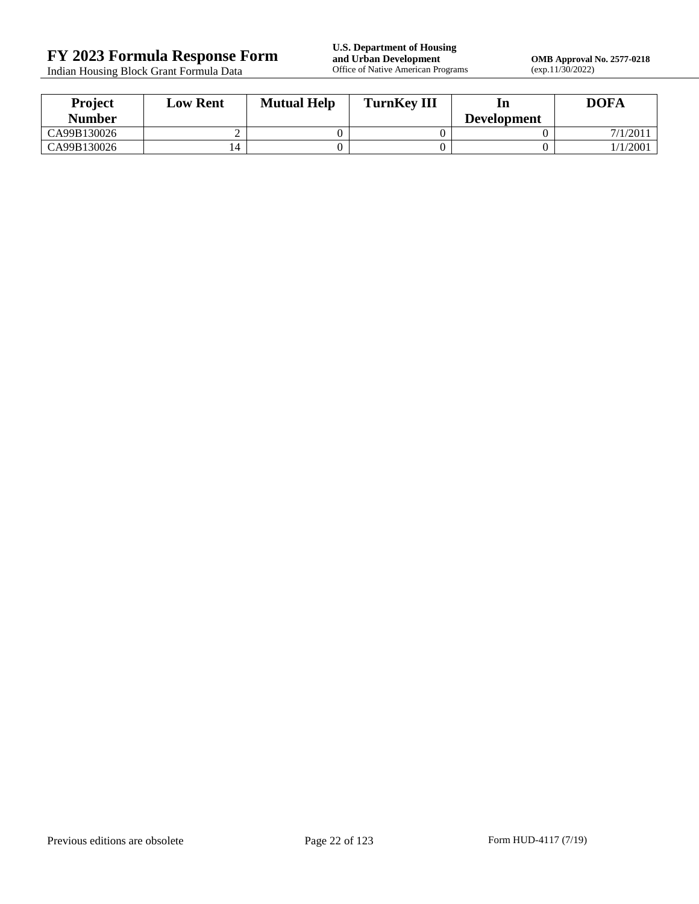| Project Number | Low Rent | Mutual Help | TurnKey III | In Development | DOFA |
|---|---|---|---|---|---|
| CA99B130026 | 2 | 0 | 0 | 0 | 7/1/2011 |
| CA99B130026 | 14 | 0 | 0 | 0 | 1/1/2001 |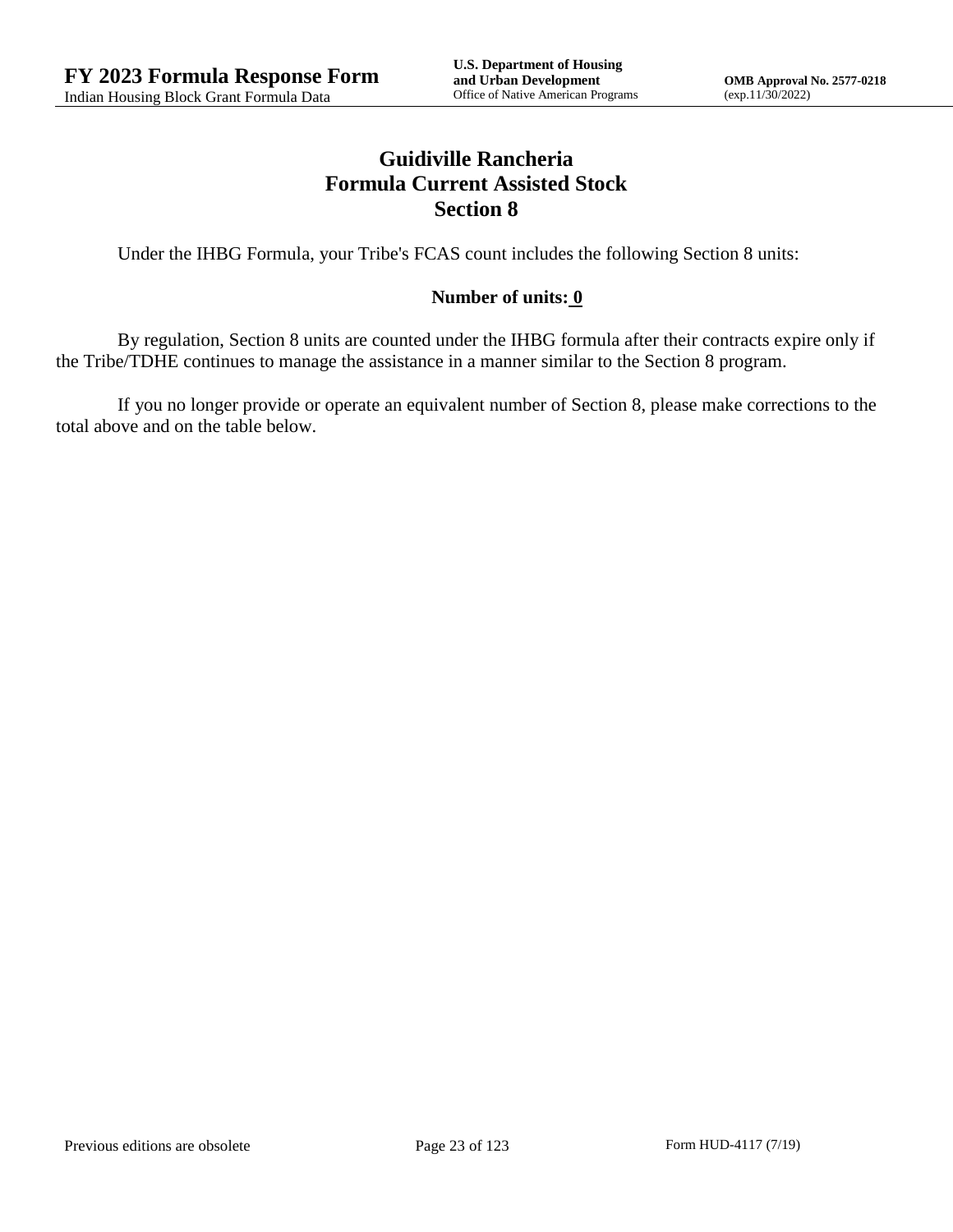# Guidiville Rancheria
# Formula Current Assisted Stock
# Section 8

Under the IHBG Formula, your Tribe's FCAS count includes the following Section 8 units:

**Number of units: 0**

By regulation, Section 8 units are counted under the IHBG formula after their contracts expire only if the Tribe/TDHE continues to manage the assistance in a manner similar to the Section 8 program.

If you no longer provide or operate an equivalent number of Section 8, please make corrections to the total above and on the table below.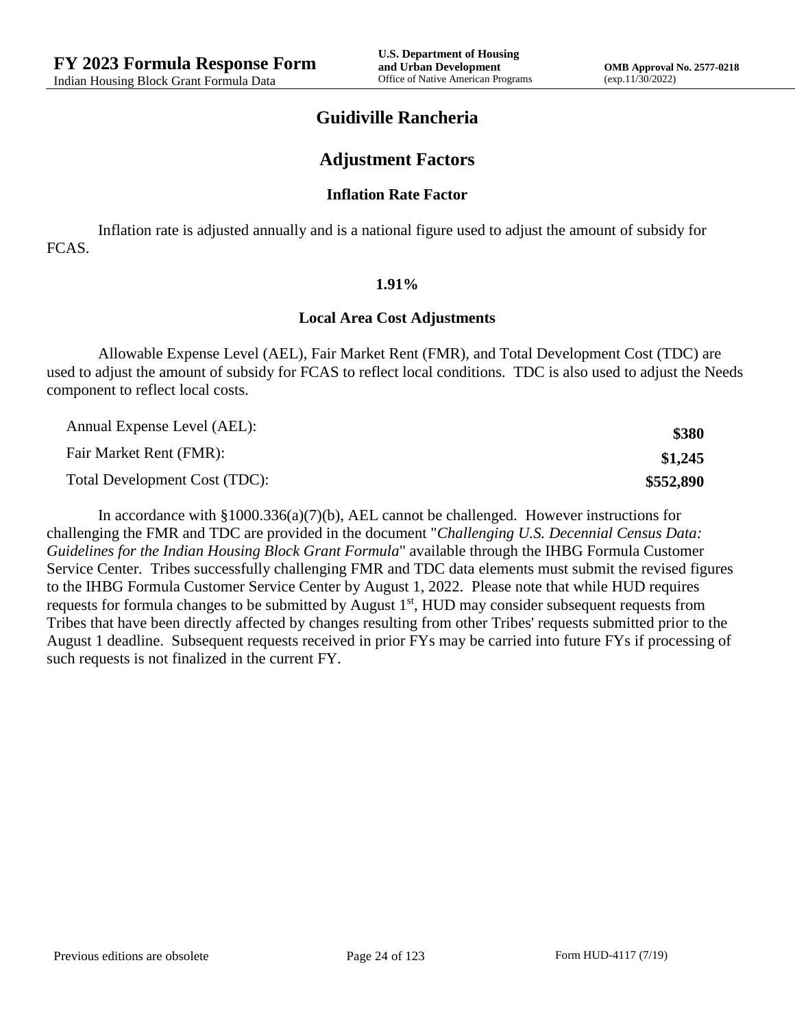# Guidiville Rancheria

## Adjustment Factors

### Inflation Rate Factor

Inflation rate is adjusted annually and is a national figure used to adjust the amount of subsidy for FCAS.

**1.91%**

### Local Area Cost Adjustments

Allowable Expense Level (AEL), Fair Market Rent (FMR), and Total Development Cost (TDC) are used to adjust the amount of subsidy for FCAS to reflect local conditions. TDC is also used to adjust the Needs component to reflect local costs.

| | |
|---|---|
| Annual Expense Level (AEL): | **$380** |
| Fair Market Rent (FMR): | **$1,245** |
| Total Development Cost (TDC): | **$552,890** |

In accordance with §1000.336(a)(7)(b), AEL cannot be challenged. However instructions for challenging the FMR and TDC are provided in the document "*Challenging U.S. Decennial Census Data: Guidelines for the Indian Housing Block Grant Formula*" available through the IHBG Formula Customer Service Center. Tribes successfully challenging FMR and TDC data elements must submit the revised figures to the IHBG Formula Customer Service Center by August 1, 2022. Please note that while HUD requires requests for formula changes to be submitted by August 1st, HUD may consider subsequent requests from Tribes that have been directly affected by changes resulting from other Tribes' requests submitted prior to the August 1 deadline. Subsequent requests received in prior FYs may be carried into future FYs if processing of such requests is not finalized in the current FY.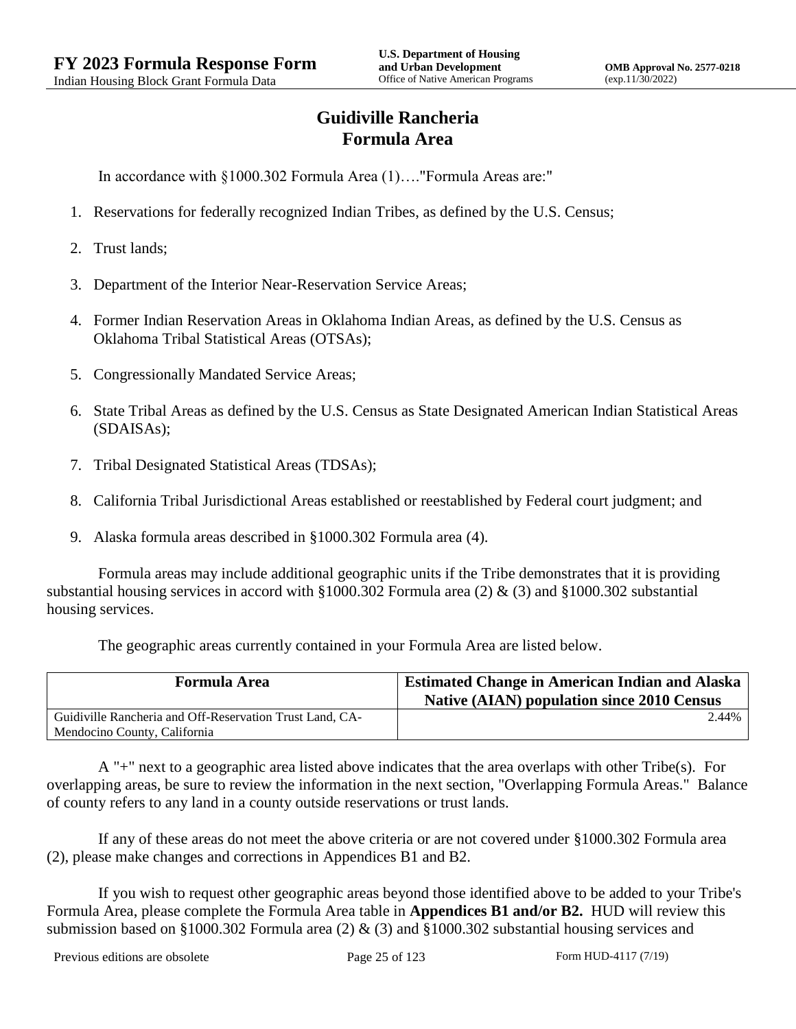# Guidiville Rancheria
# Formula Area

In accordance with §1000.302 Formula Area (1)…."Formula Areas are:"

1. Reservations for federally recognized Indian Tribes, as defined by the U.S. Census;
2. Trust lands;
3. Department of the Interior Near-Reservation Service Areas;
4. Former Indian Reservation Areas in Oklahoma Indian Areas, as defined by the U.S. Census as Oklahoma Tribal Statistical Areas (OTSAs);
5. Congressionally Mandated Service Areas;
6. State Tribal Areas as defined by the U.S. Census as State Designated American Indian Statistical Areas (SDAISAs);
7. Tribal Designated Statistical Areas (TDSAs);
8. California Tribal Jurisdictional Areas established or reestablished by Federal court judgment; and
9. Alaska formula areas described in §1000.302 Formula area (4).

Formula areas may include additional geographic units if the Tribe demonstrates that it is providing substantial housing services in accord with §1000.302 Formula area (2) & (3) and §1000.302 substantial housing services.

The geographic areas currently contained in your Formula Area are listed below.

| Formula Area | Estimated Change in American Indian and Alaska Native (AIAN) population since 2010 Census |
|---|---|
| Guidiville Rancheria and Off-Reservation Trust Land, CA-Mendocino County, California | 2.44% |

A "+" next to a geographic area listed above indicates that the area overlaps with other Tribe(s). For overlapping areas, be sure to review the information in the next section, "Overlapping Formula Areas." Balance of county refers to any land in a county outside reservations or trust lands.

If any of these areas do not meet the above criteria or are not covered under §1000.302 Formula area (2), please make changes and corrections in Appendices B1 and B2.

If you wish to request other geographic areas beyond those identified above to be added to your Tribe's Formula Area, please complete the Formula Area table in **Appendices B1 and/or B2.** HUD will review this submission based on §1000.302 Formula area (2) & (3) and §1000.302 substantial housing services and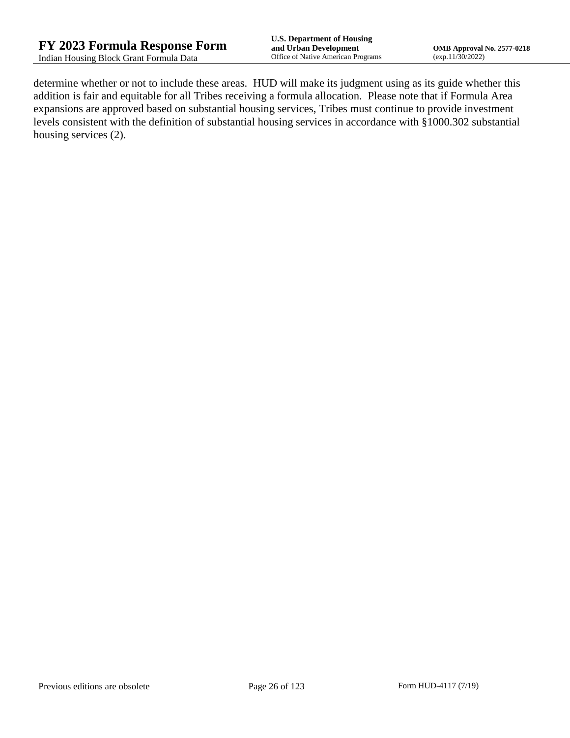determine whether or not to include these areas. HUD will make its judgment using as its guide whether this addition is fair and equitable for all Tribes receiving a formula allocation. Please note that if Formula Area expansions are approved based on substantial housing services, Tribes must continue to provide investment levels consistent with the definition of substantial housing services in accordance with §1000.302 substantial housing services (2).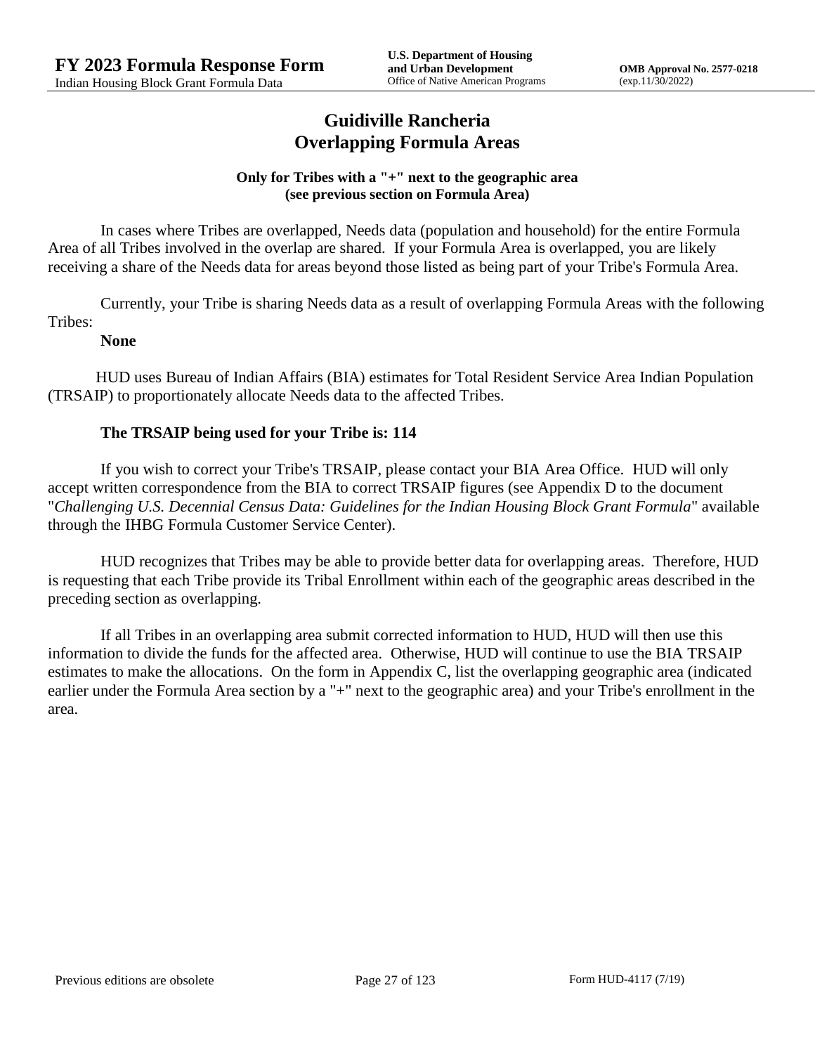# Guidiville Rancheria
# Overlapping Formula Areas

**Only for Tribes with a "+" next to the geographic area (see previous section on Formula Area)**

In cases where Tribes are overlapped, Needs data (population and household) for the entire Formula Area of all Tribes involved in the overlap are shared. If your Formula Area is overlapped, you are likely receiving a share of the Needs data for areas beyond those listed as being part of your Tribe's Formula Area.

Currently, your Tribe is sharing Needs data as a result of overlapping Formula Areas with the following Tribes:

**None**

HUD uses Bureau of Indian Affairs (BIA) estimates for Total Resident Service Area Indian Population (TRSAIP) to proportionately allocate Needs data to the affected Tribes.

**The TRSAIP being used for your Tribe is: 114**

If you wish to correct your Tribe's TRSAIP, please contact your BIA Area Office. HUD will only accept written correspondence from the BIA to correct TRSAIP figures (see Appendix D to the document "*Challenging U.S. Decennial Census Data: Guidelines for the Indian Housing Block Grant Formula*" available through the IHBG Formula Customer Service Center).

HUD recognizes that Tribes may be able to provide better data for overlapping areas. Therefore, HUD is requesting that each Tribe provide its Tribal Enrollment within each of the geographic areas described in the preceding section as overlapping.

If all Tribes in an overlapping area submit corrected information to HUD, HUD will then use this information to divide the funds for the affected area. Otherwise, HUD will continue to use the BIA TRSAIP estimates to make the allocations. On the form in Appendix C, list the overlapping geographic area (indicated earlier under the Formula Area section by a "+" next to the geographic area) and your Tribe's enrollment in the area.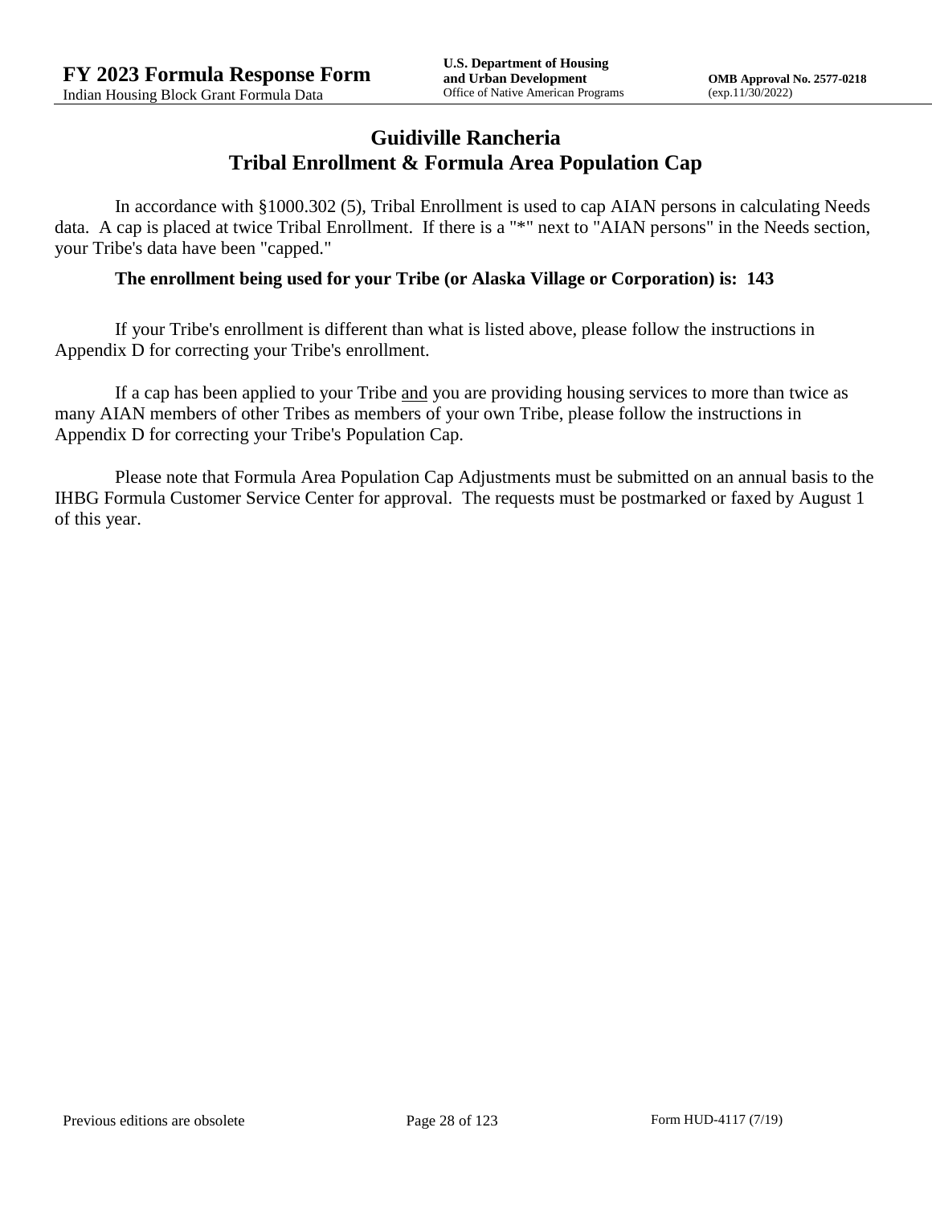# Guidiville Rancheria
## Tribal Enrollment & Formula Area Population Cap

In accordance with §1000.302 (5), Tribal Enrollment is used to cap AIAN persons in calculating Needs data. A cap is placed at twice Tribal Enrollment. If there is a "*" next to "AIAN persons" in the Needs section, your Tribe's data have been "capped."

**The enrollment being used for your Tribe (or Alaska Village or Corporation) is: 143**

If your Tribe's enrollment is different than what is listed above, please follow the instructions in Appendix D for correcting your Tribe's enrollment.

If a cap has been applied to your Tribe and you are providing housing services to more than twice as many AIAN members of other Tribes as members of your own Tribe, please follow the instructions in Appendix D for correcting your Tribe's Population Cap.

Please note that Formula Area Population Cap Adjustments must be submitted on an annual basis to the IHBG Formula Customer Service Center for approval. The requests must be postmarked or faxed by August 1 of this year.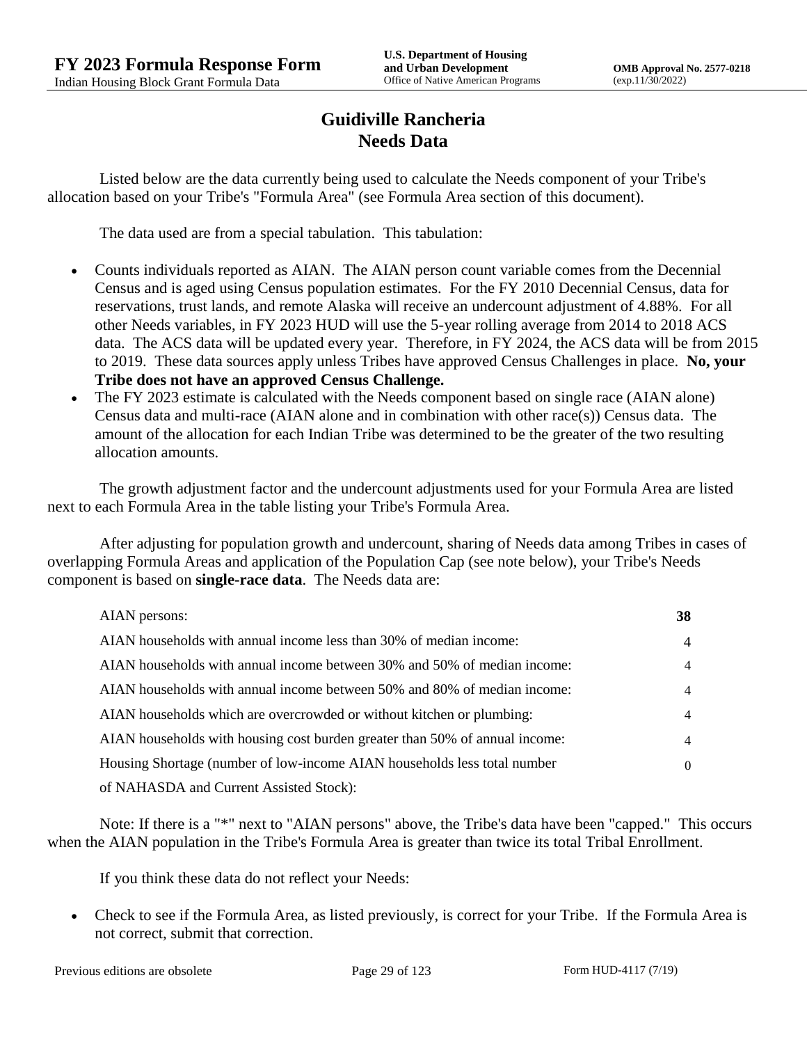# Guidiville Rancheria
## Needs Data

Listed below are the data currently being used to calculate the Needs component of your Tribe's allocation based on your Tribe's "Formula Area" (see Formula Area section of this document).

The data used are from a special tabulation. This tabulation:

- Counts individuals reported as AIAN. The AIAN person count variable comes from the Decennial Census and is aged using Census population estimates. For the FY 2010 Decennial Census, data for reservations, trust lands, and remote Alaska will receive an undercount adjustment of 4.88%. For all other Needs variables, in FY 2023 HUD will use the 5-year rolling average from 2014 to 2018 ACS data. The ACS data will be updated every year. Therefore, in FY 2024, the ACS data will be from 2015 to 2019. These data sources apply unless Tribes have approved Census Challenges in place. **No, your Tribe does not have an approved Census Challenge.**
- The FY 2023 estimate is calculated with the Needs component based on single race (AIAN alone) Census data and multi-race (AIAN alone and in combination with other race(s)) Census data. The amount of the allocation for each Indian Tribe was determined to be the greater of the two resulting allocation amounts.

The growth adjustment factor and the undercount adjustments used for your Formula Area are listed next to each Formula Area in the table listing your Tribe's Formula Area.

After adjusting for population growth and undercount, sharing of Needs data among Tribes in cases of overlapping Formula Areas and application of the Population Cap (see note below), your Tribe's Needs component is based on **single-race data**. The Needs data are:

| | |
|---|---|
| AIAN persons: | **38** |
| AIAN households with annual income less than 30% of median income: | 4 |
| AIAN households with annual income between 30% and 50% of median income: | 4 |
| AIAN households with annual income between 50% and 80% of median income: | 4 |
| AIAN households which are overcrowded or without kitchen or plumbing: | 4 |
| AIAN households with housing cost burden greater than 50% of annual income: | 4 |
| Housing Shortage (number of low-income AIAN households less total number of NAHASDA and Current Assisted Stock): | 0 |

Note: If there is a "*" next to "AIAN persons" above, the Tribe's data have been "capped." This occurs when the AIAN population in the Tribe's Formula Area is greater than twice its total Tribal Enrollment.

If you think these data do not reflect your Needs:

- Check to see if the Formula Area, as listed previously, is correct for your Tribe. If the Formula Area is not correct, submit that correction.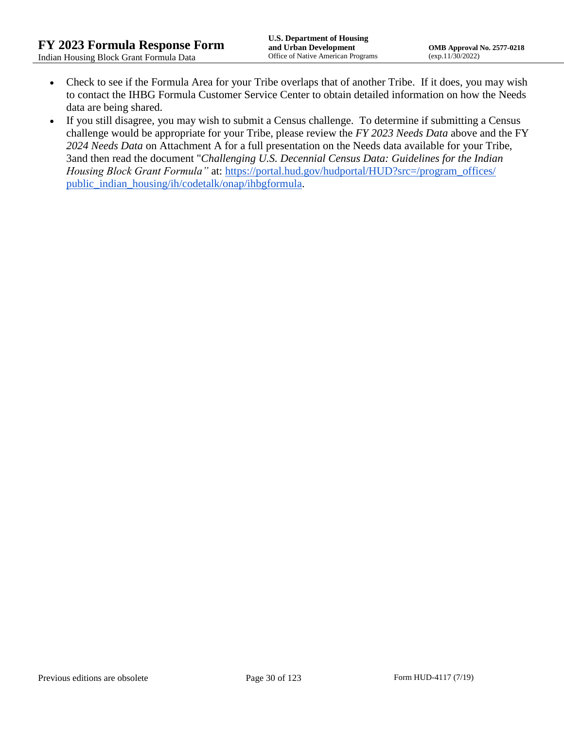- Check to see if the Formula Area for your Tribe overlaps that of another Tribe. If it does, you may wish to contact the IHBG Formula Customer Service Center to obtain detailed information on how the Needs data are being shared.
- If you still disagree, you may wish to submit a Census challenge. To determine if submitting a Census challenge would be appropriate for your Tribe, please review the *FY 2023 Needs Data* above and the FY *2024 Needs Data* on Attachment A for a full presentation on the Needs data available for your Tribe, 3and then read the document "*Challenging U.S. Decennial Census Data: Guidelines for the Indian Housing Block Grant Formula"* at: [https://portal.hud.gov/hudportal/HUD?src=/program_offices/public_indian_housing/ih/codetalk/onap/ihbgformula](https://portal.hud.gov/hudportal/HUD?src=/program_offices/public_indian_housing/ih/codetalk/onap/ihbgformula).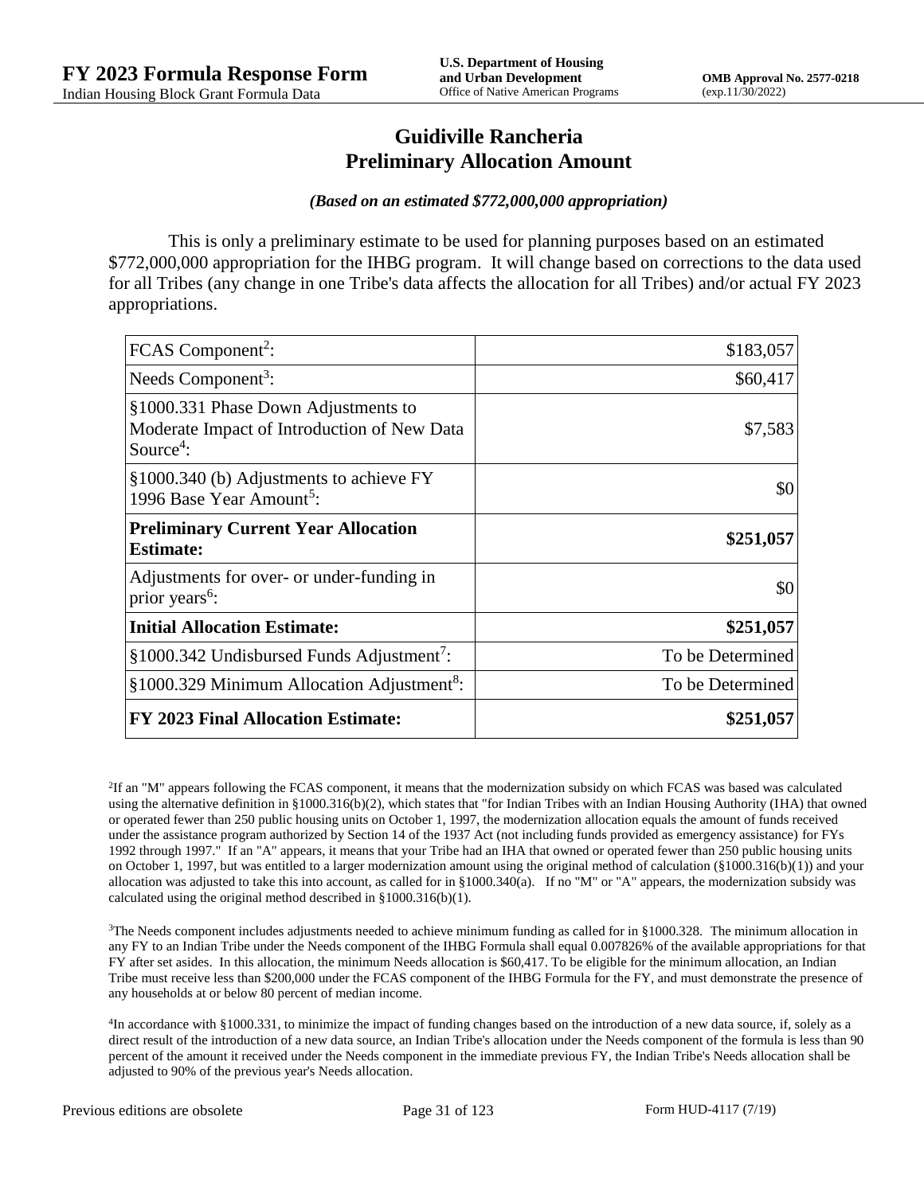# Guidiville Rancheria
# Preliminary Allocation Amount

***(Based on an estimated $772,000,000 appropriation)***

This is only a preliminary estimate to be used for planning purposes based on an estimated $772,000,000 appropriation for the IHBG program. It will change based on corrections to the data used for all Tribes (any change in one Tribe's data affects the allocation for all Tribes) and/or actual FY 2023 appropriations.

| | |
|---|---:|
| FCAS Component[2]: | $183,057 |
| Needs Component[3]: | $60,417 |
| §1000.331 Phase Down Adjustments to Moderate Impact of Introduction of New Data Source[4]: | $7,583 |
| §1000.340 (b) Adjustments to achieve FY 1996 Base Year Amount[5]: | $0 |
| **Preliminary Current Year Allocation Estimate:** | **$251,057** |
| Adjustments for over- or under-funding in prior years[6]: | $0 |
| **Initial Allocation Estimate:** | **$251,057** |
| §1000.342 Undisbursed Funds Adjustment[7]: | To be Determined |
| §1000.329 Minimum Allocation Adjustment[8]: | To be Determined |
| **FY 2023 Final Allocation Estimate:** | **$251,057** |

[2]If an "M" appears following the FCAS component, it means that the modernization subsidy on which FCAS was based was calculated using the alternative definition in §1000.316(b)(2), which states that "for Indian Tribes with an Indian Housing Authority (IHA) that owned or operated fewer than 250 public housing units on October 1, 1997, the modernization allocation equals the amount of funds received under the assistance program authorized by Section 14 of the 1937 Act (not including funds provided as emergency assistance) for FYs 1992 through 1997." If an "A" appears, it means that your Tribe had an IHA that owned or operated fewer than 250 public housing units on October 1, 1997, but was entitled to a larger modernization amount using the original method of calculation (§1000.316(b)(1)) and your allocation was adjusted to take this into account, as called for in §1000.340(a). If no "M" or "A" appears, the modernization subsidy was calculated using the original method described in §1000.316(b)(1).

[3]The Needs component includes adjustments needed to achieve minimum funding as called for in §1000.328. The minimum allocation in any FY to an Indian Tribe under the Needs component of the IHBG Formula shall equal 0.007826% of the available appropriations for that FY after set asides. In this allocation, the minimum Needs allocation is $60,417. To be eligible for the minimum allocation, an Indian Tribe must receive less than $200,000 under the FCAS component of the IHBG Formula for the FY, and must demonstrate the presence of any households at or below 80 percent of median income.

[4]In accordance with §1000.331, to minimize the impact of funding changes based on the introduction of a new data source, if, solely as a direct result of the introduction of a new data source, an Indian Tribe's allocation under the Needs component of the formula is less than 90 percent of the amount it received under the Needs component in the immediate previous FY, the Indian Tribe's Needs allocation shall be adjusted to 90% of the previous year's Needs allocation.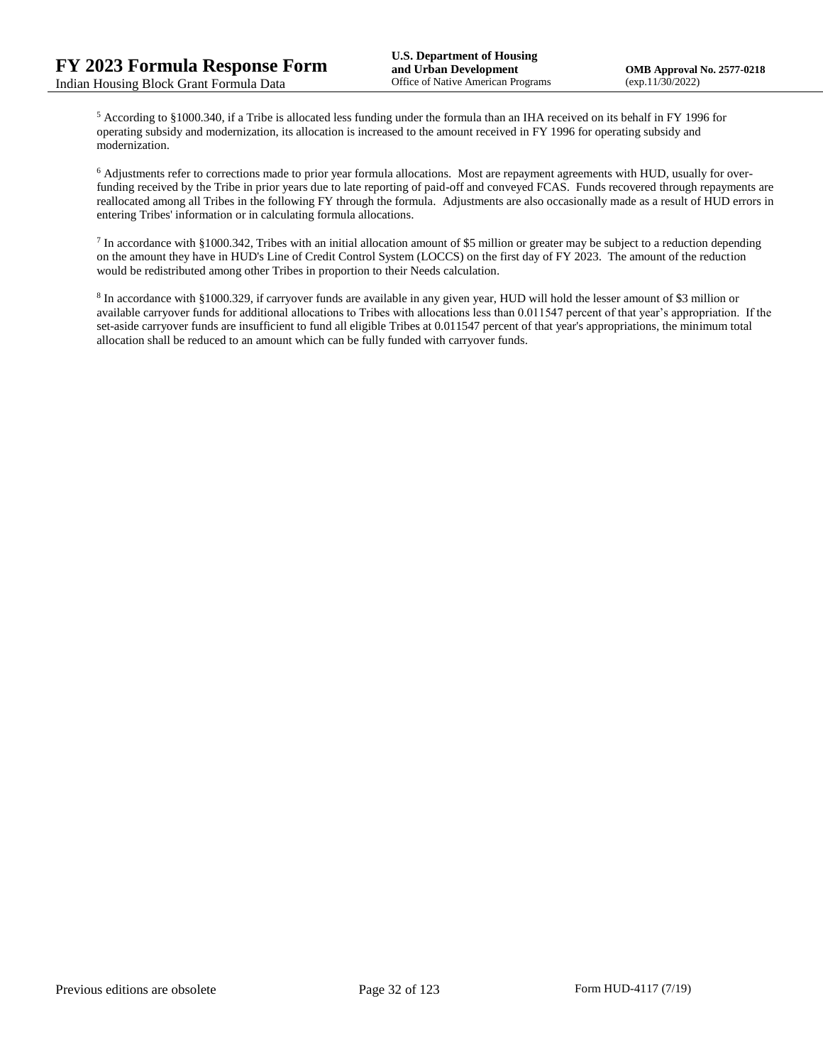[5] According to §1000.340, if a Tribe is allocated less funding under the formula than an IHA received on its behalf in FY 1996 for operating subsidy and modernization, its allocation is increased to the amount received in FY 1996 for operating subsidy and modernization.

[6] Adjustments refer to corrections made to prior year formula allocations. Most are repayment agreements with HUD, usually for over-funding received by the Tribe in prior years due to late reporting of paid-off and conveyed FCAS. Funds recovered through repayments are reallocated among all Tribes in the following FY through the formula. Adjustments are also occasionally made as a result of HUD errors in entering Tribes' information or in calculating formula allocations.

[7] In accordance with §1000.342, Tribes with an initial allocation amount of $5 million or greater may be subject to a reduction depending on the amount they have in HUD's Line of Credit Control System (LOCCS) on the first day of FY 2023. The amount of the reduction would be redistributed among other Tribes in proportion to their Needs calculation.

[8] In accordance with §1000.329, if carryover funds are available in any given year, HUD will hold the lesser amount of $3 million or available carryover funds for additional allocations to Tribes with allocations less than 0.011547 percent of that year's appropriation. If the set-aside carryover funds are insufficient to fund all eligible Tribes at 0.011547 percent of that year's appropriations, the minimum total allocation shall be reduced to an amount which can be fully funded with carryover funds.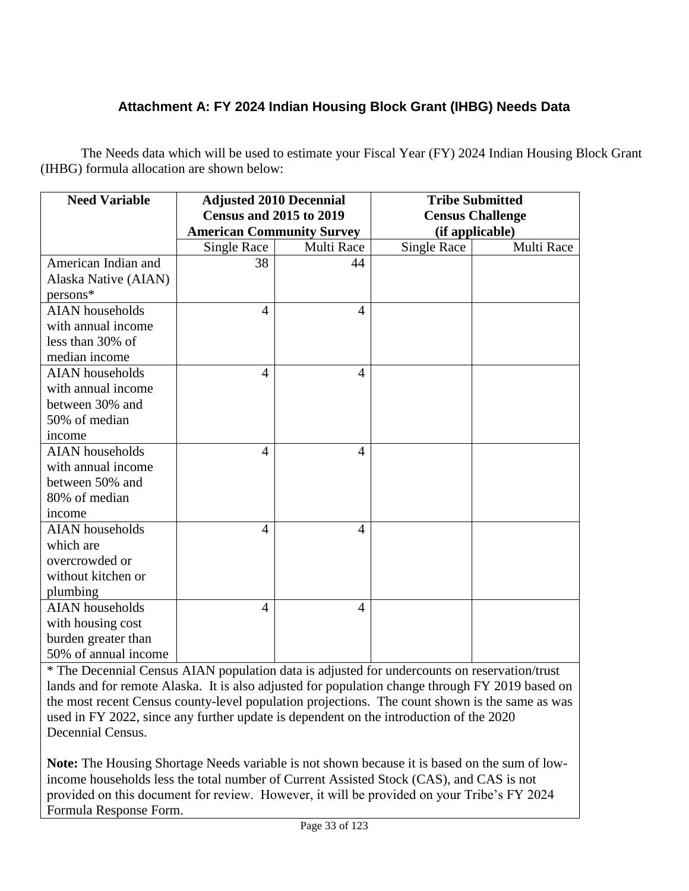## Attachment A: FY 2024 Indian Housing Block Grant (IHBG) Needs Data

The Needs data which will be used to estimate your Fiscal Year (FY) 2024 Indian Housing Block Grant (IHBG) formula allocation are shown below:

| Need Variable | Adjusted 2010 Decennial Census and 2015 to 2019 American Community Survey | | Tribe Submitted Census Challenge (if applicable) | |
|---|---|---|---|---|
| | Single Race | Multi Race | Single Race | Multi Race |
| American Indian and Alaska Native (AIAN) persons* | 38 | 44 | | |
| AIAN households with annual income less than 30% of median income | 4 | 4 | | |
| AIAN households with annual income between 30% and 50% of median income | 4 | 4 | | |
| AIAN households with annual income between 50% and 80% of median income | 4 | 4 | | |
| AIAN households which are overcrowded or without kitchen or plumbing | 4 | 4 | | |
| AIAN households with housing cost burden greater than 50% of annual income | 4 | 4 | | |

* The Decennial Census AIAN population data is adjusted for undercounts on reservation/trust lands and for remote Alaska. It is also adjusted for population change through FY 2019 based on the most recent Census county-level population projections. The count shown is the same as was used in FY 2022, since any further update is dependent on the introduction of the 2020 Decennial Census.

**Note:** The Housing Shortage Needs variable is not shown because it is based on the sum of low-income households less the total number of Current Assisted Stock (CAS), and CAS is not provided on this document for review. However, it will be provided on your Tribe's FY 2024 Formula Response Form.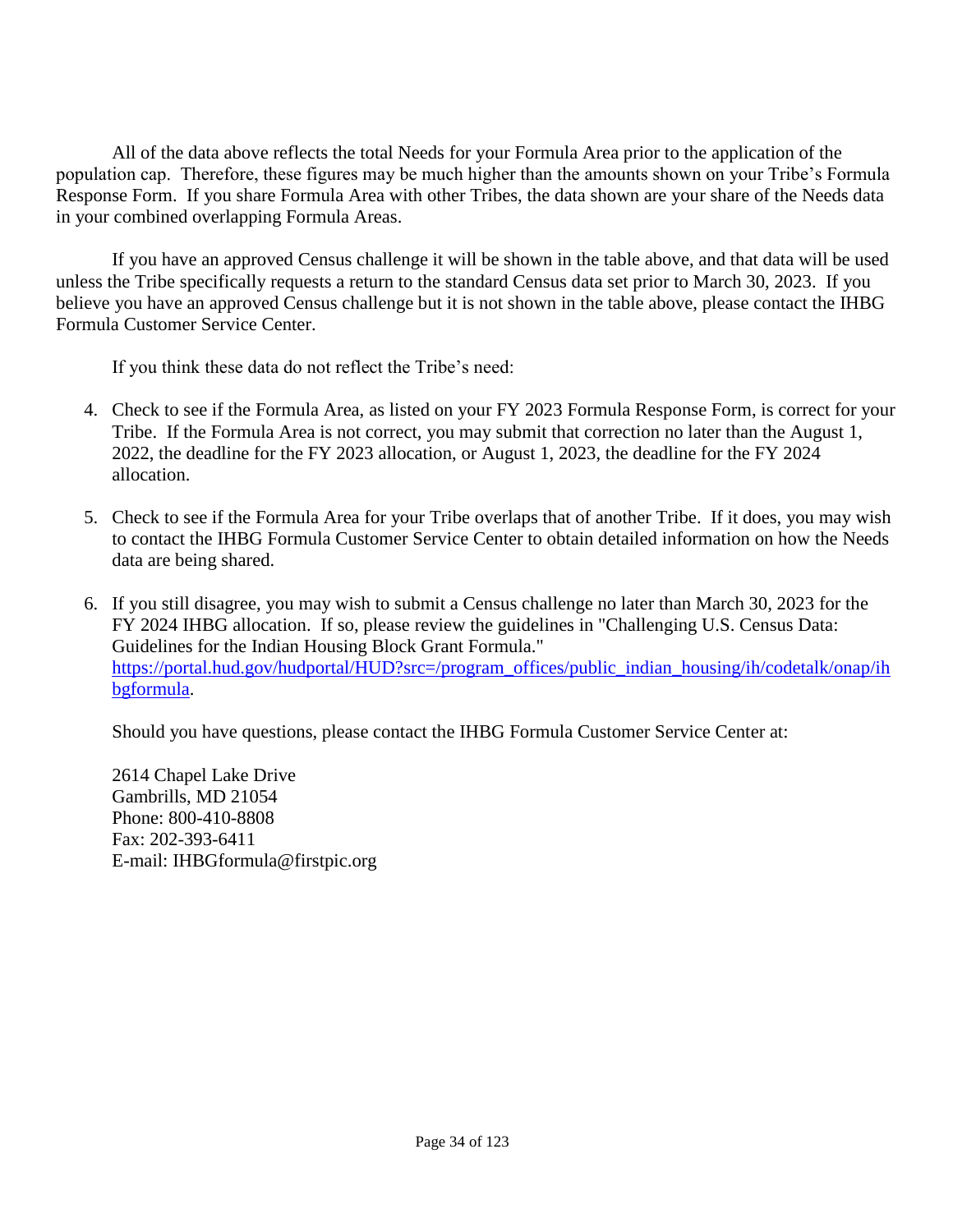All of the data above reflects the total Needs for your Formula Area prior to the application of the population cap. Therefore, these figures may be much higher than the amounts shown on your Tribe's Formula Response Form. If you share Formula Area with other Tribes, the data shown are your share of the Needs data in your combined overlapping Formula Areas.

If you have an approved Census challenge it will be shown in the table above, and that data will be used unless the Tribe specifically requests a return to the standard Census data set prior to March 30, 2023. If you believe you have an approved Census challenge but it is not shown in the table above, please contact the IHBG Formula Customer Service Center.

If you think these data do not reflect the Tribe's need:

4. Check to see if the Formula Area, as listed on your FY 2023 Formula Response Form, is correct for your Tribe. If the Formula Area is not correct, you may submit that correction no later than the August 1, 2022, the deadline for the FY 2023 allocation, or August 1, 2023, the deadline for the FY 2024 allocation.

5. Check to see if the Formula Area for your Tribe overlaps that of another Tribe. If it does, you may wish to contact the IHBG Formula Customer Service Center to obtain detailed information on how the Needs data are being shared.

6. If you still disagree, you may wish to submit a Census challenge no later than March 30, 2023 for the FY 2024 IHBG allocation. If so, please review the guidelines in "Challenging U.S. Census Data: Guidelines for the Indian Housing Block Grant Formula." https://portal.hud.gov/hudportal/HUD?src=/program_offices/public_indian_housing/ih/codetalk/onap/ihbgformula.

Should you have questions, please contact the IHBG Formula Customer Service Center at:

2614 Chapel Lake Drive
Gambrills, MD 21054
Phone: 800-410-8808
Fax: 202-393-6411
E-mail: IHBGformula@firstpic.org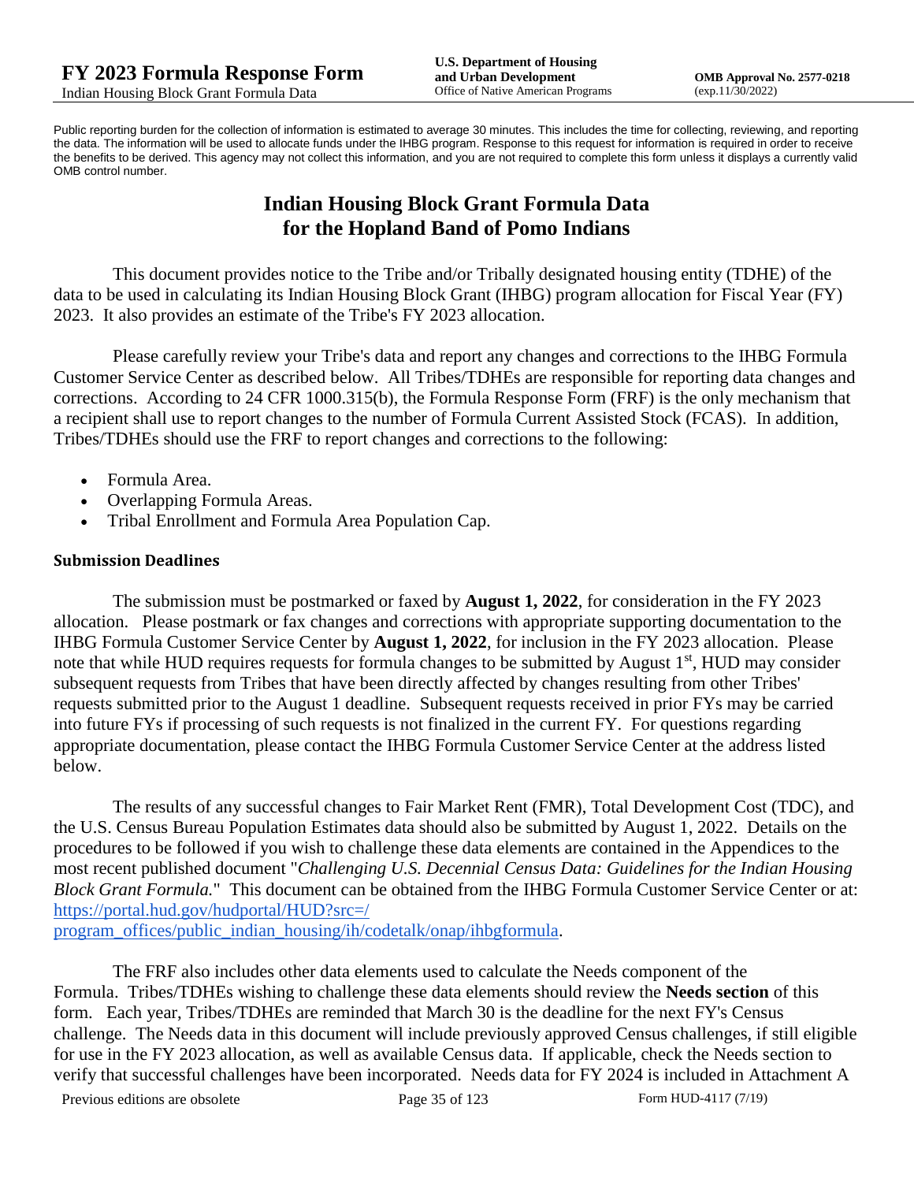Public reporting burden for the collection of information is estimated to average 30 minutes. This includes the time for collecting, reviewing, and reporting the data. The information will be used to allocate funds under the IHBG program. Response to this request for information is required in order to receive the benefits to be derived. This agency may not collect this information, and you are not required to complete this form unless it displays a currently valid OMB control number.

# Indian Housing Block Grant Formula Data for the Hopland Band of Pomo Indians

This document provides notice to the Tribe and/or Tribally designated housing entity (TDHE) of the data to be used in calculating its Indian Housing Block Grant (IHBG) program allocation for Fiscal Year (FY) 2023. It also provides an estimate of the Tribe's FY 2023 allocation.

Please carefully review your Tribe's data and report any changes and corrections to the IHBG Formula Customer Service Center as described below. All Tribes/TDHEs are responsible for reporting data changes and corrections. According to 24 CFR 1000.315(b), the Formula Response Form (FRF) is the only mechanism that a recipient shall use to report changes to the number of Formula Current Assisted Stock (FCAS). In addition, Tribes/TDHEs should use the FRF to report changes and corrections to the following:

- Formula Area.
- Overlapping Formula Areas.
- Tribal Enrollment and Formula Area Population Cap.

### Submission Deadlines

The submission must be postmarked or faxed by **August 1, 2022**, for consideration in the FY 2023 allocation. Please postmark or fax changes and corrections with appropriate supporting documentation to the IHBG Formula Customer Service Center by **August 1, 2022**, for inclusion in the FY 2023 allocation. Please note that while HUD requires requests for formula changes to be submitted by August 1st, HUD may consider subsequent requests from Tribes that have been directly affected by changes resulting from other Tribes' requests submitted prior to the August 1 deadline. Subsequent requests received in prior FYs may be carried into future FYs if processing of such requests is not finalized in the current FY. For questions regarding appropriate documentation, please contact the IHBG Formula Customer Service Center at the address listed below.

The results of any successful changes to Fair Market Rent (FMR), Total Development Cost (TDC), and the U.S. Census Bureau Population Estimates data should also be submitted by August 1, 2022. Details on the procedures to be followed if you wish to challenge these data elements are contained in the Appendices to the most recent published document "*Challenging U.S. Decennial Census Data: Guidelines for the Indian Housing Block Grant Formula.*" This document can be obtained from the IHBG Formula Customer Service Center or at: https://portal.hud.gov/hudportal/HUD?src=/program_offices/public_indian_housing/ih/codetalk/onap/ihbgformula.

The FRF also includes other data elements used to calculate the Needs component of the Formula. Tribes/TDHEs wishing to challenge these data elements should review the **Needs section** of this form. Each year, Tribes/TDHEs are reminded that March 30 is the deadline for the next FY's Census challenge. The Needs data in this document will include previously approved Census challenges, if still eligible for use in the FY 2023 allocation, as well as available Census data. If applicable, check the Needs section to verify that successful challenges have been incorporated. Needs data for FY 2024 is included in Attachment A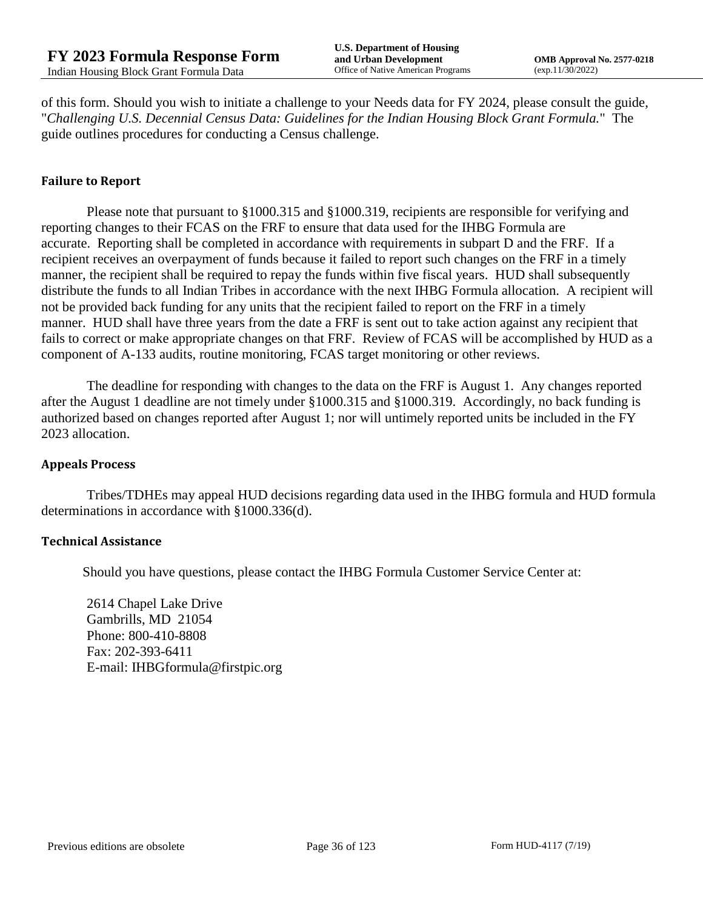of this form. Should you wish to initiate a challenge to your Needs data for FY 2024, please consult the guide, "*Challenging U.S. Decennial Census Data: Guidelines for the Indian Housing Block Grant Formula.*" The guide outlines procedures for conducting a Census challenge.

**Failure to Report**

Please note that pursuant to §1000.315 and §1000.319, recipients are responsible for verifying and reporting changes to their FCAS on the FRF to ensure that data used for the IHBG Formula are accurate. Reporting shall be completed in accordance with requirements in subpart D and the FRF. If a recipient receives an overpayment of funds because it failed to report such changes on the FRF in a timely manner, the recipient shall be required to repay the funds within five fiscal years. HUD shall subsequently distribute the funds to all Indian Tribes in accordance with the next IHBG Formula allocation. A recipient will not be provided back funding for any units that the recipient failed to report on the FRF in a timely manner. HUD shall have three years from the date a FRF is sent out to take action against any recipient that fails to correct or make appropriate changes on that FRF. Review of FCAS will be accomplished by HUD as a component of A-133 audits, routine monitoring, FCAS target monitoring or other reviews.

The deadline for responding with changes to the data on the FRF is August 1. Any changes reported after the August 1 deadline are not timely under §1000.315 and §1000.319. Accordingly, no back funding is authorized based on changes reported after August 1; nor will untimely reported units be included in the FY 2023 allocation.

**Appeals Process**

Tribes/TDHEs may appeal HUD decisions regarding data used in the IHBG formula and HUD formula determinations in accordance with §1000.336(d).

**Technical Assistance**

Should you have questions, please contact the IHBG Formula Customer Service Center at:

2614 Chapel Lake Drive
Gambrills, MD 21054
Phone: 800-410-8808
Fax: 202-393-6411
E-mail: IHBGformula@firstpic.org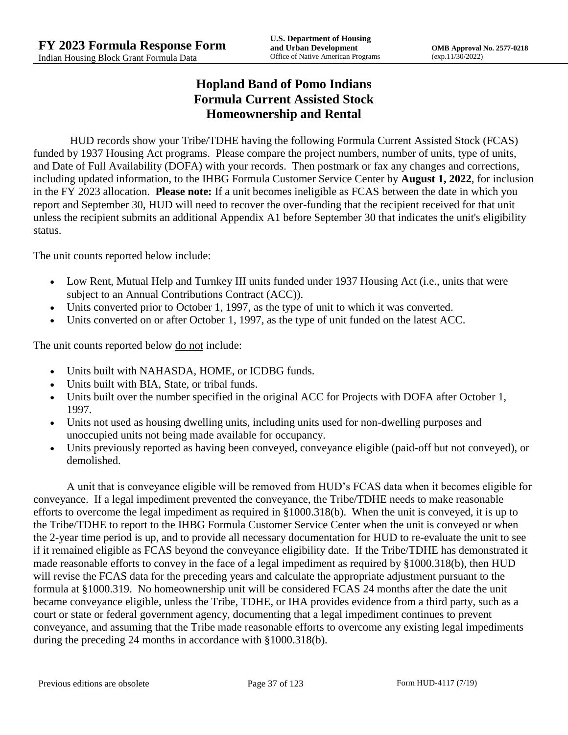# Hopland Band of Pomo Indians
# Formula Current Assisted Stock
# Homeownership and Rental

HUD records show your Tribe/TDHE having the following Formula Current Assisted Stock (FCAS) funded by 1937 Housing Act programs. Please compare the project numbers, number of units, type of units, and Date of Full Availability (DOFA) with your records. Then postmark or fax any changes and corrections, including updated information, to the IHBG Formula Customer Service Center by **August 1, 2022**, for inclusion in the FY 2023 allocation. **Please note:** If a unit becomes ineligible as FCAS between the date in which you report and September 30, HUD will need to recover the over-funding that the recipient received for that unit unless the recipient submits an additional Appendix A1 before September 30 that indicates the unit's eligibility status.

The unit counts reported below include:

- Low Rent, Mutual Help and Turnkey III units funded under 1937 Housing Act (i.e., units that were subject to an Annual Contributions Contract (ACC)).
- Units converted prior to October 1, 1997, as the type of unit to which it was converted.
- Units converted on or after October 1, 1997, as the type of unit funded on the latest ACC.

The unit counts reported below do not include:

- Units built with NAHASDA, HOME, or ICDBG funds.
- Units built with BIA, State, or tribal funds.
- Units built over the number specified in the original ACC for Projects with DOFA after October 1, 1997.
- Units not used as housing dwelling units, including units used for non-dwelling purposes and unoccupied units not being made available for occupancy.
- Units previously reported as having been conveyed, conveyance eligible (paid-off but not conveyed), or demolished.

A unit that is conveyance eligible will be removed from HUD's FCAS data when it becomes eligible for conveyance. If a legal impediment prevented the conveyance, the Tribe/TDHE needs to make reasonable efforts to overcome the legal impediment as required in §1000.318(b). When the unit is conveyed, it is up to the Tribe/TDHE to report to the IHBG Formula Customer Service Center when the unit is conveyed or when the 2-year time period is up, and to provide all necessary documentation for HUD to re-evaluate the unit to see if it remained eligible as FCAS beyond the conveyance eligibility date. If the Tribe/TDHE has demonstrated it made reasonable efforts to convey in the face of a legal impediment as required by §1000.318(b), then HUD will revise the FCAS data for the preceding years and calculate the appropriate adjustment pursuant to the formula at §1000.319. No homeownership unit will be considered FCAS 24 months after the date the unit became conveyance eligible, unless the Tribe, TDHE, or IHA provides evidence from a third party, such as a court or state or federal government agency, documenting that a legal impediment continues to prevent conveyance, and assuming that the Tribe made reasonable efforts to overcome any existing legal impediments during the preceding 24 months in accordance with §1000.318(b).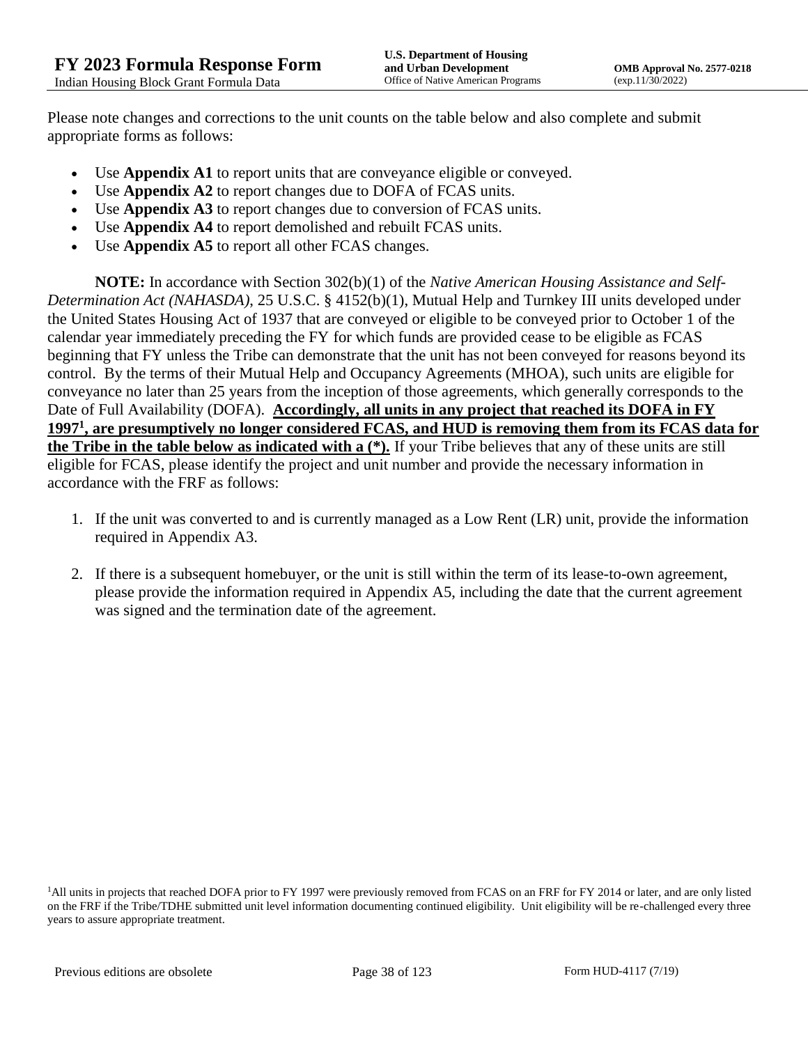Please note changes and corrections to the unit counts on the table below and also complete and submit appropriate forms as follows:

- Use **Appendix A1** to report units that are conveyance eligible or conveyed.
- Use **Appendix A2** to report changes due to DOFA of FCAS units.
- Use **Appendix A3** to report changes due to conversion of FCAS units.
- Use **Appendix A4** to report demolished and rebuilt FCAS units.
- Use **Appendix A5** to report all other FCAS changes.

**NOTE:** In accordance with Section 302(b)(1) of the *Native American Housing Assistance and Self-Determination Act (NAHASDA)*, 25 U.S.C. § 4152(b)(1), Mutual Help and Turnkey III units developed under the United States Housing Act of 1937 that are conveyed or eligible to be conveyed prior to October 1 of the calendar year immediately preceding the FY for which funds are provided cease to be eligible as FCAS beginning that FY unless the Tribe can demonstrate that the unit has not been conveyed for reasons beyond its control. By the terms of their Mutual Help and Occupancy Agreements (MHOA), such units are eligible for conveyance no later than 25 years from the inception of those agreements, which generally corresponds to the Date of Full Availability (DOFA). **Accordingly, all units in any project that reached its DOFA in FY 1997[1], are presumptively no longer considered FCAS, and HUD is removing them from its FCAS data for the Tribe in the table below as indicated with a (*).** If your Tribe believes that any of these units are still eligible for FCAS, please identify the project and unit number and provide the necessary information in accordance with the FRF as follows:

1. If the unit was converted to and is currently managed as a Low Rent (LR) unit, provide the information required in Appendix A3.

2. If there is a subsequent homebuyer, or the unit is still within the term of its lease-to-own agreement, please provide the information required in Appendix A5, including the date that the current agreement was signed and the termination date of the agreement.

[1]All units in projects that reached DOFA prior to FY 1997 were previously removed from FCAS on an FRF for FY 2014 or later, and are only listed on the FRF if the Tribe/TDHE submitted unit level information documenting continued eligibility. Unit eligibility will be re-challenged every three years to assure appropriate treatment.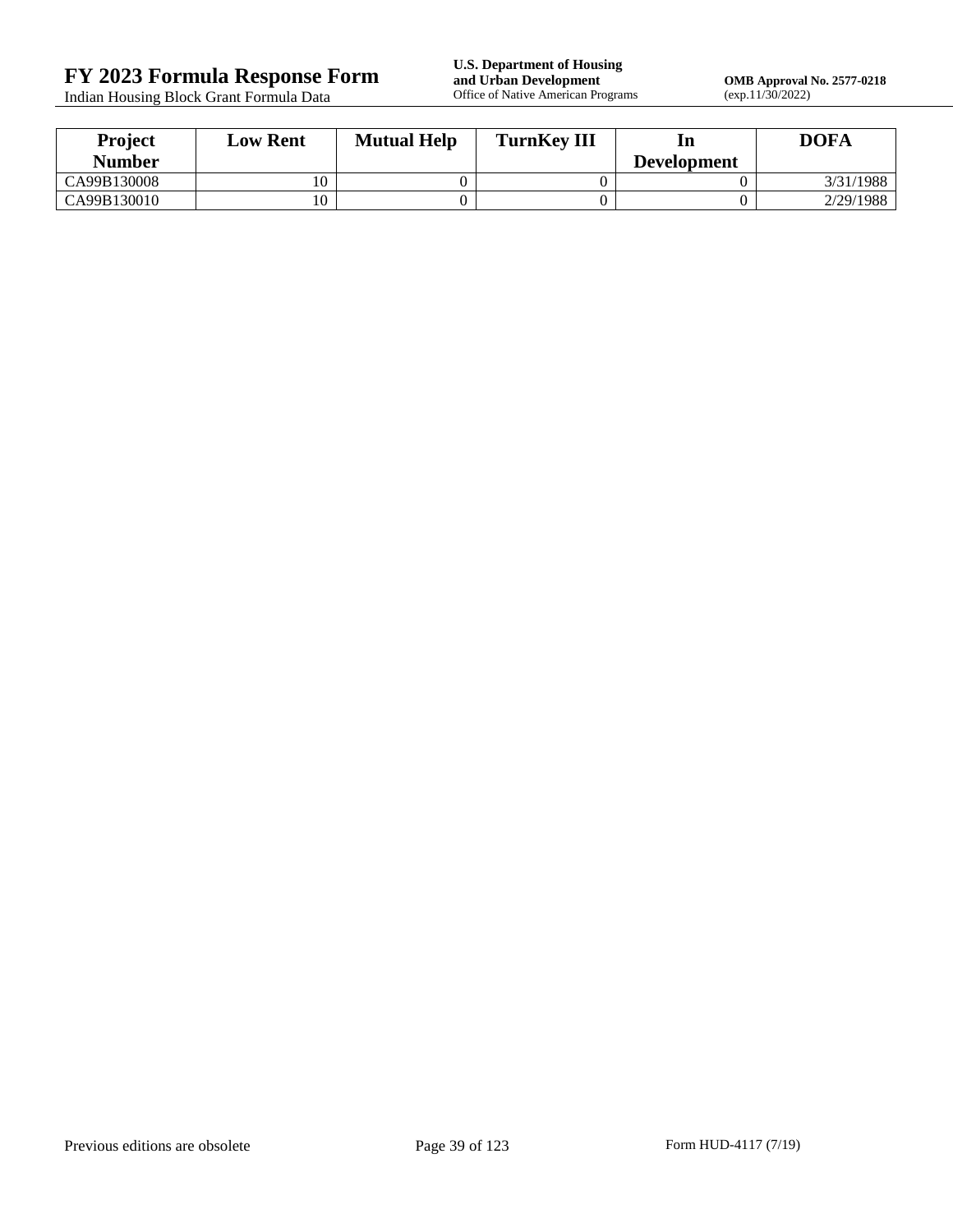| Project Number | Low Rent | Mutual Help | TurnKey III | In Development | DOFA |
|---|---|---|---|---|---|
| CA99B130008 | 10 | 0 | 0 | 0 | 3/31/1988 |
| CA99B130010 | 10 | 0 | 0 | 0 | 2/29/1988 |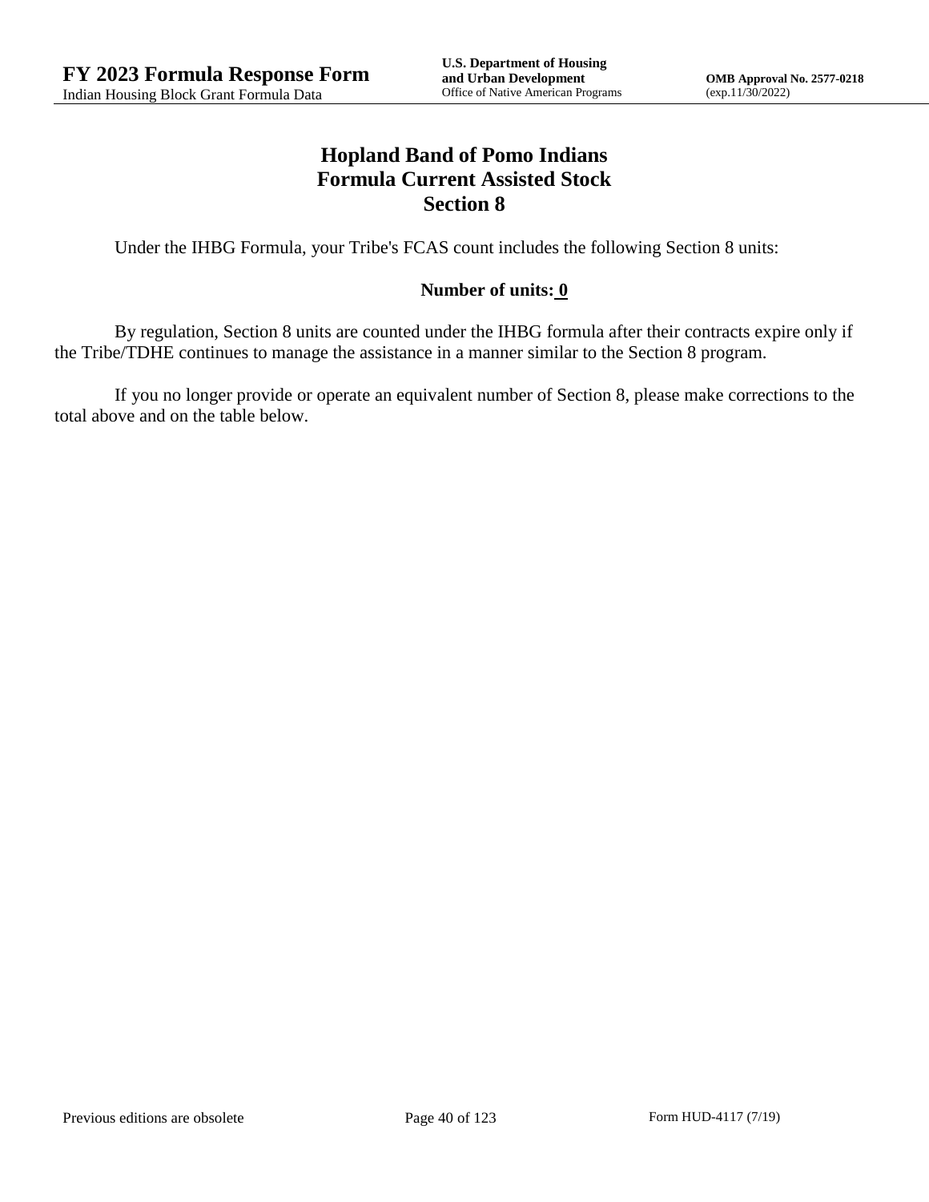# Hopland Band of Pomo Indians
## Formula Current Assisted Stock
## Section 8

Under the IHBG Formula, your Tribe's FCAS count includes the following Section 8 units:

**Number of units: 0**

By regulation, Section 8 units are counted under the IHBG formula after their contracts expire only if the Tribe/TDHE continues to manage the assistance in a manner similar to the Section 8 program.

If you no longer provide or operate an equivalent number of Section 8, please make corrections to the total above and on the table below.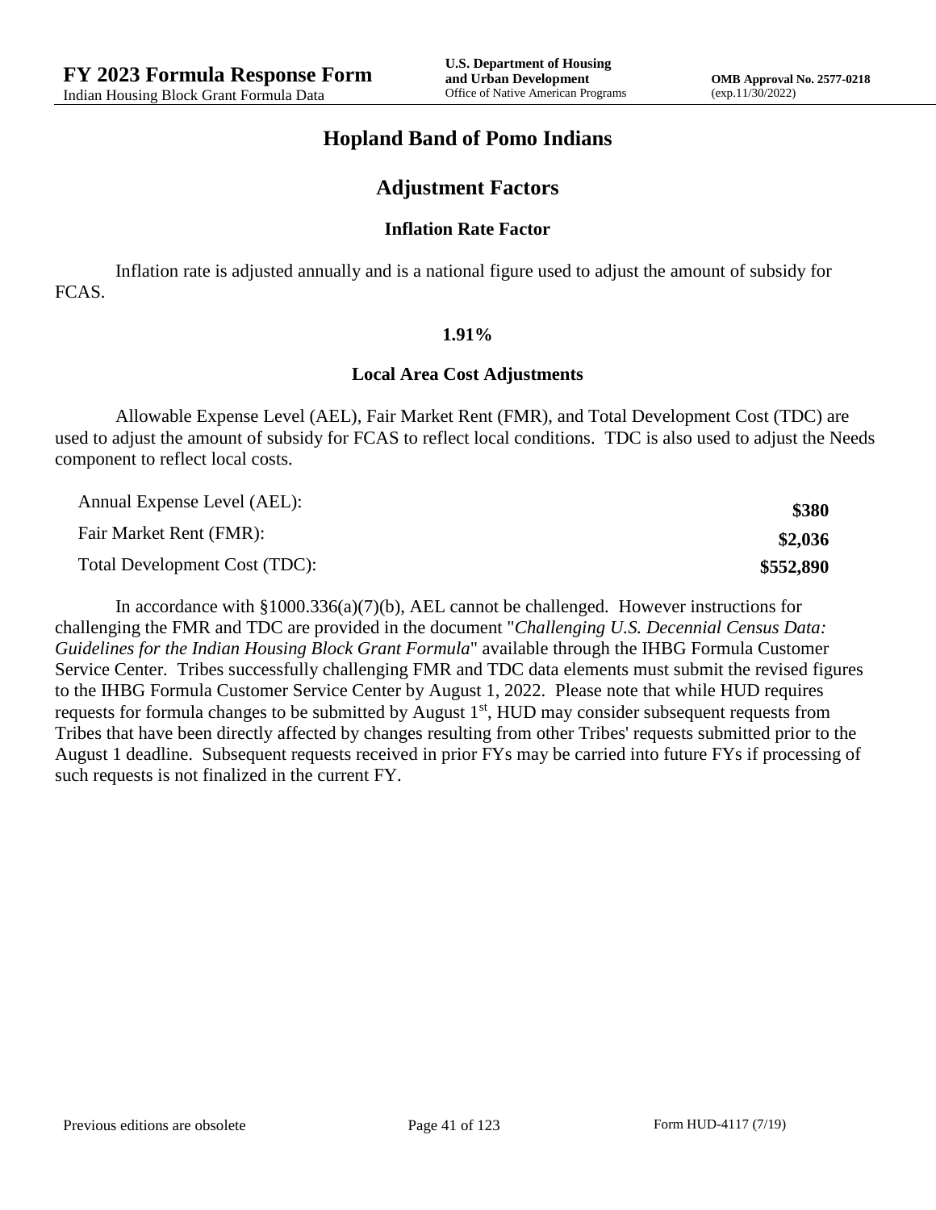# Hopland Band of Pomo Indians

## Adjustment Factors

### Inflation Rate Factor

Inflation rate is adjusted annually and is a national figure used to adjust the amount of subsidy for FCAS.

**1.91%**

### Local Area Cost Adjustments

Allowable Expense Level (AEL), Fair Market Rent (FMR), and Total Development Cost (TDC) are used to adjust the amount of subsidy for FCAS to reflect local conditions. TDC is also used to adjust the Needs component to reflect local costs.

| | |
|---|---|
| Annual Expense Level (AEL): | **$380** |
| Fair Market Rent (FMR): | **$2,036** |
| Total Development Cost (TDC): | **$552,890** |

In accordance with §1000.336(a)(7)(b), AEL cannot be challenged. However instructions for challenging the FMR and TDC are provided in the document "*Challenging U.S. Decennial Census Data: Guidelines for the Indian Housing Block Grant Formula*" available through the IHBG Formula Customer Service Center. Tribes successfully challenging FMR and TDC data elements must submit the revised figures to the IHBG Formula Customer Service Center by August 1, 2022. Please note that while HUD requires requests for formula changes to be submitted by August 1st, HUD may consider subsequent requests from Tribes that have been directly affected by changes resulting from other Tribes' requests submitted prior to the August 1 deadline. Subsequent requests received in prior FYs may be carried into future FYs if processing of such requests is not finalized in the current FY.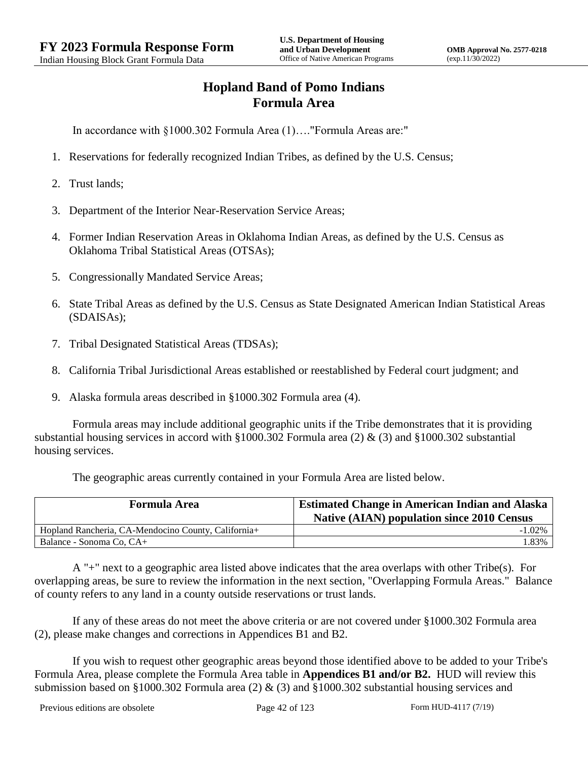## Hopland Band of Pomo Indians
## Formula Area

In accordance with §1000.302 Formula Area (1)…."Formula Areas are:"

1. Reservations for federally recognized Indian Tribes, as defined by the U.S. Census;
2. Trust lands;
3. Department of the Interior Near-Reservation Service Areas;
4. Former Indian Reservation Areas in Oklahoma Indian Areas, as defined by the U.S. Census as Oklahoma Tribal Statistical Areas (OTSAs);
5. Congressionally Mandated Service Areas;
6. State Tribal Areas as defined by the U.S. Census as State Designated American Indian Statistical Areas (SDAISAs);
7. Tribal Designated Statistical Areas (TDSAs);
8. California Tribal Jurisdictional Areas established or reestablished by Federal court judgment; and
9. Alaska formula areas described in §1000.302 Formula area (4).

Formula areas may include additional geographic units if the Tribe demonstrates that it is providing substantial housing services in accord with §1000.302 Formula area (2) & (3) and §1000.302 substantial housing services.

The geographic areas currently contained in your Formula Area are listed below.

| Formula Area | Estimated Change in American Indian and Alaska Native (AIAN) population since 2010 Census |
|---|---|
| Hopland Rancheria, CA-Mendocino County, California+ | -1.02% |
| Balance - Sonoma Co, CA+ | 1.83% |

A "+" next to a geographic area listed above indicates that the area overlaps with other Tribe(s). For overlapping areas, be sure to review the information in the next section, "Overlapping Formula Areas." Balance of county refers to any land in a county outside reservations or trust lands.

If any of these areas do not meet the above criteria or are not covered under §1000.302 Formula area (2), please make changes and corrections in Appendices B1 and B2.

If you wish to request other geographic areas beyond those identified above to be added to your Tribe's Formula Area, please complete the Formula Area table in **Appendices B1 and/or B2.** HUD will review this submission based on §1000.302 Formula area (2) & (3) and §1000.302 substantial housing services and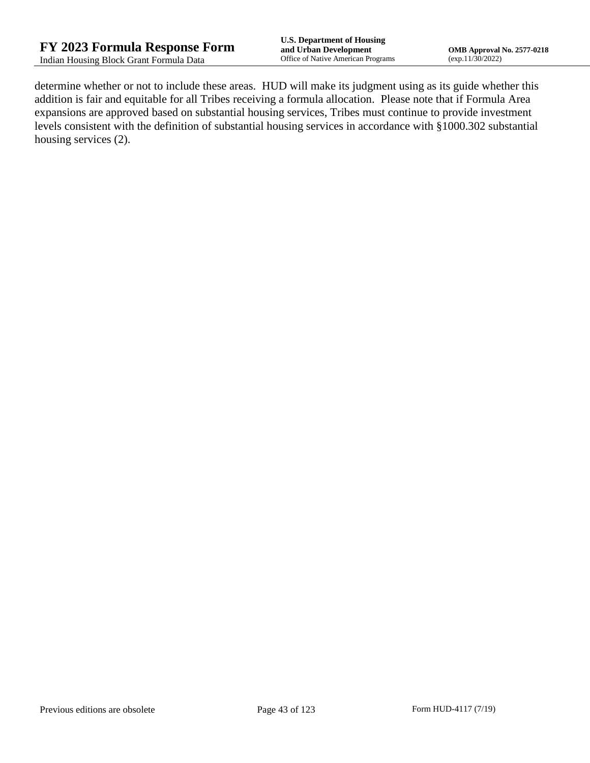determine whether or not to include these areas. HUD will make its judgment using as its guide whether this addition is fair and equitable for all Tribes receiving a formula allocation. Please note that if Formula Area expansions are approved based on substantial housing services, Tribes must continue to provide investment levels consistent with the definition of substantial housing services in accordance with §1000.302 substantial housing services (2).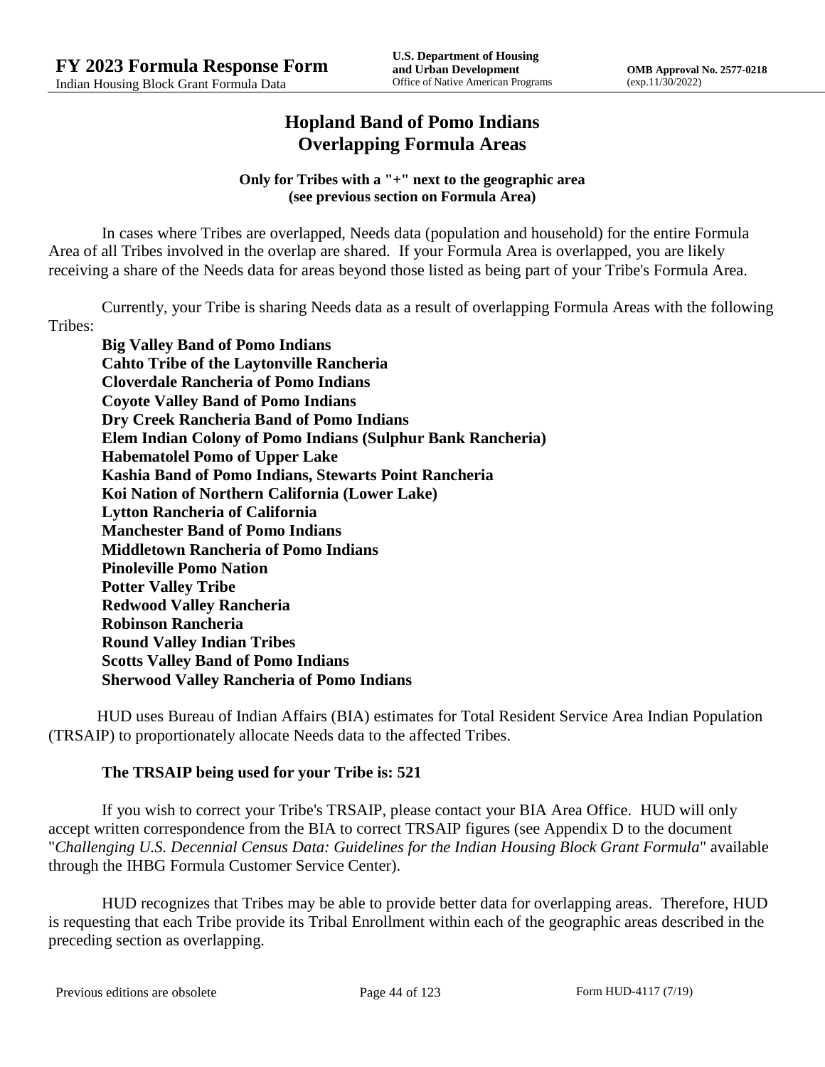# Hopland Band of Pomo Indians
# Overlapping Formula Areas

**Only for Tribes with a "+" next to the geographic area (see previous section on Formula Area)**

In cases where Tribes are overlapped, Needs data (population and household) for the entire Formula Area of all Tribes involved in the overlap are shared. If your Formula Area is overlapped, you are likely receiving a share of the Needs data for areas beyond those listed as being part of your Tribe's Formula Area.

Currently, your Tribe is sharing Needs data as a result of overlapping Formula Areas with the following Tribes:

**Big Valley Band of Pomo Indians**
**Cahto Tribe of the Laytonville Rancheria**
**Cloverdale Rancheria of Pomo Indians**
**Coyote Valley Band of Pomo Indians**
**Dry Creek Rancheria Band of Pomo Indians**
**Elem Indian Colony of Pomo Indians (Sulphur Bank Rancheria)**
**Habematolel Pomo of Upper Lake**
**Kashia Band of Pomo Indians, Stewarts Point Rancheria**
**Koi Nation of Northern California (Lower Lake)**
**Lytton Rancheria of California**
**Manchester Band of Pomo Indians**
**Middletown Rancheria of Pomo Indians**
**Pinoleville Pomo Nation**
**Potter Valley Tribe**
**Redwood Valley Rancheria**
**Robinson Rancheria**
**Round Valley Indian Tribes**
**Scotts Valley Band of Pomo Indians**
**Sherwood Valley Rancheria of Pomo Indians**

HUD uses Bureau of Indian Affairs (BIA) estimates for Total Resident Service Area Indian Population (TRSAIP) to proportionately allocate Needs data to the affected Tribes.

**The TRSAIP being used for your Tribe is: 521**

If you wish to correct your Tribe's TRSAIP, please contact your BIA Area Office. HUD will only accept written correspondence from the BIA to correct TRSAIP figures (see Appendix D to the document "*Challenging U.S. Decennial Census Data: Guidelines for the Indian Housing Block Grant Formula*" available through the IHBG Formula Customer Service Center).

HUD recognizes that Tribes may be able to provide better data for overlapping areas. Therefore, HUD is requesting that each Tribe provide its Tribal Enrollment within each of the geographic areas described in the preceding section as overlapping.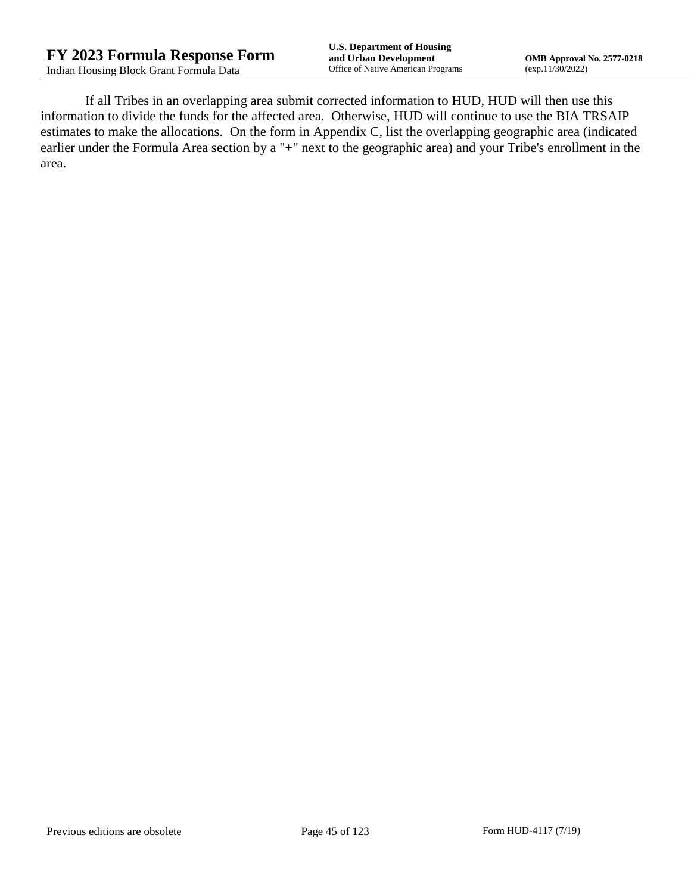If all Tribes in an overlapping area submit corrected information to HUD, HUD will then use this information to divide the funds for the affected area. Otherwise, HUD will continue to use the BIA TRSAIP estimates to make the allocations. On the form in Appendix C, list the overlapping geographic area (indicated earlier under the Formula Area section by a "+" next to the geographic area) and your Tribe's enrollment in the area.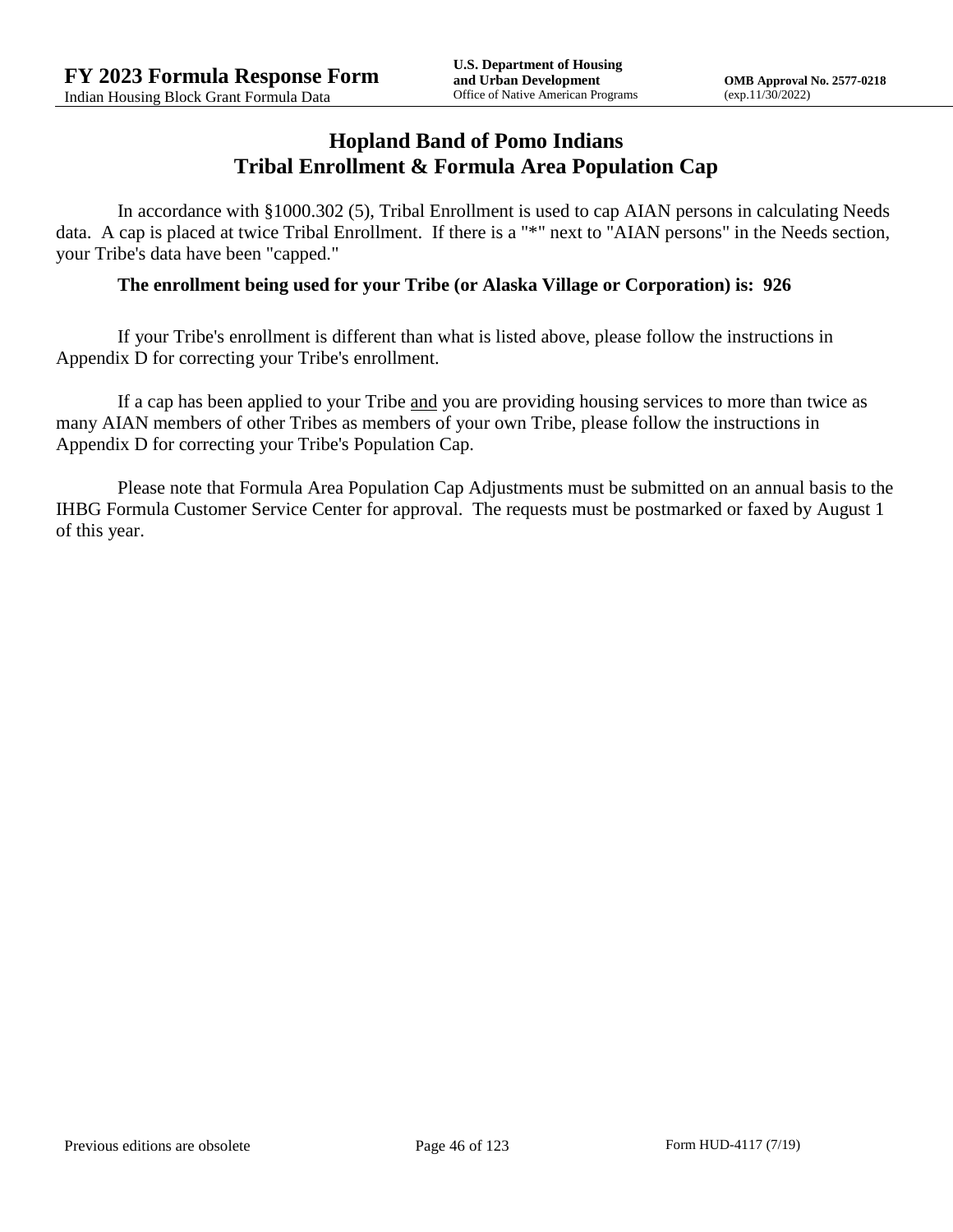# Hopland Band of Pomo Indians
# Tribal Enrollment & Formula Area Population Cap

In accordance with §1000.302 (5), Tribal Enrollment is used to cap AIAN persons in calculating Needs data. A cap is placed at twice Tribal Enrollment. If there is a "*" next to "AIAN persons" in the Needs section, your Tribe's data have been "capped."

**The enrollment being used for your Tribe (or Alaska Village or Corporation) is: 926**

If your Tribe's enrollment is different than what is listed above, please follow the instructions in Appendix D for correcting your Tribe's enrollment.

If a cap has been applied to your Tribe <u>and</u> you are providing housing services to more than twice as many AIAN members of other Tribes as members of your own Tribe, please follow the instructions in Appendix D for correcting your Tribe's Population Cap.

Please note that Formula Area Population Cap Adjustments must be submitted on an annual basis to the IHBG Formula Customer Service Center for approval. The requests must be postmarked or faxed by August 1 of this year.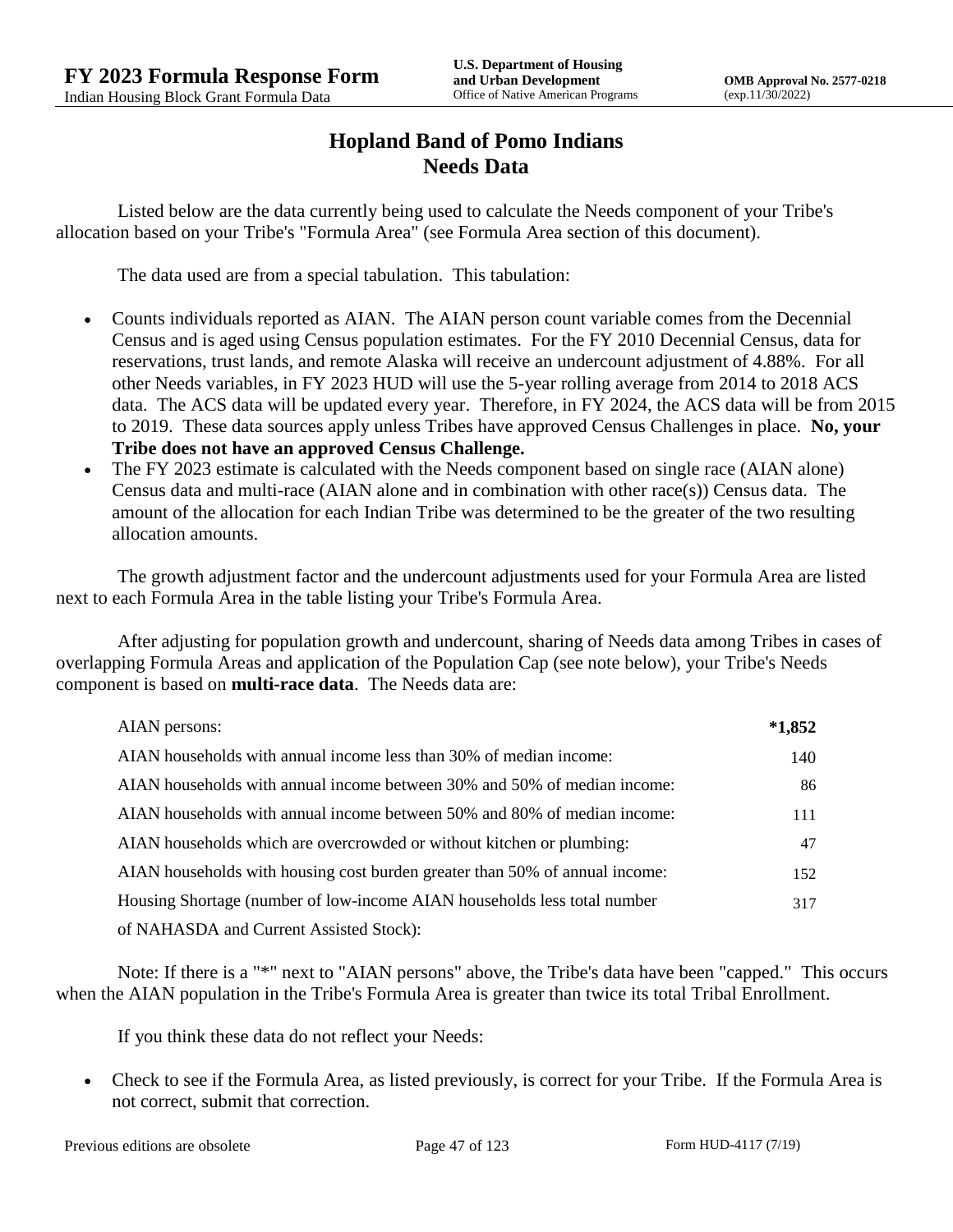# Hopland Band of Pomo Indians
## Needs Data

Listed below are the data currently being used to calculate the Needs component of your Tribe's allocation based on your Tribe's "Formula Area" (see Formula Area section of this document).

The data used are from a special tabulation. This tabulation:

- Counts individuals reported as AIAN. The AIAN person count variable comes from the Decennial Census and is aged using Census population estimates. For the FY 2010 Decennial Census, data for reservations, trust lands, and remote Alaska will receive an undercount adjustment of 4.88%. For all other Needs variables, in FY 2023 HUD will use the 5-year rolling average from 2014 to 2018 ACS data. The ACS data will be updated every year. Therefore, in FY 2024, the ACS data will be from 2015 to 2019. These data sources apply unless Tribes have approved Census Challenges in place. **No, your Tribe does not have an approved Census Challenge.**
- The FY 2023 estimate is calculated with the Needs component based on single race (AIAN alone) Census data and multi-race (AIAN alone and in combination with other race(s)) Census data. The amount of the allocation for each Indian Tribe was determined to be the greater of the two resulting allocation amounts.

The growth adjustment factor and the undercount adjustments used for your Formula Area are listed next to each Formula Area in the table listing your Tribe's Formula Area.

After adjusting for population growth and undercount, sharing of Needs data among Tribes in cases of overlapping Formula Areas and application of the Population Cap (see note below), your Tribe's Needs component is based on **multi-race data**. The Needs data are:

| | |
|---|---|
| AIAN persons: | **\*1,852** |
| AIAN households with annual income less than 30% of median income: | 140 |
| AIAN households with annual income between 30% and 50% of median income: | 86 |
| AIAN households with annual income between 50% and 80% of median income: | 111 |
| AIAN households which are overcrowded or without kitchen or plumbing: | 47 |
| AIAN households with housing cost burden greater than 50% of annual income: | 152 |
| Housing Shortage (number of low-income AIAN households less total number of NAHASDA and Current Assisted Stock): | 317 |

Note: If there is a "*" next to "AIAN persons" above, the Tribe's data have been "capped." This occurs when the AIAN population in the Tribe's Formula Area is greater than twice its total Tribal Enrollment.

If you think these data do not reflect your Needs:

- Check to see if the Formula Area, as listed previously, is correct for your Tribe. If the Formula Area is not correct, submit that correction.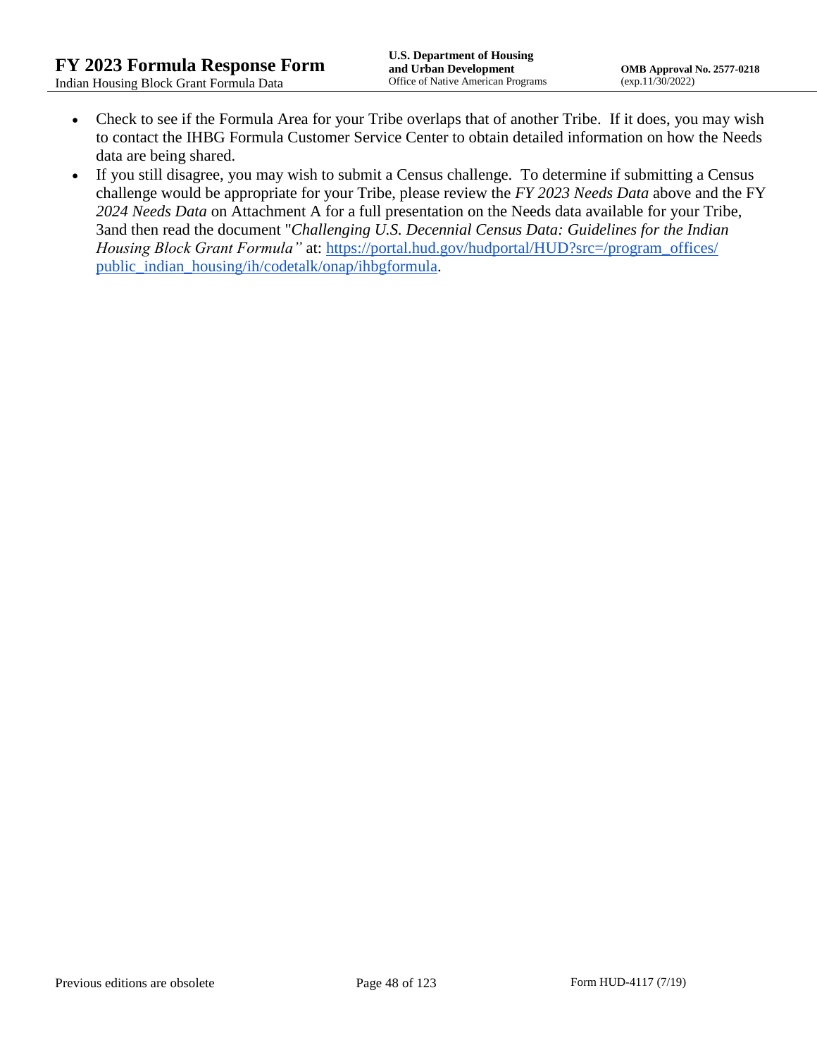- Check to see if the Formula Area for your Tribe overlaps that of another Tribe. If it does, you may wish to contact the IHBG Formula Customer Service Center to obtain detailed information on how the Needs data are being shared.
- If you still disagree, you may wish to submit a Census challenge. To determine if submitting a Census challenge would be appropriate for your Tribe, please review the *FY 2023 Needs Data* above and the FY *2024 Needs Data* on Attachment A for a full presentation on the Needs data available for your Tribe, 3and then read the document "*Challenging U.S. Decennial Census Data: Guidelines for the Indian Housing Block Grant Formula"* at: [https://portal.hud.gov/hudportal/HUD?src=/program_offices/public_indian_housing/ih/codetalk/onap/ihbgformula](https://portal.hud.gov/hudportal/HUD?src=/program_offices/public_indian_housing/ih/codetalk/onap/ihbgformula).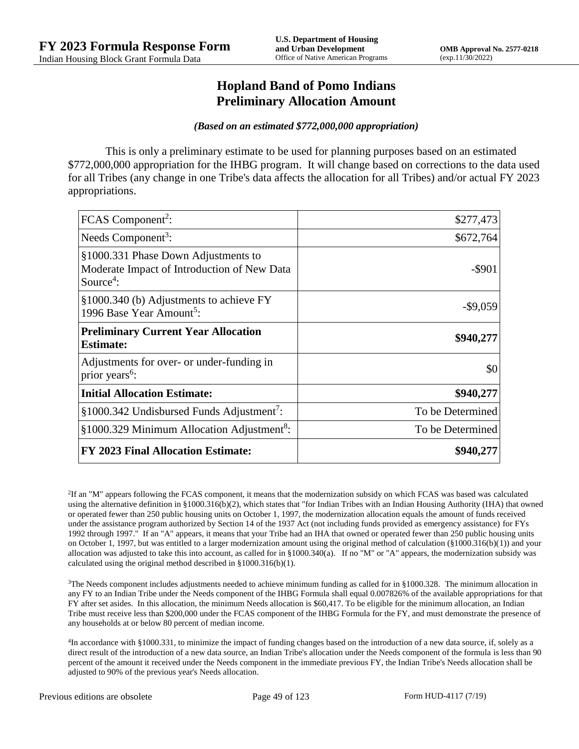# Hopland Band of Pomo Indians
# Preliminary Allocation Amount

***(Based on an estimated $772,000,000 appropriation)***

This is only a preliminary estimate to be used for planning purposes based on an estimated $772,000,000 appropriation for the IHBG program. It will change based on corrections to the data used for all Tribes (any change in one Tribe's data affects the allocation for all Tribes) and/or actual FY 2023 appropriations.

| | |
|---|---:|
| FCAS Component[2]: | $277,473 |
| Needs Component[3]: | $672,764 |
| §1000.331 Phase Down Adjustments to Moderate Impact of Introduction of New Data Source[4]: | -$901 |
| §1000.340 (b) Adjustments to achieve FY 1996 Base Year Amount[5]: | -$9,059 |
| **Preliminary Current Year Allocation Estimate:** | **$940,277** |
| Adjustments for over- or under-funding in prior years[6]: | $0 |
| **Initial Allocation Estimate:** | **$940,277** |
| §1000.342 Undisbursed Funds Adjustment[7]: | To be Determined |
| §1000.329 Minimum Allocation Adjustment[8]: | To be Determined |
| **FY 2023 Final Allocation Estimate:** | **$940,277** |

[2]If an "M" appears following the FCAS component, it means that the modernization subsidy on which FCAS was based was calculated using the alternative definition in §1000.316(b)(2), which states that "for Indian Tribes with an Indian Housing Authority (IHA) that owned or operated fewer than 250 public housing units on October 1, 1997, the modernization allocation equals the amount of funds received under the assistance program authorized by Section 14 of the 1937 Act (not including funds provided as emergency assistance) for FYs 1992 through 1997." If an "A" appears, it means that your Tribe had an IHA that owned or operated fewer than 250 public housing units on October 1, 1997, but was entitled to a larger modernization amount using the original method of calculation (§1000.316(b)(1)) and your allocation was adjusted to take this into account, as called for in §1000.340(a). If no "M" or "A" appears, the modernization subsidy was calculated using the original method described in §1000.316(b)(1).

[3]The Needs component includes adjustments needed to achieve minimum funding as called for in §1000.328. The minimum allocation in any FY to an Indian Tribe under the Needs component of the IHBG Formula shall equal 0.007826% of the available appropriations for that FY after set asides. In this allocation, the minimum Needs allocation is $60,417. To be eligible for the minimum allocation, an Indian Tribe must receive less than $200,000 under the FCAS component of the IHBG Formula for the FY, and must demonstrate the presence of any households at or below 80 percent of median income.

[4]In accordance with §1000.331, to minimize the impact of funding changes based on the introduction of a new data source, if, solely as a direct result of the introduction of a new data source, an Indian Tribe's allocation under the Needs component of the formula is less than 90 percent of the amount it received under the Needs component in the immediate previous FY, the Indian Tribe's Needs allocation shall be adjusted to 90% of the previous year's Needs allocation.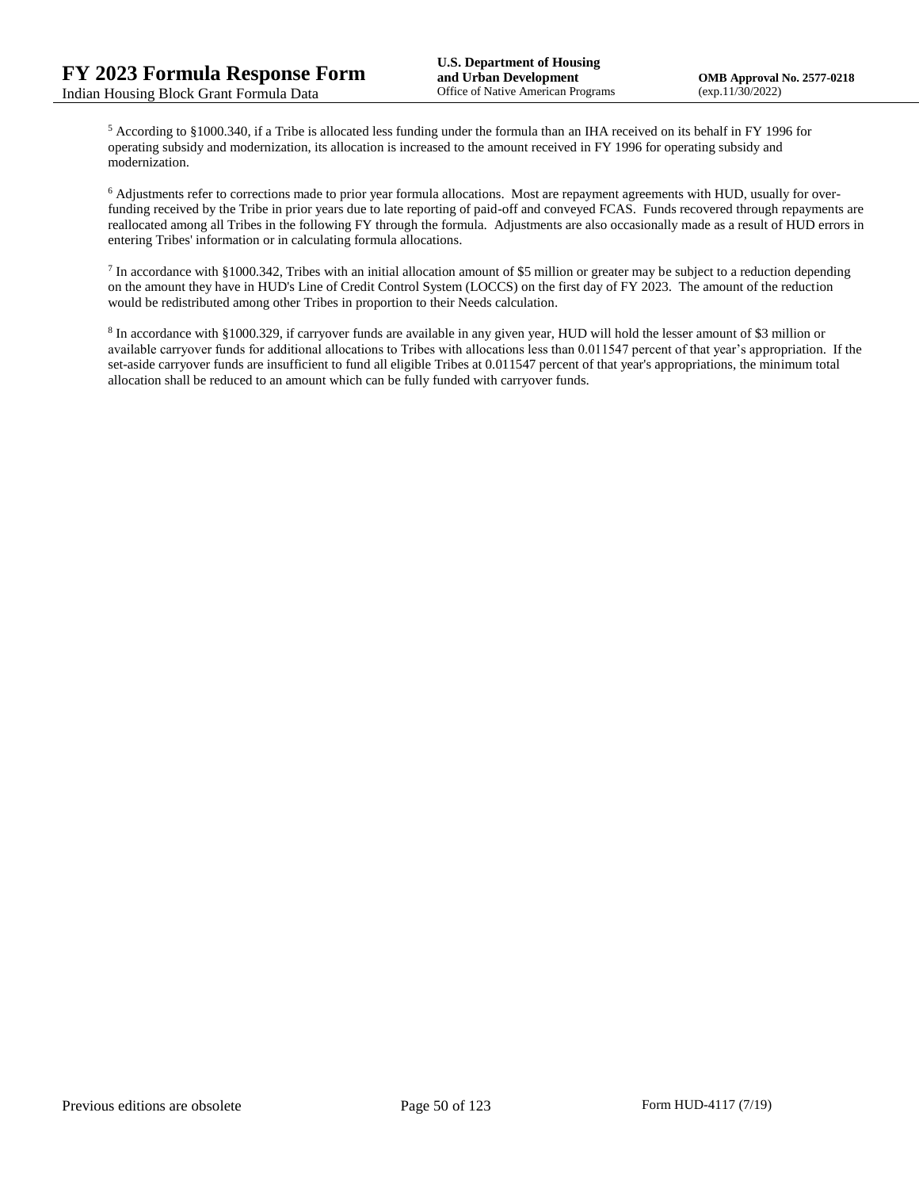[5] According to §1000.340, if a Tribe is allocated less funding under the formula than an IHA received on its behalf in FY 1996 for operating subsidy and modernization, its allocation is increased to the amount received in FY 1996 for operating subsidy and modernization.

[6] Adjustments refer to corrections made to prior year formula allocations. Most are repayment agreements with HUD, usually for over-funding received by the Tribe in prior years due to late reporting of paid-off and conveyed FCAS. Funds recovered through repayments are reallocated among all Tribes in the following FY through the formula. Adjustments are also occasionally made as a result of HUD errors in entering Tribes' information or in calculating formula allocations.

[7] In accordance with §1000.342, Tribes with an initial allocation amount of $5 million or greater may be subject to a reduction depending on the amount they have in HUD's Line of Credit Control System (LOCCS) on the first day of FY 2023. The amount of the reduction would be redistributed among other Tribes in proportion to their Needs calculation.

[8] In accordance with §1000.329, if carryover funds are available in any given year, HUD will hold the lesser amount of $3 million or available carryover funds for additional allocations to Tribes with allocations less than 0.011547 percent of that year's appropriation. If the set-aside carryover funds are insufficient to fund all eligible Tribes at 0.011547 percent of that year's appropriations, the minimum total allocation shall be reduced to an amount which can be fully funded with carryover funds.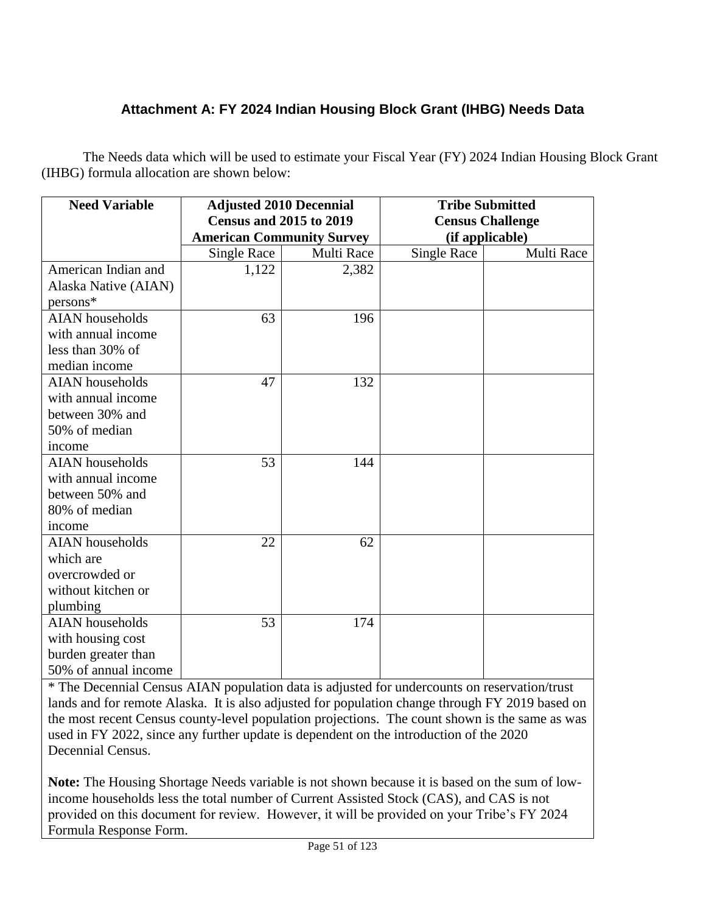### Attachment A: FY 2024 Indian Housing Block Grant (IHBG) Needs Data

The Needs data which will be used to estimate your Fiscal Year (FY) 2024 Indian Housing Block Grant (IHBG) formula allocation are shown below:

| Need Variable | Adjusted 2010 Decennial Census and 2015 to 2019 American Community Survey | | Tribe Submitted Census Challenge (if applicable) | |
|---|---|---|---|---|
| | Single Race | Multi Race | Single Race | Multi Race |
| American Indian and Alaska Native (AIAN) persons* | 1,122 | 2,382 | | |
| AIAN households with annual income less than 30% of median income | 63 | 196 | | |
| AIAN households with annual income between 30% and 50% of median income | 47 | 132 | | |
| AIAN households with annual income between 50% and 80% of median income | 53 | 144 | | |
| AIAN households which are overcrowded or without kitchen or plumbing | 22 | 62 | | |
| AIAN households with housing cost burden greater than 50% of annual income | 53 | 174 | | |

* The Decennial Census AIAN population data is adjusted for undercounts on reservation/trust lands and for remote Alaska. It is also adjusted for population change through FY 2019 based on the most recent Census county-level population projections. The count shown is the same as was used in FY 2022, since any further update is dependent on the introduction of the 2020 Decennial Census.

**Note:** The Housing Shortage Needs variable is not shown because it is based on the sum of low-income households less the total number of Current Assisted Stock (CAS), and CAS is not provided on this document for review. However, it will be provided on your Tribe's FY 2024 Formula Response Form.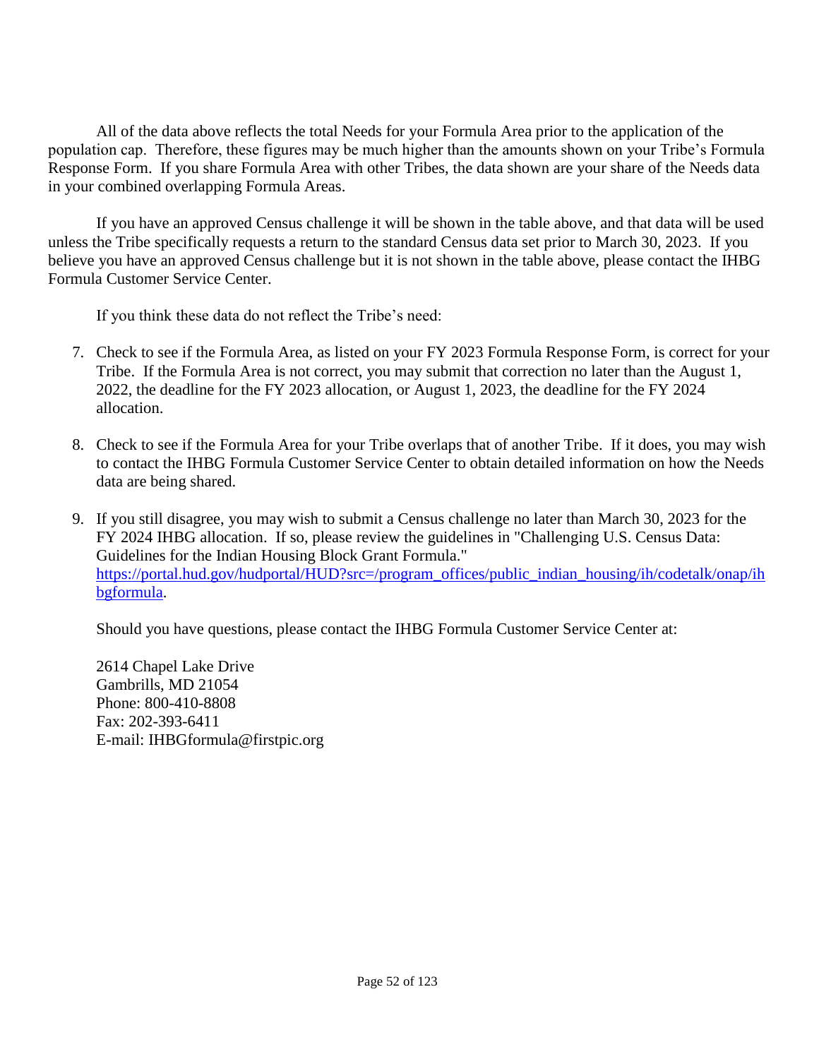All of the data above reflects the total Needs for your Formula Area prior to the application of the population cap. Therefore, these figures may be much higher than the amounts shown on your Tribe's Formula Response Form. If you share Formula Area with other Tribes, the data shown are your share of the Needs data in your combined overlapping Formula Areas.

If you have an approved Census challenge it will be shown in the table above, and that data will be used unless the Tribe specifically requests a return to the standard Census data set prior to March 30, 2023. If you believe you have an approved Census challenge but it is not shown in the table above, please contact the IHBG Formula Customer Service Center.

If you think these data do not reflect the Tribe's need:

7. Check to see if the Formula Area, as listed on your FY 2023 Formula Response Form, is correct for your Tribe. If the Formula Area is not correct, you may submit that correction no later than the August 1, 2022, the deadline for the FY 2023 allocation, or August 1, 2023, the deadline for the FY 2024 allocation.

8. Check to see if the Formula Area for your Tribe overlaps that of another Tribe. If it does, you may wish to contact the IHBG Formula Customer Service Center to obtain detailed information on how the Needs data are being shared.

9. If you still disagree, you may wish to submit a Census challenge no later than March 30, 2023 for the FY 2024 IHBG allocation. If so, please review the guidelines in "Challenging U.S. Census Data: Guidelines for the Indian Housing Block Grant Formula." [https://portal.hud.gov/hudportal/HUD?src=/program_offices/public_indian_housing/ih/codetalk/onap/ihbgformula](https://portal.hud.gov/hudportal/HUD?src=/program_offices/public_indian_housing/ih/codetalk/onap/ihbgformula).

Should you have questions, please contact the IHBG Formula Customer Service Center at:

2614 Chapel Lake Drive
Gambrills, MD 21054
Phone: 800-410-8808
Fax: 202-393-6411
E-mail: IHBGformula@firstpic.org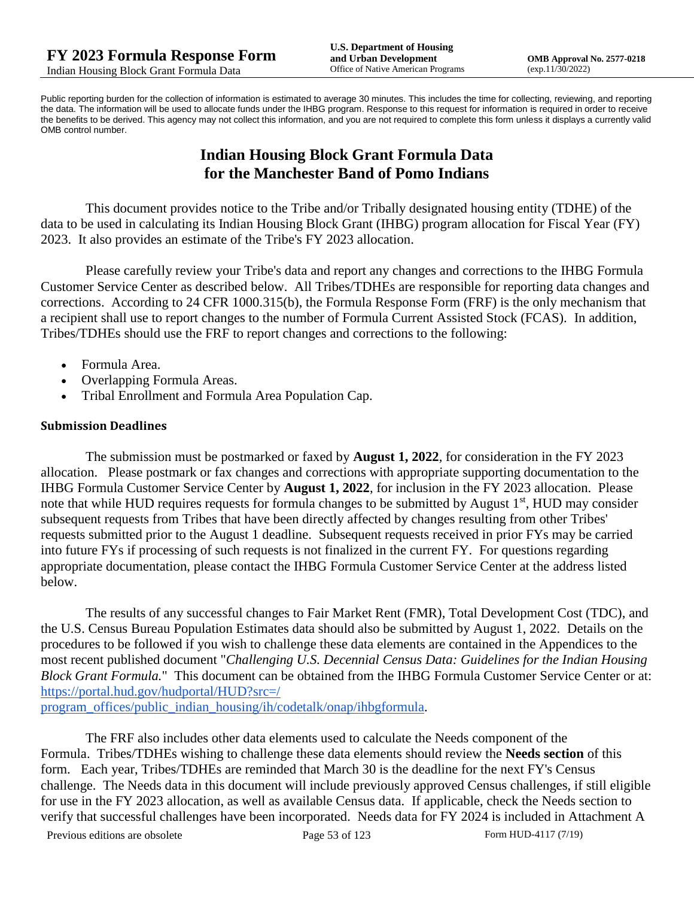Public reporting burden for the collection of information is estimated to average 30 minutes. This includes the time for collecting, reviewing, and reporting the data. The information will be used to allocate funds under the IHBG program. Response to this request for information is required in order to receive the benefits to be derived. This agency may not collect this information, and you are not required to complete this form unless it displays a currently valid OMB control number.

# Indian Housing Block Grant Formula Data for the Manchester Band of Pomo Indians

This document provides notice to the Tribe and/or Tribally designated housing entity (TDHE) of the data to be used in calculating its Indian Housing Block Grant (IHBG) program allocation for Fiscal Year (FY) 2023. It also provides an estimate of the Tribe's FY 2023 allocation.

Please carefully review your Tribe's data and report any changes and corrections to the IHBG Formula Customer Service Center as described below. All Tribes/TDHEs are responsible for reporting data changes and corrections. According to 24 CFR 1000.315(b), the Formula Response Form (FRF) is the only mechanism that a recipient shall use to report changes to the number of Formula Current Assisted Stock (FCAS). In addition, Tribes/TDHEs should use the FRF to report changes and corrections to the following:

- Formula Area.
- Overlapping Formula Areas.
- Tribal Enrollment and Formula Area Population Cap.

### Submission Deadlines

The submission must be postmarked or faxed by **August 1, 2022**, for consideration in the FY 2023 allocation. Please postmark or fax changes and corrections with appropriate supporting documentation to the IHBG Formula Customer Service Center by **August 1, 2022**, for inclusion in the FY 2023 allocation. Please note that while HUD requires requests for formula changes to be submitted by August 1st, HUD may consider subsequent requests from Tribes that have been directly affected by changes resulting from other Tribes' requests submitted prior to the August 1 deadline. Subsequent requests received in prior FYs may be carried into future FYs if processing of such requests is not finalized in the current FY. For questions regarding appropriate documentation, please contact the IHBG Formula Customer Service Center at the address listed below.

The results of any successful changes to Fair Market Rent (FMR), Total Development Cost (TDC), and the U.S. Census Bureau Population Estimates data should also be submitted by August 1, 2022. Details on the procedures to be followed if you wish to challenge these data elements are contained in the Appendices to the most recent published document "*Challenging U.S. Decennial Census Data: Guidelines for the Indian Housing Block Grant Formula.*" This document can be obtained from the IHBG Formula Customer Service Center or at: [https://portal.hud.gov/hudportal/HUD?src=/program_offices/public_indian_housing/ih/codetalk/onap/ihbgformula](https://portal.hud.gov/hudportal/HUD?src=/program_offices/public_indian_housing/ih/codetalk/onap/ihbgformula).

The FRF also includes other data elements used to calculate the Needs component of the Formula. Tribes/TDHEs wishing to challenge these data elements should review the **Needs section** of this form. Each year, Tribes/TDHEs are reminded that March 30 is the deadline for the next FY's Census challenge. The Needs data in this document will include previously approved Census challenges, if still eligible for use in the FY 2023 allocation, as well as available Census data. If applicable, check the Needs section to verify that successful challenges have been incorporated. Needs data for FY 2024 is included in Attachment A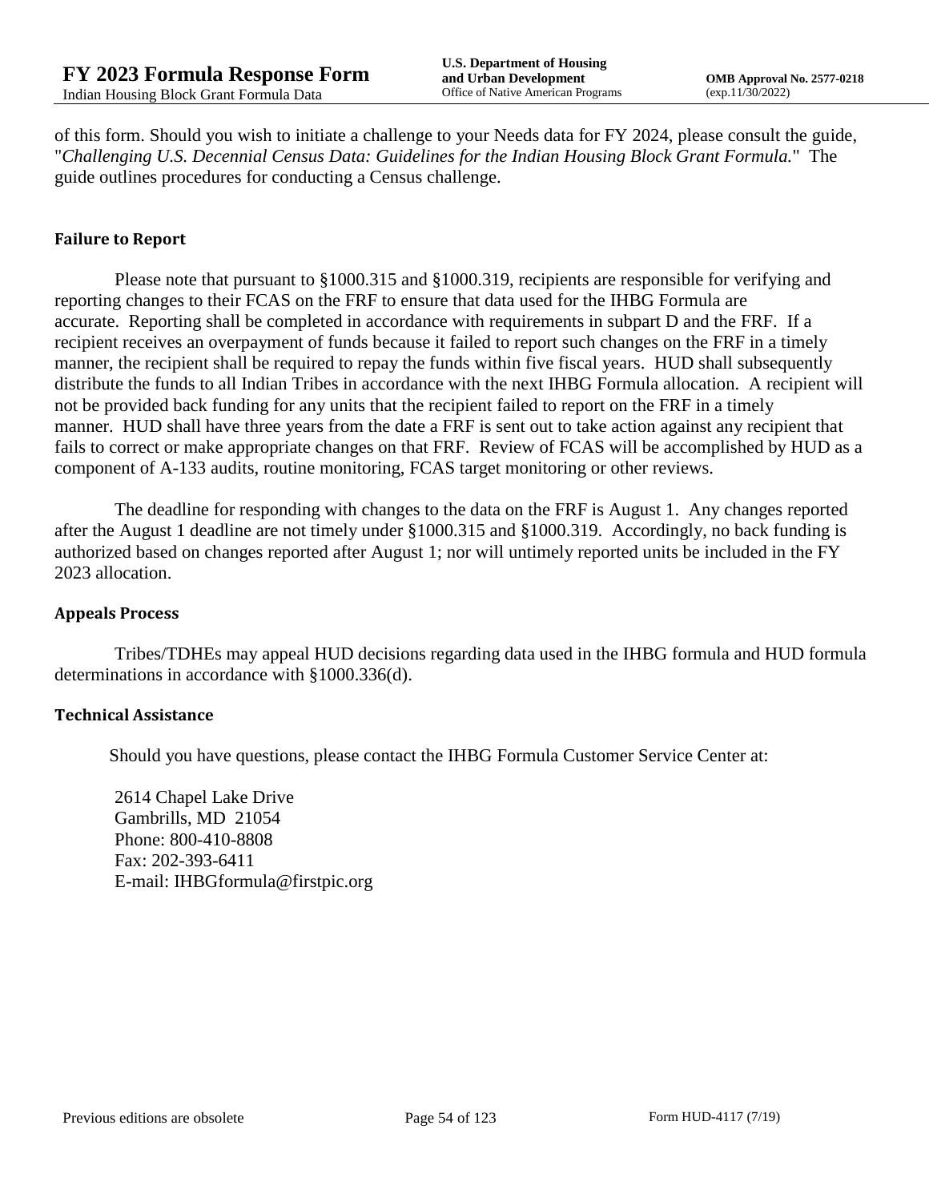of this form. Should you wish to initiate a challenge to your Needs data for FY 2024, please consult the guide, "*Challenging U.S. Decennial Census Data: Guidelines for the Indian Housing Block Grant Formula.*" The guide outlines procedures for conducting a Census challenge.

### Failure to Report

Please note that pursuant to §1000.315 and §1000.319, recipients are responsible for verifying and reporting changes to their FCAS on the FRF to ensure that data used for the IHBG Formula are accurate. Reporting shall be completed in accordance with requirements in subpart D and the FRF. If a recipient receives an overpayment of funds because it failed to report such changes on the FRF in a timely manner, the recipient shall be required to repay the funds within five fiscal years. HUD shall subsequently distribute the funds to all Indian Tribes in accordance with the next IHBG Formula allocation. A recipient will not be provided back funding for any units that the recipient failed to report on the FRF in a timely manner. HUD shall have three years from the date a FRF is sent out to take action against any recipient that fails to correct or make appropriate changes on that FRF. Review of FCAS will be accomplished by HUD as a component of A-133 audits, routine monitoring, FCAS target monitoring or other reviews.

The deadline for responding with changes to the data on the FRF is August 1. Any changes reported after the August 1 deadline are not timely under §1000.315 and §1000.319. Accordingly, no back funding is authorized based on changes reported after August 1; nor will untimely reported units be included in the FY 2023 allocation.

### Appeals Process

Tribes/TDHEs may appeal HUD decisions regarding data used in the IHBG formula and HUD formula determinations in accordance with §1000.336(d).

### Technical Assistance

Should you have questions, please contact the IHBG Formula Customer Service Center at:

2614 Chapel Lake Drive
Gambrills, MD 21054
Phone: 800-410-8808
Fax: 202-393-6411
E-mail: IHBGformula@firstpic.org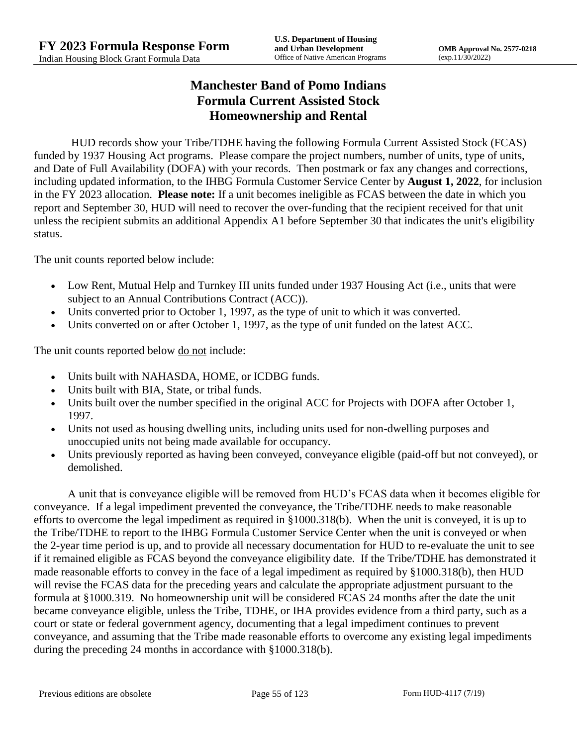# Manchester Band of Pomo Indians
## Formula Current Assisted Stock
## Homeownership and Rental

HUD records show your Tribe/TDHE having the following Formula Current Assisted Stock (FCAS) funded by 1937 Housing Act programs. Please compare the project numbers, number of units, type of units, and Date of Full Availability (DOFA) with your records. Then postmark or fax any changes and corrections, including updated information, to the IHBG Formula Customer Service Center by **August 1, 2022**, for inclusion in the FY 2023 allocation. **Please note:** If a unit becomes ineligible as FCAS between the date in which you report and September 30, HUD will need to recover the over-funding that the recipient received for that unit unless the recipient submits an additional Appendix A1 before September 30 that indicates the unit's eligibility status.

The unit counts reported below include:

- Low Rent, Mutual Help and Turnkey III units funded under 1937 Housing Act (i.e., units that were subject to an Annual Contributions Contract (ACC)).
- Units converted prior to October 1, 1997, as the type of unit to which it was converted.
- Units converted on or after October 1, 1997, as the type of unit funded on the latest ACC.

The unit counts reported below do not include:

- Units built with NAHASDA, HOME, or ICDBG funds.
- Units built with BIA, State, or tribal funds.
- Units built over the number specified in the original ACC for Projects with DOFA after October 1, 1997.
- Units not used as housing dwelling units, including units used for non-dwelling purposes and unoccupied units not being made available for occupancy.
- Units previously reported as having been conveyed, conveyance eligible (paid-off but not conveyed), or demolished.

A unit that is conveyance eligible will be removed from HUD's FCAS data when it becomes eligible for conveyance. If a legal impediment prevented the conveyance, the Tribe/TDHE needs to make reasonable efforts to overcome the legal impediment as required in §1000.318(b). When the unit is conveyed, it is up to the Tribe/TDHE to report to the IHBG Formula Customer Service Center when the unit is conveyed or when the 2-year time period is up, and to provide all necessary documentation for HUD to re-evaluate the unit to see if it remained eligible as FCAS beyond the conveyance eligibility date. If the Tribe/TDHE has demonstrated it made reasonable efforts to convey in the face of a legal impediment as required by §1000.318(b), then HUD will revise the FCAS data for the preceding years and calculate the appropriate adjustment pursuant to the formula at §1000.319. No homeownership unit will be considered FCAS 24 months after the date the unit became conveyance eligible, unless the Tribe, TDHE, or IHA provides evidence from a third party, such as a court or state or federal government agency, documenting that a legal impediment continues to prevent conveyance, and assuming that the Tribe made reasonable efforts to overcome any existing legal impediments during the preceding 24 months in accordance with §1000.318(b).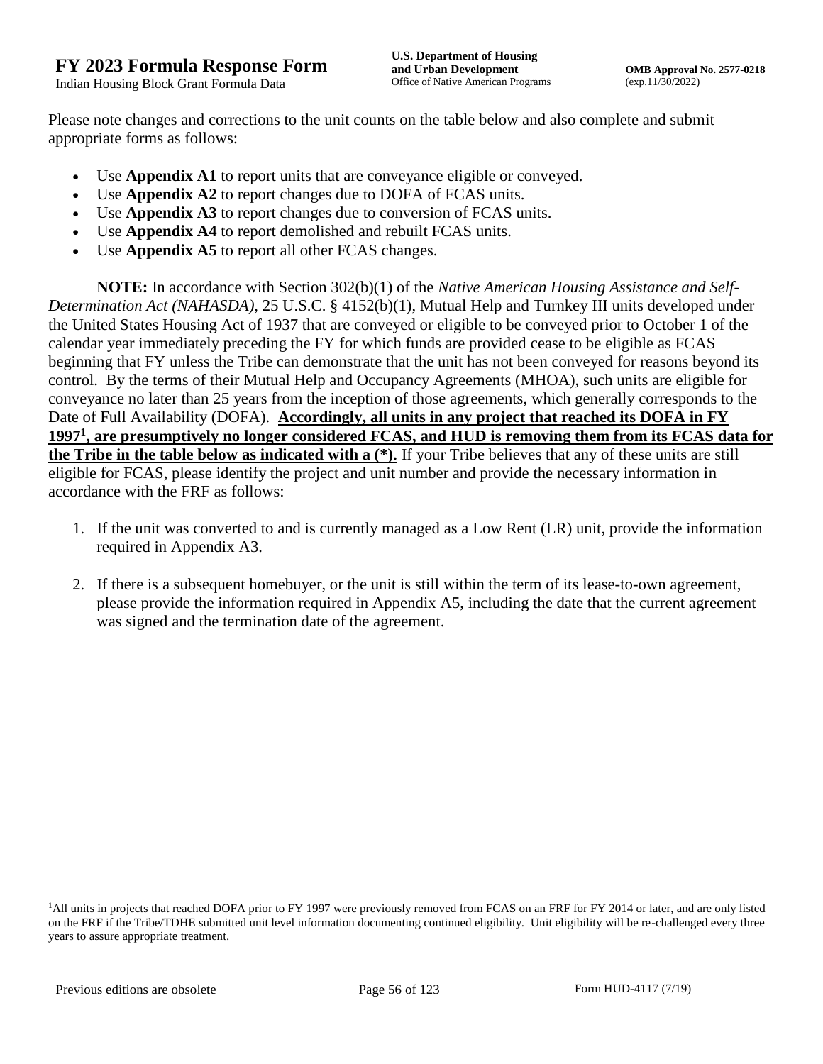Please note changes and corrections to the unit counts on the table below and also complete and submit appropriate forms as follows:

- Use **Appendix A1** to report units that are conveyance eligible or conveyed.
- Use **Appendix A2** to report changes due to DOFA of FCAS units.
- Use **Appendix A3** to report changes due to conversion of FCAS units.
- Use **Appendix A4** to report demolished and rebuilt FCAS units.
- Use **Appendix A5** to report all other FCAS changes.

**NOTE:** In accordance with Section 302(b)(1) of the *Native American Housing Assistance and Self-Determination Act (NAHASDA)*, 25 U.S.C. § 4152(b)(1), Mutual Help and Turnkey III units developed under the United States Housing Act of 1937 that are conveyed or eligible to be conveyed prior to October 1 of the calendar year immediately preceding the FY for which funds are provided cease to be eligible as FCAS beginning that FY unless the Tribe can demonstrate that the unit has not been conveyed for reasons beyond its control. By the terms of their Mutual Help and Occupancy Agreements (MHOA), such units are eligible for conveyance no later than 25 years from the inception of those agreements, which generally corresponds to the Date of Full Availability (DOFA). **Accordingly, all units in any project that reached its DOFA in FY 1997[1], are presumptively no longer considered FCAS, and HUD is removing them from its FCAS data for the Tribe in the table below as indicated with a (*).** If your Tribe believes that any of these units are still eligible for FCAS, please identify the project and unit number and provide the necessary information in accordance with the FRF as follows:

1. If the unit was converted to and is currently managed as a Low Rent (LR) unit, provide the information required in Appendix A3.
2. If there is a subsequent homebuyer, or the unit is still within the term of its lease-to-own agreement, please provide the information required in Appendix A5, including the date that the current agreement was signed and the termination date of the agreement.

[1]All units in projects that reached DOFA prior to FY 1997 were previously removed from FCAS on an FRF for FY 2014 or later, and are only listed on the FRF if the Tribe/TDHE submitted unit level information documenting continued eligibility. Unit eligibility will be re-challenged every three years to assure appropriate treatment.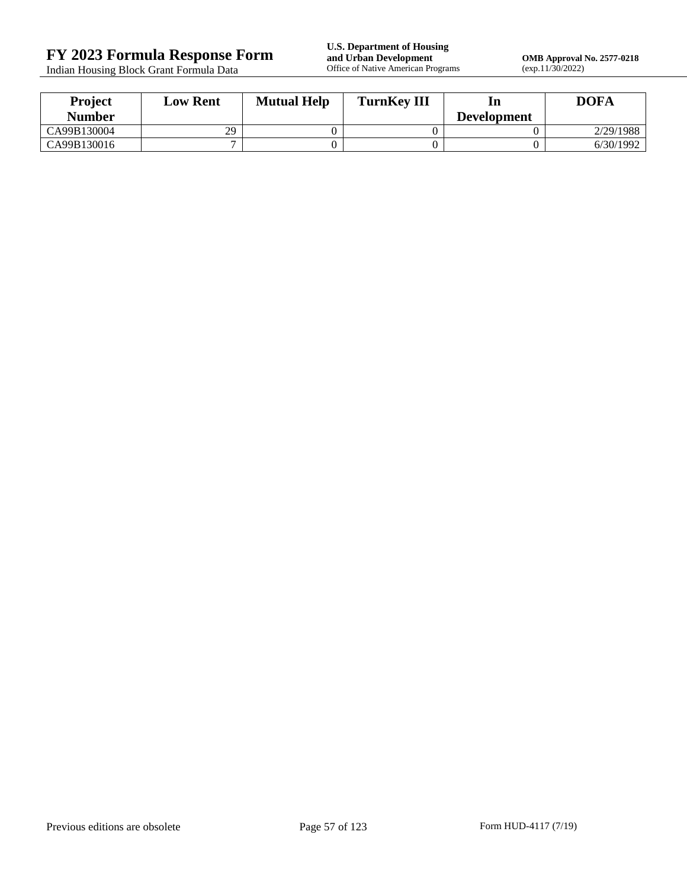| Project Number | Low Rent | Mutual Help | TurnKey III | In Development | DOFA |
|---|---|---|---|---|---|
| CA99B130004 | 29 | 0 | 0 | 0 | 2/29/1988 |
| CA99B130016 | 7 | 0 | 0 | 0 | 6/30/1992 |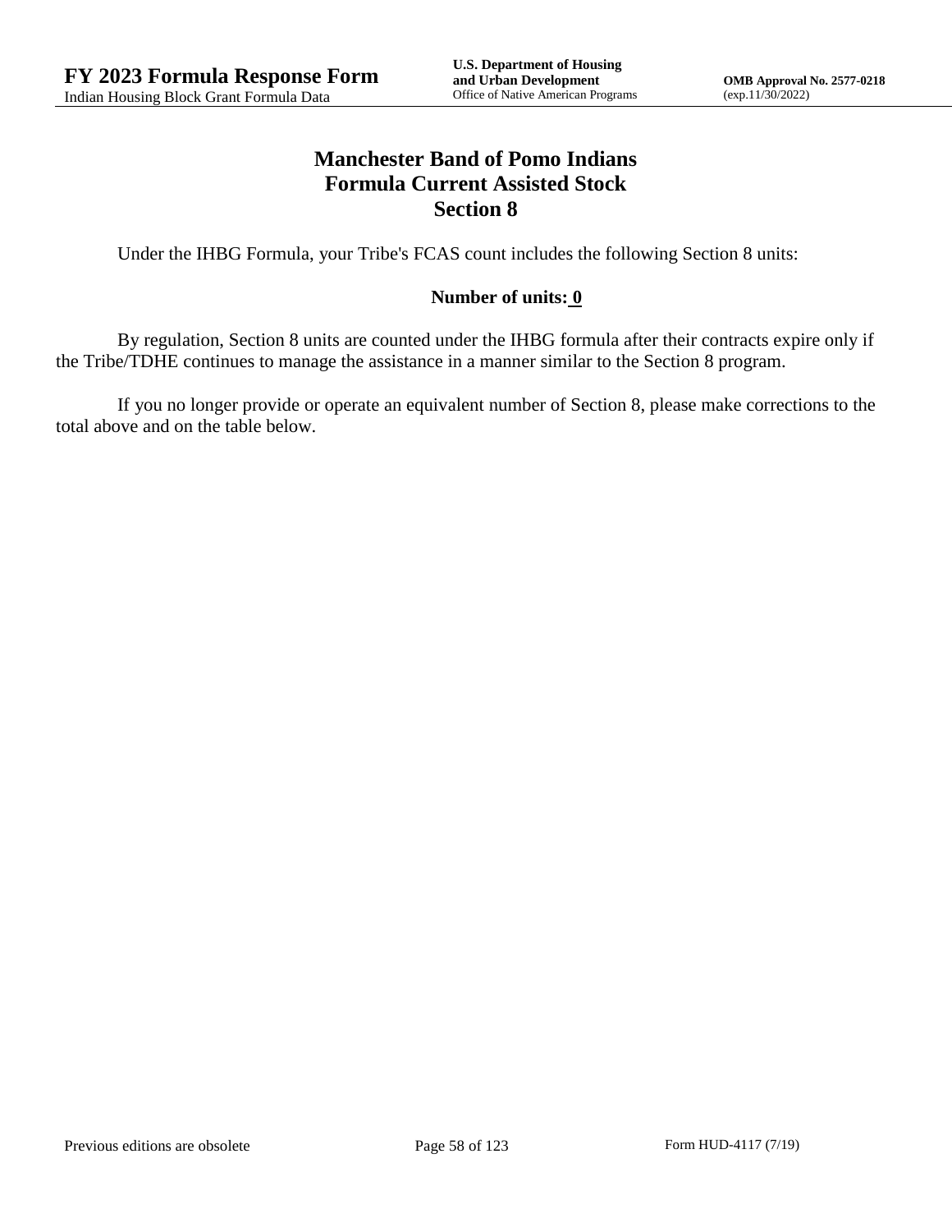# Manchester Band of Pomo Indians
## Formula Current Assisted Stock
## Section 8

Under the IHBG Formula, your Tribe's FCAS count includes the following Section 8 units:

**Number of units: 0**

By regulation, Section 8 units are counted under the IHBG formula after their contracts expire only if the Tribe/TDHE continues to manage the assistance in a manner similar to the Section 8 program.

If you no longer provide or operate an equivalent number of Section 8, please make corrections to the total above and on the table below.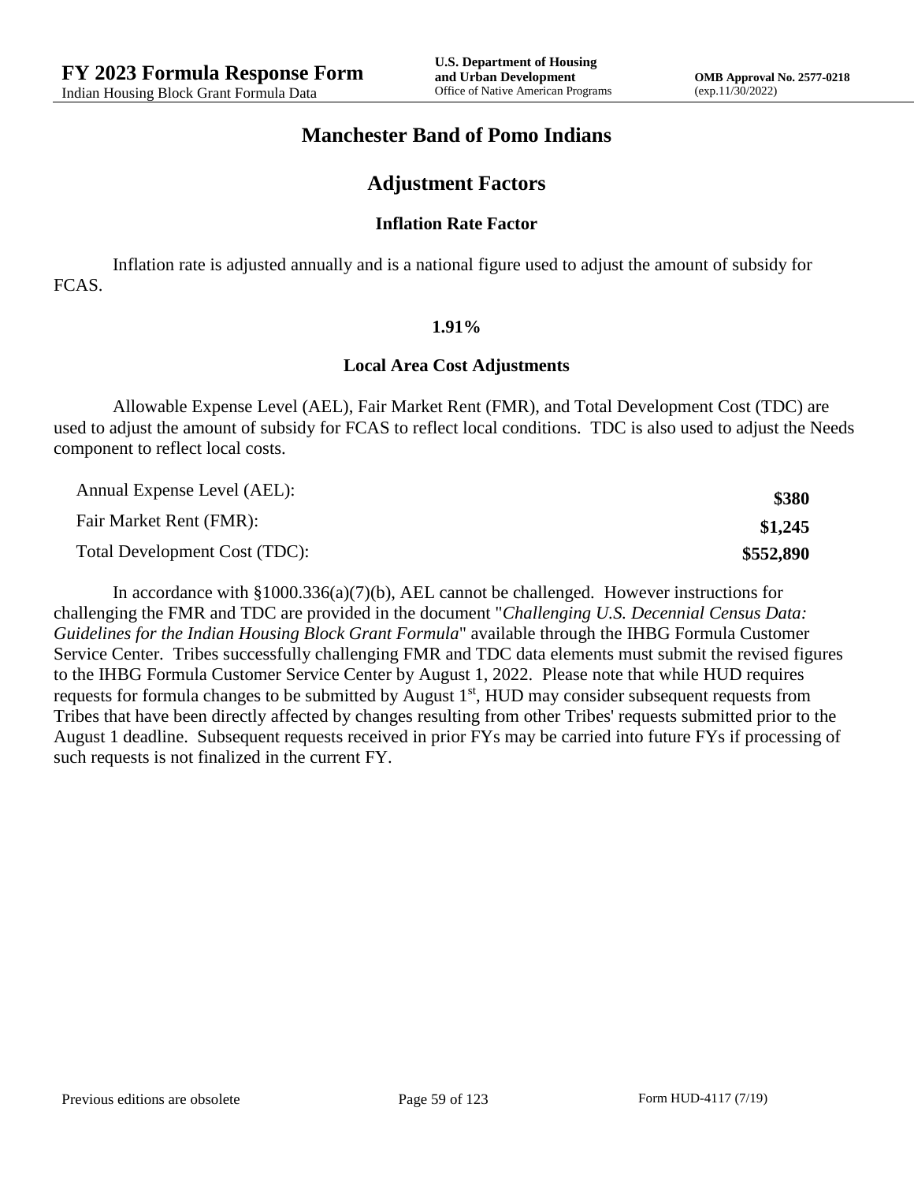# Manchester Band of Pomo Indians

## Adjustment Factors

### Inflation Rate Factor

Inflation rate is adjusted annually and is a national figure used to adjust the amount of subsidy for FCAS.

**1.91%**

### Local Area Cost Adjustments

Allowable Expense Level (AEL), Fair Market Rent (FMR), and Total Development Cost (TDC) are used to adjust the amount of subsidy for FCAS to reflect local conditions. TDC is also used to adjust the Needs component to reflect local costs.

| | |
|---|---|
| Annual Expense Level (AEL): | **$380** |
| Fair Market Rent (FMR): | **$1,245** |
| Total Development Cost (TDC): | **$552,890** |

In accordance with §1000.336(a)(7)(b), AEL cannot be challenged. However instructions for challenging the FMR and TDC are provided in the document "*Challenging U.S. Decennial Census Data: Guidelines for the Indian Housing Block Grant Formula*" available through the IHBG Formula Customer Service Center. Tribes successfully challenging FMR and TDC data elements must submit the revised figures to the IHBG Formula Customer Service Center by August 1, 2022. Please note that while HUD requires requests for formula changes to be submitted by August 1st, HUD may consider subsequent requests from Tribes that have been directly affected by changes resulting from other Tribes' requests submitted prior to the August 1 deadline. Subsequent requests received in prior FYs may be carried into future FYs if processing of such requests is not finalized in the current FY.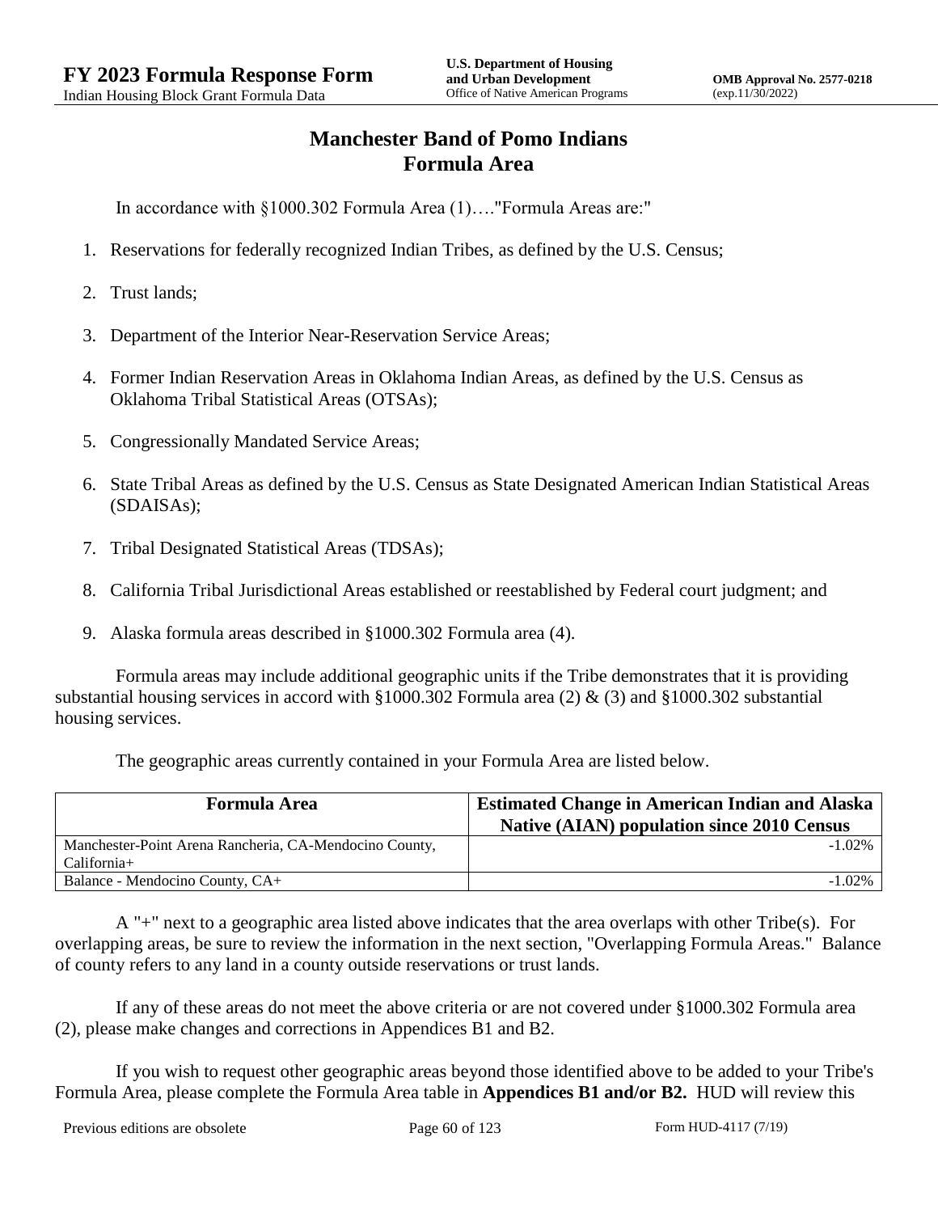# Manchester Band of Pomo Indians
# Formula Area

In accordance with §1000.302 Formula Area (1)…."Formula Areas are:"

1. Reservations for federally recognized Indian Tribes, as defined by the U.S. Census;
2. Trust lands;
3. Department of the Interior Near-Reservation Service Areas;
4. Former Indian Reservation Areas in Oklahoma Indian Areas, as defined by the U.S. Census as Oklahoma Tribal Statistical Areas (OTSAs);
5. Congressionally Mandated Service Areas;
6. State Tribal Areas as defined by the U.S. Census as State Designated American Indian Statistical Areas (SDAISAs);
7. Tribal Designated Statistical Areas (TDSAs);
8. California Tribal Jurisdictional Areas established or reestablished by Federal court judgment; and
9. Alaska formula areas described in §1000.302 Formula area (4).

Formula areas may include additional geographic units if the Tribe demonstrates that it is providing substantial housing services in accord with §1000.302 Formula area (2) & (3) and §1000.302 substantial housing services.

The geographic areas currently contained in your Formula Area are listed below.

| Formula Area | Estimated Change in American Indian and Alaska Native (AIAN) population since 2010 Census |
|---|---|
| Manchester-Point Arena Rancheria, CA-Mendocino County, California+ | -1.02% |
| Balance - Mendocino County, CA+ | -1.02% |

A "+" next to a geographic area listed above indicates that the area overlaps with other Tribe(s). For overlapping areas, be sure to review the information in the next section, "Overlapping Formula Areas." Balance of county refers to any land in a county outside reservations or trust lands.

If any of these areas do not meet the above criteria or are not covered under §1000.302 Formula area (2), please make changes and corrections in Appendices B1 and B2.

If you wish to request other geographic areas beyond those identified above to be added to your Tribe's Formula Area, please complete the Formula Area table in **Appendices B1 and/or B2.** HUD will review this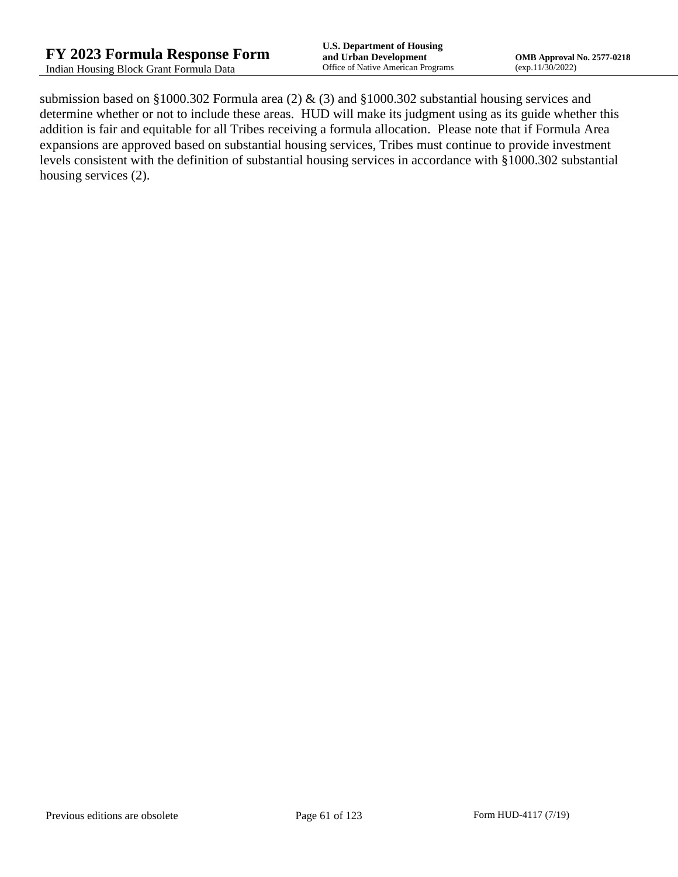submission based on §1000.302 Formula area (2) & (3) and §1000.302 substantial housing services and determine whether or not to include these areas. HUD will make its judgment using as its guide whether this addition is fair and equitable for all Tribes receiving a formula allocation. Please note that if Formula Area expansions are approved based on substantial housing services, Tribes must continue to provide investment levels consistent with the definition of substantial housing services in accordance with §1000.302 substantial housing services (2).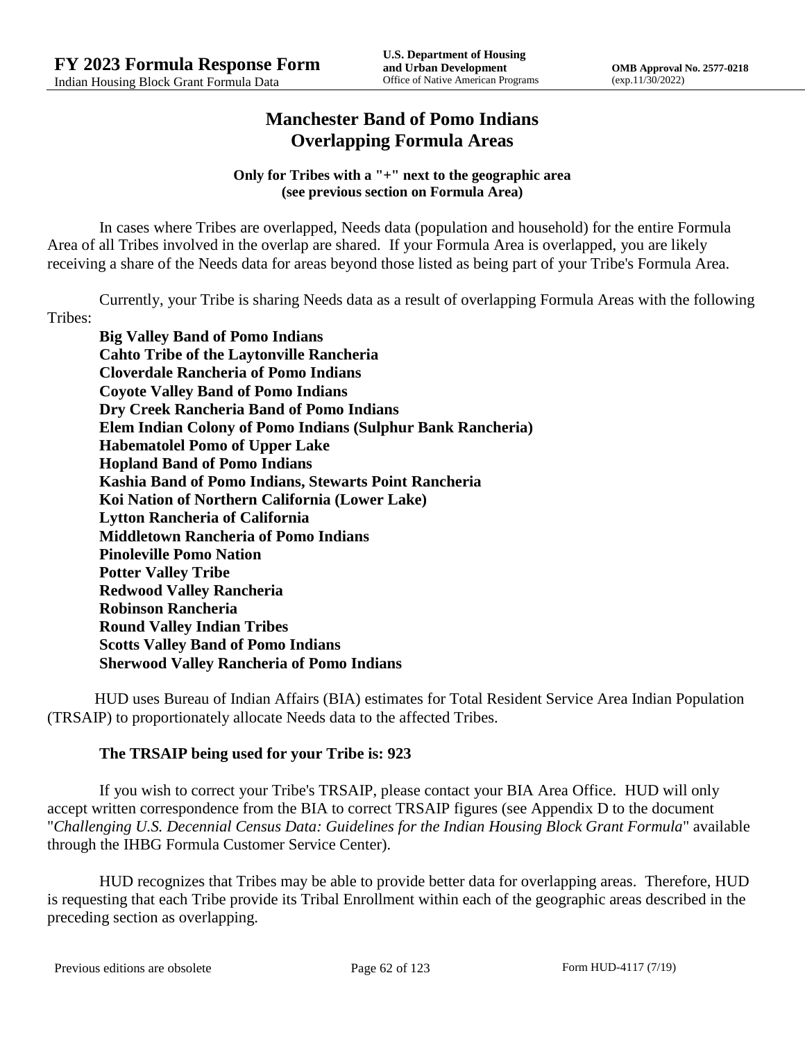# Manchester Band of Pomo Indians
# Overlapping Formula Areas

**Only for Tribes with a "+" next to the geographic area (see previous section on Formula Area)**

In cases where Tribes are overlapped, Needs data (population and household) for the entire Formula Area of all Tribes involved in the overlap are shared. If your Formula Area is overlapped, you are likely receiving a share of the Needs data for areas beyond those listed as being part of your Tribe's Formula Area.

Currently, your Tribe is sharing Needs data as a result of overlapping Formula Areas with the following Tribes:

**Big Valley Band of Pomo Indians**
**Cahto Tribe of the Laytonville Rancheria**
**Cloverdale Rancheria of Pomo Indians**
**Coyote Valley Band of Pomo Indians**
**Dry Creek Rancheria Band of Pomo Indians**
**Elem Indian Colony of Pomo Indians (Sulphur Bank Rancheria)**
**Habematolel Pomo of Upper Lake**
**Hopland Band of Pomo Indians**
**Kashia Band of Pomo Indians, Stewarts Point Rancheria**
**Koi Nation of Northern California (Lower Lake)**
**Lytton Rancheria of California**
**Middletown Rancheria of Pomo Indians**
**Pinoleville Pomo Nation**
**Potter Valley Tribe**
**Redwood Valley Rancheria**
**Robinson Rancheria**
**Round Valley Indian Tribes**
**Scotts Valley Band of Pomo Indians**
**Sherwood Valley Rancheria of Pomo Indians**

HUD uses Bureau of Indian Affairs (BIA) estimates for Total Resident Service Area Indian Population (TRSAIP) to proportionately allocate Needs data to the affected Tribes.

**The TRSAIP being used for your Tribe is: 923**

If you wish to correct your Tribe's TRSAIP, please contact your BIA Area Office. HUD will only accept written correspondence from the BIA to correct TRSAIP figures (see Appendix D to the document "*Challenging U.S. Decennial Census Data: Guidelines for the Indian Housing Block Grant Formula*" available through the IHBG Formula Customer Service Center).

HUD recognizes that Tribes may be able to provide better data for overlapping areas. Therefore, HUD is requesting that each Tribe provide its Tribal Enrollment within each of the geographic areas described in the preceding section as overlapping.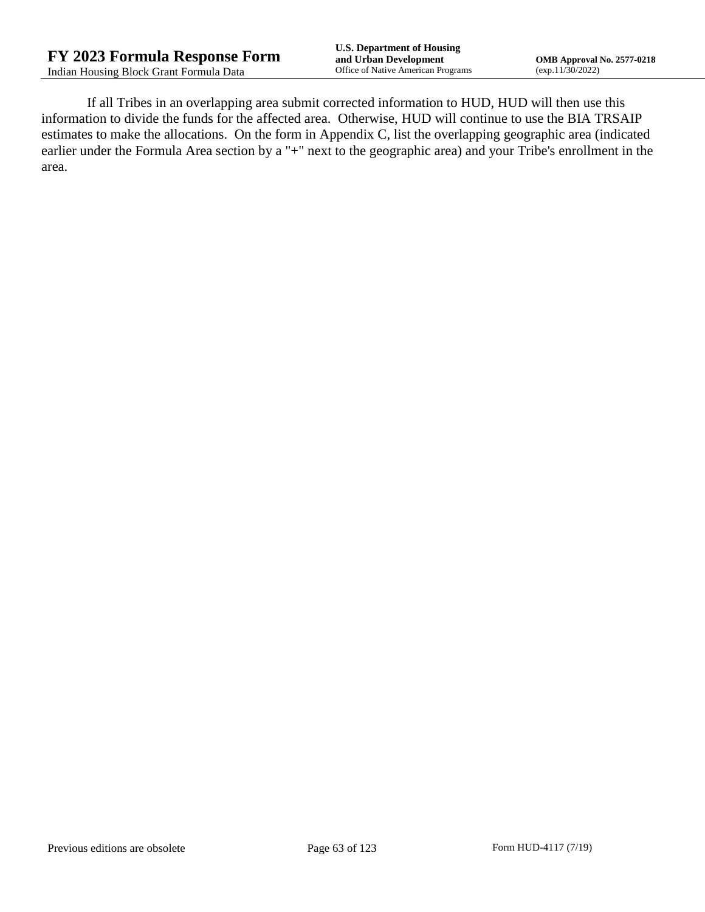If all Tribes in an overlapping area submit corrected information to HUD, HUD will then use this information to divide the funds for the affected area.  Otherwise, HUD will continue to use the BIA TRSAIP estimates to make the allocations.  On the form in Appendix C, list the overlapping geographic area (indicated earlier under the Formula Area section by a "+" next to the geographic area) and your Tribe's enrollment in the area.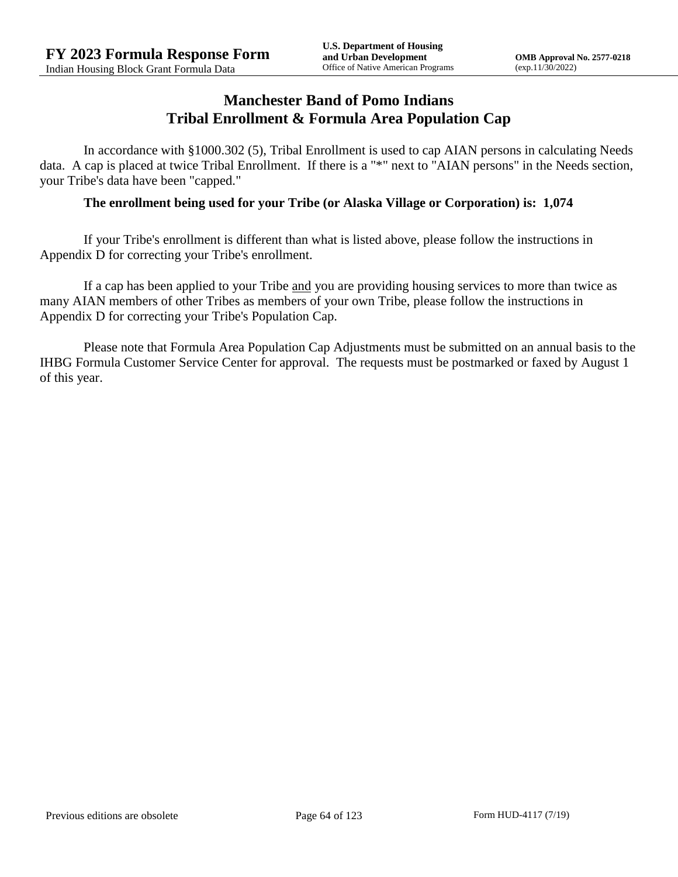# Manchester Band of Pomo Indians
# Tribal Enrollment & Formula Area Population Cap

In accordance with §1000.302 (5), Tribal Enrollment is used to cap AIAN persons in calculating Needs data. A cap is placed at twice Tribal Enrollment. If there is a "*" next to "AIAN persons" in the Needs section, your Tribe's data have been "capped."

**The enrollment being used for your Tribe (or Alaska Village or Corporation) is: 1,074**

If your Tribe's enrollment is different than what is listed above, please follow the instructions in Appendix D for correcting your Tribe's enrollment.

If a cap has been applied to your Tribe and you are providing housing services to more than twice as many AIAN members of other Tribes as members of your own Tribe, please follow the instructions in Appendix D for correcting your Tribe's Population Cap.

Please note that Formula Area Population Cap Adjustments must be submitted on an annual basis to the IHBG Formula Customer Service Center for approval. The requests must be postmarked or faxed by August 1 of this year.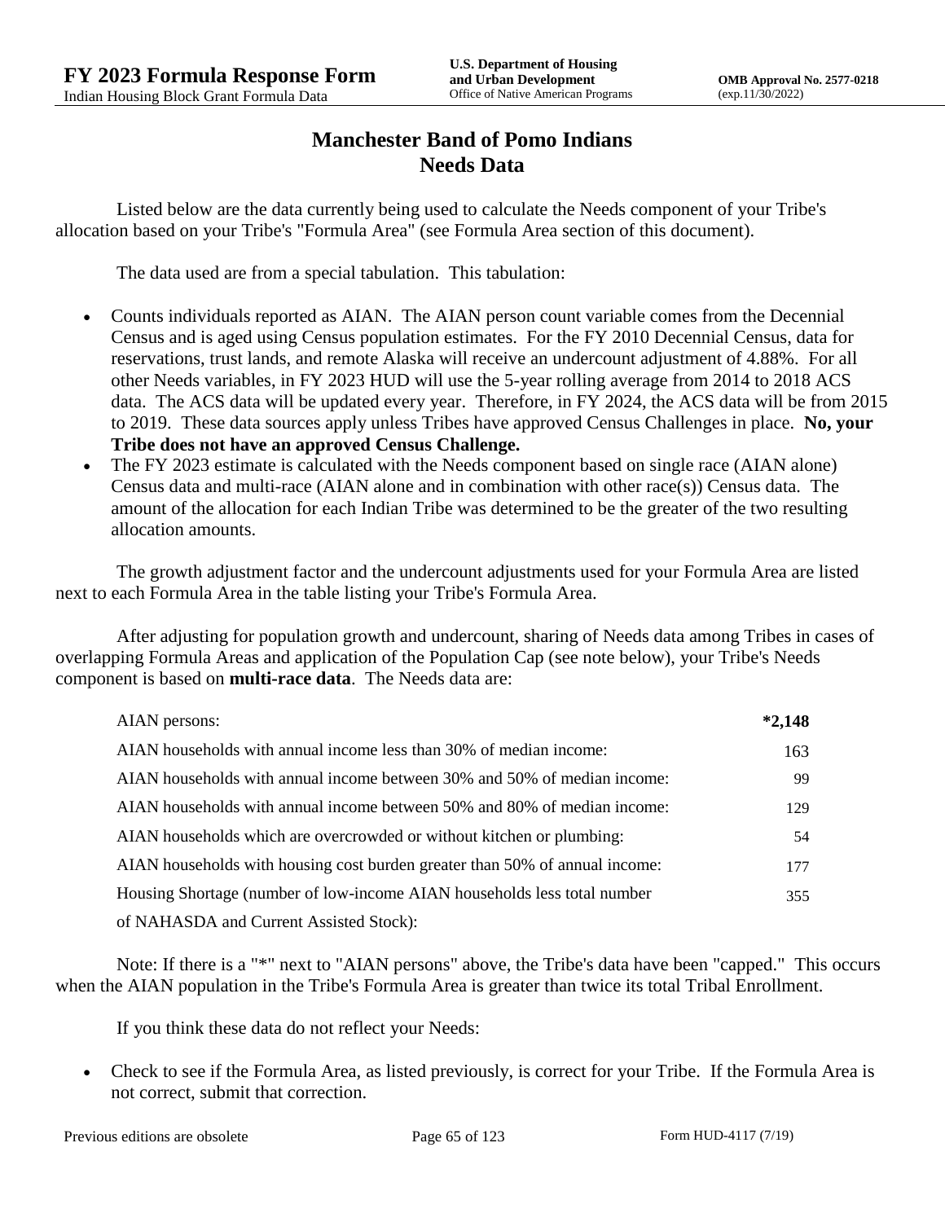# Manchester Band of Pomo Indians
## Needs Data

Listed below are the data currently being used to calculate the Needs component of your Tribe's allocation based on your Tribe's "Formula Area" (see Formula Area section of this document).

The data used are from a special tabulation. This tabulation:

- Counts individuals reported as AIAN. The AIAN person count variable comes from the Decennial Census and is aged using Census population estimates. For the FY 2010 Decennial Census, data for reservations, trust lands, and remote Alaska will receive an undercount adjustment of 4.88%. For all other Needs variables, in FY 2023 HUD will use the 5-year rolling average from 2014 to 2018 ACS data. The ACS data will be updated every year. Therefore, in FY 2024, the ACS data will be from 2015 to 2019. These data sources apply unless Tribes have approved Census Challenges in place. **No, your Tribe does not have an approved Census Challenge.**
- The FY 2023 estimate is calculated with the Needs component based on single race (AIAN alone) Census data and multi-race (AIAN alone and in combination with other race(s)) Census data. The amount of the allocation for each Indian Tribe was determined to be the greater of the two resulting allocation amounts.

The growth adjustment factor and the undercount adjustments used for your Formula Area are listed next to each Formula Area in the table listing your Tribe's Formula Area.

After adjusting for population growth and undercount, sharing of Needs data among Tribes in cases of overlapping Formula Areas and application of the Population Cap (see note below), your Tribe's Needs component is based on **multi-race data**. The Needs data are:

| | |
|---|---|
| AIAN persons: | **\*2,148** |
| AIAN households with annual income less than 30% of median income: | 163 |
| AIAN households with annual income between 30% and 50% of median income: | 99 |
| AIAN households with annual income between 50% and 80% of median income: | 129 |
| AIAN households which are overcrowded or without kitchen or plumbing: | 54 |
| AIAN households with housing cost burden greater than 50% of annual income: | 177 |
| Housing Shortage (number of low-income AIAN households less total number of NAHASDA and Current Assisted Stock): | 355 |

Note: If there is a "*" next to "AIAN persons" above, the Tribe's data have been "capped." This occurs when the AIAN population in the Tribe's Formula Area is greater than twice its total Tribal Enrollment.

If you think these data do not reflect your Needs:

- Check to see if the Formula Area, as listed previously, is correct for your Tribe. If the Formula Area is not correct, submit that correction.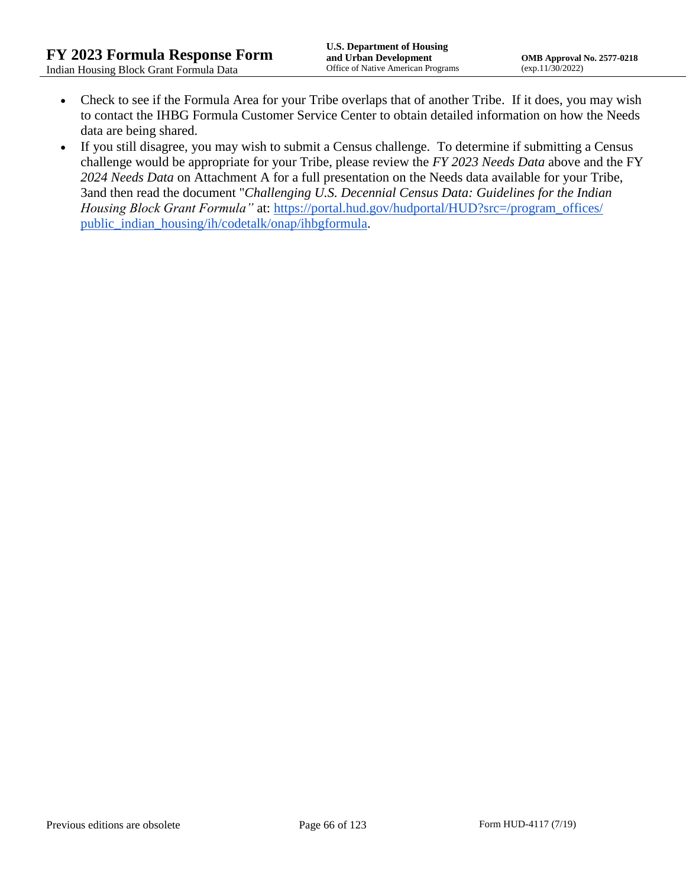- Check to see if the Formula Area for your Tribe overlaps that of another Tribe. If it does, you may wish to contact the IHBG Formula Customer Service Center to obtain detailed information on how the Needs data are being shared.
- If you still disagree, you may wish to submit a Census challenge. To determine if submitting a Census challenge would be appropriate for your Tribe, please review the *FY 2023 Needs Data* above and the FY *2024 Needs Data* on Attachment A for a full presentation on the Needs data available for your Tribe, 3and then read the document "*Challenging U.S. Decennial Census Data: Guidelines for the Indian Housing Block Grant Formula"* at: [https://portal.hud.gov/hudportal/HUD?src=/program_offices/public_indian_housing/ih/codetalk/onap/ihbgformula](https://portal.hud.gov/hudportal/HUD?src=/program_offices/public_indian_housing/ih/codetalk/onap/ihbgformula).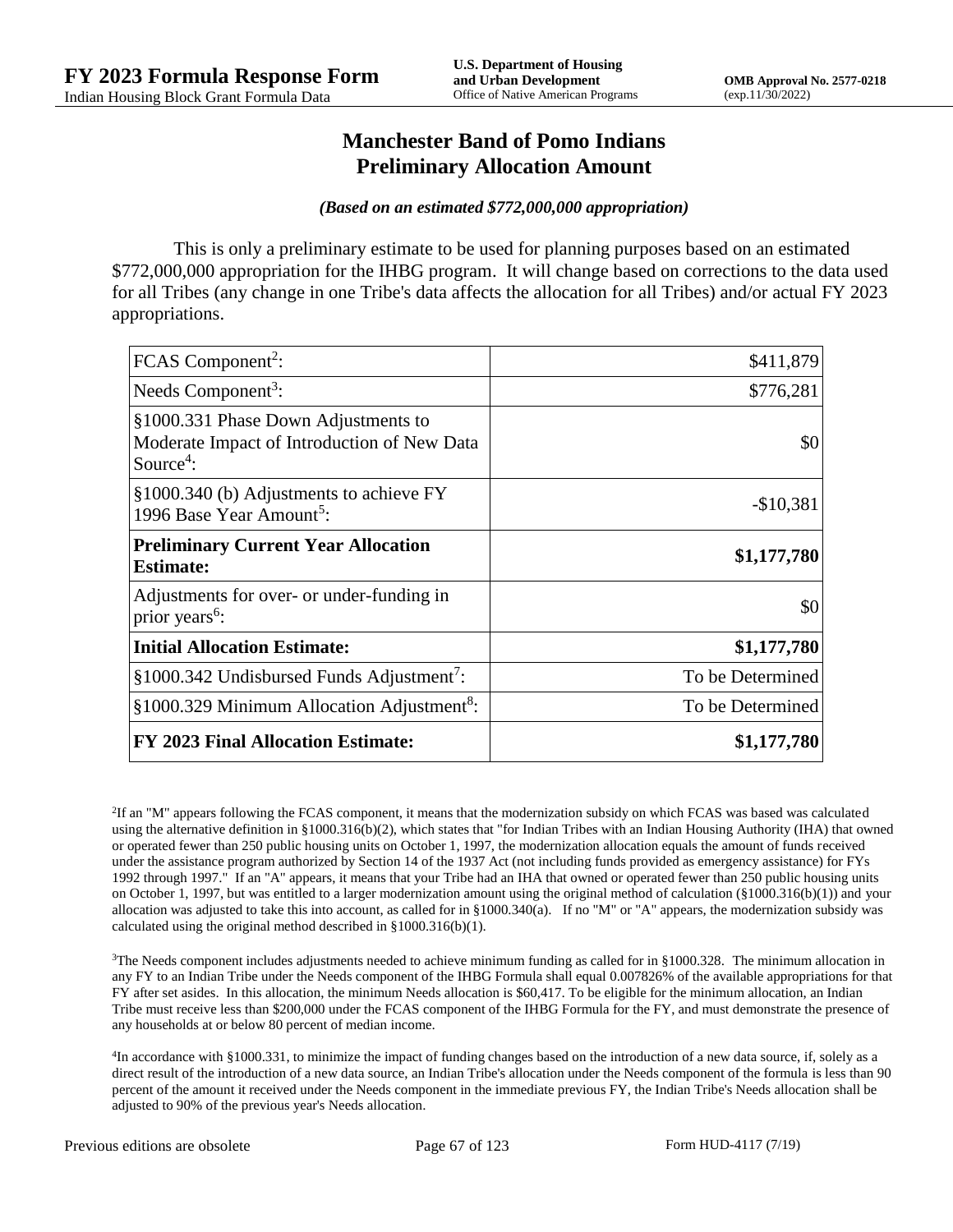# Manchester Band of Pomo Indians
## Preliminary Allocation Amount

***(Based on an estimated $772,000,000 appropriation)***

This is only a preliminary estimate to be used for planning purposes based on an estimated $772,000,000 appropriation for the IHBG program. It will change based on corrections to the data used for all Tribes (any change in one Tribe's data affects the allocation for all Tribes) and/or actual FY 2023 appropriations.

| | |
|---|---:|
| FCAS Component[2]: | $411,879 |
| Needs Component[3]: | $776,281 |
| §1000.331 Phase Down Adjustments to Moderate Impact of Introduction of New Data Source[4]: | $0 |
| §1000.340 (b) Adjustments to achieve FY 1996 Base Year Amount[5]: | -$10,381 |
| **Preliminary Current Year Allocation Estimate:** | **$1,177,780** |
| Adjustments for over- or under-funding in prior years[6]: | $0 |
| **Initial Allocation Estimate:** | **$1,177,780** |
| §1000.342 Undisbursed Funds Adjustment[7]: | To be Determined |
| §1000.329 Minimum Allocation Adjustment[8]: | To be Determined |
| **FY 2023 Final Allocation Estimate:** | **$1,177,780** |

[2]If an "M" appears following the FCAS component, it means that the modernization subsidy on which FCAS was based was calculated using the alternative definition in §1000.316(b)(2), which states that "for Indian Tribes with an Indian Housing Authority (IHA) that owned or operated fewer than 250 public housing units on October 1, 1997, the modernization allocation equals the amount of funds received under the assistance program authorized by Section 14 of the 1937 Act (not including funds provided as emergency assistance) for FYs 1992 through 1997." If an "A" appears, it means that your Tribe had an IHA that owned or operated fewer than 250 public housing units on October 1, 1997, but was entitled to a larger modernization amount using the original method of calculation (§1000.316(b)(1)) and your allocation was adjusted to take this into account, as called for in §1000.340(a). If no "M" or "A" appears, the modernization subsidy was calculated using the original method described in §1000.316(b)(1).

[3]The Needs component includes adjustments needed to achieve minimum funding as called for in §1000.328. The minimum allocation in any FY to an Indian Tribe under the Needs component of the IHBG Formula shall equal 0.007826% of the available appropriations for that FY after set asides. In this allocation, the minimum Needs allocation is $60,417. To be eligible for the minimum allocation, an Indian Tribe must receive less than $200,000 under the FCAS component of the IHBG Formula for the FY, and must demonstrate the presence of any households at or below 80 percent of median income.

[4]In accordance with §1000.331, to minimize the impact of funding changes based on the introduction of a new data source, if, solely as a direct result of the introduction of a new data source, an Indian Tribe's allocation under the Needs component of the formula is less than 90 percent of the amount it received under the Needs component in the immediate previous FY, the Indian Tribe's Needs allocation shall be adjusted to 90% of the previous year's Needs allocation.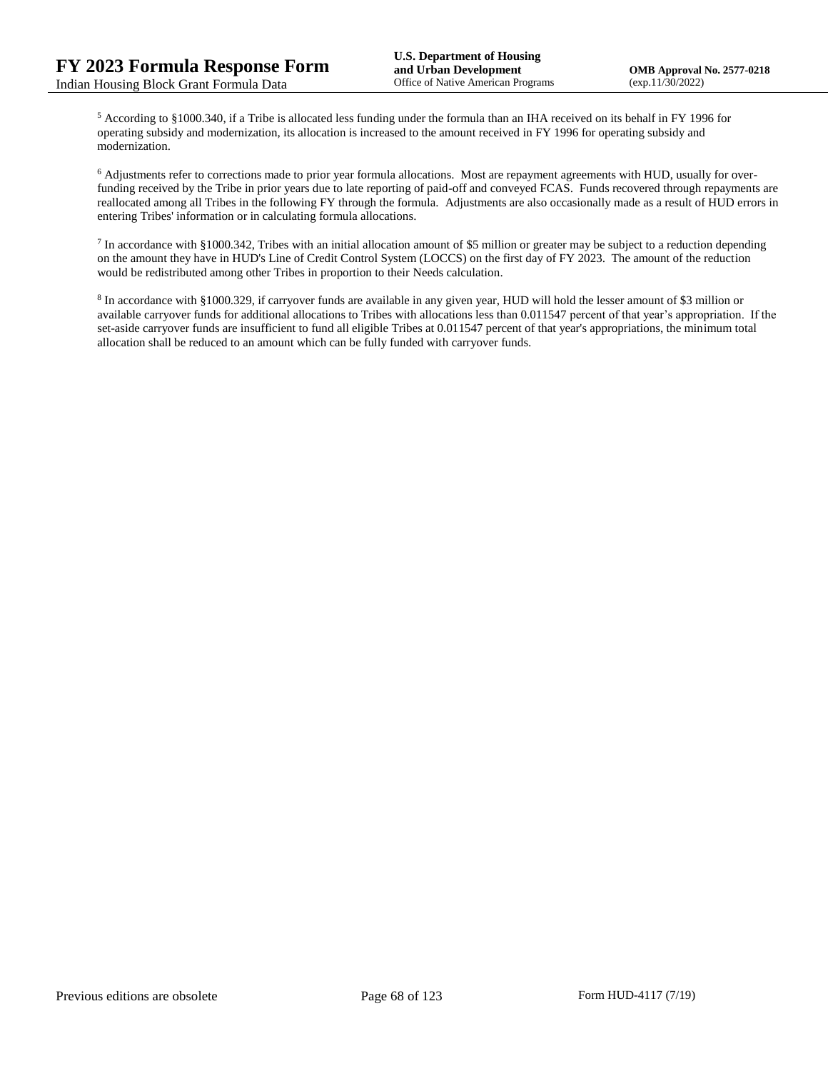[5] According to §1000.340, if a Tribe is allocated less funding under the formula than an IHA received on its behalf in FY 1996 for operating subsidy and modernization, its allocation is increased to the amount received in FY 1996 for operating subsidy and modernization.

[6] Adjustments refer to corrections made to prior year formula allocations. Most are repayment agreements with HUD, usually for over-funding received by the Tribe in prior years due to late reporting of paid-off and conveyed FCAS. Funds recovered through repayments are reallocated among all Tribes in the following FY through the formula. Adjustments are also occasionally made as a result of HUD errors in entering Tribes' information or in calculating formula allocations.

[7] In accordance with §1000.342, Tribes with an initial allocation amount of $5 million or greater may be subject to a reduction depending on the amount they have in HUD's Line of Credit Control System (LOCCS) on the first day of FY 2023. The amount of the reduction would be redistributed among other Tribes in proportion to their Needs calculation.

[8] In accordance with §1000.329, if carryover funds are available in any given year, HUD will hold the lesser amount of $3 million or available carryover funds for additional allocations to Tribes with allocations less than 0.011547 percent of that year's appropriation. If the set-aside carryover funds are insufficient to fund all eligible Tribes at 0.011547 percent of that year's appropriations, the minimum total allocation shall be reduced to an amount which can be fully funded with carryover funds.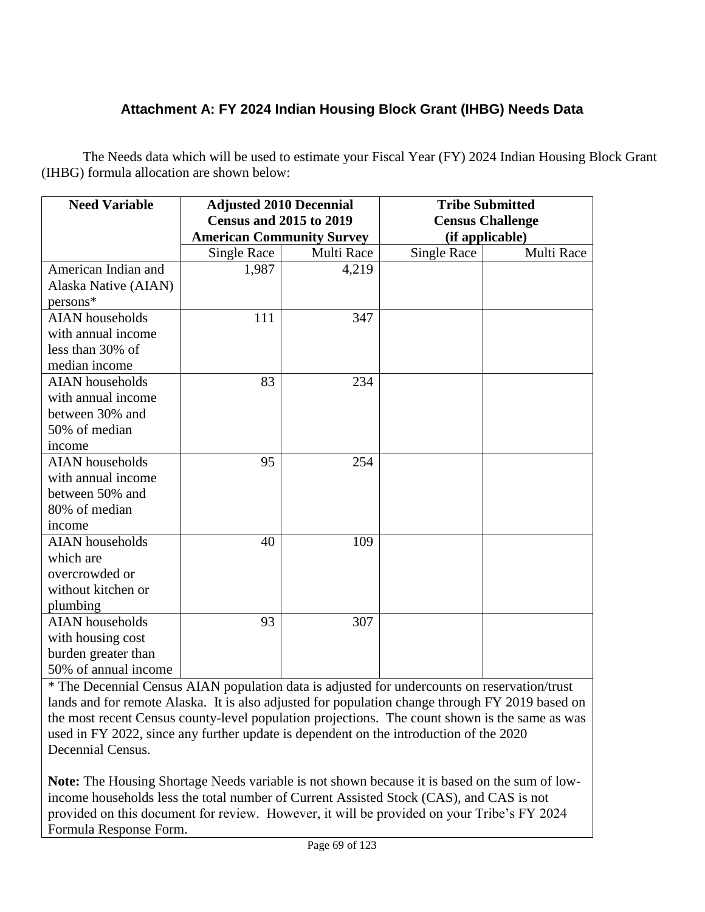### Attachment A: FY 2024 Indian Housing Block Grant (IHBG) Needs Data

The Needs data which will be used to estimate your Fiscal Year (FY) 2024 Indian Housing Block Grant (IHBG) formula allocation are shown below:

| Need Variable | Adjusted 2010 Decennial Census and 2015 to 2019 American Community Survey | | Tribe Submitted Census Challenge (if applicable) | |
|---|---|---|---|---|
| | Single Race | Multi Race | Single Race | Multi Race |
| American Indian and Alaska Native (AIAN) persons* | 1,987 | 4,219 | | |
| AIAN households with annual income less than 30% of median income | 111 | 347 | | |
| AIAN households with annual income between 30% and 50% of median income | 83 | 234 | | |
| AIAN households with annual income between 50% and 80% of median income | 95 | 254 | | |
| AIAN households which are overcrowded or without kitchen or plumbing | 40 | 109 | | |
| AIAN households with housing cost burden greater than 50% of annual income | 93 | 307 | | |

* The Decennial Census AIAN population data is adjusted for undercounts on reservation/trust lands and for remote Alaska. It is also adjusted for population change through FY 2019 based on the most recent Census county-level population projections. The count shown is the same as was used in FY 2022, since any further update is dependent on the introduction of the 2020 Decennial Census.

**Note:** The Housing Shortage Needs variable is not shown because it is based on the sum of low-income households less the total number of Current Assisted Stock (CAS), and CAS is not provided on this document for review. However, it will be provided on your Tribe's FY 2024 Formula Response Form.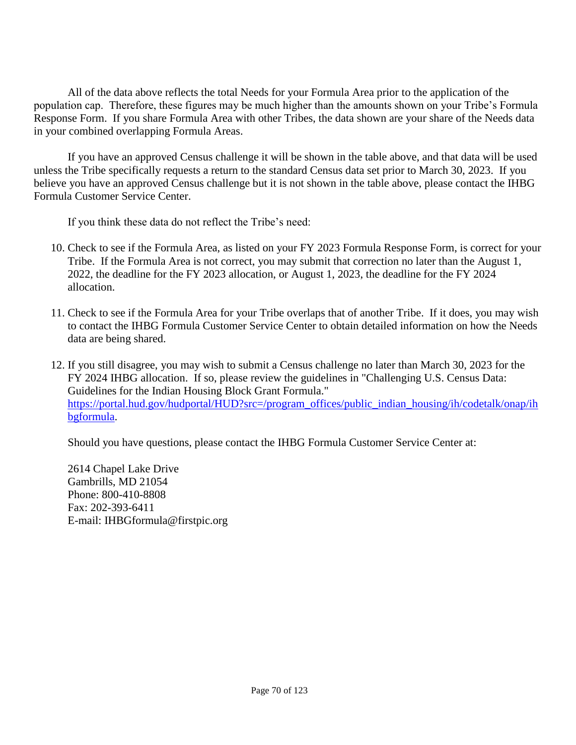All of the data above reflects the total Needs for your Formula Area prior to the application of the population cap. Therefore, these figures may be much higher than the amounts shown on your Tribe's Formula Response Form. If you share Formula Area with other Tribes, the data shown are your share of the Needs data in your combined overlapping Formula Areas.

If you have an approved Census challenge it will be shown in the table above, and that data will be used unless the Tribe specifically requests a return to the standard Census data set prior to March 30, 2023. If you believe you have an approved Census challenge but it is not shown in the table above, please contact the IHBG Formula Customer Service Center.

If you think these data do not reflect the Tribe's need:

10. Check to see if the Formula Area, as listed on your FY 2023 Formula Response Form, is correct for your Tribe. If the Formula Area is not correct, you may submit that correction no later than the August 1, 2022, the deadline for the FY 2023 allocation, or August 1, 2023, the deadline for the FY 2024 allocation.

11. Check to see if the Formula Area for your Tribe overlaps that of another Tribe. If it does, you may wish to contact the IHBG Formula Customer Service Center to obtain detailed information on how the Needs data are being shared.

12. If you still disagree, you may wish to submit a Census challenge no later than March 30, 2023 for the FY 2024 IHBG allocation. If so, please review the guidelines in "Challenging U.S. Census Data: Guidelines for the Indian Housing Block Grant Formula." [https://portal.hud.gov/hudportal/HUD?src=/program_offices/public_indian_housing/ih/codetalk/onap/ihbgformula](https://portal.hud.gov/hudportal/HUD?src=/program_offices/public_indian_housing/ih/codetalk/onap/ihbgformula).

Should you have questions, please contact the IHBG Formula Customer Service Center at:

2614 Chapel Lake Drive
Gambrills, MD 21054
Phone: 800-410-8808
Fax: 202-393-6411
E-mail: IHBGformula@firstpic.org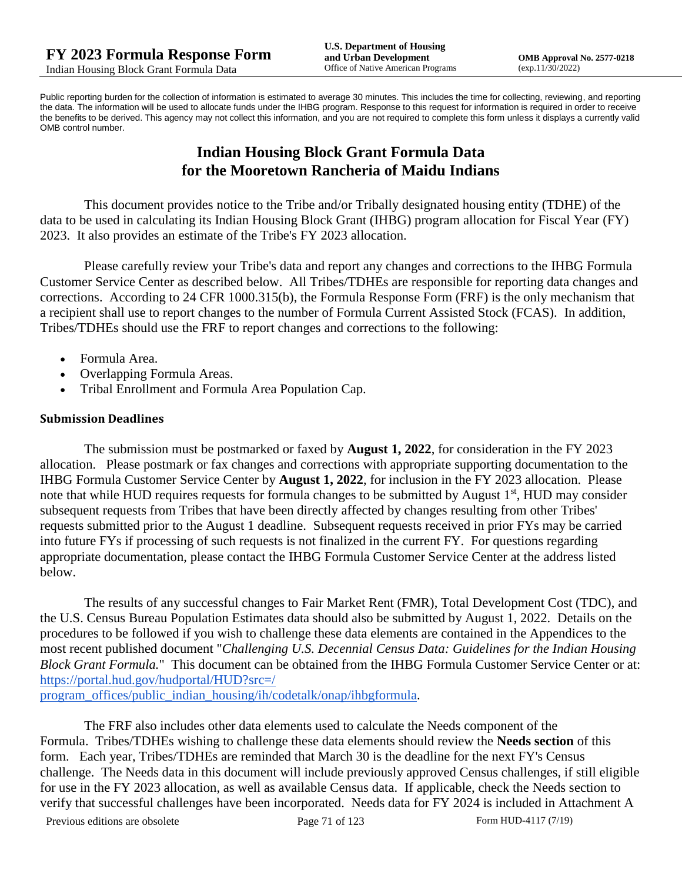Public reporting burden for the collection of information is estimated to average 30 minutes. This includes the time for collecting, reviewing, and reporting the data. The information will be used to allocate funds under the IHBG program. Response to this request for information is required in order to receive the benefits to be derived. This agency may not collect this information, and you are not required to complete this form unless it displays a currently valid OMB control number.

# Indian Housing Block Grant Formula Data for the Mooretown Rancheria of Maidu Indians

This document provides notice to the Tribe and/or Tribally designated housing entity (TDHE) of the data to be used in calculating its Indian Housing Block Grant (IHBG) program allocation for Fiscal Year (FY) 2023. It also provides an estimate of the Tribe's FY 2023 allocation.

Please carefully review your Tribe's data and report any changes and corrections to the IHBG Formula Customer Service Center as described below. All Tribes/TDHEs are responsible for reporting data changes and corrections. According to 24 CFR 1000.315(b), the Formula Response Form (FRF) is the only mechanism that a recipient shall use to report changes to the number of Formula Current Assisted Stock (FCAS). In addition, Tribes/TDHEs should use the FRF to report changes and corrections to the following:

- Formula Area.
- Overlapping Formula Areas.
- Tribal Enrollment and Formula Area Population Cap.

### Submission Deadlines

The submission must be postmarked or faxed by **August 1, 2022**, for consideration in the FY 2023 allocation. Please postmark or fax changes and corrections with appropriate supporting documentation to the IHBG Formula Customer Service Center by **August 1, 2022**, for inclusion in the FY 2023 allocation. Please note that while HUD requires requests for formula changes to be submitted by August 1st, HUD may consider subsequent requests from Tribes that have been directly affected by changes resulting from other Tribes' requests submitted prior to the August 1 deadline. Subsequent requests received in prior FYs may be carried into future FYs if processing of such requests is not finalized in the current FY. For questions regarding appropriate documentation, please contact the IHBG Formula Customer Service Center at the address listed below.

The results of any successful changes to Fair Market Rent (FMR), Total Development Cost (TDC), and the U.S. Census Bureau Population Estimates data should also be submitted by August 1, 2022. Details on the procedures to be followed if you wish to challenge these data elements are contained in the Appendices to the most recent published document "*Challenging U.S. Decennial Census Data: Guidelines for the Indian Housing Block Grant Formula.*" This document can be obtained from the IHBG Formula Customer Service Center or at: https://portal.hud.gov/hudportal/HUD?src=/program_offices/public_indian_housing/ih/codetalk/onap/ihbgformula.

The FRF also includes other data elements used to calculate the Needs component of the Formula. Tribes/TDHEs wishing to challenge these data elements should review the **Needs section** of this form. Each year, Tribes/TDHEs are reminded that March 30 is the deadline for the next FY's Census challenge. The Needs data in this document will include previously approved Census challenges, if still eligible for use in the FY 2023 allocation, as well as available Census data. If applicable, check the Needs section to verify that successful challenges have been incorporated. Needs data for FY 2024 is included in Attachment A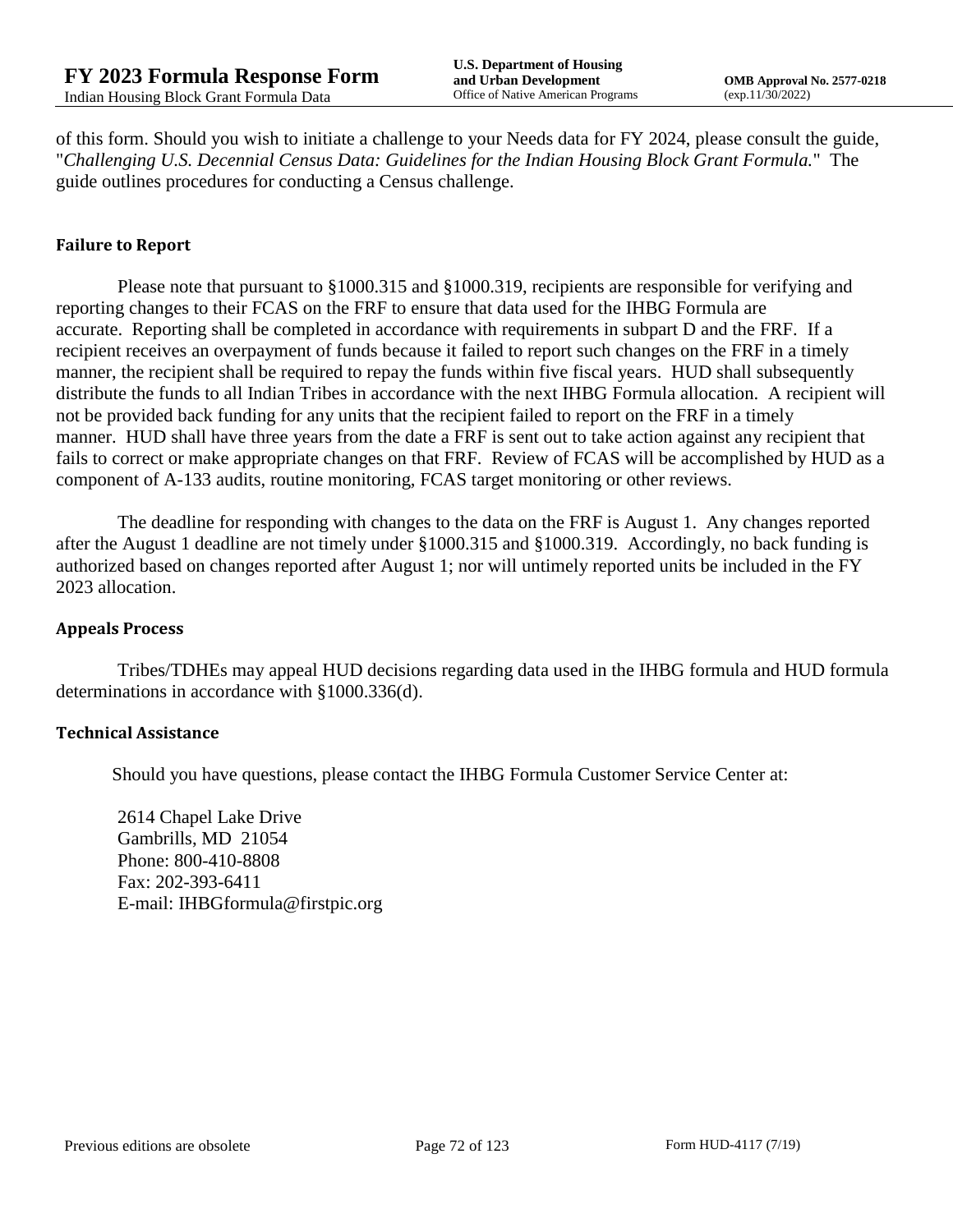of this form. Should you wish to initiate a challenge to your Needs data for FY 2024, please consult the guide, "*Challenging U.S. Decennial Census Data: Guidelines for the Indian Housing Block Grant Formula.*" The guide outlines procedures for conducting a Census challenge.

### Failure to Report

Please note that pursuant to §1000.315 and §1000.319, recipients are responsible for verifying and reporting changes to their FCAS on the FRF to ensure that data used for the IHBG Formula are accurate. Reporting shall be completed in accordance with requirements in subpart D and the FRF. If a recipient receives an overpayment of funds because it failed to report such changes on the FRF in a timely manner, the recipient shall be required to repay the funds within five fiscal years. HUD shall subsequently distribute the funds to all Indian Tribes in accordance with the next IHBG Formula allocation. A recipient will not be provided back funding for any units that the recipient failed to report on the FRF in a timely manner. HUD shall have three years from the date a FRF is sent out to take action against any recipient that fails to correct or make appropriate changes on that FRF. Review of FCAS will be accomplished by HUD as a component of A-133 audits, routine monitoring, FCAS target monitoring or other reviews.

The deadline for responding with changes to the data on the FRF is August 1. Any changes reported after the August 1 deadline are not timely under §1000.315 and §1000.319. Accordingly, no back funding is authorized based on changes reported after August 1; nor will untimely reported units be included in the FY 2023 allocation.

### Appeals Process

Tribes/TDHEs may appeal HUD decisions regarding data used in the IHBG formula and HUD formula determinations in accordance with §1000.336(d).

### Technical Assistance

Should you have questions, please contact the IHBG Formula Customer Service Center at:

2614 Chapel Lake Drive
Gambrills, MD 21054
Phone: 800-410-8808
Fax: 202-393-6411
E-mail: IHBGformula@firstpic.org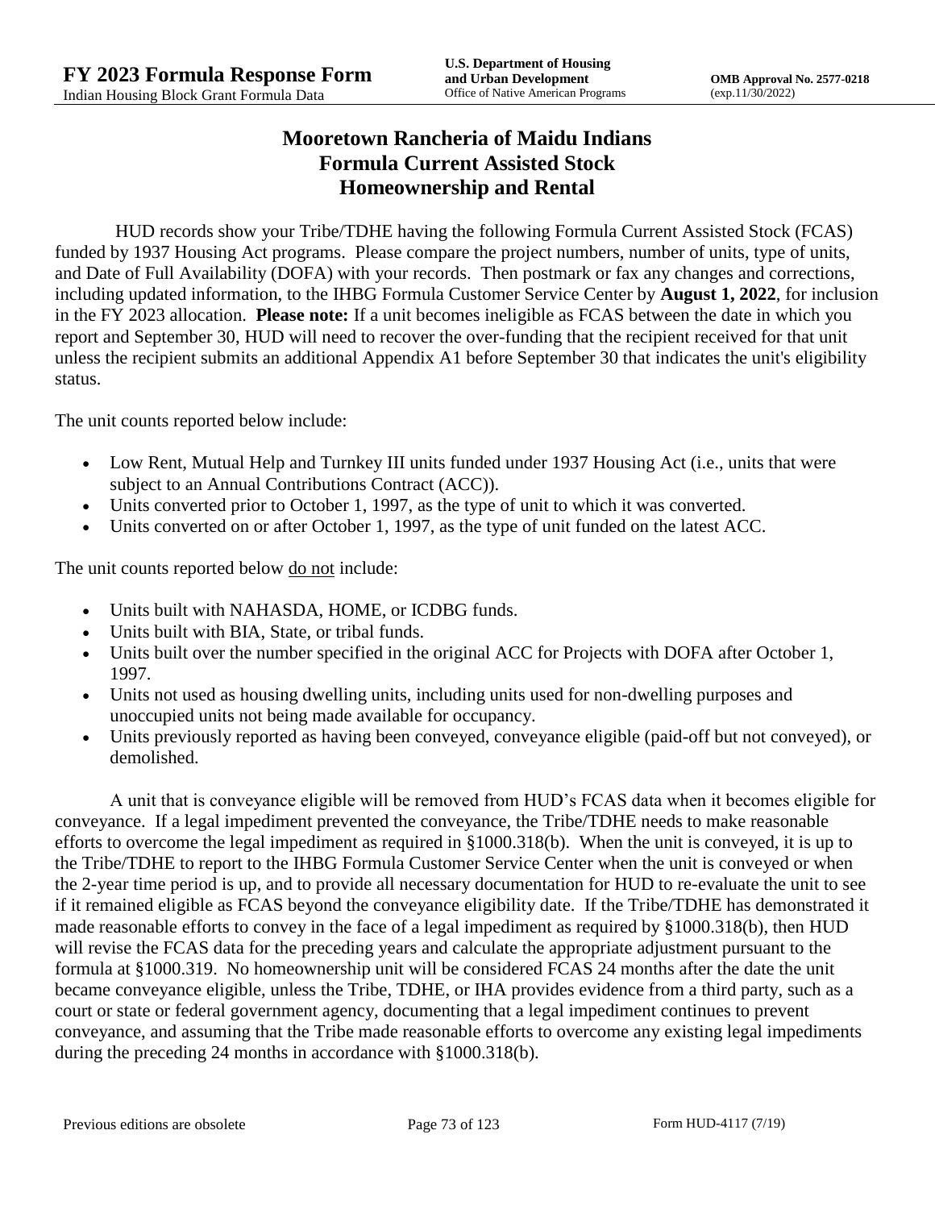# Mooretown Rancheria of Maidu Indians
# Formula Current Assisted Stock
# Homeownership and Rental

HUD records show your Tribe/TDHE having the following Formula Current Assisted Stock (FCAS) funded by 1937 Housing Act programs. Please compare the project numbers, number of units, type of units, and Date of Full Availability (DOFA) with your records. Then postmark or fax any changes and corrections, including updated information, to the IHBG Formula Customer Service Center by **August 1, 2022**, for inclusion in the FY 2023 allocation. **Please note:** If a unit becomes ineligible as FCAS between the date in which you report and September 30, HUD will need to recover the over-funding that the recipient received for that unit unless the recipient submits an additional Appendix A1 before September 30 that indicates the unit's eligibility status.

The unit counts reported below include:

- Low Rent, Mutual Help and Turnkey III units funded under 1937 Housing Act (i.e., units that were subject to an Annual Contributions Contract (ACC)).
- Units converted prior to October 1, 1997, as the type of unit to which it was converted.
- Units converted on or after October 1, 1997, as the type of unit funded on the latest ACC.

The unit counts reported below do not include:

- Units built with NAHASDA, HOME, or ICDBG funds.
- Units built with BIA, State, or tribal funds.
- Units built over the number specified in the original ACC for Projects with DOFA after October 1, 1997.
- Units not used as housing dwelling units, including units used for non-dwelling purposes and unoccupied units not being made available for occupancy.
- Units previously reported as having been conveyed, conveyance eligible (paid-off but not conveyed), or demolished.

A unit that is conveyance eligible will be removed from HUD's FCAS data when it becomes eligible for conveyance. If a legal impediment prevented the conveyance, the Tribe/TDHE needs to make reasonable efforts to overcome the legal impediment as required in §1000.318(b). When the unit is conveyed, it is up to the Tribe/TDHE to report to the IHBG Formula Customer Service Center when the unit is conveyed or when the 2-year time period is up, and to provide all necessary documentation for HUD to re-evaluate the unit to see if it remained eligible as FCAS beyond the conveyance eligibility date. If the Tribe/TDHE has demonstrated it made reasonable efforts to convey in the face of a legal impediment as required by §1000.318(b), then HUD will revise the FCAS data for the preceding years and calculate the appropriate adjustment pursuant to the formula at §1000.319. No homeownership unit will be considered FCAS 24 months after the date the unit became conveyance eligible, unless the Tribe, TDHE, or IHA provides evidence from a third party, such as a court or state or federal government agency, documenting that a legal impediment continues to prevent conveyance, and assuming that the Tribe made reasonable efforts to overcome any existing legal impediments during the preceding 24 months in accordance with §1000.318(b).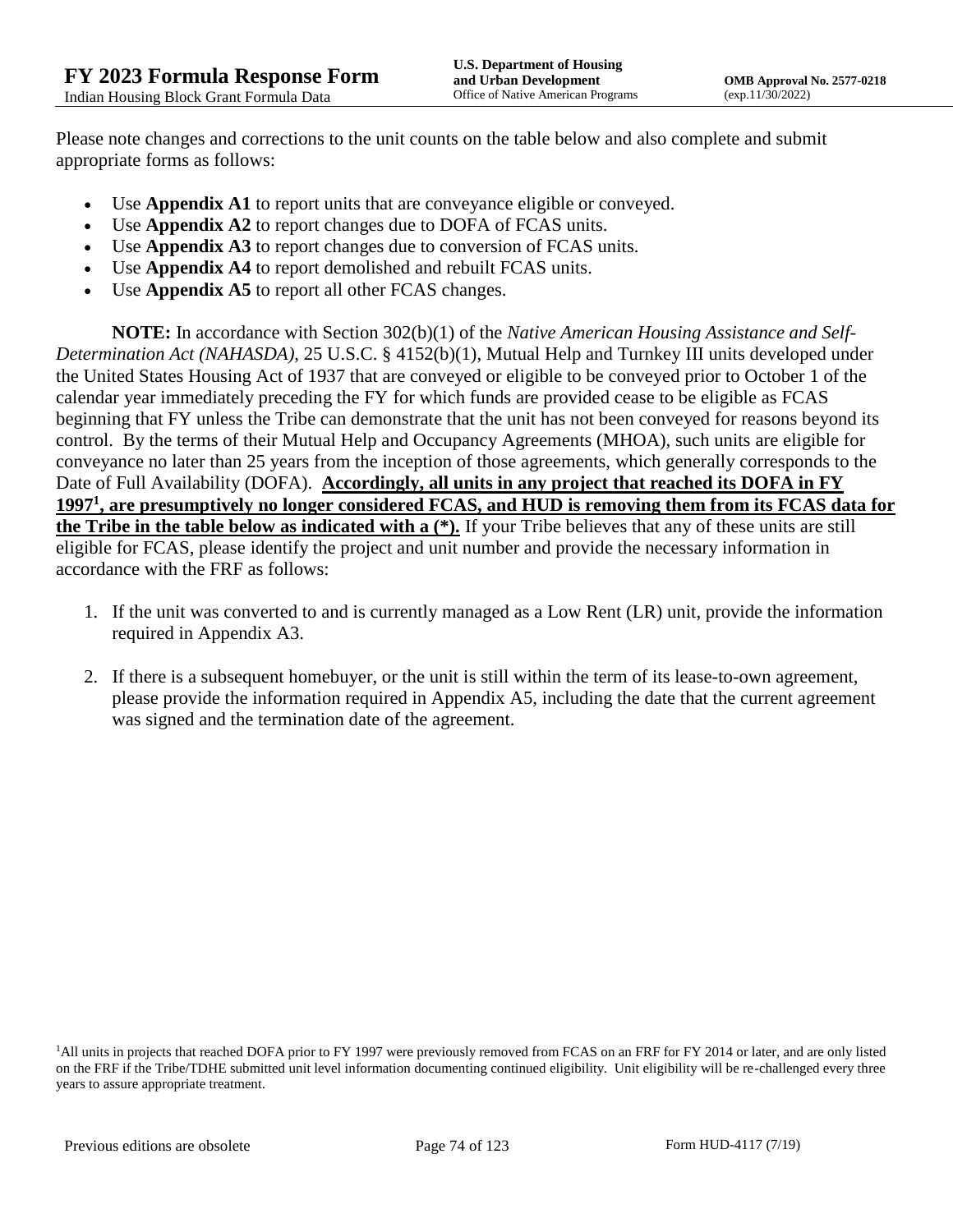Please note changes and corrections to the unit counts on the table below and also complete and submit appropriate forms as follows:

- Use **Appendix A1** to report units that are conveyance eligible or conveyed.
- Use **Appendix A2** to report changes due to DOFA of FCAS units.
- Use **Appendix A3** to report changes due to conversion of FCAS units.
- Use **Appendix A4** to report demolished and rebuilt FCAS units.
- Use **Appendix A5** to report all other FCAS changes.

**NOTE:** In accordance with Section 302(b)(1) of the *Native American Housing Assistance and Self-Determination Act (NAHASDA)*, 25 U.S.C. § 4152(b)(1), Mutual Help and Turnkey III units developed under the United States Housing Act of 1937 that are conveyed or eligible to be conveyed prior to October 1 of the calendar year immediately preceding the FY for which funds are provided cease to be eligible as FCAS beginning that FY unless the Tribe can demonstrate that the unit has not been conveyed for reasons beyond its control. By the terms of their Mutual Help and Occupancy Agreements (MHOA), such units are eligible for conveyance no later than 25 years from the inception of those agreements, which generally corresponds to the Date of Full Availability (DOFA). **Accordingly, all units in any project that reached its DOFA in FY 1997[1], are presumptively no longer considered FCAS, and HUD is removing them from its FCAS data for the Tribe in the table below as indicated with a (*).** If your Tribe believes that any of these units are still eligible for FCAS, please identify the project and unit number and provide the necessary information in accordance with the FRF as follows:

1. If the unit was converted to and is currently managed as a Low Rent (LR) unit, provide the information required in Appendix A3.
2. If there is a subsequent homebuyer, or the unit is still within the term of its lease-to-own agreement, please provide the information required in Appendix A5, including the date that the current agreement was signed and the termination date of the agreement.

[1]All units in projects that reached DOFA prior to FY 1997 were previously removed from FCAS on an FRF for FY 2014 or later, and are only listed on the FRF if the Tribe/TDHE submitted unit level information documenting continued eligibility. Unit eligibility will be re-challenged every three years to assure appropriate treatment.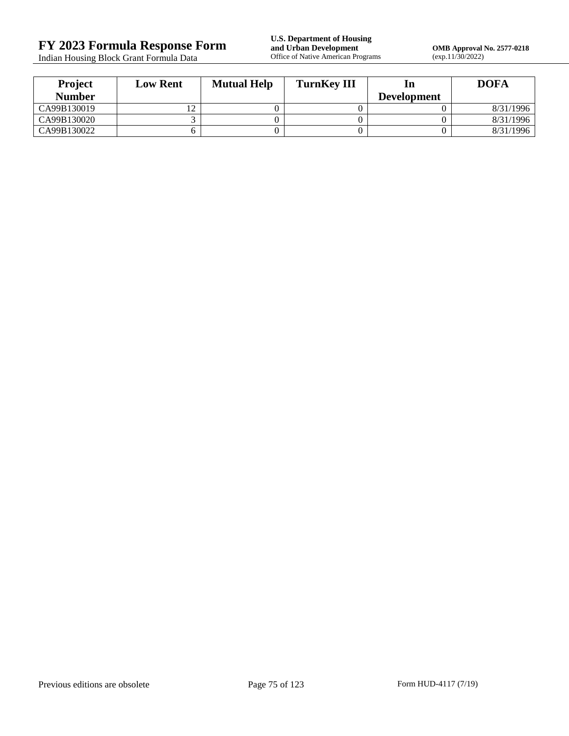| Project Number | Low Rent | Mutual Help | TurnKey III | In Development | DOFA |
|---|---|---|---|---|---|
| CA99B130019 | 12 | 0 | 0 | 0 | 8/31/1996 |
| CA99B130020 | 3 | 0 | 0 | 0 | 8/31/1996 |
| CA99B130022 | 6 | 0 | 0 | 0 | 8/31/1996 |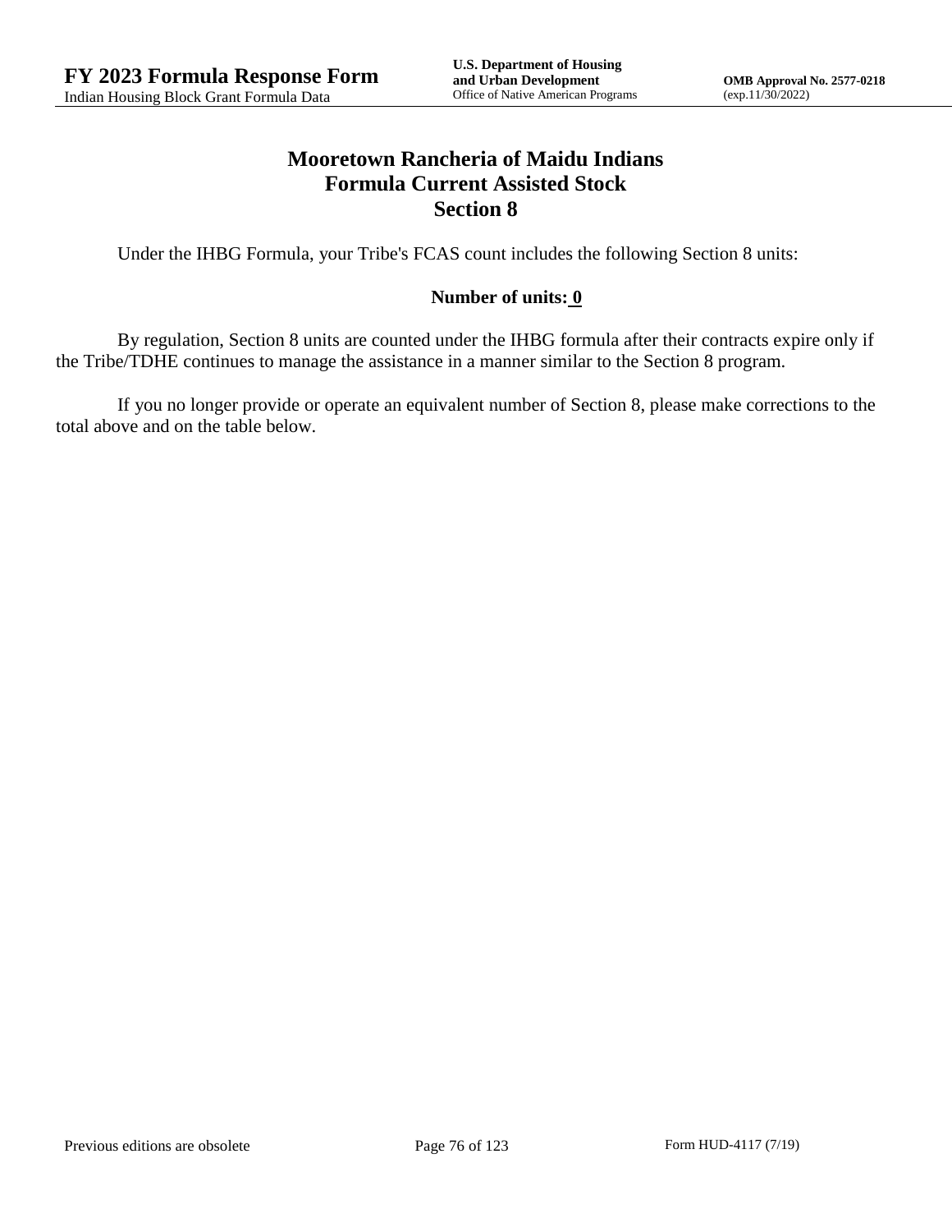# Mooretown Rancheria of Maidu Indians
## Formula Current Assisted Stock
## Section 8

Under the IHBG Formula, your Tribe's FCAS count includes the following Section 8 units:

**Number of units: 0**

By regulation, Section 8 units are counted under the IHBG formula after their contracts expire only if the Tribe/TDHE continues to manage the assistance in a manner similar to the Section 8 program.

If you no longer provide or operate an equivalent number of Section 8, please make corrections to the total above and on the table below.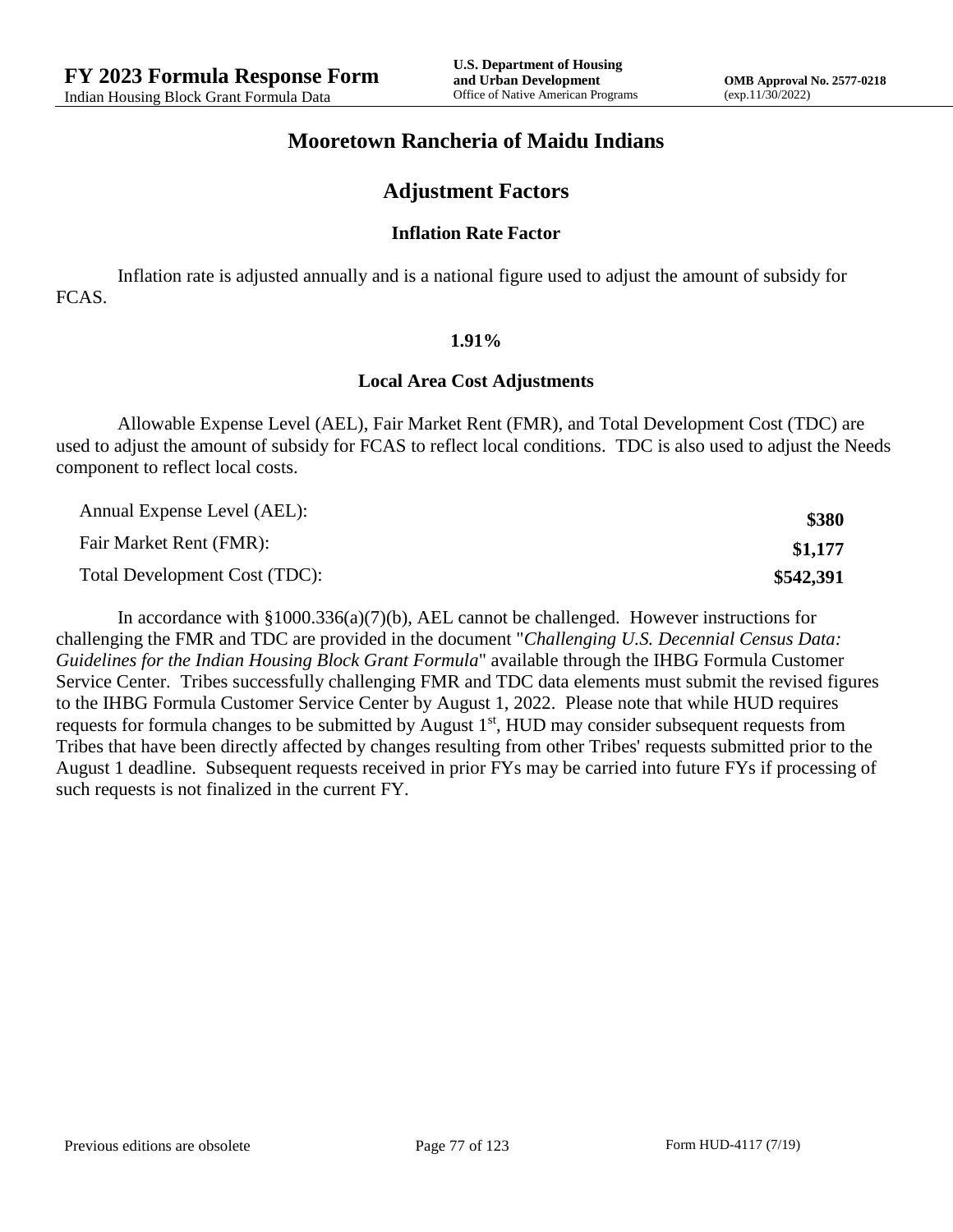# Mooretown Rancheria of Maidu Indians

## Adjustment Factors

### Inflation Rate Factor

Inflation rate is adjusted annually and is a national figure used to adjust the amount of subsidy for FCAS.

**1.91%**

### Local Area Cost Adjustments

Allowable Expense Level (AEL), Fair Market Rent (FMR), and Total Development Cost (TDC) are used to adjust the amount of subsidy for FCAS to reflect local conditions. TDC is also used to adjust the Needs component to reflect local costs.

| | |
|---|---|
| Annual Expense Level (AEL): | **$380** |
| Fair Market Rent (FMR): | **$1,177** |
| Total Development Cost (TDC): | **$542,391** |

In accordance with §1000.336(a)(7)(b), AEL cannot be challenged. However instructions for challenging the FMR and TDC are provided in the document "*Challenging U.S. Decennial Census Data: Guidelines for the Indian Housing Block Grant Formula*" available through the IHBG Formula Customer Service Center. Tribes successfully challenging FMR and TDC data elements must submit the revised figures to the IHBG Formula Customer Service Center by August 1, 2022. Please note that while HUD requires requests for formula changes to be submitted by August 1st, HUD may consider subsequent requests from Tribes that have been directly affected by changes resulting from other Tribes' requests submitted prior to the August 1 deadline. Subsequent requests received in prior FYs may be carried into future FYs if processing of such requests is not finalized in the current FY.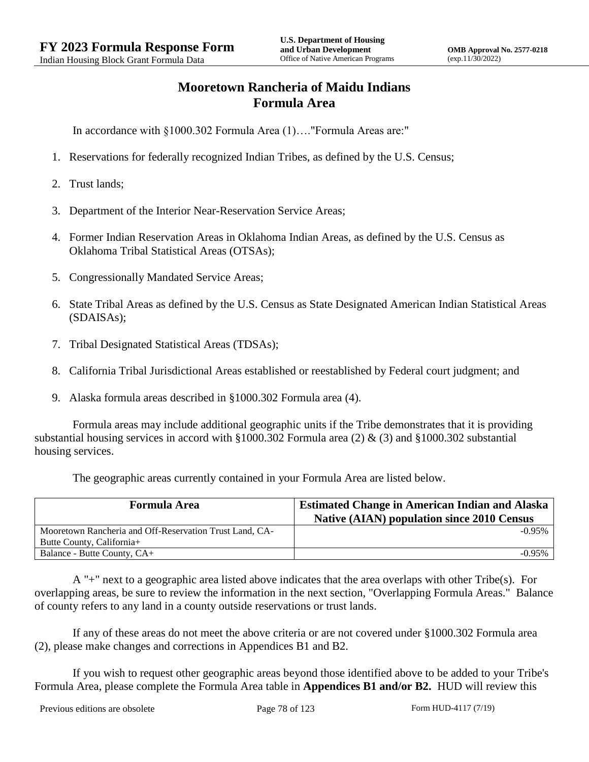# Mooretown Rancheria of Maidu Indians
# Formula Area

In accordance with §1000.302 Formula Area (1)…."Formula Areas are:"

1. Reservations for federally recognized Indian Tribes, as defined by the U.S. Census;
2. Trust lands;
3. Department of the Interior Near-Reservation Service Areas;
4. Former Indian Reservation Areas in Oklahoma Indian Areas, as defined by the U.S. Census as Oklahoma Tribal Statistical Areas (OTSAs);
5. Congressionally Mandated Service Areas;
6. State Tribal Areas as defined by the U.S. Census as State Designated American Indian Statistical Areas (SDAISAs);
7. Tribal Designated Statistical Areas (TDSAs);
8. California Tribal Jurisdictional Areas established or reestablished by Federal court judgment; and
9. Alaska formula areas described in §1000.302 Formula area (4).

Formula areas may include additional geographic units if the Tribe demonstrates that it is providing substantial housing services in accord with §1000.302 Formula area (2) & (3) and §1000.302 substantial housing services.

The geographic areas currently contained in your Formula Area are listed below.

| Formula Area | Estimated Change in American Indian and Alaska Native (AIAN) population since 2010 Census |
|---|---|
| Mooretown Rancheria and Off-Reservation Trust Land, CA-Butte County, California+ | -0.95% |
| Balance - Butte County, CA+ | -0.95% |

A "+" next to a geographic area listed above indicates that the area overlaps with other Tribe(s). For overlapping areas, be sure to review the information in the next section, "Overlapping Formula Areas." Balance of county refers to any land in a county outside reservations or trust lands.

If any of these areas do not meet the above criteria or are not covered under §1000.302 Formula area (2), please make changes and corrections in Appendices B1 and B2.

If you wish to request other geographic areas beyond those identified above to be added to your Tribe's Formula Area, please complete the Formula Area table in **Appendices B1 and/or B2.** HUD will review this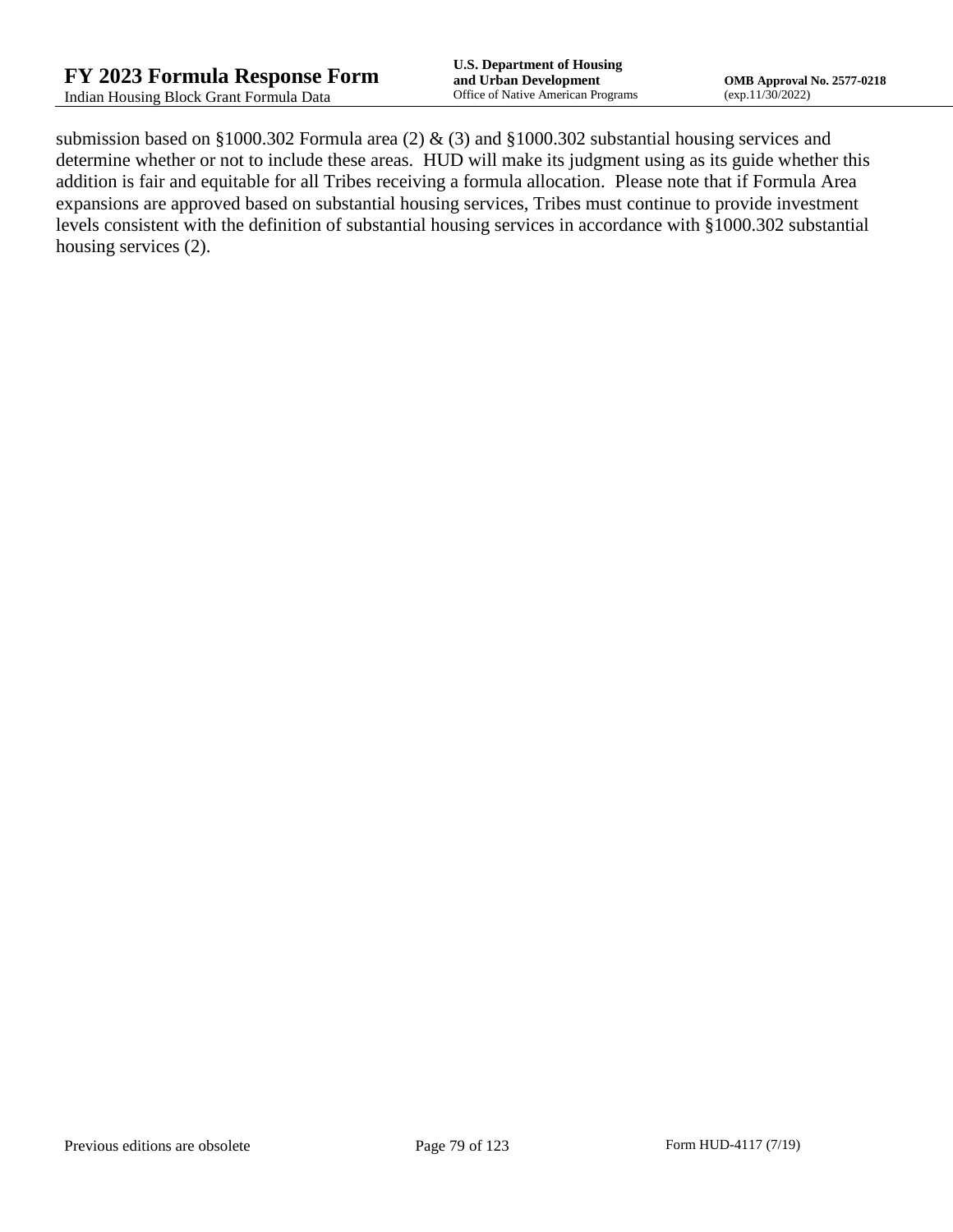submission based on §1000.302 Formula area (2) & (3) and §1000.302 substantial housing services and determine whether or not to include these areas. HUD will make its judgment using as its guide whether this addition is fair and equitable for all Tribes receiving a formula allocation. Please note that if Formula Area expansions are approved based on substantial housing services, Tribes must continue to provide investment levels consistent with the definition of substantial housing services in accordance with §1000.302 substantial housing services (2).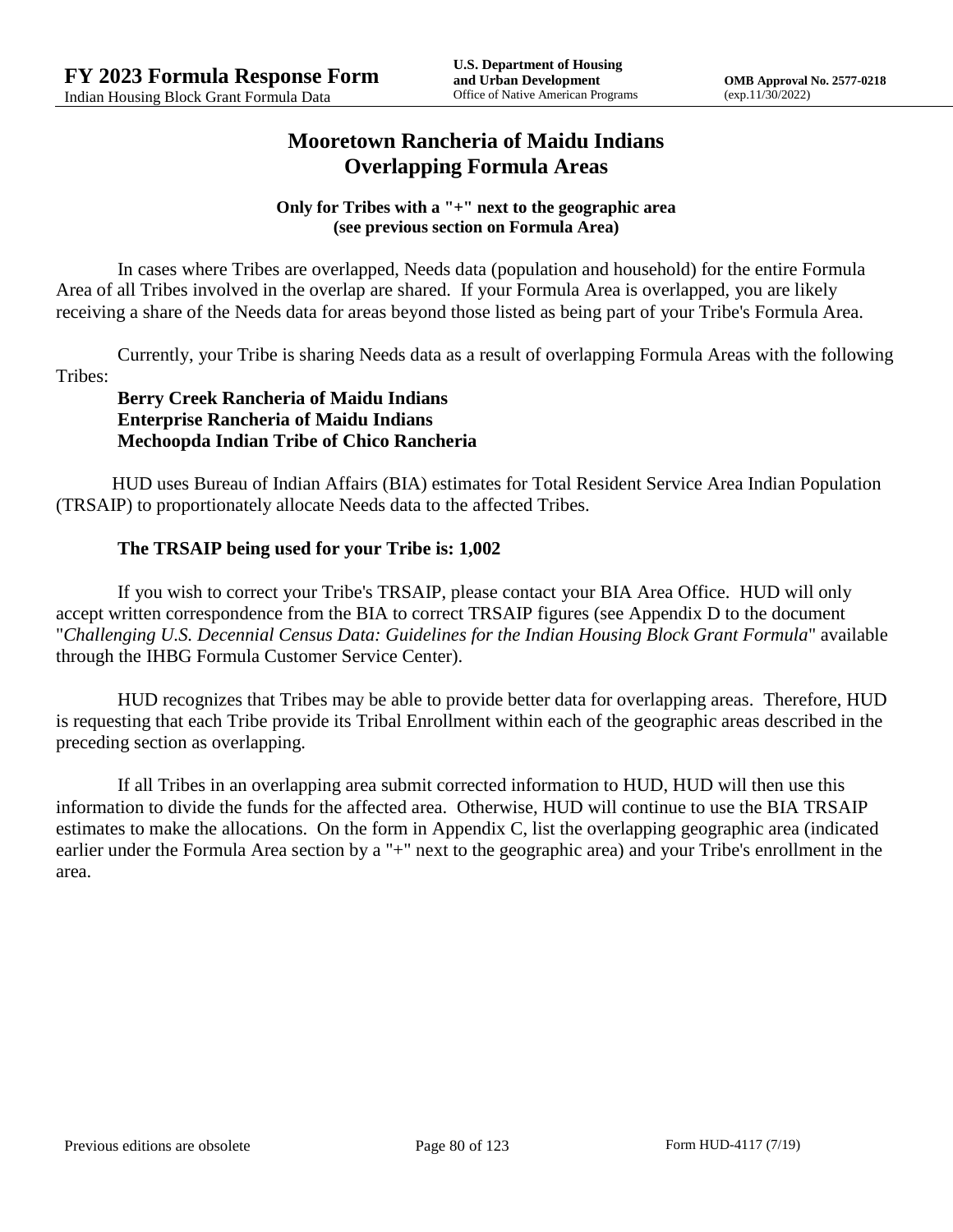# Mooretown Rancheria of Maidu Indians
# Overlapping Formula Areas

**Only for Tribes with a "+" next to the geographic area (see previous section on Formula Area)**

In cases where Tribes are overlapped, Needs data (population and household) for the entire Formula Area of all Tribes involved in the overlap are shared. If your Formula Area is overlapped, you are likely receiving a share of the Needs data for areas beyond those listed as being part of your Tribe's Formula Area.

Currently, your Tribe is sharing Needs data as a result of overlapping Formula Areas with the following Tribes:

**Berry Creek Rancheria of Maidu Indians**
**Enterprise Rancheria of Maidu Indians**
**Mechoopda Indian Tribe of Chico Rancheria**

HUD uses Bureau of Indian Affairs (BIA) estimates for Total Resident Service Area Indian Population (TRSAIP) to proportionately allocate Needs data to the affected Tribes.

**The TRSAIP being used for your Tribe is: 1,002**

If you wish to correct your Tribe's TRSAIP, please contact your BIA Area Office. HUD will only accept written correspondence from the BIA to correct TRSAIP figures (see Appendix D to the document "*Challenging U.S. Decennial Census Data: Guidelines for the Indian Housing Block Grant Formula*" available through the IHBG Formula Customer Service Center).

HUD recognizes that Tribes may be able to provide better data for overlapping areas. Therefore, HUD is requesting that each Tribe provide its Tribal Enrollment within each of the geographic areas described in the preceding section as overlapping.

If all Tribes in an overlapping area submit corrected information to HUD, HUD will then use this information to divide the funds for the affected area. Otherwise, HUD will continue to use the BIA TRSAIP estimates to make the allocations. On the form in Appendix C, list the overlapping geographic area (indicated earlier under the Formula Area section by a "+" next to the geographic area) and your Tribe's enrollment in the area.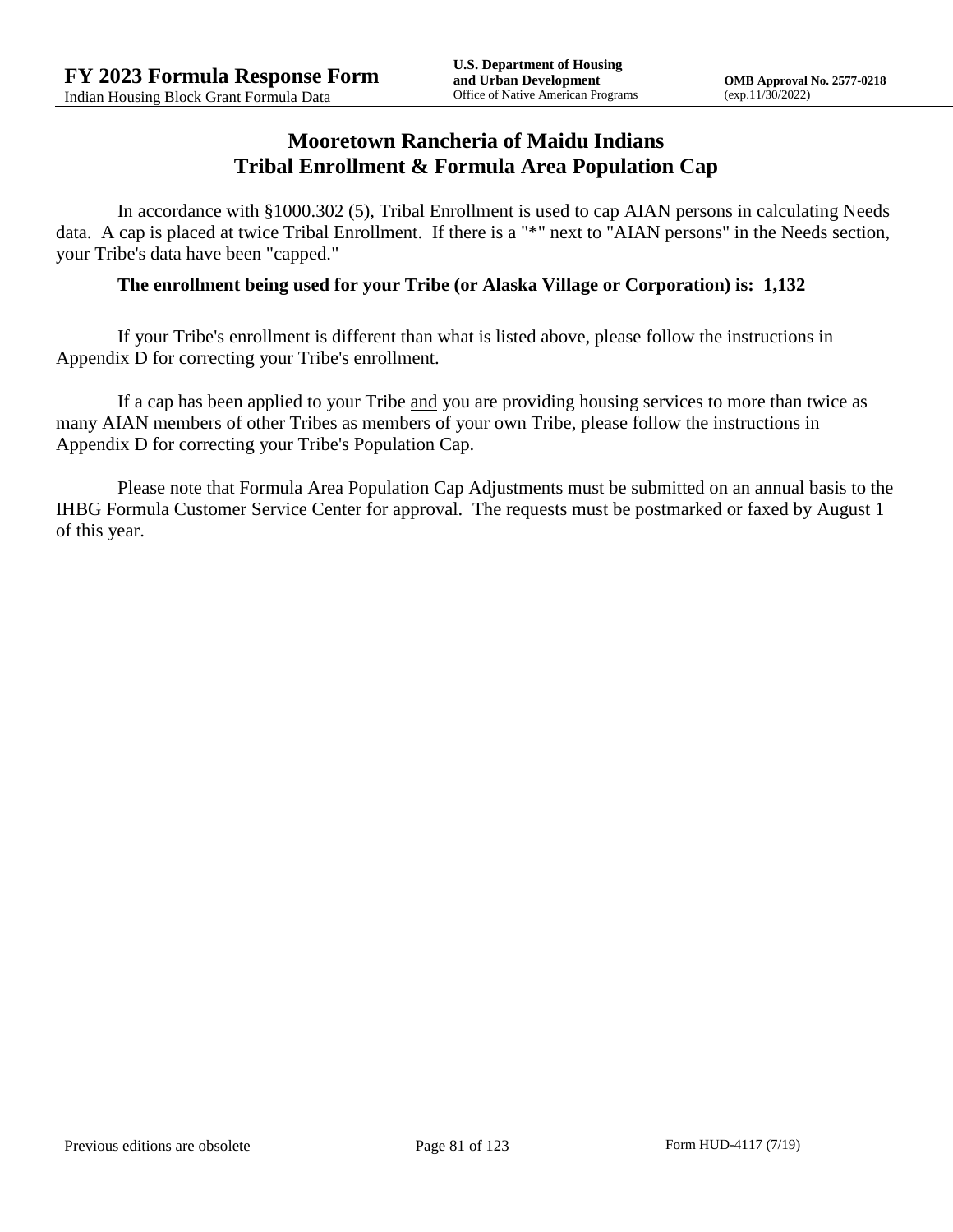# Mooretown Rancheria of Maidu Indians
# Tribal Enrollment & Formula Area Population Cap

In accordance with §1000.302 (5), Tribal Enrollment is used to cap AIAN persons in calculating Needs data. A cap is placed at twice Tribal Enrollment. If there is a "*" next to "AIAN persons" in the Needs section, your Tribe's data have been "capped."

**The enrollment being used for your Tribe (or Alaska Village or Corporation) is: 1,132**

If your Tribe's enrollment is different than what is listed above, please follow the instructions in Appendix D for correcting your Tribe's enrollment.

If a cap has been applied to your Tribe and you are providing housing services to more than twice as many AIAN members of other Tribes as members of your own Tribe, please follow the instructions in Appendix D for correcting your Tribe's Population Cap.

Please note that Formula Area Population Cap Adjustments must be submitted on an annual basis to the IHBG Formula Customer Service Center for approval. The requests must be postmarked or faxed by August 1 of this year.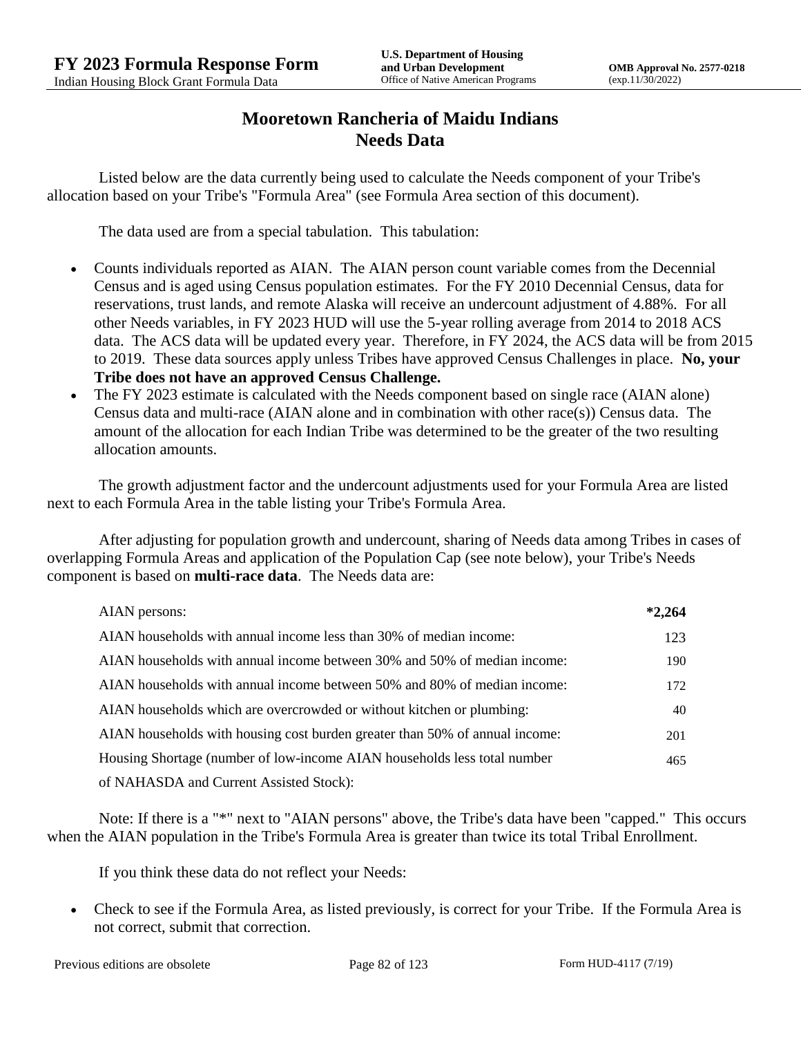# Mooretown Rancheria of Maidu Indians
## Needs Data

Listed below are the data currently being used to calculate the Needs component of your Tribe's allocation based on your Tribe's "Formula Area" (see Formula Area section of this document).

The data used are from a special tabulation. This tabulation:

- Counts individuals reported as AIAN. The AIAN person count variable comes from the Decennial Census and is aged using Census population estimates. For the FY 2010 Decennial Census, data for reservations, trust lands, and remote Alaska will receive an undercount adjustment of 4.88%. For all other Needs variables, in FY 2023 HUD will use the 5-year rolling average from 2014 to 2018 ACS data. The ACS data will be updated every year. Therefore, in FY 2024, the ACS data will be from 2015 to 2019. These data sources apply unless Tribes have approved Census Challenges in place. **No, your Tribe does not have an approved Census Challenge.**
- The FY 2023 estimate is calculated with the Needs component based on single race (AIAN alone) Census data and multi-race (AIAN alone and in combination with other race(s)) Census data. The amount of the allocation for each Indian Tribe was determined to be the greater of the two resulting allocation amounts.

The growth adjustment factor and the undercount adjustments used for your Formula Area are listed next to each Formula Area in the table listing your Tribe's Formula Area.

After adjusting for population growth and undercount, sharing of Needs data among Tribes in cases of overlapping Formula Areas and application of the Population Cap (see note below), your Tribe's Needs component is based on **multi-race data**. The Needs data are:

| | |
|---|---|
| AIAN persons: | ***2,264** |
| AIAN households with annual income less than 30% of median income: | 123 |
| AIAN households with annual income between 30% and 50% of median income: | 190 |
| AIAN households with annual income between 50% and 80% of median income: | 172 |
| AIAN households which are overcrowded or without kitchen or plumbing: | 40 |
| AIAN households with housing cost burden greater than 50% of annual income: | 201 |
| Housing Shortage (number of low-income AIAN households less total number of NAHASDA and Current Assisted Stock): | 465 |

Note: If there is a "*" next to "AIAN persons" above, the Tribe's data have been "capped." This occurs when the AIAN population in the Tribe's Formula Area is greater than twice its total Tribal Enrollment.

If you think these data do not reflect your Needs:

- Check to see if the Formula Area, as listed previously, is correct for your Tribe. If the Formula Area is not correct, submit that correction.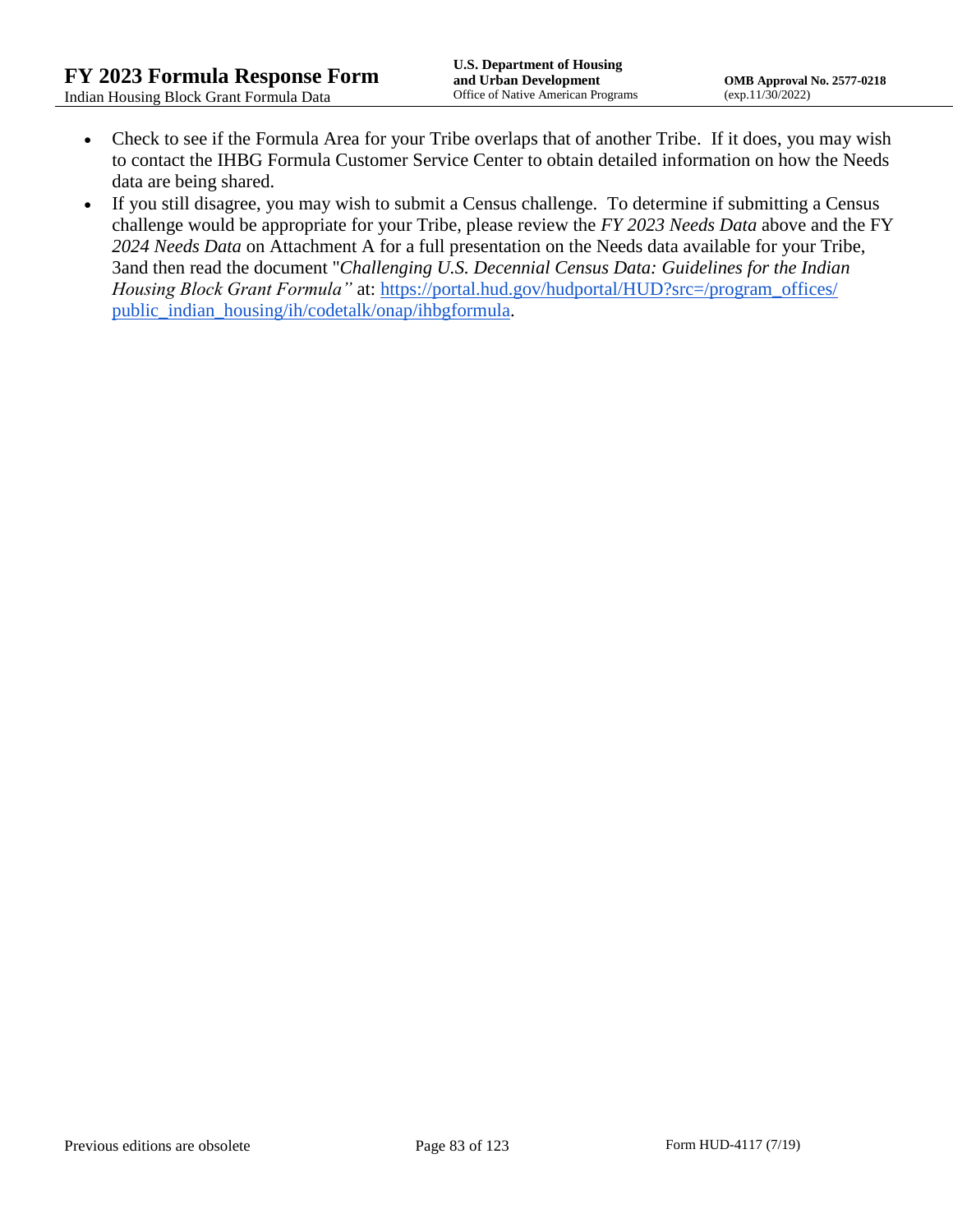- Check to see if the Formula Area for your Tribe overlaps that of another Tribe. If it does, you may wish to contact the IHBG Formula Customer Service Center to obtain detailed information on how the Needs data are being shared.
- If you still disagree, you may wish to submit a Census challenge. To determine if submitting a Census challenge would be appropriate for your Tribe, please review the *FY 2023 Needs Data* above and the FY *2024 Needs Data* on Attachment A for a full presentation on the Needs data available for your Tribe, 3and then read the document "*Challenging U.S. Decennial Census Data: Guidelines for the Indian Housing Block Grant Formula"* at: [https://portal.hud.gov/hudportal/HUD?src=/program_offices/public_indian_housing/ih/codetalk/onap/ihbgformula](https://portal.hud.gov/hudportal/HUD?src=/program_offices/public_indian_housing/ih/codetalk/onap/ihbgformula).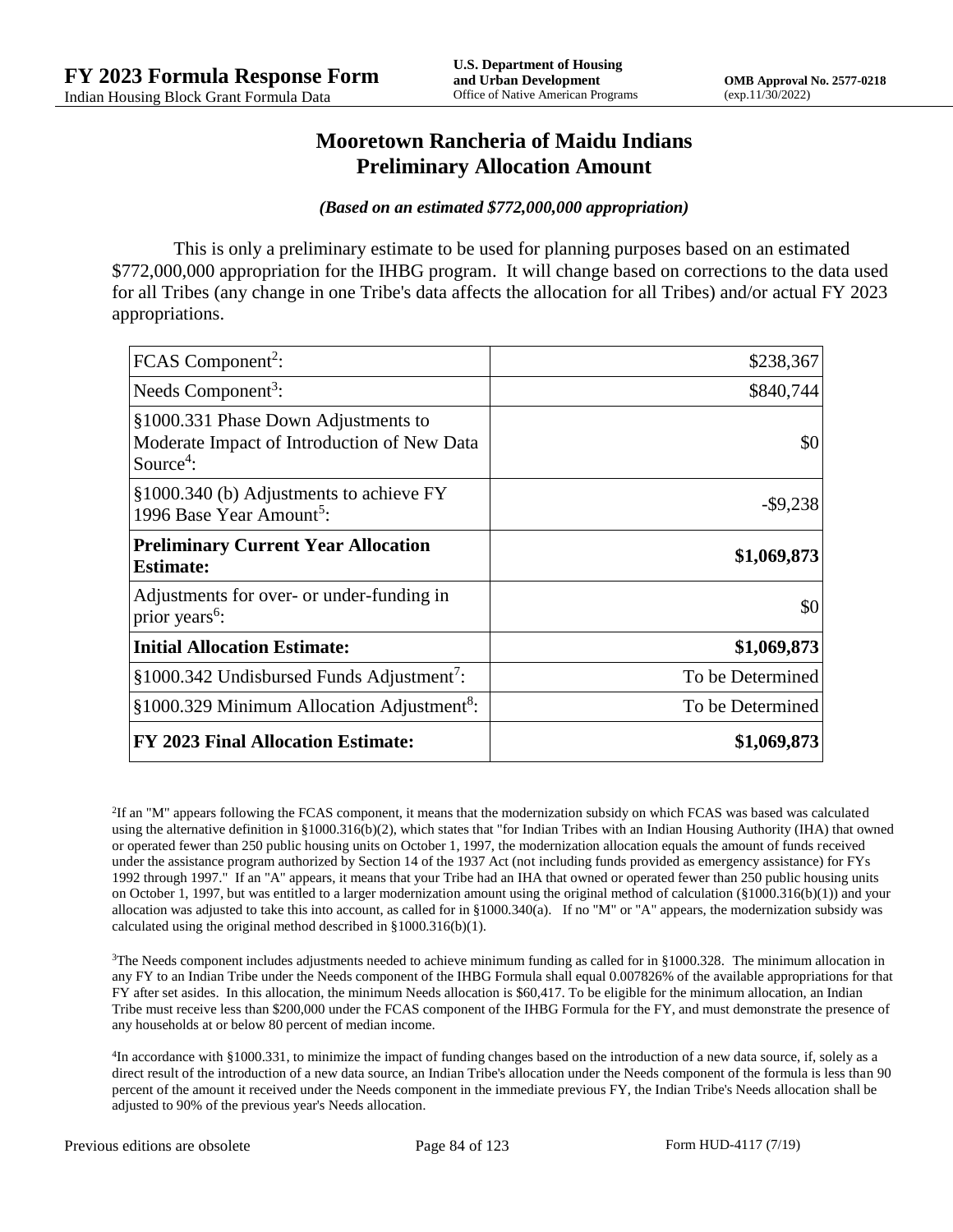# Mooretown Rancheria of Maidu Indians
# Preliminary Allocation Amount

***(Based on an estimated $772,000,000 appropriation)***

This is only a preliminary estimate to be used for planning purposes based on an estimated $772,000,000 appropriation for the IHBG program. It will change based on corrections to the data used for all Tribes (any change in one Tribe's data affects the allocation for all Tribes) and/or actual FY 2023 appropriations.

| | |
|---|---:|
| FCAS Component[2]: | $238,367 |
| Needs Component[3]: | $840,744 |
| §1000.331 Phase Down Adjustments to Moderate Impact of Introduction of New Data Source[4]: | $0 |
| §1000.340 (b) Adjustments to achieve FY 1996 Base Year Amount[5]: | -$9,238 |
| **Preliminary Current Year Allocation Estimate:** | **$1,069,873** |
| Adjustments for over- or under-funding in prior years[6]: | $0 |
| **Initial Allocation Estimate:** | **$1,069,873** |
| §1000.342 Undisbursed Funds Adjustment[7]: | To be Determined |
| §1000.329 Minimum Allocation Adjustment[8]: | To be Determined |
| **FY 2023 Final Allocation Estimate:** | **$1,069,873** |

[2]If an "M" appears following the FCAS component, it means that the modernization subsidy on which FCAS was based was calculated using the alternative definition in §1000.316(b)(2), which states that "for Indian Tribes with an Indian Housing Authority (IHA) that owned or operated fewer than 250 public housing units on October 1, 1997, the modernization allocation equals the amount of funds received under the assistance program authorized by Section 14 of the 1937 Act (not including funds provided as emergency assistance) for FYs 1992 through 1997." If an "A" appears, it means that your Tribe had an IHA that owned or operated fewer than 250 public housing units on October 1, 1997, but was entitled to a larger modernization amount using the original method of calculation (§1000.316(b)(1)) and your allocation was adjusted to take this into account, as called for in §1000.340(a). If no "M" or "A" appears, the modernization subsidy was calculated using the original method described in §1000.316(b)(1).

[3]The Needs component includes adjustments needed to achieve minimum funding as called for in §1000.328. The minimum allocation in any FY to an Indian Tribe under the Needs component of the IHBG Formula shall equal 0.007826% of the available appropriations for that FY after set asides. In this allocation, the minimum Needs allocation is $60,417. To be eligible for the minimum allocation, an Indian Tribe must receive less than $200,000 under the FCAS component of the IHBG Formula for the FY, and must demonstrate the presence of any households at or below 80 percent of median income.

[4]In accordance with §1000.331, to minimize the impact of funding changes based on the introduction of a new data source, if, solely as a direct result of the introduction of a new data source, an Indian Tribe's allocation under the Needs component of the formula is less than 90 percent of the amount it received under the Needs component in the immediate previous FY, the Indian Tribe's Needs allocation shall be adjusted to 90% of the previous year's Needs allocation.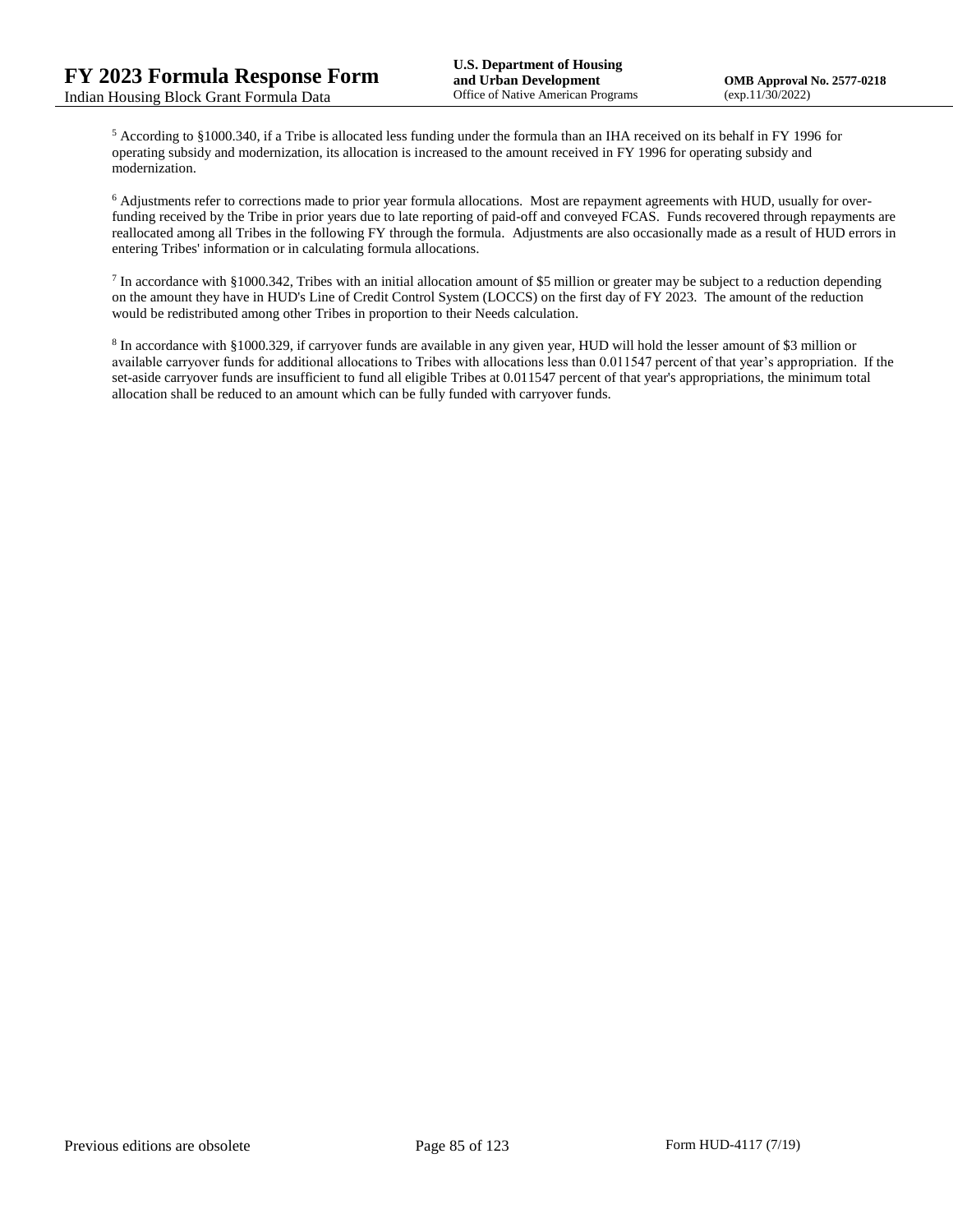[5] According to §1000.340, if a Tribe is allocated less funding under the formula than an IHA received on its behalf in FY 1996 for operating subsidy and modernization, its allocation is increased to the amount received in FY 1996 for operating subsidy and modernization.

[6] Adjustments refer to corrections made to prior year formula allocations. Most are repayment agreements with HUD, usually for over-funding received by the Tribe in prior years due to late reporting of paid-off and conveyed FCAS. Funds recovered through repayments are reallocated among all Tribes in the following FY through the formula. Adjustments are also occasionally made as a result of HUD errors in entering Tribes' information or in calculating formula allocations.

[7] In accordance with §1000.342, Tribes with an initial allocation amount of $5 million or greater may be subject to a reduction depending on the amount they have in HUD's Line of Credit Control System (LOCCS) on the first day of FY 2023. The amount of the reduction would be redistributed among other Tribes in proportion to their Needs calculation.

[8] In accordance with §1000.329, if carryover funds are available in any given year, HUD will hold the lesser amount of $3 million or available carryover funds for additional allocations to Tribes with allocations less than 0.011547 percent of that year's appropriation. If the set-aside carryover funds are insufficient to fund all eligible Tribes at 0.011547 percent of that year's appropriations, the minimum total allocation shall be reduced to an amount which can be fully funded with carryover funds.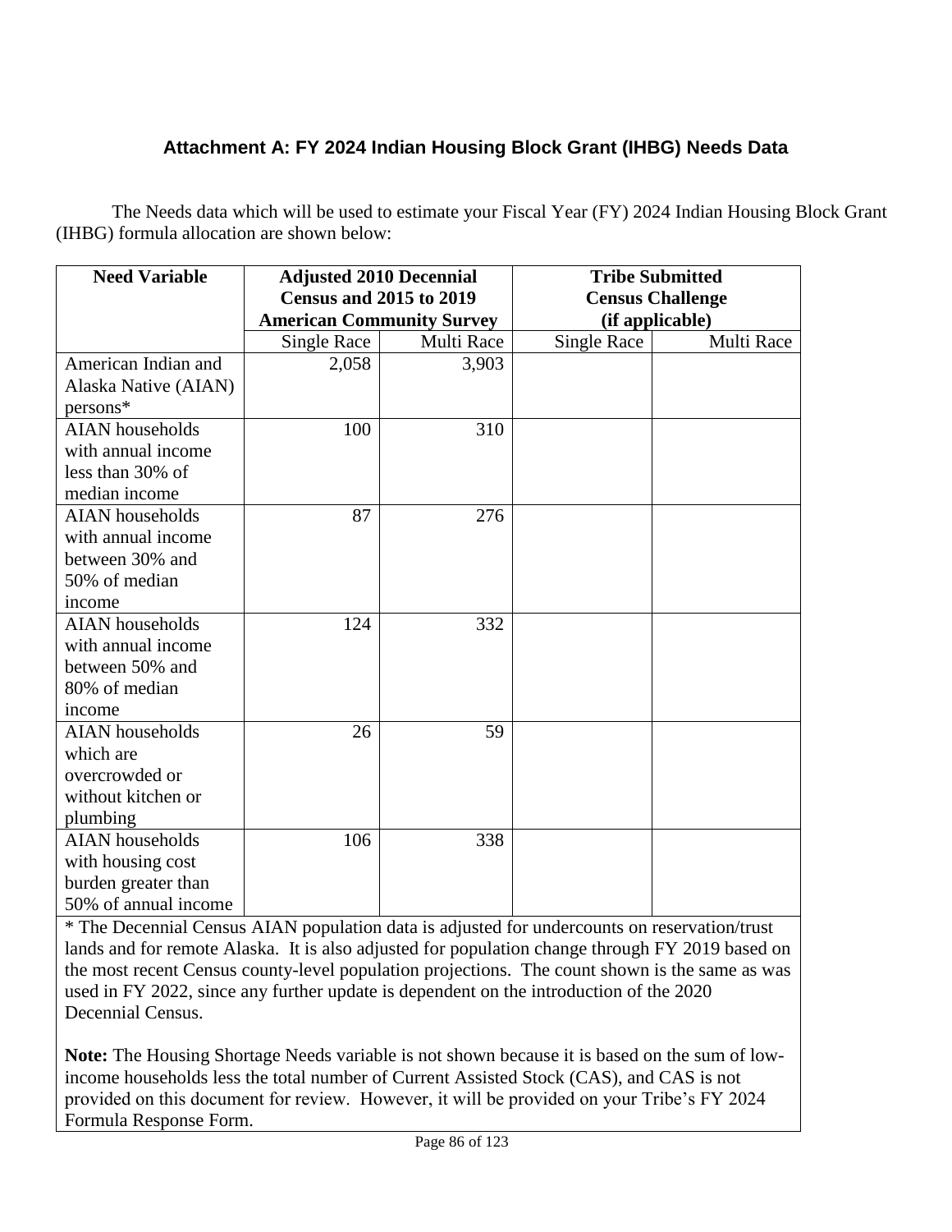### Attachment A: FY 2024 Indian Housing Block Grant (IHBG) Needs Data

The Needs data which will be used to estimate your Fiscal Year (FY) 2024 Indian Housing Block Grant (IHBG) formula allocation are shown below:

| Need Variable | Adjusted 2010 Decennial Census and 2015 to 2019 American Community Survey | | Tribe Submitted Census Challenge (if applicable) | |
|---|---|---|---|---|
| | Single Race | Multi Race | Single Race | Multi Race |
| American Indian and Alaska Native (AIAN) persons* | 2,058 | 3,903 | | |
| AIAN households with annual income less than 30% of median income | 100 | 310 | | |
| AIAN households with annual income between 30% and 50% of median income | 87 | 276 | | |
| AIAN households with annual income between 50% and 80% of median income | 124 | 332 | | |
| AIAN households which are overcrowded or without kitchen or plumbing | 26 | 59 | | |
| AIAN households with housing cost burden greater than 50% of annual income | 106 | 338 | | |

* The Decennial Census AIAN population data is adjusted for undercounts on reservation/trust lands and for remote Alaska. It is also adjusted for population change through FY 2019 based on the most recent Census county-level population projections. The count shown is the same as was used in FY 2022, since any further update is dependent on the introduction of the 2020 Decennial Census.

**Note:** The Housing Shortage Needs variable is not shown because it is based on the sum of low-income households less the total number of Current Assisted Stock (CAS), and CAS is not provided on this document for review. However, it will be provided on your Tribe's FY 2024 Formula Response Form.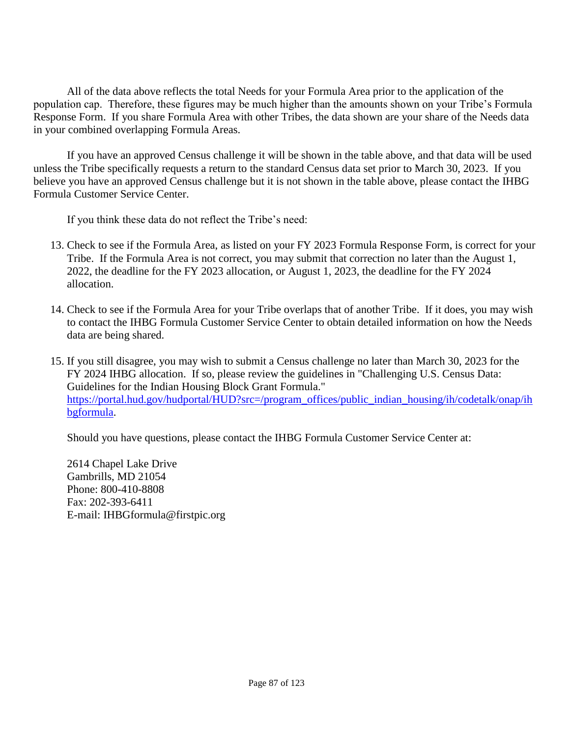All of the data above reflects the total Needs for your Formula Area prior to the application of the population cap. Therefore, these figures may be much higher than the amounts shown on your Tribe's Formula Response Form. If you share Formula Area with other Tribes, the data shown are your share of the Needs data in your combined overlapping Formula Areas.

If you have an approved Census challenge it will be shown in the table above, and that data will be used unless the Tribe specifically requests a return to the standard Census data set prior to March 30, 2023. If you believe you have an approved Census challenge but it is not shown in the table above, please contact the IHBG Formula Customer Service Center.

If you think these data do not reflect the Tribe's need:

13. Check to see if the Formula Area, as listed on your FY 2023 Formula Response Form, is correct for your Tribe. If the Formula Area is not correct, you may submit that correction no later than the August 1, 2022, the deadline for the FY 2023 allocation, or August 1, 2023, the deadline for the FY 2024 allocation.

14. Check to see if the Formula Area for your Tribe overlaps that of another Tribe. If it does, you may wish to contact the IHBG Formula Customer Service Center to obtain detailed information on how the Needs data are being shared.

15. If you still disagree, you may wish to submit a Census challenge no later than March 30, 2023 for the FY 2024 IHBG allocation. If so, please review the guidelines in "Challenging U.S. Census Data: Guidelines for the Indian Housing Block Grant Formula." [https://portal.hud.gov/hudportal/HUD?src=/program_offices/public_indian_housing/ih/codetalk/onap/ihbgformula](https://portal.hud.gov/hudportal/HUD?src=/program_offices/public_indian_housing/ih/codetalk/onap/ihbgformula).

Should you have questions, please contact the IHBG Formula Customer Service Center at:

2614 Chapel Lake Drive
Gambrills, MD 21054
Phone: 800-410-8808
Fax: 202-393-6411
E-mail: IHBGformula@firstpic.org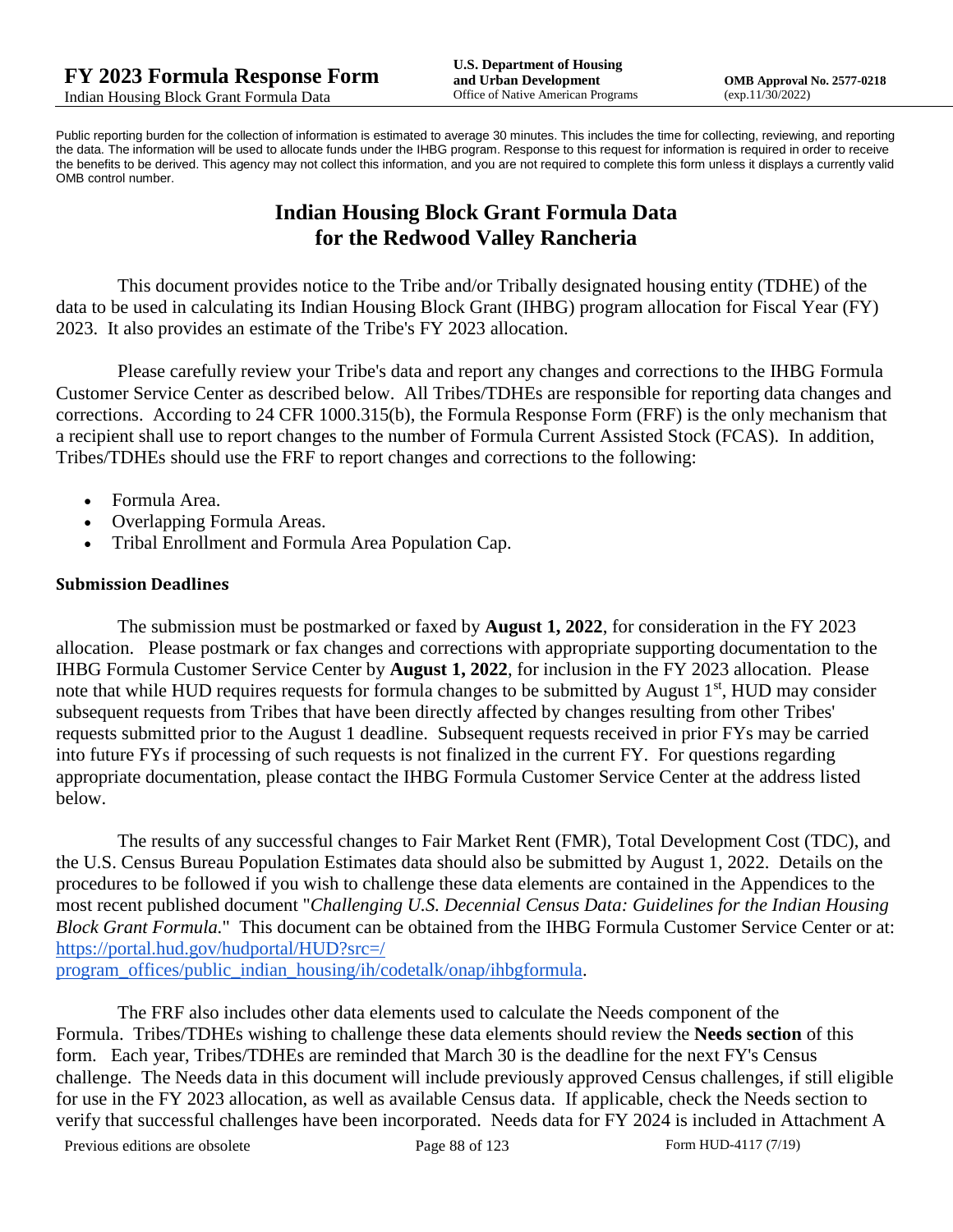Public reporting burden for the collection of information is estimated to average 30 minutes. This includes the time for collecting, reviewing, and reporting the data. The information will be used to allocate funds under the IHBG program. Response to this request for information is required in order to receive the benefits to be derived. This agency may not collect this information, and you are not required to complete this form unless it displays a currently valid OMB control number.

# Indian Housing Block Grant Formula Data for the Redwood Valley Rancheria

This document provides notice to the Tribe and/or Tribally designated housing entity (TDHE) of the data to be used in calculating its Indian Housing Block Grant (IHBG) program allocation for Fiscal Year (FY) 2023. It also provides an estimate of the Tribe's FY 2023 allocation.

Please carefully review your Tribe's data and report any changes and corrections to the IHBG Formula Customer Service Center as described below. All Tribes/TDHEs are responsible for reporting data changes and corrections. According to 24 CFR 1000.315(b), the Formula Response Form (FRF) is the only mechanism that a recipient shall use to report changes to the number of Formula Current Assisted Stock (FCAS). In addition, Tribes/TDHEs should use the FRF to report changes and corrections to the following:

- Formula Area.
- Overlapping Formula Areas.
- Tribal Enrollment and Formula Area Population Cap.

### Submission Deadlines

The submission must be postmarked or faxed by **August 1, 2022**, for consideration in the FY 2023 allocation. Please postmark or fax changes and corrections with appropriate supporting documentation to the IHBG Formula Customer Service Center by **August 1, 2022**, for inclusion in the FY 2023 allocation. Please note that while HUD requires requests for formula changes to be submitted by August 1st, HUD may consider subsequent requests from Tribes that have been directly affected by changes resulting from other Tribes' requests submitted prior to the August 1 deadline. Subsequent requests received in prior FYs may be carried into future FYs if processing of such requests is not finalized in the current FY. For questions regarding appropriate documentation, please contact the IHBG Formula Customer Service Center at the address listed below.

The results of any successful changes to Fair Market Rent (FMR), Total Development Cost (TDC), and the U.S. Census Bureau Population Estimates data should also be submitted by August 1, 2022. Details on the procedures to be followed if you wish to challenge these data elements are contained in the Appendices to the most recent published document "*Challenging U.S. Decennial Census Data: Guidelines for the Indian Housing Block Grant Formula.*" This document can be obtained from the IHBG Formula Customer Service Center or at: https://portal.hud.gov/hudportal/HUD?src=/program_offices/public_indian_housing/ih/codetalk/onap/ihbgformula.

The FRF also includes other data elements used to calculate the Needs component of the Formula. Tribes/TDHEs wishing to challenge these data elements should review the **Needs section** of this form. Each year, Tribes/TDHEs are reminded that March 30 is the deadline for the next FY's Census challenge. The Needs data in this document will include previously approved Census challenges, if still eligible for use in the FY 2023 allocation, as well as available Census data. If applicable, check the Needs section to verify that successful challenges have been incorporated. Needs data for FY 2024 is included in Attachment A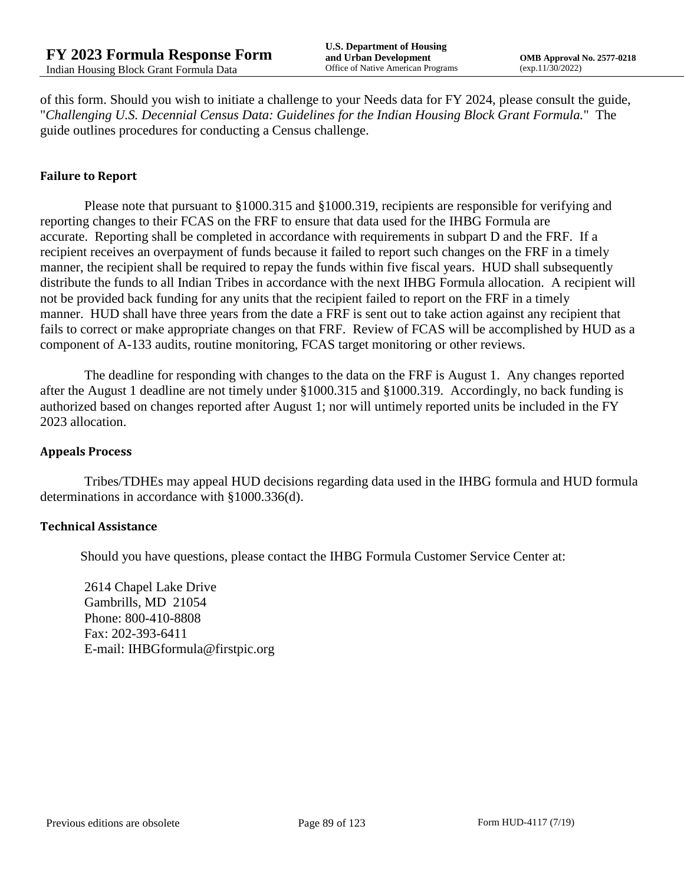of this form. Should you wish to initiate a challenge to your Needs data for FY 2024, please consult the guide, "*Challenging U.S. Decennial Census Data: Guidelines for the Indian Housing Block Grant Formula.*" The guide outlines procedures for conducting a Census challenge.

**Failure to Report**

Please note that pursuant to §1000.315 and §1000.319, recipients are responsible for verifying and reporting changes to their FCAS on the FRF to ensure that data used for the IHBG Formula are accurate. Reporting shall be completed in accordance with requirements in subpart D and the FRF. If a recipient receives an overpayment of funds because it failed to report such changes on the FRF in a timely manner, the recipient shall be required to repay the funds within five fiscal years. HUD shall subsequently distribute the funds to all Indian Tribes in accordance with the next IHBG Formula allocation. A recipient will not be provided back funding for any units that the recipient failed to report on the FRF in a timely manner. HUD shall have three years from the date a FRF is sent out to take action against any recipient that fails to correct or make appropriate changes on that FRF. Review of FCAS will be accomplished by HUD as a component of A-133 audits, routine monitoring, FCAS target monitoring or other reviews.

The deadline for responding with changes to the data on the FRF is August 1. Any changes reported after the August 1 deadline are not timely under §1000.315 and §1000.319. Accordingly, no back funding is authorized based on changes reported after August 1; nor will untimely reported units be included in the FY 2023 allocation.

**Appeals Process**

Tribes/TDHEs may appeal HUD decisions regarding data used in the IHBG formula and HUD formula determinations in accordance with §1000.336(d).

**Technical Assistance**

Should you have questions, please contact the IHBG Formula Customer Service Center at:

2614 Chapel Lake Drive
Gambrills, MD 21054
Phone: 800-410-8808
Fax: 202-393-6411
E-mail: IHBGformula@firstpic.org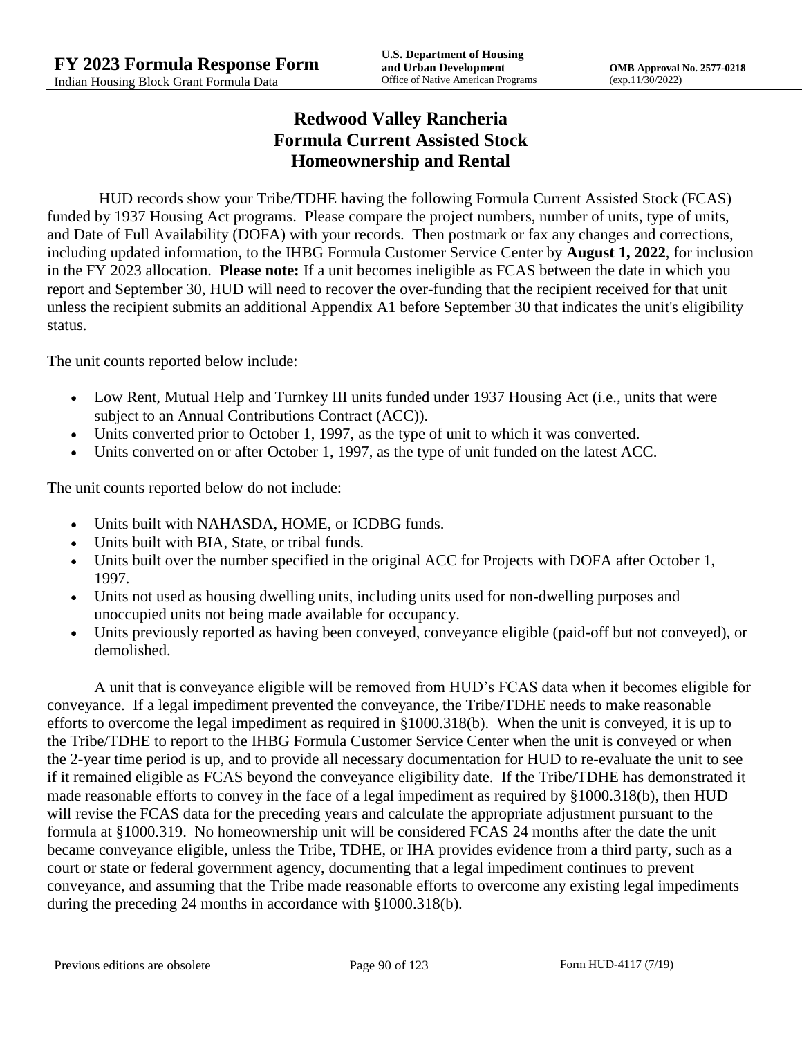# Redwood Valley Rancheria
# Formula Current Assisted Stock
# Homeownership and Rental

HUD records show your Tribe/TDHE having the following Formula Current Assisted Stock (FCAS) funded by 1937 Housing Act programs. Please compare the project numbers, number of units, type of units, and Date of Full Availability (DOFA) with your records. Then postmark or fax any changes and corrections, including updated information, to the IHBG Formula Customer Service Center by **August 1, 2022**, for inclusion in the FY 2023 allocation. **Please note:** If a unit becomes ineligible as FCAS between the date in which you report and September 30, HUD will need to recover the over-funding that the recipient received for that unit unless the recipient submits an additional Appendix A1 before September 30 that indicates the unit's eligibility status.

The unit counts reported below include:

- Low Rent, Mutual Help and Turnkey III units funded under 1937 Housing Act (i.e., units that were subject to an Annual Contributions Contract (ACC)).
- Units converted prior to October 1, 1997, as the type of unit to which it was converted.
- Units converted on or after October 1, 1997, as the type of unit funded on the latest ACC.

The unit counts reported below do not include:

- Units built with NAHASDA, HOME, or ICDBG funds.
- Units built with BIA, State, or tribal funds.
- Units built over the number specified in the original ACC for Projects with DOFA after October 1, 1997.
- Units not used as housing dwelling units, including units used for non-dwelling purposes and unoccupied units not being made available for occupancy.
- Units previously reported as having been conveyed, conveyance eligible (paid-off but not conveyed), or demolished.

A unit that is conveyance eligible will be removed from HUD's FCAS data when it becomes eligible for conveyance. If a legal impediment prevented the conveyance, the Tribe/TDHE needs to make reasonable efforts to overcome the legal impediment as required in §1000.318(b). When the unit is conveyed, it is up to the Tribe/TDHE to report to the IHBG Formula Customer Service Center when the unit is conveyed or when the 2-year time period is up, and to provide all necessary documentation for HUD to re-evaluate the unit to see if it remained eligible as FCAS beyond the conveyance eligibility date. If the Tribe/TDHE has demonstrated it made reasonable efforts to convey in the face of a legal impediment as required by §1000.318(b), then HUD will revise the FCAS data for the preceding years and calculate the appropriate adjustment pursuant to the formula at §1000.319. No homeownership unit will be considered FCAS 24 months after the date the unit became conveyance eligible, unless the Tribe, TDHE, or IHA provides evidence from a third party, such as a court or state or federal government agency, documenting that a legal impediment continues to prevent conveyance, and assuming that the Tribe made reasonable efforts to overcome any existing legal impediments during the preceding 24 months in accordance with §1000.318(b).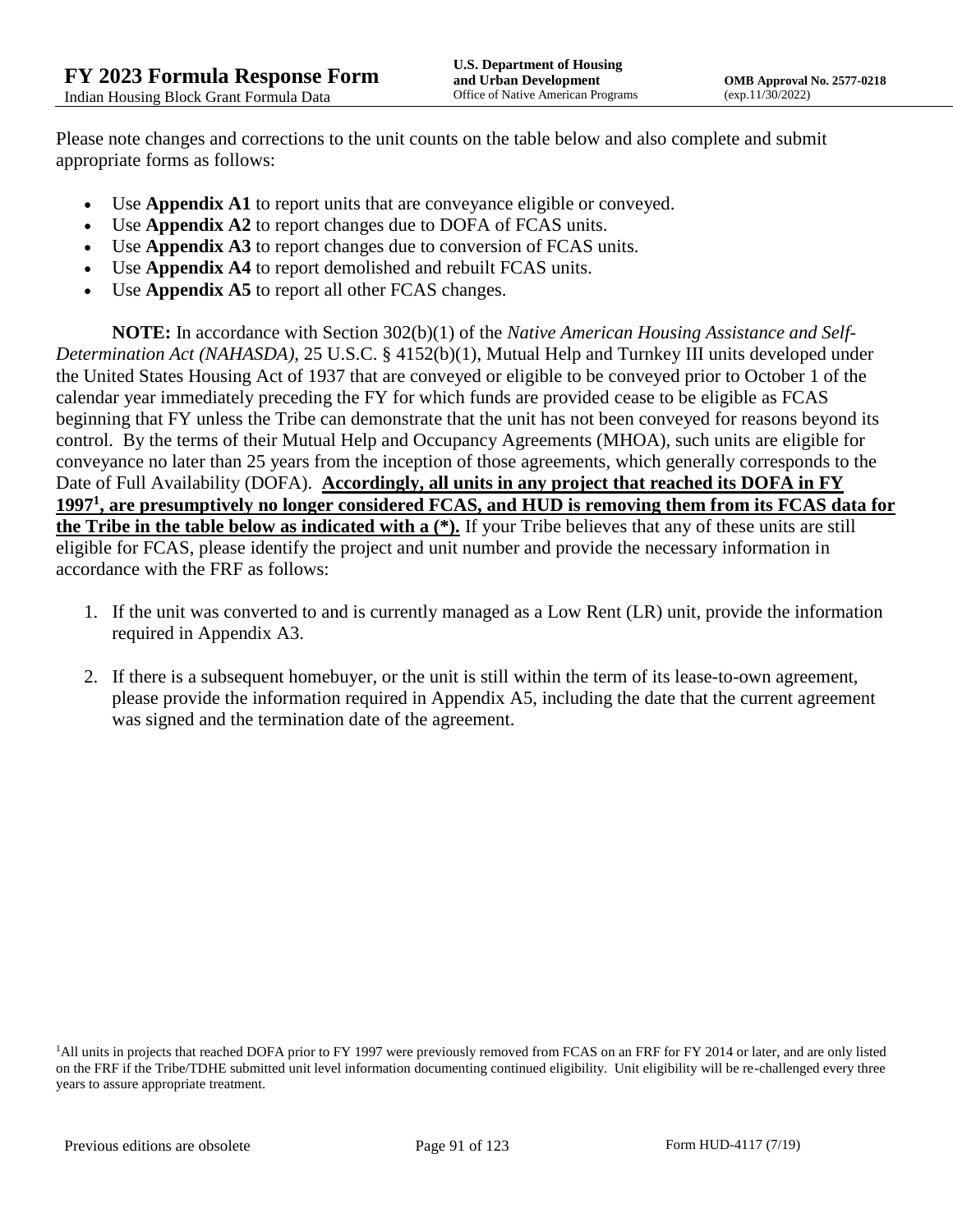Please note changes and corrections to the unit counts on the table below and also complete and submit appropriate forms as follows:

- Use **Appendix A1** to report units that are conveyance eligible or conveyed.
- Use **Appendix A2** to report changes due to DOFA of FCAS units.
- Use **Appendix A3** to report changes due to conversion of FCAS units.
- Use **Appendix A4** to report demolished and rebuilt FCAS units.
- Use **Appendix A5** to report all other FCAS changes.

**NOTE:** In accordance with Section 302(b)(1) of the *Native American Housing Assistance and Self-Determination Act (NAHASDA)*, 25 U.S.C. § 4152(b)(1), Mutual Help and Turnkey III units developed under the United States Housing Act of 1937 that are conveyed or eligible to be conveyed prior to October 1 of the calendar year immediately preceding the FY for which funds are provided cease to be eligible as FCAS beginning that FY unless the Tribe can demonstrate that the unit has not been conveyed for reasons beyond its control. By the terms of their Mutual Help and Occupancy Agreements (MHOA), such units are eligible for conveyance no later than 25 years from the inception of those agreements, which generally corresponds to the Date of Full Availability (DOFA). **Accordingly, all units in any project that reached its DOFA in FY 1997[1], are presumptively no longer considered FCAS, and HUD is removing them from its FCAS data for the Tribe in the table below as indicated with a (*).** If your Tribe believes that any of these units are still eligible for FCAS, please identify the project and unit number and provide the necessary information in accordance with the FRF as follows:

1. If the unit was converted to and is currently managed as a Low Rent (LR) unit, provide the information required in Appendix A3.
2. If there is a subsequent homebuyer, or the unit is still within the term of its lease-to-own agreement, please provide the information required in Appendix A5, including the date that the current agreement was signed and the termination date of the agreement.

[1]All units in projects that reached DOFA prior to FY 1997 were previously removed from FCAS on an FRF for FY 2014 or later, and are only listed on the FRF if the Tribe/TDHE submitted unit level information documenting continued eligibility. Unit eligibility will be re-challenged every three years to assure appropriate treatment.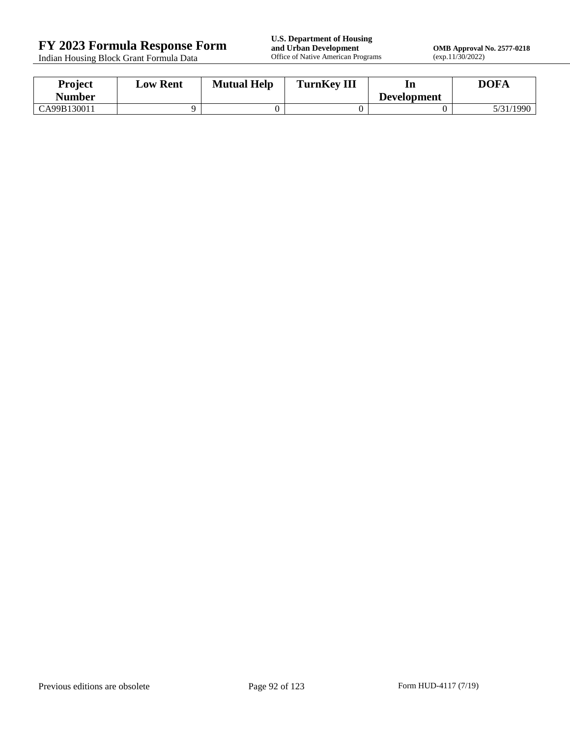| Project Number | Low Rent | Mutual Help | TurnKey III | In Development | DOFA |
|---|---|---|---|---|---|
| CA99B130011 | 9 | 0 | 0 | 0 | 5/31/1990 |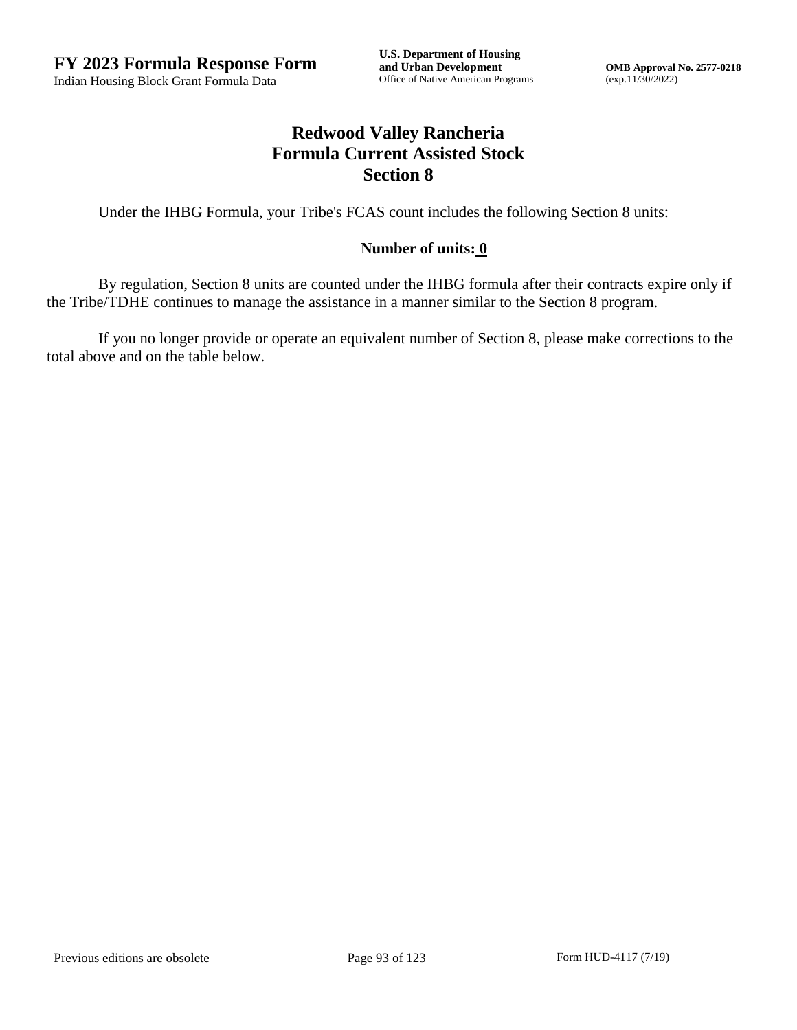# Redwood Valley Rancheria
## Formula Current Assisted Stock
## Section 8

Under the IHBG Formula, your Tribe's FCAS count includes the following Section 8 units:

**Number of units: 0**

By regulation, Section 8 units are counted under the IHBG formula after their contracts expire only if the Tribe/TDHE continues to manage the assistance in a manner similar to the Section 8 program.

If you no longer provide or operate an equivalent number of Section 8, please make corrections to the total above and on the table below.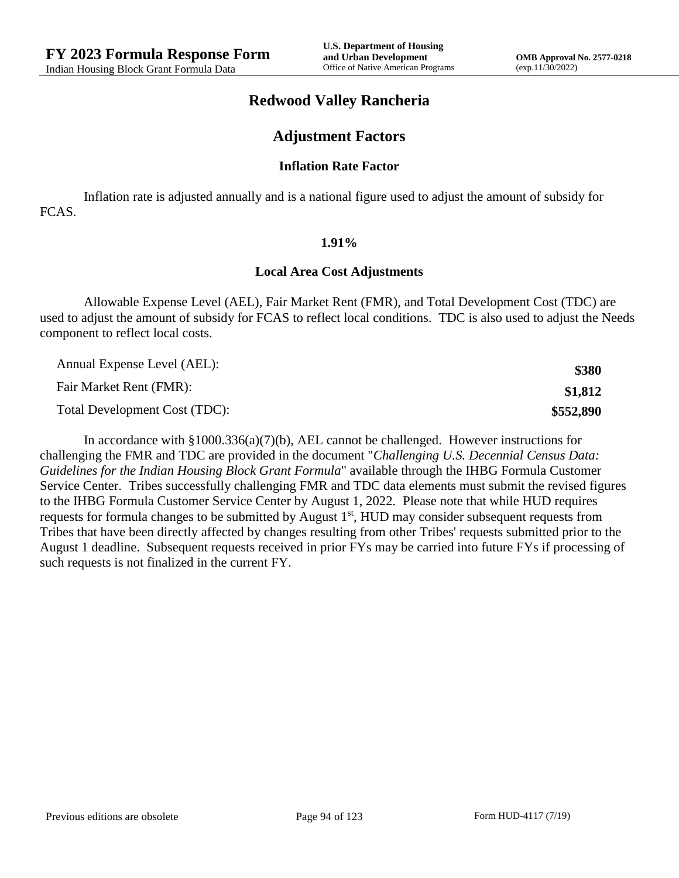# Redwood Valley Rancheria

## Adjustment Factors

### Inflation Rate Factor

Inflation rate is adjusted annually and is a national figure used to adjust the amount of subsidy for FCAS.

**1.91%**

### Local Area Cost Adjustments

Allowable Expense Level (AEL), Fair Market Rent (FMR), and Total Development Cost (TDC) are used to adjust the amount of subsidy for FCAS to reflect local conditions. TDC is also used to adjust the Needs component to reflect local costs.

| | |
|---|---|
| Annual Expense Level (AEL): | **$380** |
| Fair Market Rent (FMR): | **$1,812** |
| Total Development Cost (TDC): | **$552,890** |

In accordance with §1000.336(a)(7)(b), AEL cannot be challenged. However instructions for challenging the FMR and TDC are provided in the document "*Challenging U.S. Decennial Census Data: Guidelines for the Indian Housing Block Grant Formula*" available through the IHBG Formula Customer Service Center. Tribes successfully challenging FMR and TDC data elements must submit the revised figures to the IHBG Formula Customer Service Center by August 1, 2022. Please note that while HUD requires requests for formula changes to be submitted by August 1st, HUD may consider subsequent requests from Tribes that have been directly affected by changes resulting from other Tribes' requests submitted prior to the August 1 deadline. Subsequent requests received in prior FYs may be carried into future FYs if processing of such requests is not finalized in the current FY.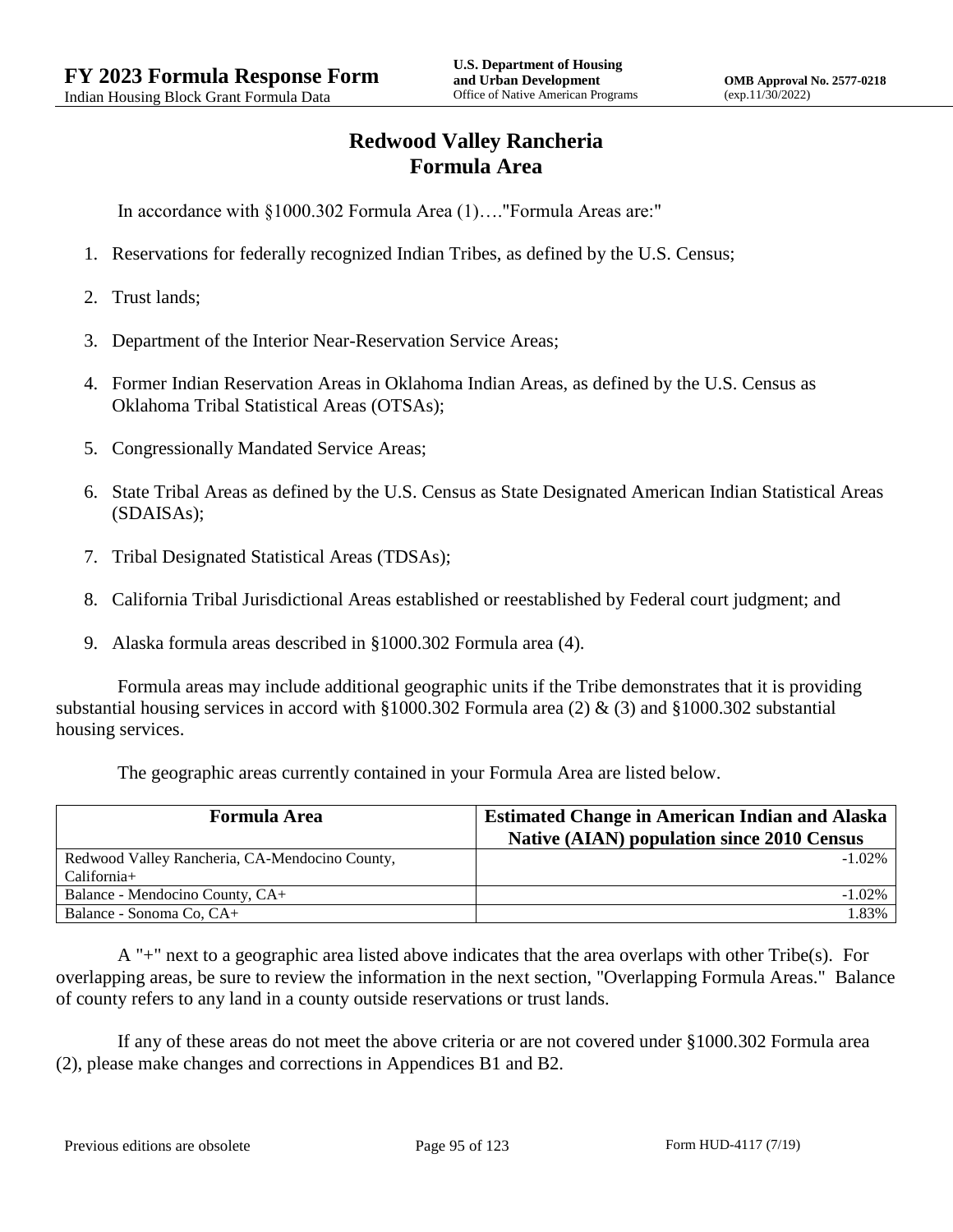# Redwood Valley Rancheria
# Formula Area

In accordance with §1000.302 Formula Area (1)…."Formula Areas are:"

1. Reservations for federally recognized Indian Tribes, as defined by the U.S. Census;
2. Trust lands;
3. Department of the Interior Near-Reservation Service Areas;
4. Former Indian Reservation Areas in Oklahoma Indian Areas, as defined by the U.S. Census as Oklahoma Tribal Statistical Areas (OTSAs);
5. Congressionally Mandated Service Areas;
6. State Tribal Areas as defined by the U.S. Census as State Designated American Indian Statistical Areas (SDAISAs);
7. Tribal Designated Statistical Areas (TDSAs);
8. California Tribal Jurisdictional Areas established or reestablished by Federal court judgment; and
9. Alaska formula areas described in §1000.302 Formula area (4).

Formula areas may include additional geographic units if the Tribe demonstrates that it is providing substantial housing services in accord with §1000.302 Formula area (2) & (3) and §1000.302 substantial housing services.

The geographic areas currently contained in your Formula Area are listed below.

| Formula Area | Estimated Change in American Indian and Alaska Native (AIAN) population since 2010 Census |
|---|---|
| Redwood Valley Rancheria, CA-Mendocino County, California+ | -1.02% |
| Balance - Mendocino County, CA+ | -1.02% |
| Balance - Sonoma Co, CA+ | 1.83% |

A "+" next to a geographic area listed above indicates that the area overlaps with other Tribe(s). For overlapping areas, be sure to review the information in the next section, "Overlapping Formula Areas." Balance of county refers to any land in a county outside reservations or trust lands.

If any of these areas do not meet the above criteria or are not covered under §1000.302 Formula area (2), please make changes and corrections in Appendices B1 and B2.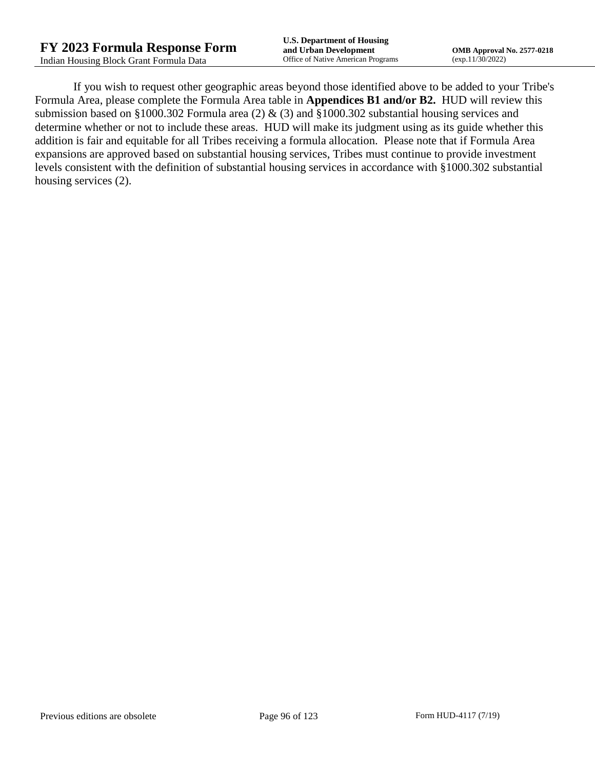If you wish to request other geographic areas beyond those identified above to be added to your Tribe's Formula Area, please complete the Formula Area table in **Appendices B1 and/or B2.** HUD will review this submission based on §1000.302 Formula area (2) & (3) and §1000.302 substantial housing services and determine whether or not to include these areas. HUD will make its judgment using as its guide whether this addition is fair and equitable for all Tribes receiving a formula allocation. Please note that if Formula Area expansions are approved based on substantial housing services, Tribes must continue to provide investment levels consistent with the definition of substantial housing services in accordance with §1000.302 substantial housing services (2).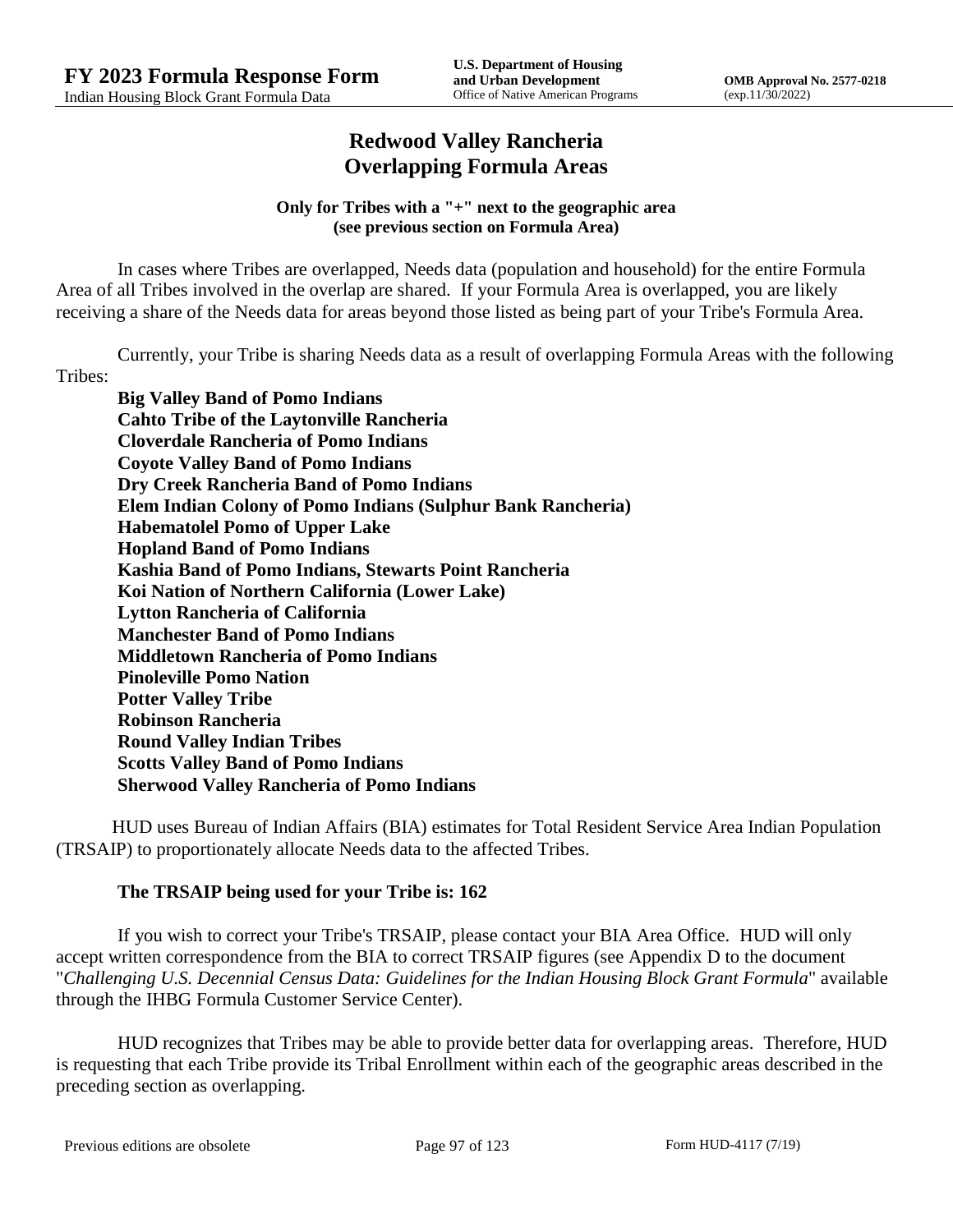# Redwood Valley Rancheria
# Overlapping Formula Areas

**Only for Tribes with a "+" next to the geographic area (see previous section on Formula Area)**

In cases where Tribes are overlapped, Needs data (population and household) for the entire Formula Area of all Tribes involved in the overlap are shared. If your Formula Area is overlapped, you are likely receiving a share of the Needs data for areas beyond those listed as being part of your Tribe's Formula Area.

Currently, your Tribe is sharing Needs data as a result of overlapping Formula Areas with the following Tribes:

**Big Valley Band of Pomo Indians**
**Cahto Tribe of the Laytonville Rancheria**
**Cloverdale Rancheria of Pomo Indians**
**Coyote Valley Band of Pomo Indians**
**Dry Creek Rancheria Band of Pomo Indians**
**Elem Indian Colony of Pomo Indians (Sulphur Bank Rancheria)**
**Habematolel Pomo of Upper Lake**
**Hopland Band of Pomo Indians**
**Kashia Band of Pomo Indians, Stewarts Point Rancheria**
**Koi Nation of Northern California (Lower Lake)**
**Lytton Rancheria of California**
**Manchester Band of Pomo Indians**
**Middletown Rancheria of Pomo Indians**
**Pinoleville Pomo Nation**
**Potter Valley Tribe**
**Robinson Rancheria**
**Round Valley Indian Tribes**
**Scotts Valley Band of Pomo Indians**
**Sherwood Valley Rancheria of Pomo Indians**

HUD uses Bureau of Indian Affairs (BIA) estimates for Total Resident Service Area Indian Population (TRSAIP) to proportionately allocate Needs data to the affected Tribes.

**The TRSAIP being used for your Tribe is: 162**

If you wish to correct your Tribe's TRSAIP, please contact your BIA Area Office. HUD will only accept written correspondence from the BIA to correct TRSAIP figures (see Appendix D to the document "*Challenging U.S. Decennial Census Data: Guidelines for the Indian Housing Block Grant Formula*" available through the IHBG Formula Customer Service Center).

HUD recognizes that Tribes may be able to provide better data for overlapping areas. Therefore, HUD is requesting that each Tribe provide its Tribal Enrollment within each of the geographic areas described in the preceding section as overlapping.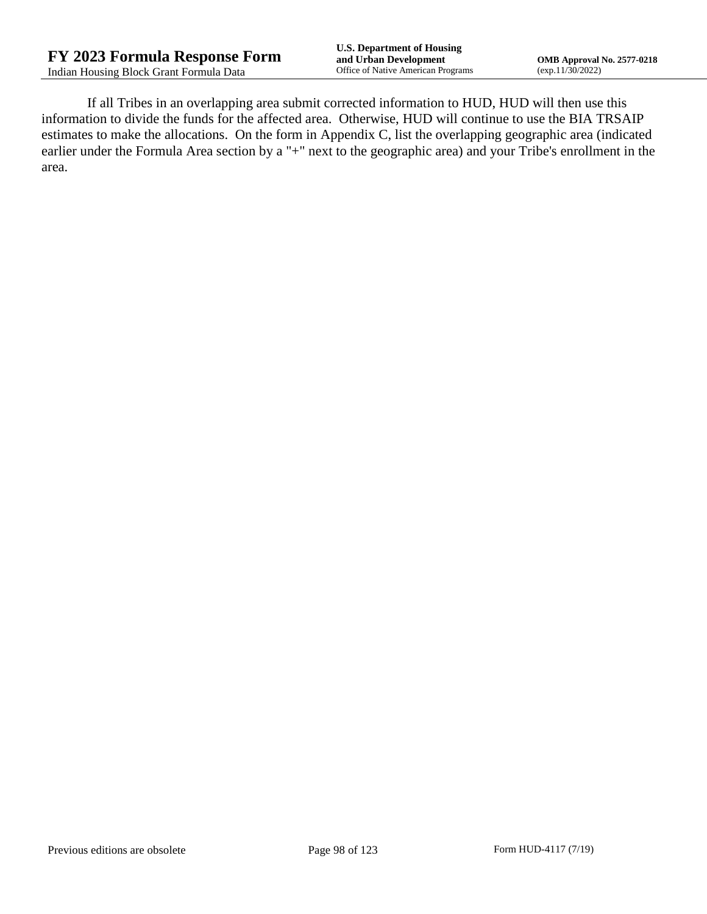If all Tribes in an overlapping area submit corrected information to HUD, HUD will then use this information to divide the funds for the affected area. Otherwise, HUD will continue to use the BIA TRSAIP estimates to make the allocations. On the form in Appendix C, list the overlapping geographic area (indicated earlier under the Formula Area section by a "+" next to the geographic area) and your Tribe's enrollment in the area.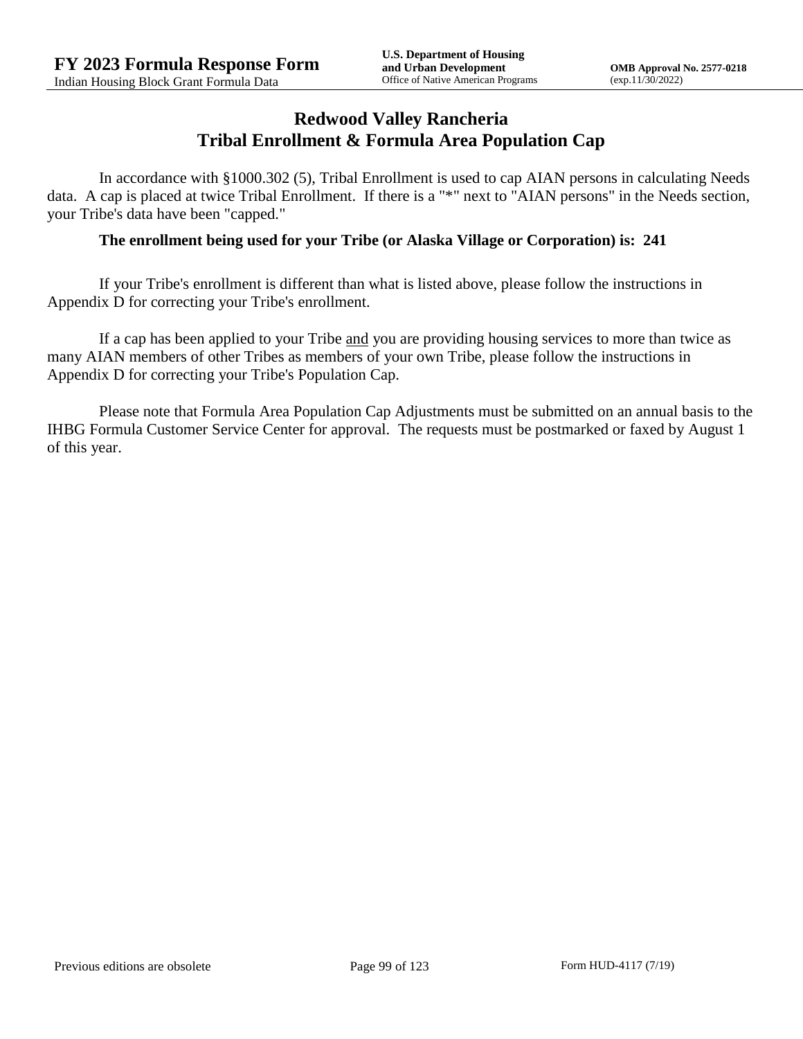# Redwood Valley Rancheria
# Tribal Enrollment & Formula Area Population Cap

In accordance with §1000.302 (5), Tribal Enrollment is used to cap AIAN persons in calculating Needs data. A cap is placed at twice Tribal Enrollment. If there is a "*" next to "AIAN persons" in the Needs section, your Tribe's data have been "capped."

**The enrollment being used for your Tribe (or Alaska Village or Corporation) is: 241**

If your Tribe's enrollment is different than what is listed above, please follow the instructions in Appendix D for correcting your Tribe's enrollment.

If a cap has been applied to your Tribe <u>and</u> you are providing housing services to more than twice as many AIAN members of other Tribes as members of your own Tribe, please follow the instructions in Appendix D for correcting your Tribe's Population Cap.

Please note that Formula Area Population Cap Adjustments must be submitted on an annual basis to the IHBG Formula Customer Service Center for approval. The requests must be postmarked or faxed by August 1 of this year.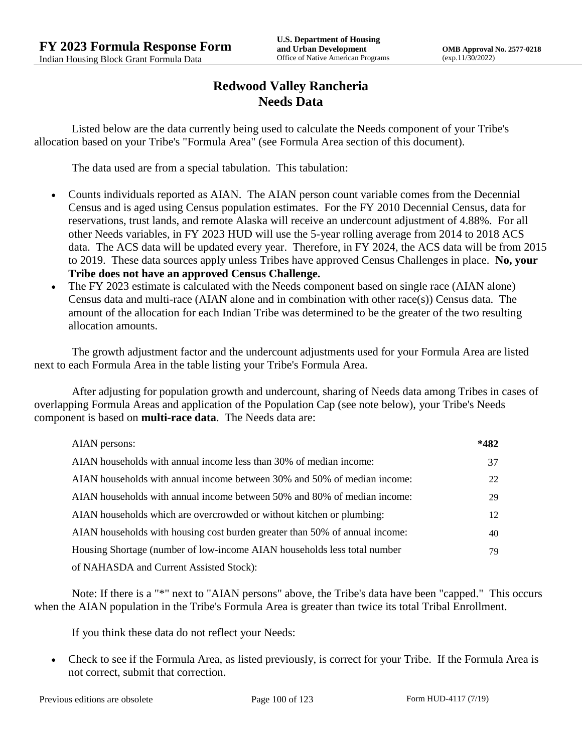# Redwood Valley Rancheria
## Needs Data

Listed below are the data currently being used to calculate the Needs component of your Tribe's allocation based on your Tribe's "Formula Area" (see Formula Area section of this document).

The data used are from a special tabulation. This tabulation:

- Counts individuals reported as AIAN. The AIAN person count variable comes from the Decennial Census and is aged using Census population estimates. For the FY 2010 Decennial Census, data for reservations, trust lands, and remote Alaska will receive an undercount adjustment of 4.88%. For all other Needs variables, in FY 2023 HUD will use the 5-year rolling average from 2014 to 2018 ACS data. The ACS data will be updated every year. Therefore, in FY 2024, the ACS data will be from 2015 to 2019. These data sources apply unless Tribes have approved Census Challenges in place. **No, your Tribe does not have an approved Census Challenge.**
- The FY 2023 estimate is calculated with the Needs component based on single race (AIAN alone) Census data and multi-race (AIAN alone and in combination with other race(s)) Census data. The amount of the allocation for each Indian Tribe was determined to be the greater of the two resulting allocation amounts.

The growth adjustment factor and the undercount adjustments used for your Formula Area are listed next to each Formula Area in the table listing your Tribe's Formula Area.

After adjusting for population growth and undercount, sharing of Needs data among Tribes in cases of overlapping Formula Areas and application of the Population Cap (see note below), your Tribe's Needs component is based on **multi-race data**. The Needs data are:

| | |
|---|---|
| AIAN persons: | **\*482** |
| AIAN households with annual income less than 30% of median income: | 37 |
| AIAN households with annual income between 30% and 50% of median income: | 22 |
| AIAN households with annual income between 50% and 80% of median income: | 29 |
| AIAN households which are overcrowded or without kitchen or plumbing: | 12 |
| AIAN households with housing cost burden greater than 50% of annual income: | 40 |
| Housing Shortage (number of low-income AIAN households less total number of NAHASDA and Current Assisted Stock): | 79 |

Note: If there is a "*" next to "AIAN persons" above, the Tribe's data have been "capped." This occurs when the AIAN population in the Tribe's Formula Area is greater than twice its total Tribal Enrollment.

If you think these data do not reflect your Needs:

- Check to see if the Formula Area, as listed previously, is correct for your Tribe. If the Formula Area is not correct, submit that correction.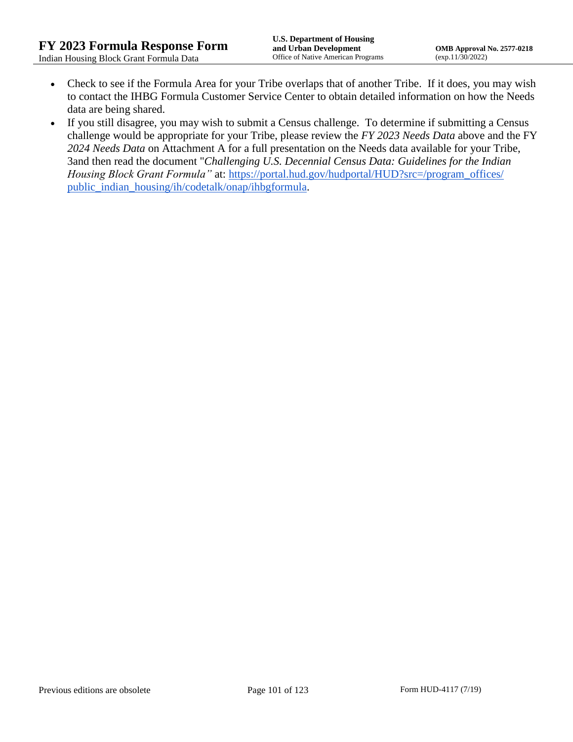- Check to see if the Formula Area for your Tribe overlaps that of another Tribe. If it does, you may wish to contact the IHBG Formula Customer Service Center to obtain detailed information on how the Needs data are being shared.
- If you still disagree, you may wish to submit a Census challenge. To determine if submitting a Census challenge would be appropriate for your Tribe, please review the *FY 2023 Needs Data* above and the FY *2024 Needs Data* on Attachment A for a full presentation on the Needs data available for your Tribe, 3and then read the document "*Challenging U.S. Decennial Census Data: Guidelines for the Indian Housing Block Grant Formula"* at: [https://portal.hud.gov/hudportal/HUD?src=/program_offices/public_indian_housing/ih/codetalk/onap/ihbgformula](https://portal.hud.gov/hudportal/HUD?src=/program_offices/public_indian_housing/ih/codetalk/onap/ihbgformula).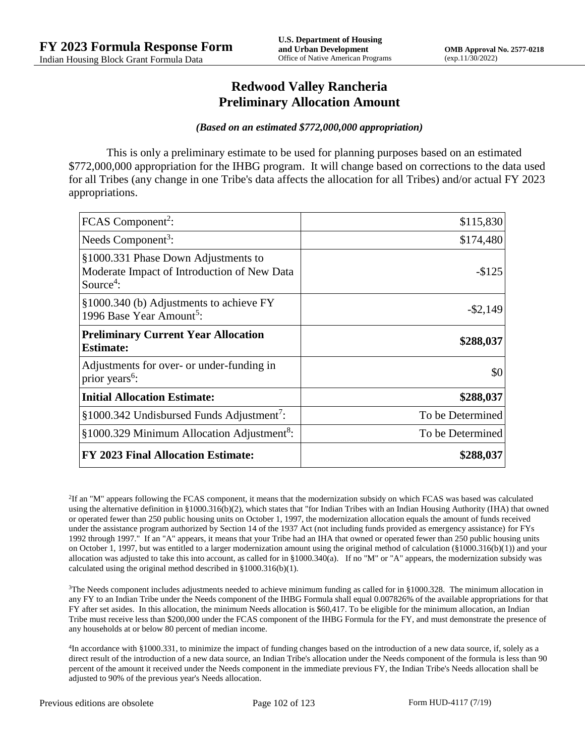# Redwood Valley Rancheria
## Preliminary Allocation Amount

***(Based on an estimated $772,000,000 appropriation)***

This is only a preliminary estimate to be used for planning purposes based on an estimated $772,000,000 appropriation for the IHBG program. It will change based on corrections to the data used for all Tribes (any change in one Tribe's data affects the allocation for all Tribes) and/or actual FY 2023 appropriations.

| | |
|---|---|
| FCAS Component[2]: | $115,830 |
| Needs Component[3]: | $174,480 |
| §1000.331 Phase Down Adjustments to Moderate Impact of Introduction of New Data Source[4]: | -$125 |
| §1000.340 (b) Adjustments to achieve FY 1996 Base Year Amount[5]: | -$2,149 |
| **Preliminary Current Year Allocation Estimate:** | **$288,037** |
| Adjustments for over- or under-funding in prior years[6]: | $0 |
| **Initial Allocation Estimate:** | **$288,037** |
| §1000.342 Undisbursed Funds Adjustment[7]: | To be Determined |
| §1000.329 Minimum Allocation Adjustment[8]: | To be Determined |
| **FY 2023 Final Allocation Estimate:** | **$288,037** |

[2]If an "M" appears following the FCAS component, it means that the modernization subsidy on which FCAS was based was calculated using the alternative definition in §1000.316(b)(2), which states that "for Indian Tribes with an Indian Housing Authority (IHA) that owned or operated fewer than 250 public housing units on October 1, 1997, the modernization allocation equals the amount of funds received under the assistance program authorized by Section 14 of the 1937 Act (not including funds provided as emergency assistance) for FYs 1992 through 1997." If an "A" appears, it means that your Tribe had an IHA that owned or operated fewer than 250 public housing units on October 1, 1997, but was entitled to a larger modernization amount using the original method of calculation (§1000.316(b)(1)) and your allocation was adjusted to take this into account, as called for in §1000.340(a). If no "M" or "A" appears, the modernization subsidy was calculated using the original method described in §1000.316(b)(1).

[3]The Needs component includes adjustments needed to achieve minimum funding as called for in §1000.328. The minimum allocation in any FY to an Indian Tribe under the Needs component of the IHBG Formula shall equal 0.007826% of the available appropriations for that FY after set asides. In this allocation, the minimum Needs allocation is $60,417. To be eligible for the minimum allocation, an Indian Tribe must receive less than $200,000 under the FCAS component of the IHBG Formula for the FY, and must demonstrate the presence of any households at or below 80 percent of median income.

[4]In accordance with §1000.331, to minimize the impact of funding changes based on the introduction of a new data source, if, solely as a direct result of the introduction of a new data source, an Indian Tribe's allocation under the Needs component of the formula is less than 90 percent of the amount it received under the Needs component in the immediate previous FY, the Indian Tribe's Needs allocation shall be adjusted to 90% of the previous year's Needs allocation.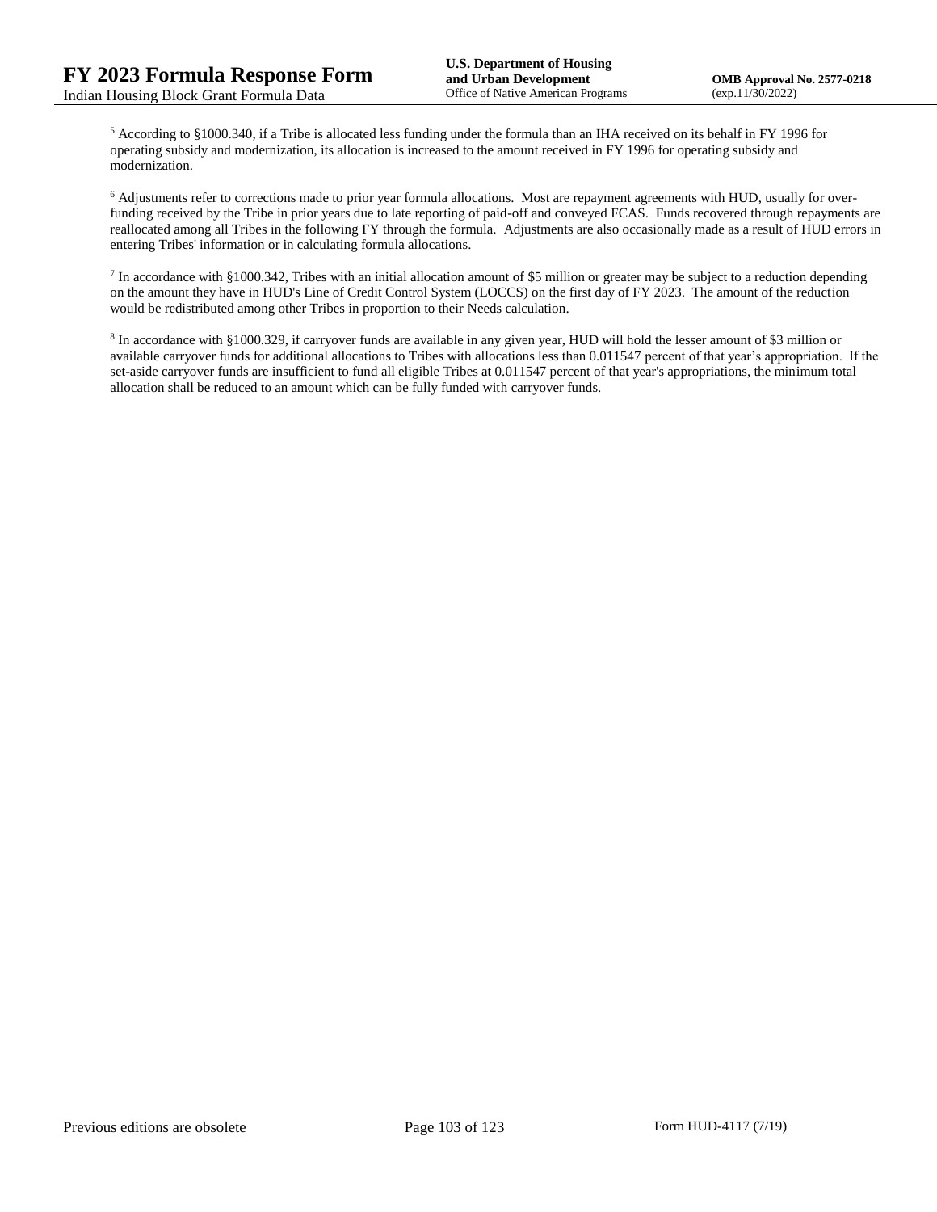[5] According to §1000.340, if a Tribe is allocated less funding under the formula than an IHA received on its behalf in FY 1996 for operating subsidy and modernization, its allocation is increased to the amount received in FY 1996 for operating subsidy and modernization.

[6] Adjustments refer to corrections made to prior year formula allocations. Most are repayment agreements with HUD, usually for over-funding received by the Tribe in prior years due to late reporting of paid-off and conveyed FCAS. Funds recovered through repayments are reallocated among all Tribes in the following FY through the formula. Adjustments are also occasionally made as a result of HUD errors in entering Tribes' information or in calculating formula allocations.

[7] In accordance with §1000.342, Tribes with an initial allocation amount of $5 million or greater may be subject to a reduction depending on the amount they have in HUD's Line of Credit Control System (LOCCS) on the first day of FY 2023. The amount of the reduction would be redistributed among other Tribes in proportion to their Needs calculation.

[8] In accordance with §1000.329, if carryover funds are available in any given year, HUD will hold the lesser amount of $3 million or available carryover funds for additional allocations to Tribes with allocations less than 0.011547 percent of that year's appropriation. If the set-aside carryover funds are insufficient to fund all eligible Tribes at 0.011547 percent of that year's appropriations, the minimum total allocation shall be reduced to an amount which can be fully funded with carryover funds.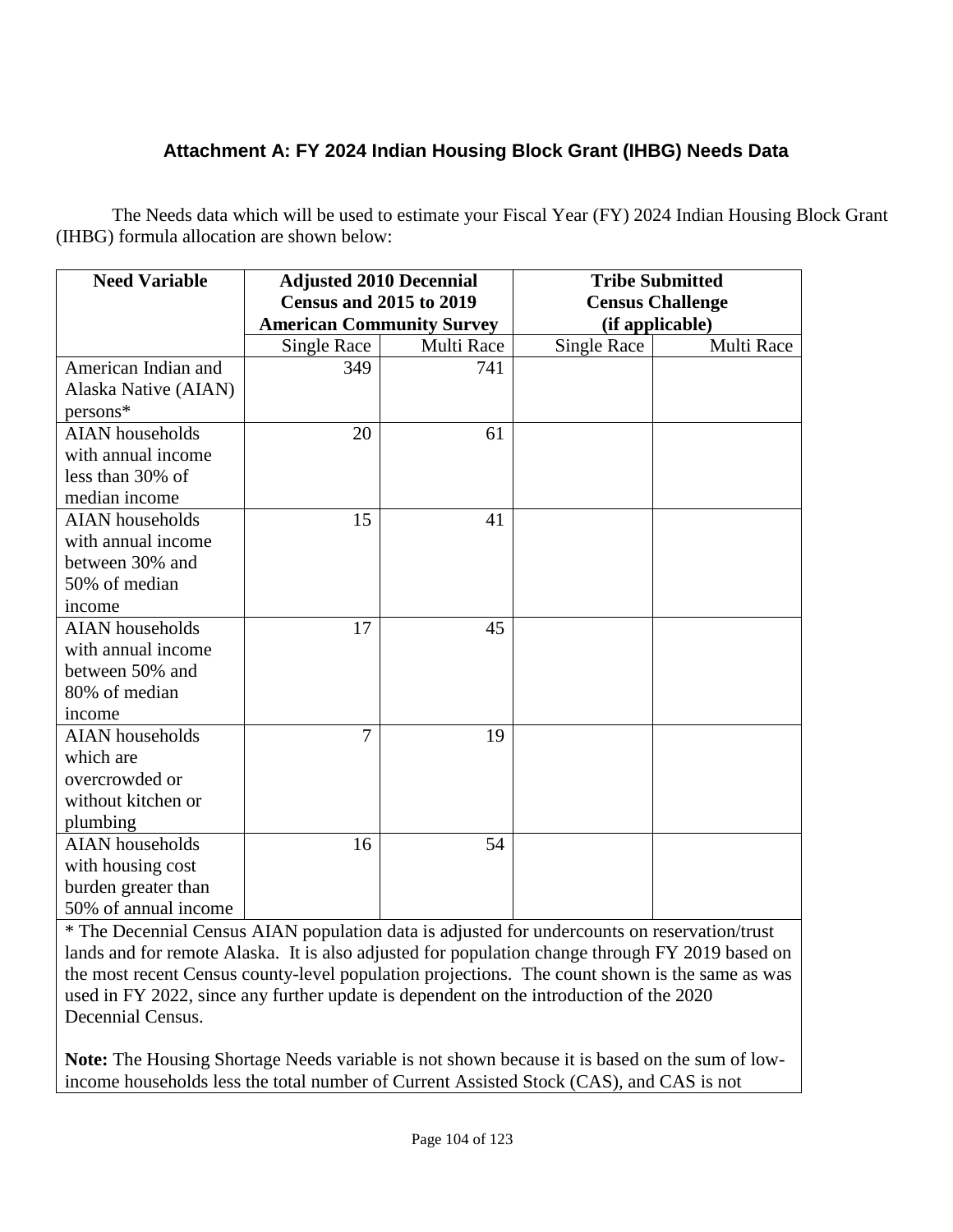## Attachment A: FY 2024 Indian Housing Block Grant (IHBG) Needs Data

The Needs data which will be used to estimate your Fiscal Year (FY) 2024 Indian Housing Block Grant (IHBG) formula allocation are shown below:

| Need Variable | Adjusted 2010 Decennial Census and 2015 to 2019 American Community Survey | | Tribe Submitted Census Challenge (if applicable) | |
|---|---|---|---|---|
| | Single Race | Multi Race | Single Race | Multi Race |
| American Indian and Alaska Native (AIAN) persons* | 349 | 741 | | |
| AIAN households with annual income less than 30% of median income | 20 | 61 | | |
| AIAN households with annual income between 30% and 50% of median income | 15 | 41 | | |
| AIAN households with annual income between 50% and 80% of median income | 17 | 45 | | |
| AIAN households which are overcrowded or without kitchen or plumbing | 7 | 19 | | |
| AIAN households with housing cost burden greater than 50% of annual income | 16 | 54 | | |

* The Decennial Census AIAN population data is adjusted for undercounts on reservation/trust lands and for remote Alaska. It is also adjusted for population change through FY 2019 based on the most recent Census county-level population projections. The count shown is the same as was used in FY 2022, since any further update is dependent on the introduction of the 2020 Decennial Census.

**Note:** The Housing Shortage Needs variable is not shown because it is based on the sum of low-income households less the total number of Current Assisted Stock (CAS), and CAS is not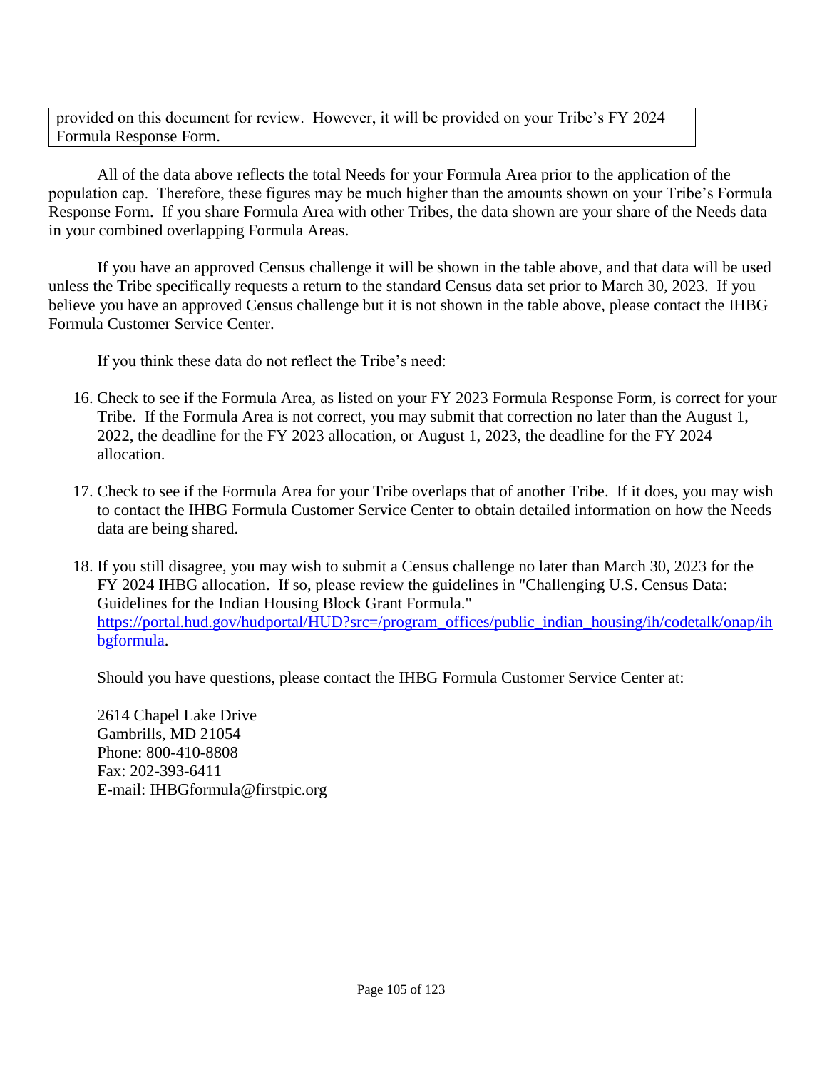| provided on this document for review. However, it will be provided on your Tribe's FY 2024 Formula Response Form. |
| --- |

All of the data above reflects the total Needs for your Formula Area prior to the application of the population cap. Therefore, these figures may be much higher than the amounts shown on your Tribe's Formula Response Form. If you share Formula Area with other Tribes, the data shown are your share of the Needs data in your combined overlapping Formula Areas.

If you have an approved Census challenge it will be shown in the table above, and that data will be used unless the Tribe specifically requests a return to the standard Census data set prior to March 30, 2023. If you believe you have an approved Census challenge but it is not shown in the table above, please contact the IHBG Formula Customer Service Center.

If you think these data do not reflect the Tribe's need:

16. Check to see if the Formula Area, as listed on your FY 2023 Formula Response Form, is correct for your Tribe. If the Formula Area is not correct, you may submit that correction no later than the August 1, 2022, the deadline for the FY 2023 allocation, or August 1, 2023, the deadline for the FY 2024 allocation.

17. Check to see if the Formula Area for your Tribe overlaps that of another Tribe. If it does, you may wish to contact the IHBG Formula Customer Service Center to obtain detailed information on how the Needs data are being shared.

18. If you still disagree, you may wish to submit a Census challenge no later than March 30, 2023 for the FY 2024 IHBG allocation. If so, please review the guidelines in "Challenging U.S. Census Data: Guidelines for the Indian Housing Block Grant Formula." [https://portal.hud.gov/hudportal/HUD?src=/program_offices/public_indian_housing/ih/codetalk/onap/ihbgformula](https://portal.hud.gov/hudportal/HUD?src=/program_offices/public_indian_housing/ih/codetalk/onap/ihbgformula).

    Should you have questions, please contact the IHBG Formula Customer Service Center at:

    2614 Chapel Lake Drive
    Gambrills, MD 21054
    Phone: 800-410-8808
    Fax: 202-393-6411
    E-mail: IHBGformula@firstpic.org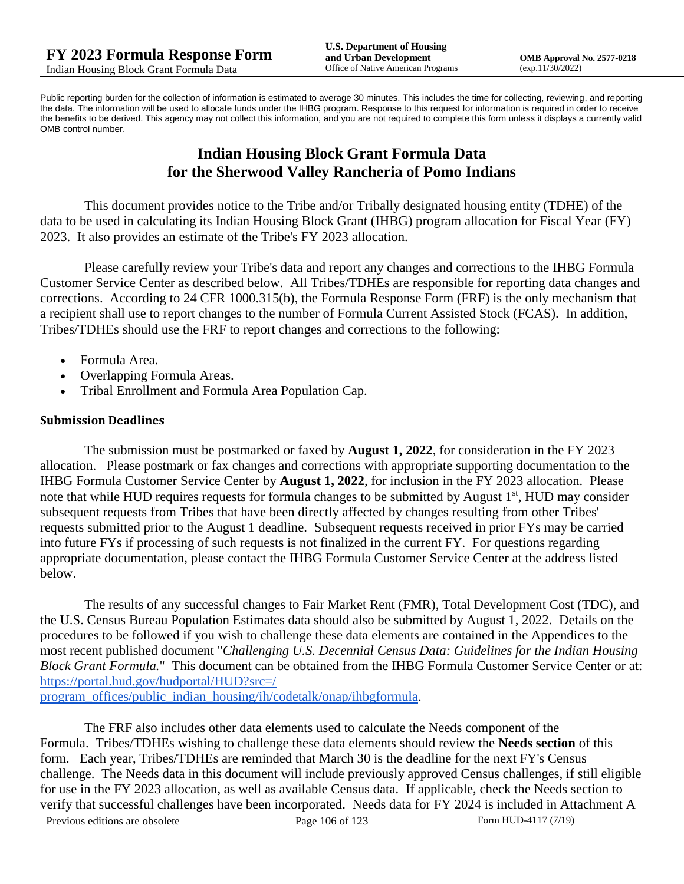Public reporting burden for the collection of information is estimated to average 30 minutes. This includes the time for collecting, reviewing, and reporting the data. The information will be used to allocate funds under the IHBG program. Response to this request for information is required in order to receive the benefits to be derived. This agency may not collect this information, and you are not required to complete this form unless it displays a currently valid OMB control number.

# Indian Housing Block Grant Formula Data for the Sherwood Valley Rancheria of Pomo Indians

This document provides notice to the Tribe and/or Tribally designated housing entity (TDHE) of the data to be used in calculating its Indian Housing Block Grant (IHBG) program allocation for Fiscal Year (FY) 2023. It also provides an estimate of the Tribe's FY 2023 allocation.

Please carefully review your Tribe's data and report any changes and corrections to the IHBG Formula Customer Service Center as described below. All Tribes/TDHEs are responsible for reporting data changes and corrections. According to 24 CFR 1000.315(b), the Formula Response Form (FRF) is the only mechanism that a recipient shall use to report changes to the number of Formula Current Assisted Stock (FCAS). In addition, Tribes/TDHEs should use the FRF to report changes and corrections to the following:

- Formula Area.
- Overlapping Formula Areas.
- Tribal Enrollment and Formula Area Population Cap.

### Submission Deadlines

The submission must be postmarked or faxed by **August 1, 2022**, for consideration in the FY 2023 allocation. Please postmark or fax changes and corrections with appropriate supporting documentation to the IHBG Formula Customer Service Center by **August 1, 2022**, for inclusion in the FY 2023 allocation. Please note that while HUD requires requests for formula changes to be submitted by August 1st, HUD may consider subsequent requests from Tribes that have been directly affected by changes resulting from other Tribes' requests submitted prior to the August 1 deadline. Subsequent requests received in prior FYs may be carried into future FYs if processing of such requests is not finalized in the current FY. For questions regarding appropriate documentation, please contact the IHBG Formula Customer Service Center at the address listed below.

The results of any successful changes to Fair Market Rent (FMR), Total Development Cost (TDC), and the U.S. Census Bureau Population Estimates data should also be submitted by August 1, 2022. Details on the procedures to be followed if you wish to challenge these data elements are contained in the Appendices to the most recent published document "*Challenging U.S. Decennial Census Data: Guidelines for the Indian Housing Block Grant Formula.*" This document can be obtained from the IHBG Formula Customer Service Center or at: [https://portal.hud.gov/hudportal/HUD?src=/program_offices/public_indian_housing/ih/codetalk/onap/ihbgformula](https://portal.hud.gov/hudportal/HUD?src=/program_offices/public_indian_housing/ih/codetalk/onap/ihbgformula).

The FRF also includes other data elements used to calculate the Needs component of the Formula. Tribes/TDHEs wishing to challenge these data elements should review the **Needs section** of this form. Each year, Tribes/TDHEs are reminded that March 30 is the deadline for the next FY's Census challenge. The Needs data in this document will include previously approved Census challenges, if still eligible for use in the FY 2023 allocation, as well as available Census data. If applicable, check the Needs section to verify that successful challenges have been incorporated. Needs data for FY 2024 is included in Attachment A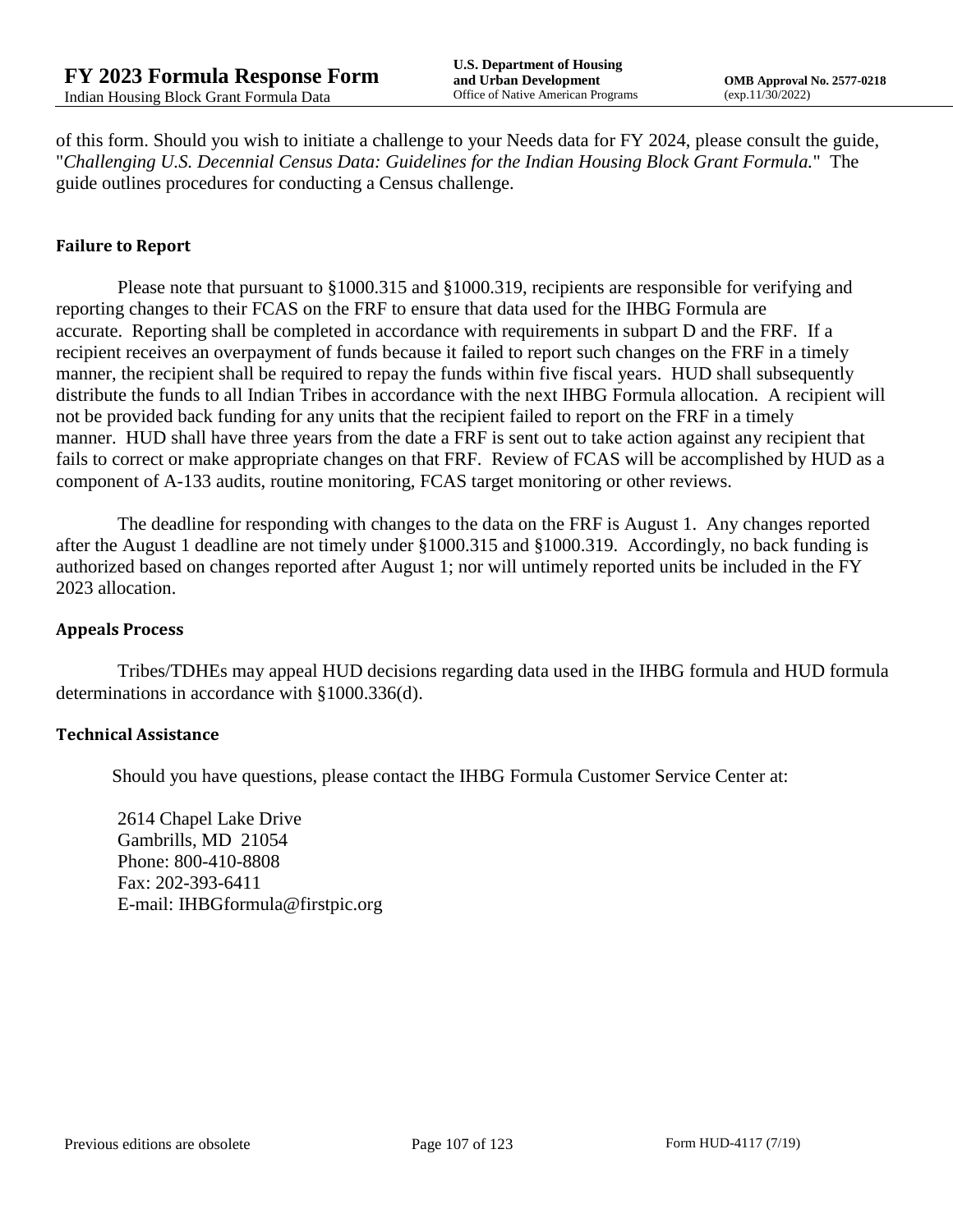of this form. Should you wish to initiate a challenge to your Needs data for FY 2024, please consult the guide, "*Challenging U.S. Decennial Census Data: Guidelines for the Indian Housing Block Grant Formula.*" The guide outlines procedures for conducting a Census challenge.

**Failure to Report**

Please note that pursuant to §1000.315 and §1000.319, recipients are responsible for verifying and reporting changes to their FCAS on the FRF to ensure that data used for the IHBG Formula are accurate. Reporting shall be completed in accordance with requirements in subpart D and the FRF. If a recipient receives an overpayment of funds because it failed to report such changes on the FRF in a timely manner, the recipient shall be required to repay the funds within five fiscal years. HUD shall subsequently distribute the funds to all Indian Tribes in accordance with the next IHBG Formula allocation. A recipient will not be provided back funding for any units that the recipient failed to report on the FRF in a timely manner. HUD shall have three years from the date a FRF is sent out to take action against any recipient that fails to correct or make appropriate changes on that FRF. Review of FCAS will be accomplished by HUD as a component of A-133 audits, routine monitoring, FCAS target monitoring or other reviews.

The deadline for responding with changes to the data on the FRF is August 1. Any changes reported after the August 1 deadline are not timely under §1000.315 and §1000.319. Accordingly, no back funding is authorized based on changes reported after August 1; nor will untimely reported units be included in the FY 2023 allocation.

**Appeals Process**

Tribes/TDHEs may appeal HUD decisions regarding data used in the IHBG formula and HUD formula determinations in accordance with §1000.336(d).

**Technical Assistance**

Should you have questions, please contact the IHBG Formula Customer Service Center at:

2614 Chapel Lake Drive
Gambrills, MD 21054
Phone: 800-410-8808
Fax: 202-393-6411
E-mail: IHBGformula@firstpic.org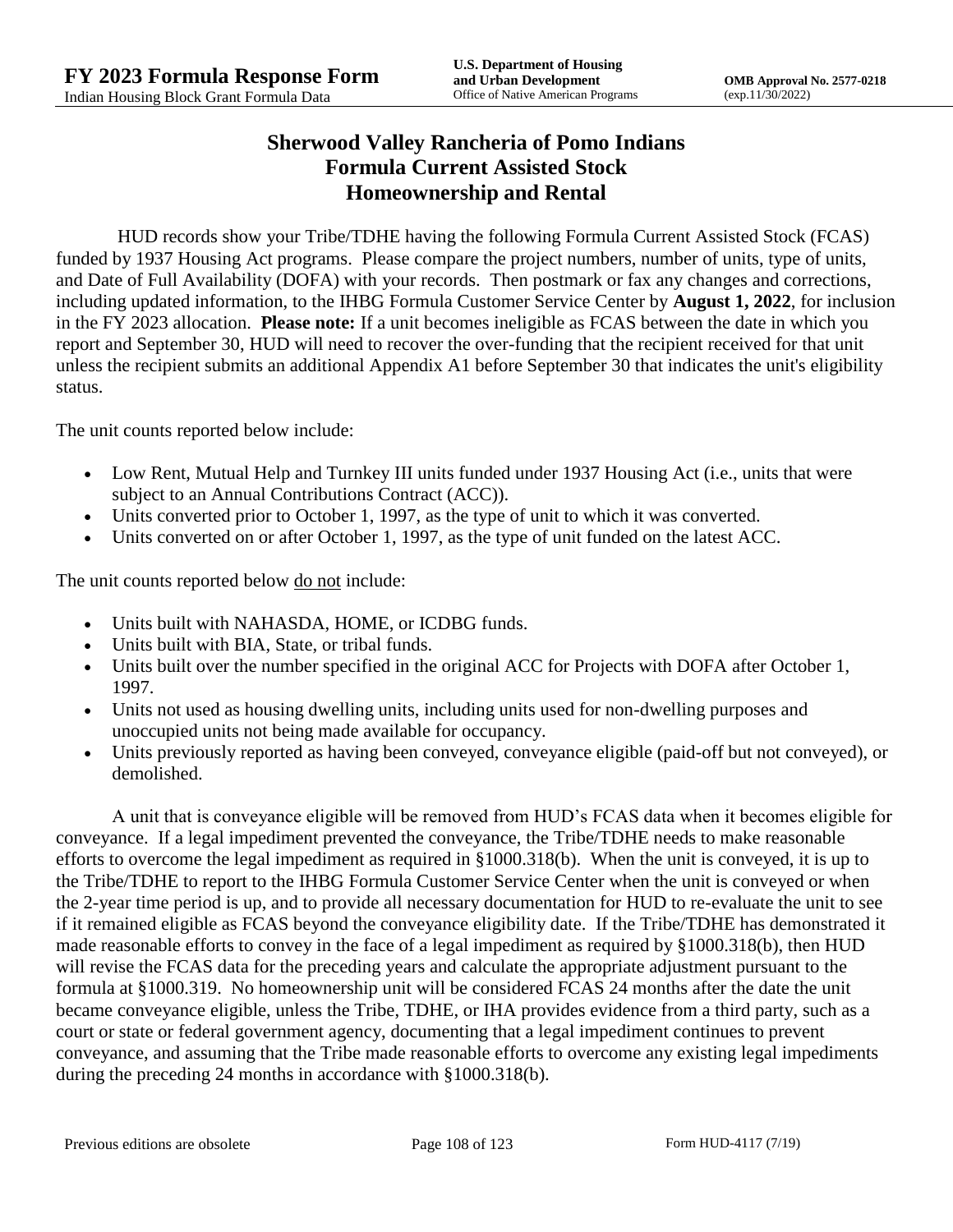# Sherwood Valley Rancheria of Pomo Indians
## Formula Current Assisted Stock
## Homeownership and Rental

HUD records show your Tribe/TDHE having the following Formula Current Assisted Stock (FCAS) funded by 1937 Housing Act programs. Please compare the project numbers, number of units, type of units, and Date of Full Availability (DOFA) with your records. Then postmark or fax any changes and corrections, including updated information, to the IHBG Formula Customer Service Center by **August 1, 2022**, for inclusion in the FY 2023 allocation. **Please note:** If a unit becomes ineligible as FCAS between the date in which you report and September 30, HUD will need to recover the over-funding that the recipient received for that unit unless the recipient submits an additional Appendix A1 before September 30 that indicates the unit's eligibility status.

The unit counts reported below include:

- Low Rent, Mutual Help and Turnkey III units funded under 1937 Housing Act (i.e., units that were subject to an Annual Contributions Contract (ACC)).
- Units converted prior to October 1, 1997, as the type of unit to which it was converted.
- Units converted on or after October 1, 1997, as the type of unit funded on the latest ACC.

The unit counts reported below do not include:

- Units built with NAHASDA, HOME, or ICDBG funds.
- Units built with BIA, State, or tribal funds.
- Units built over the number specified in the original ACC for Projects with DOFA after October 1, 1997.
- Units not used as housing dwelling units, including units used for non-dwelling purposes and unoccupied units not being made available for occupancy.
- Units previously reported as having been conveyed, conveyance eligible (paid-off but not conveyed), or demolished.

A unit that is conveyance eligible will be removed from HUD's FCAS data when it becomes eligible for conveyance. If a legal impediment prevented the conveyance, the Tribe/TDHE needs to make reasonable efforts to overcome the legal impediment as required in §1000.318(b). When the unit is conveyed, it is up to the Tribe/TDHE to report to the IHBG Formula Customer Service Center when the unit is conveyed or when the 2-year time period is up, and to provide all necessary documentation for HUD to re-evaluate the unit to see if it remained eligible as FCAS beyond the conveyance eligibility date. If the Tribe/TDHE has demonstrated it made reasonable efforts to convey in the face of a legal impediment as required by §1000.318(b), then HUD will revise the FCAS data for the preceding years and calculate the appropriate adjustment pursuant to the formula at §1000.319. No homeownership unit will be considered FCAS 24 months after the date the unit became conveyance eligible, unless the Tribe, TDHE, or IHA provides evidence from a third party, such as a court or state or federal government agency, documenting that a legal impediment continues to prevent conveyance, and assuming that the Tribe made reasonable efforts to overcome any existing legal impediments during the preceding 24 months in accordance with §1000.318(b).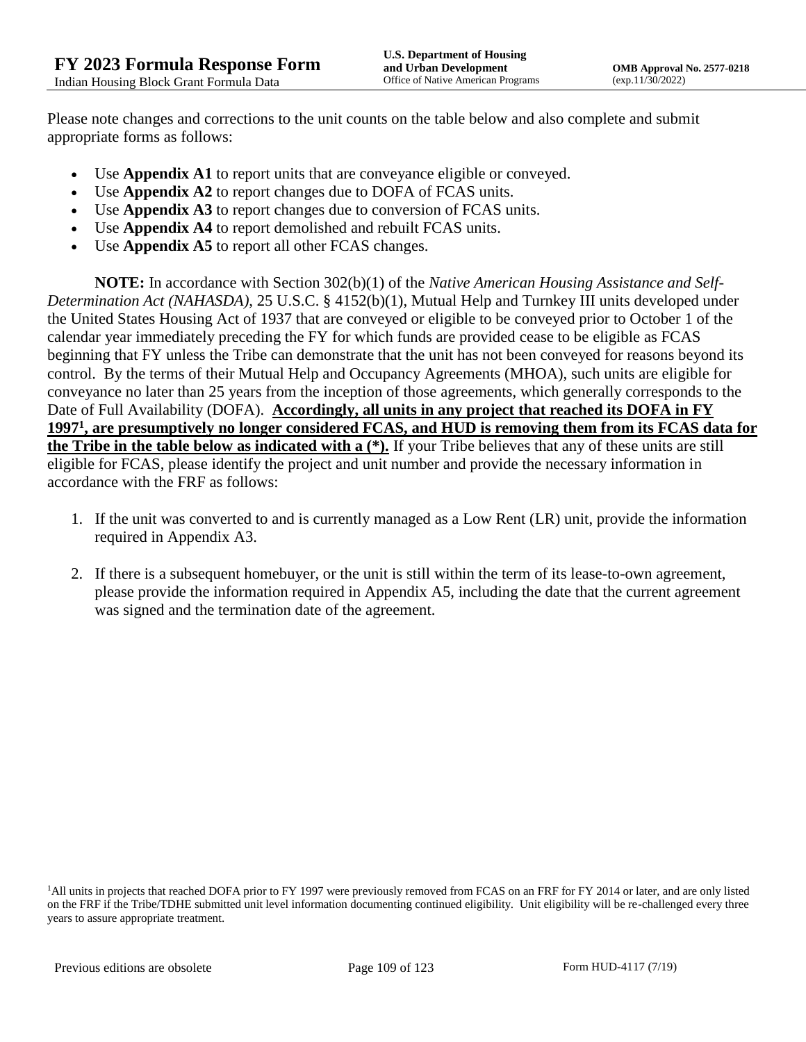Please note changes and corrections to the unit counts on the table below and also complete and submit appropriate forms as follows:

- Use **Appendix A1** to report units that are conveyance eligible or conveyed.
- Use **Appendix A2** to report changes due to DOFA of FCAS units.
- Use **Appendix A3** to report changes due to conversion of FCAS units.
- Use **Appendix A4** to report demolished and rebuilt FCAS units.
- Use **Appendix A5** to report all other FCAS changes.

**NOTE:** In accordance with Section 302(b)(1) of the *Native American Housing Assistance and Self-Determination Act (NAHASDA)*, 25 U.S.C. § 4152(b)(1), Mutual Help and Turnkey III units developed under the United States Housing Act of 1937 that are conveyed or eligible to be conveyed prior to October 1 of the calendar year immediately preceding the FY for which funds are provided cease to be eligible as FCAS beginning that FY unless the Tribe can demonstrate that the unit has not been conveyed for reasons beyond its control. By the terms of their Mutual Help and Occupancy Agreements (MHOA), such units are eligible for conveyance no later than 25 years from the inception of those agreements, which generally corresponds to the Date of Full Availability (DOFA). **Accordingly, all units in any project that reached its DOFA in FY 1997[1], are presumptively no longer considered FCAS, and HUD is removing them from its FCAS data for the Tribe in the table below as indicated with a (*).** If your Tribe believes that any of these units are still eligible for FCAS, please identify the project and unit number and provide the necessary information in accordance with the FRF as follows:

1. If the unit was converted to and is currently managed as a Low Rent (LR) unit, provide the information required in Appendix A3.
2. If there is a subsequent homebuyer, or the unit is still within the term of its lease-to-own agreement, please provide the information required in Appendix A5, including the date that the current agreement was signed and the termination date of the agreement.

[1]All units in projects that reached DOFA prior to FY 1997 were previously removed from FCAS on an FRF for FY 2014 or later, and are only listed on the FRF if the Tribe/TDHE submitted unit level information documenting continued eligibility. Unit eligibility will be re-challenged every three years to assure appropriate treatment.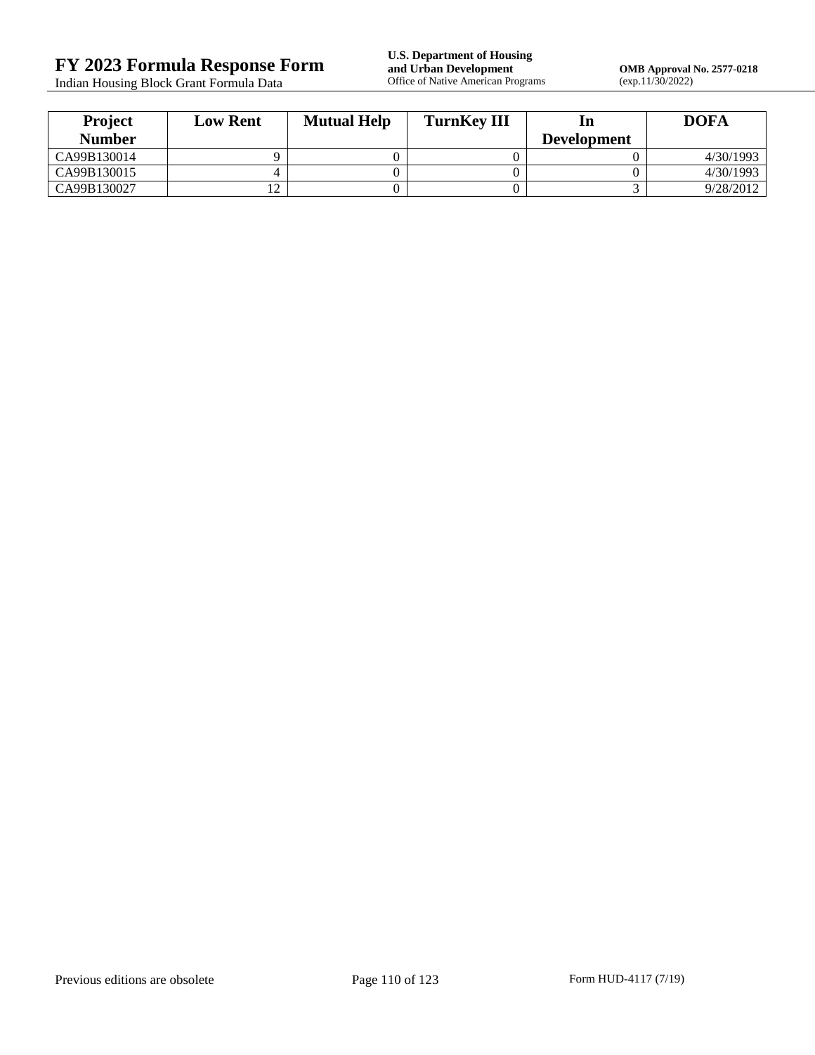| Project Number | Low Rent | Mutual Help | TurnKey III | In Development | DOFA |
|---|---|---|---|---|---|
| CA99B130014 | 9 | 0 | 0 | 0 | 4/30/1993 |
| CA99B130015 | 4 | 0 | 0 | 0 | 4/30/1993 |
| CA99B130027 | 12 | 0 | 0 | 3 | 9/28/2012 |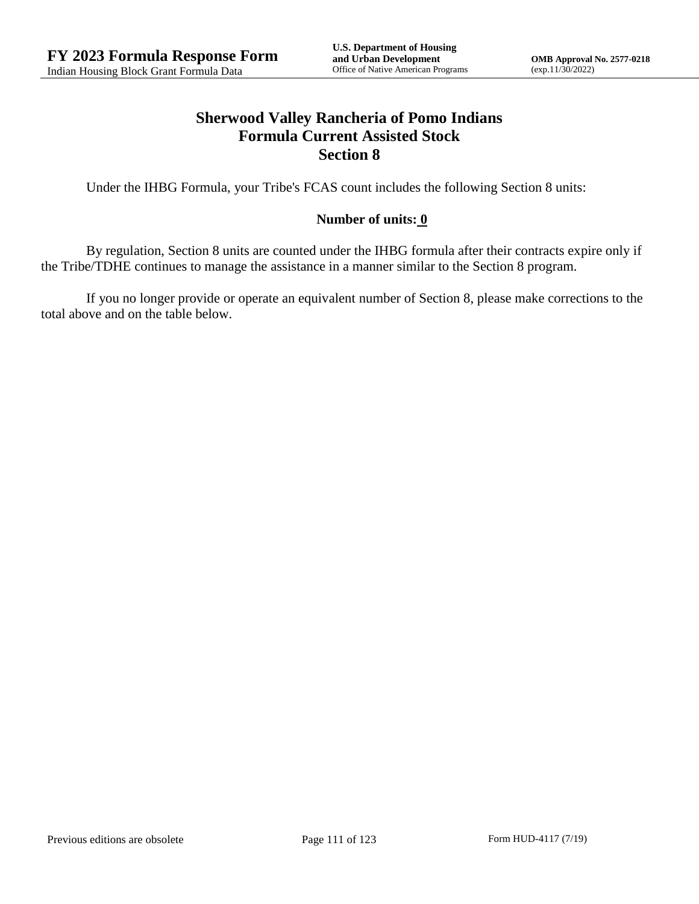# Sherwood Valley Rancheria of Pomo Indians
## Formula Current Assisted Stock
## Section 8

Under the IHBG Formula, your Tribe's FCAS count includes the following Section 8 units:

**Number of units: 0**

By regulation, Section 8 units are counted under the IHBG formula after their contracts expire only if the Tribe/TDHE continues to manage the assistance in a manner similar to the Section 8 program.

If you no longer provide or operate an equivalent number of Section 8, please make corrections to the total above and on the table below.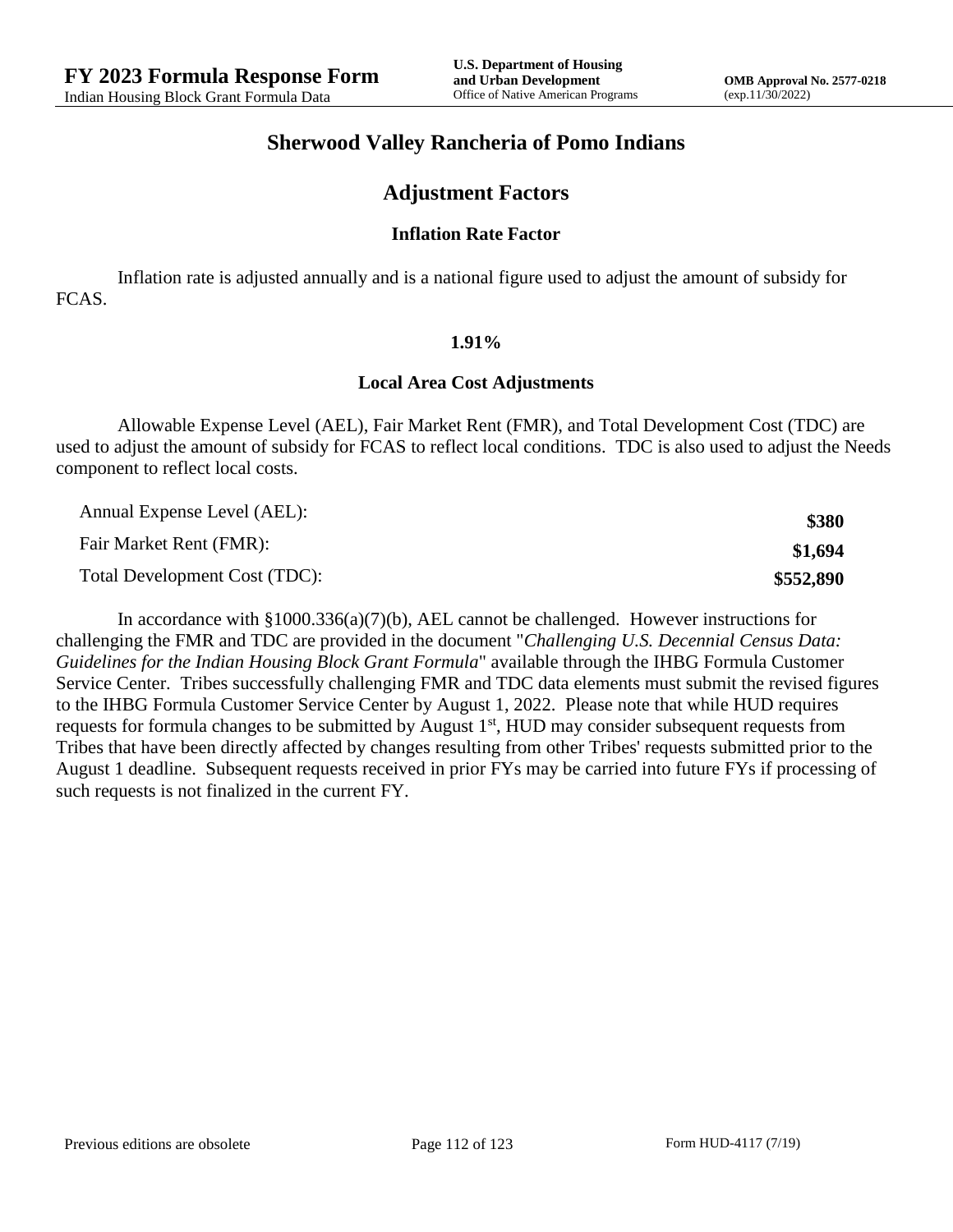# Sherwood Valley Rancheria of Pomo Indians

## Adjustment Factors

### Inflation Rate Factor

Inflation rate is adjusted annually and is a national figure used to adjust the amount of subsidy for FCAS.

**1.91%**

### Local Area Cost Adjustments

Allowable Expense Level (AEL), Fair Market Rent (FMR), and Total Development Cost (TDC) are used to adjust the amount of subsidy for FCAS to reflect local conditions. TDC is also used to adjust the Needs component to reflect local costs.

| | |
|---|---|
| Annual Expense Level (AEL): | **$380** |
| Fair Market Rent (FMR): | **$1,694** |
| Total Development Cost (TDC): | **$552,890** |

In accordance with §1000.336(a)(7)(b), AEL cannot be challenged. However instructions for challenging the FMR and TDC are provided in the document "*Challenging U.S. Decennial Census Data: Guidelines for the Indian Housing Block Grant Formula*" available through the IHBG Formula Customer Service Center. Tribes successfully challenging FMR and TDC data elements must submit the revised figures to the IHBG Formula Customer Service Center by August 1, 2022. Please note that while HUD requires requests for formula changes to be submitted by August 1st, HUD may consider subsequent requests from Tribes that have been directly affected by changes resulting from other Tribes' requests submitted prior to the August 1 deadline. Subsequent requests received in prior FYs may be carried into future FYs if processing of such requests is not finalized in the current FY.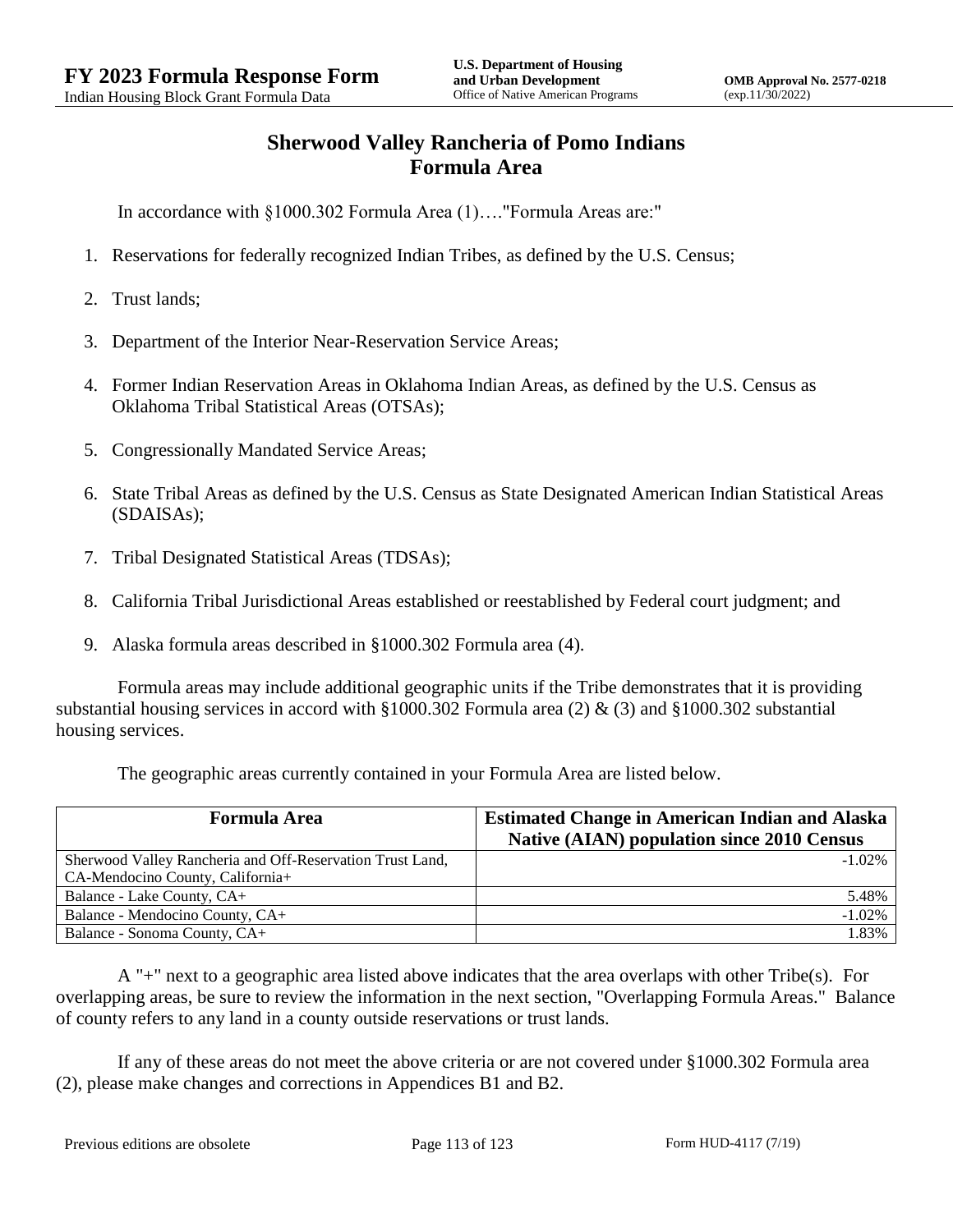# Sherwood Valley Rancheria of Pomo Indians
# Formula Area

In accordance with §1000.302 Formula Area (1)…."Formula Areas are:"

1. Reservations for federally recognized Indian Tribes, as defined by the U.S. Census;
2. Trust lands;
3. Department of the Interior Near-Reservation Service Areas;
4. Former Indian Reservation Areas in Oklahoma Indian Areas, as defined by the U.S. Census as Oklahoma Tribal Statistical Areas (OTSAs);
5. Congressionally Mandated Service Areas;
6. State Tribal Areas as defined by the U.S. Census as State Designated American Indian Statistical Areas (SDAISAs);
7. Tribal Designated Statistical Areas (TDSAs);
8. California Tribal Jurisdictional Areas established or reestablished by Federal court judgment; and
9. Alaska formula areas described in §1000.302 Formula area (4).

Formula areas may include additional geographic units if the Tribe demonstrates that it is providing substantial housing services in accord with §1000.302 Formula area (2) & (3) and §1000.302 substantial housing services.

The geographic areas currently contained in your Formula Area are listed below.

| Formula Area | Estimated Change in American Indian and Alaska Native (AIAN) population since 2010 Census |
|---|---|
| Sherwood Valley Rancheria and Off-Reservation Trust Land, CA-Mendocino County, California+ | -1.02% |
| Balance - Lake County, CA+ | 5.48% |
| Balance - Mendocino County, CA+ | -1.02% |
| Balance - Sonoma County, CA+ | 1.83% |

A "+" next to a geographic area listed above indicates that the area overlaps with other Tribe(s). For overlapping areas, be sure to review the information in the next section, "Overlapping Formula Areas." Balance of county refers to any land in a county outside reservations or trust lands.

If any of these areas do not meet the above criteria or are not covered under §1000.302 Formula area (2), please make changes and corrections in Appendices B1 and B2.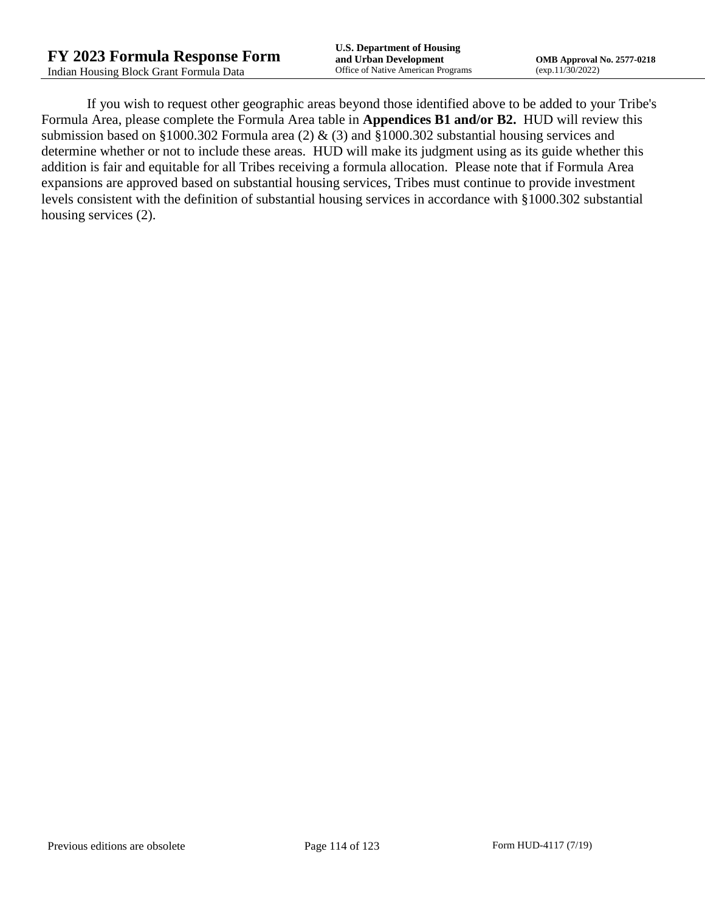If you wish to request other geographic areas beyond those identified above to be added to your Tribe's Formula Area, please complete the Formula Area table in **Appendices B1 and/or B2.** HUD will review this submission based on §1000.302 Formula area (2) & (3) and §1000.302 substantial housing services and determine whether or not to include these areas. HUD will make its judgment using as its guide whether this addition is fair and equitable for all Tribes receiving a formula allocation. Please note that if Formula Area expansions are approved based on substantial housing services, Tribes must continue to provide investment levels consistent with the definition of substantial housing services in accordance with §1000.302 substantial housing services (2).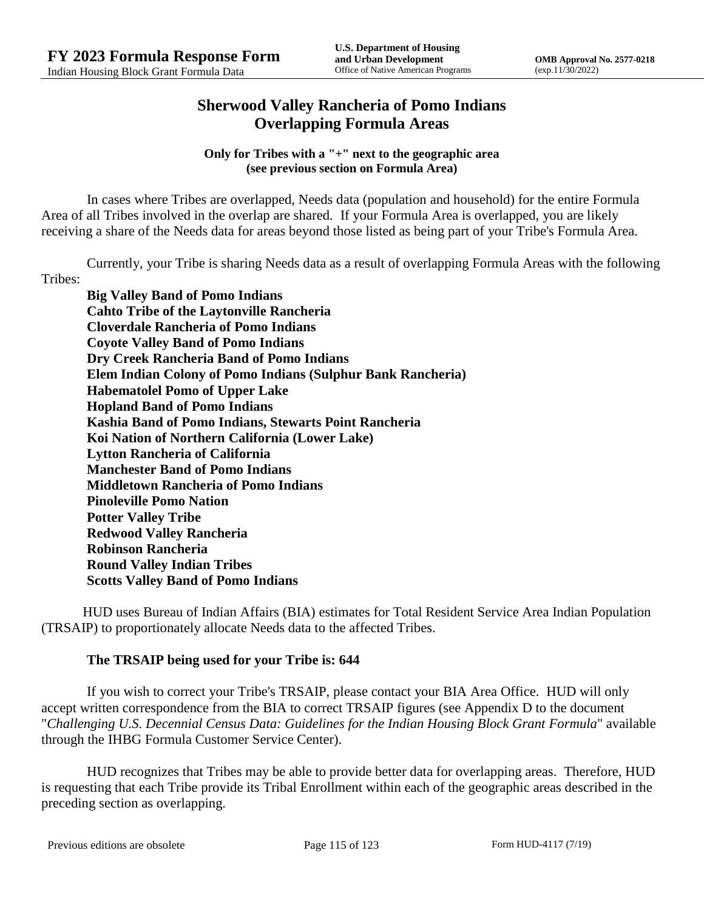# Sherwood Valley Rancheria of Pomo Indians
# Overlapping Formula Areas

**Only for Tribes with a "+" next to the geographic area (see previous section on Formula Area)**

In cases where Tribes are overlapped, Needs data (population and household) for the entire Formula Area of all Tribes involved in the overlap are shared. If your Formula Area is overlapped, you are likely receiving a share of the Needs data for areas beyond those listed as being part of your Tribe's Formula Area.

Currently, your Tribe is sharing Needs data as a result of overlapping Formula Areas with the following Tribes:

**Big Valley Band of Pomo Indians**
**Cahto Tribe of the Laytonville Rancheria**
**Cloverdale Rancheria of Pomo Indians**
**Coyote Valley Band of Pomo Indians**
**Dry Creek Rancheria Band of Pomo Indians**
**Elem Indian Colony of Pomo Indians (Sulphur Bank Rancheria)**
**Habematolel Pomo of Upper Lake**
**Hopland Band of Pomo Indians**
**Kashia Band of Pomo Indians, Stewarts Point Rancheria**
**Koi Nation of Northern California (Lower Lake)**
**Lytton Rancheria of California**
**Manchester Band of Pomo Indians**
**Middletown Rancheria of Pomo Indians**
**Pinoleville Pomo Nation**
**Potter Valley Tribe**
**Redwood Valley Rancheria**
**Robinson Rancheria**
**Round Valley Indian Tribes**
**Scotts Valley Band of Pomo Indians**

HUD uses Bureau of Indian Affairs (BIA) estimates for Total Resident Service Area Indian Population (TRSAIP) to proportionately allocate Needs data to the affected Tribes.

**The TRSAIP being used for your Tribe is: 644**

If you wish to correct your Tribe's TRSAIP, please contact your BIA Area Office. HUD will only accept written correspondence from the BIA to correct TRSAIP figures (see Appendix D to the document "*Challenging U.S. Decennial Census Data: Guidelines for the Indian Housing Block Grant Formula*" available through the IHBG Formula Customer Service Center).

HUD recognizes that Tribes may be able to provide better data for overlapping areas. Therefore, HUD is requesting that each Tribe provide its Tribal Enrollment within each of the geographic areas described in the preceding section as overlapping.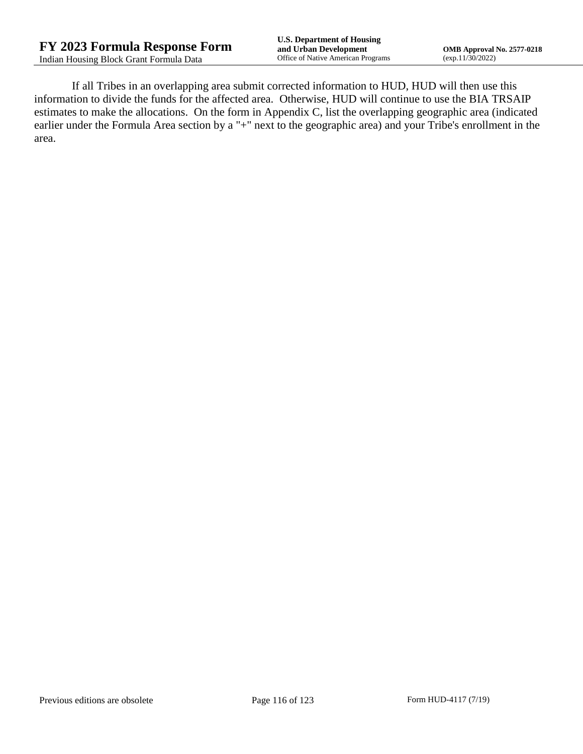If all Tribes in an overlapping area submit corrected information to HUD, HUD will then use this information to divide the funds for the affected area. Otherwise, HUD will continue to use the BIA TRSAIP estimates to make the allocations. On the form in Appendix C, list the overlapping geographic area (indicated earlier under the Formula Area section by a "+" next to the geographic area) and your Tribe's enrollment in the area.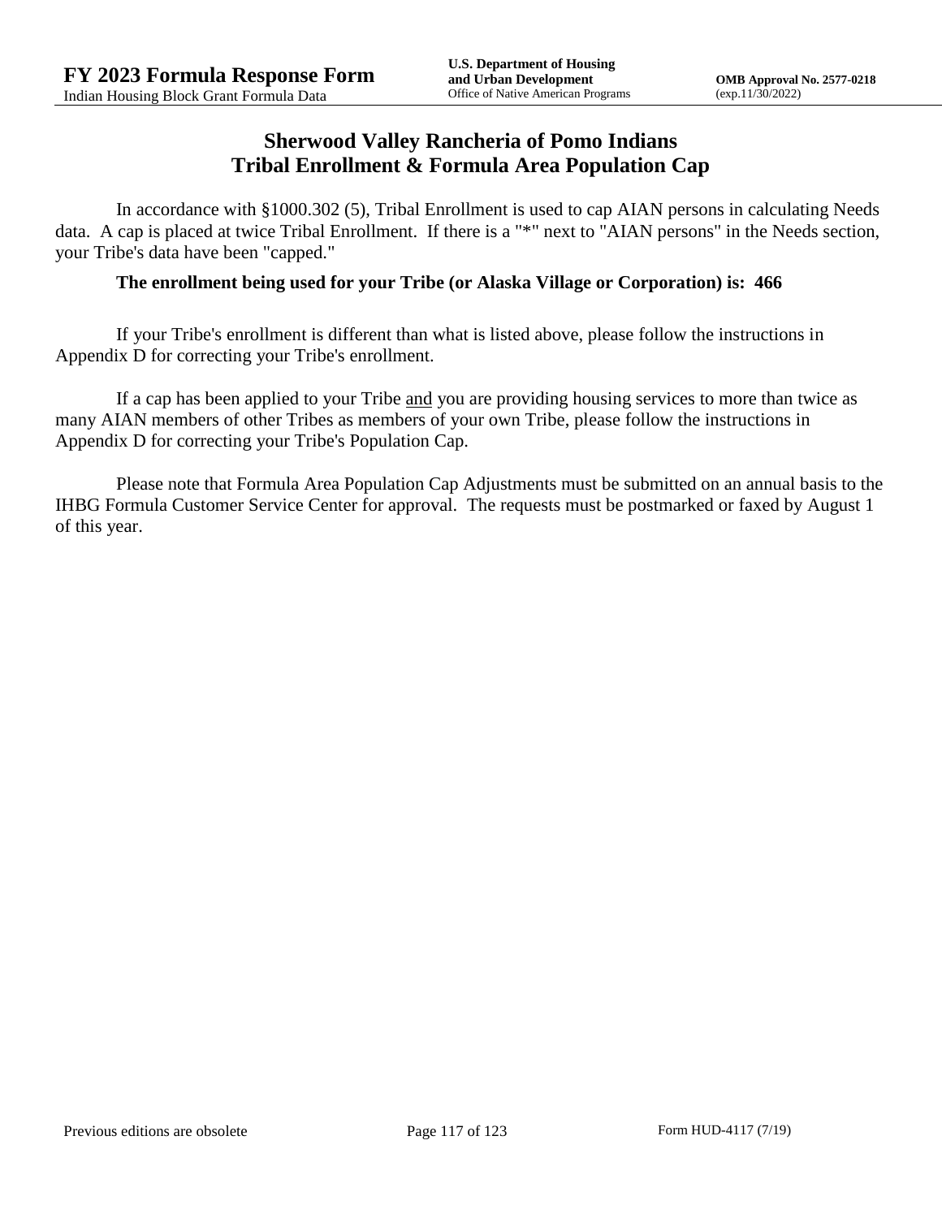# Sherwood Valley Rancheria of Pomo Indians
## Tribal Enrollment & Formula Area Population Cap

In accordance with §1000.302 (5), Tribal Enrollment is used to cap AIAN persons in calculating Needs data. A cap is placed at twice Tribal Enrollment. If there is a "*" next to "AIAN persons" in the Needs section, your Tribe's data have been "capped."

**The enrollment being used for your Tribe (or Alaska Village or Corporation) is: 466**

If your Tribe's enrollment is different than what is listed above, please follow the instructions in Appendix D for correcting your Tribe's enrollment.

If a cap has been applied to your Tribe <u>and</u> you are providing housing services to more than twice as many AIAN members of other Tribes as members of your own Tribe, please follow the instructions in Appendix D for correcting your Tribe's Population Cap.

Please note that Formula Area Population Cap Adjustments must be submitted on an annual basis to the IHBG Formula Customer Service Center for approval. The requests must be postmarked or faxed by August 1 of this year.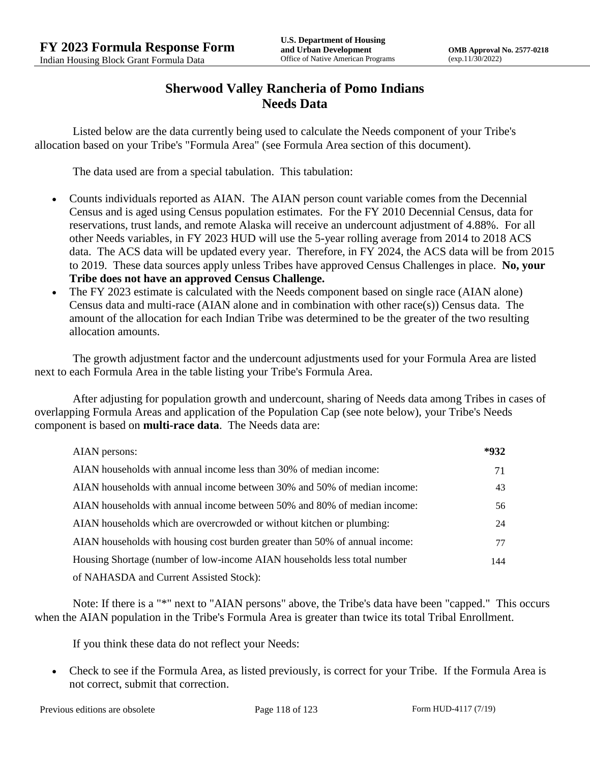# Sherwood Valley Rancheria of Pomo Indians
## Needs Data

Listed below are the data currently being used to calculate the Needs component of your Tribe's allocation based on your Tribe's "Formula Area" (see Formula Area section of this document).

The data used are from a special tabulation. This tabulation:

- Counts individuals reported as AIAN. The AIAN person count variable comes from the Decennial Census and is aged using Census population estimates. For the FY 2010 Decennial Census, data for reservations, trust lands, and remote Alaska will receive an undercount adjustment of 4.88%. For all other Needs variables, in FY 2023 HUD will use the 5-year rolling average from 2014 to 2018 ACS data. The ACS data will be updated every year. Therefore, in FY 2024, the ACS data will be from 2015 to 2019. These data sources apply unless Tribes have approved Census Challenges in place. **No, your Tribe does not have an approved Census Challenge.**
- The FY 2023 estimate is calculated with the Needs component based on single race (AIAN alone) Census data and multi-race (AIAN alone and in combination with other race(s)) Census data. The amount of the allocation for each Indian Tribe was determined to be the greater of the two resulting allocation amounts.

The growth adjustment factor and the undercount adjustments used for your Formula Area are listed next to each Formula Area in the table listing your Tribe's Formula Area.

After adjusting for population growth and undercount, sharing of Needs data among Tribes in cases of overlapping Formula Areas and application of the Population Cap (see note below), your Tribe's Needs component is based on **multi-race data**. The Needs data are:

| | |
|---|---|
| AIAN persons: | **\*932** |
| AIAN households with annual income less than 30% of median income: | 71 |
| AIAN households with annual income between 30% and 50% of median income: | 43 |
| AIAN households with annual income between 50% and 80% of median income: | 56 |
| AIAN households which are overcrowded or without kitchen or plumbing: | 24 |
| AIAN households with housing cost burden greater than 50% of annual income: | 77 |
| Housing Shortage (number of low-income AIAN households less total number of NAHASDA and Current Assisted Stock): | 144 |

Note: If there is a "*" next to "AIAN persons" above, the Tribe's data have been "capped." This occurs when the AIAN population in the Tribe's Formula Area is greater than twice its total Tribal Enrollment.

If you think these data do not reflect your Needs:

- Check to see if the Formula Area, as listed previously, is correct for your Tribe. If the Formula Area is not correct, submit that correction.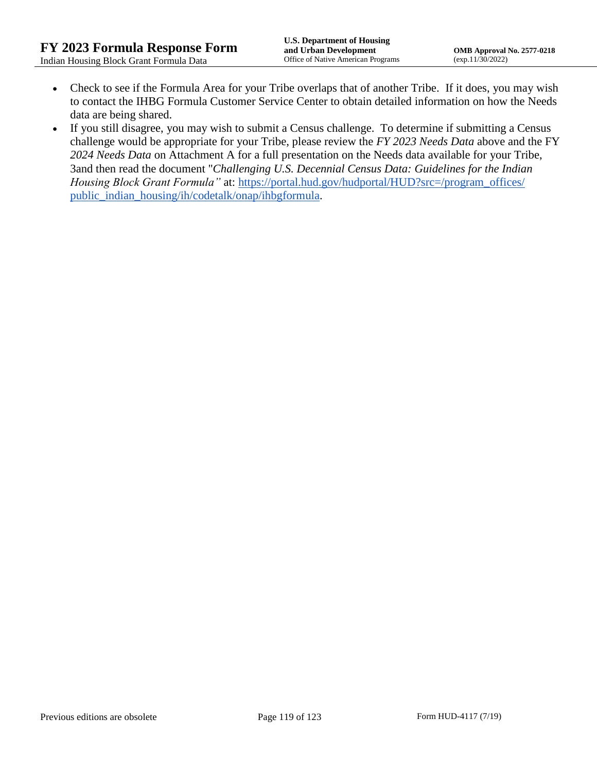- Check to see if the Formula Area for your Tribe overlaps that of another Tribe. If it does, you may wish to contact the IHBG Formula Customer Service Center to obtain detailed information on how the Needs data are being shared.
- If you still disagree, you may wish to submit a Census challenge. To determine if submitting a Census challenge would be appropriate for your Tribe, please review the *FY 2023 Needs Data* above and the FY *2024 Needs Data* on Attachment A for a full presentation on the Needs data available for your Tribe, 3and then read the document "*Challenging U.S. Decennial Census Data: Guidelines for the Indian Housing Block Grant Formula"* at: [https://portal.hud.gov/hudportal/HUD?src=/program_offices/public_indian_housing/ih/codetalk/onap/ihbgformula](https://portal.hud.gov/hudportal/HUD?src=/program_offices/public_indian_housing/ih/codetalk/onap/ihbgformula).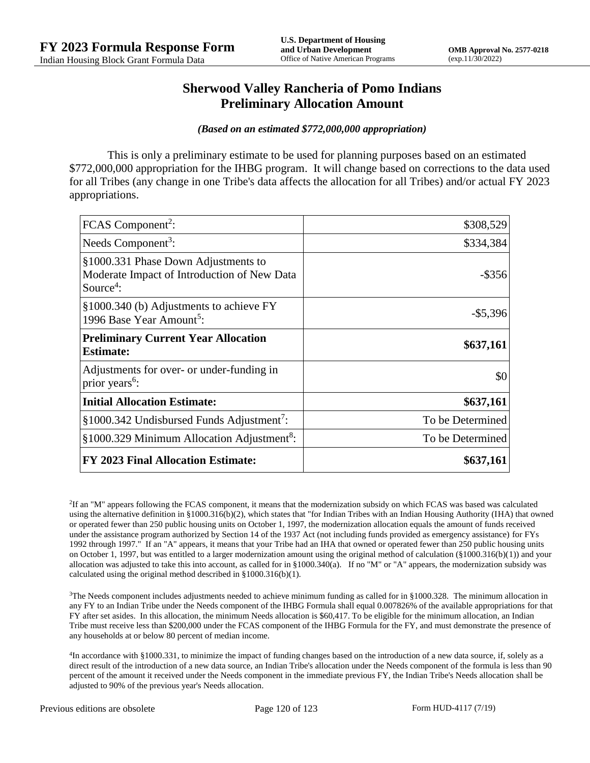# Sherwood Valley Rancheria of Pomo Indians
## Preliminary Allocation Amount

***(Based on an estimated $772,000,000 appropriation)***

This is only a preliminary estimate to be used for planning purposes based on an estimated $772,000,000 appropriation for the IHBG program. It will change based on corrections to the data used for all Tribes (any change in one Tribe's data affects the allocation for all Tribes) and/or actual FY 2023 appropriations.

| | |
|---|---:|
| FCAS Component[2]: | $308,529 |
| Needs Component[3]: | $334,384 |
| §1000.331 Phase Down Adjustments to Moderate Impact of Introduction of New Data Source[4]: | -$356 |
| §1000.340 (b) Adjustments to achieve FY 1996 Base Year Amount[5]: | -$5,396 |
| **Preliminary Current Year Allocation Estimate:** | **$637,161** |
| Adjustments for over- or under-funding in prior years[6]: | $0 |
| **Initial Allocation Estimate:** | **$637,161** |
| §1000.342 Undisbursed Funds Adjustment[7]: | To be Determined |
| §1000.329 Minimum Allocation Adjustment[8]: | To be Determined |
| **FY 2023 Final Allocation Estimate:** | **$637,161** |

[2]If an "M" appears following the FCAS component, it means that the modernization subsidy on which FCAS was based was calculated using the alternative definition in §1000.316(b)(2), which states that "for Indian Tribes with an Indian Housing Authority (IHA) that owned or operated fewer than 250 public housing units on October 1, 1997, the modernization allocation equals the amount of funds received under the assistance program authorized by Section 14 of the 1937 Act (not including funds provided as emergency assistance) for FYs 1992 through 1997." If an "A" appears, it means that your Tribe had an IHA that owned or operated fewer than 250 public housing units on October 1, 1997, but was entitled to a larger modernization amount using the original method of calculation (§1000.316(b)(1)) and your allocation was adjusted to take this into account, as called for in §1000.340(a). If no "M" or "A" appears, the modernization subsidy was calculated using the original method described in §1000.316(b)(1).

[3]The Needs component includes adjustments needed to achieve minimum funding as called for in §1000.328. The minimum allocation in any FY to an Indian Tribe under the Needs component of the IHBG Formula shall equal 0.007826% of the available appropriations for that FY after set asides. In this allocation, the minimum Needs allocation is $60,417. To be eligible for the minimum allocation, an Indian Tribe must receive less than $200,000 under the FCAS component of the IHBG Formula for the FY, and must demonstrate the presence of any households at or below 80 percent of median income.

[4]In accordance with §1000.331, to minimize the impact of funding changes based on the introduction of a new data source, if, solely as a direct result of the introduction of a new data source, an Indian Tribe's allocation under the Needs component of the formula is less than 90 percent of the amount it received under the Needs component in the immediate previous FY, the Indian Tribe's Needs allocation shall be adjusted to 90% of the previous year's Needs allocation.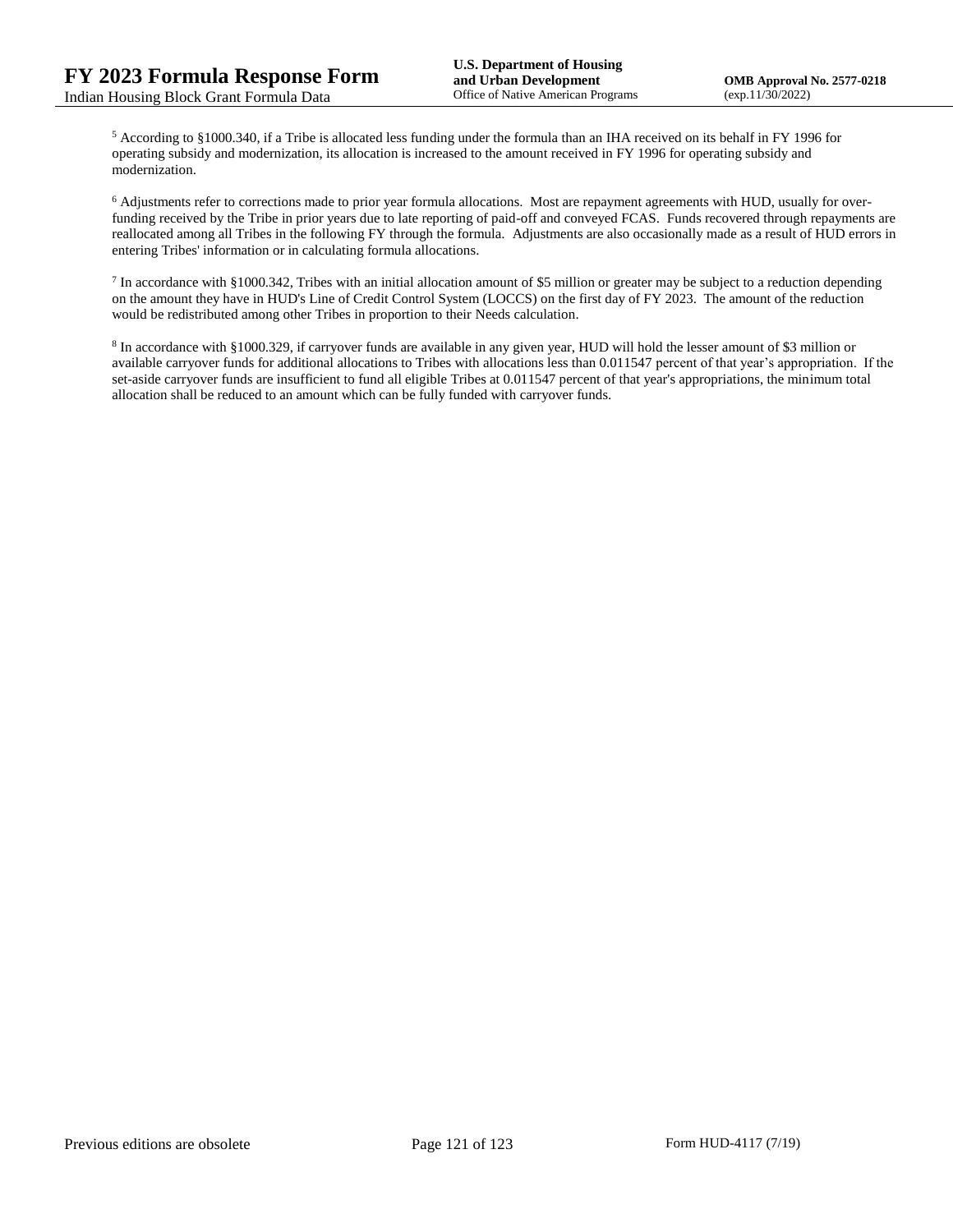[5] According to §1000.340, if a Tribe is allocated less funding under the formula than an IHA received on its behalf in FY 1996 for operating subsidy and modernization, its allocation is increased to the amount received in FY 1996 for operating subsidy and modernization.

[6] Adjustments refer to corrections made to prior year formula allocations. Most are repayment agreements with HUD, usually for over-funding received by the Tribe in prior years due to late reporting of paid-off and conveyed FCAS. Funds recovered through repayments are reallocated among all Tribes in the following FY through the formula. Adjustments are also occasionally made as a result of HUD errors in entering Tribes' information or in calculating formula allocations.

[7] In accordance with §1000.342, Tribes with an initial allocation amount of $5 million or greater may be subject to a reduction depending on the amount they have in HUD's Line of Credit Control System (LOCCS) on the first day of FY 2023. The amount of the reduction would be redistributed among other Tribes in proportion to their Needs calculation.

[8] In accordance with §1000.329, if carryover funds are available in any given year, HUD will hold the lesser amount of $3 million or available carryover funds for additional allocations to Tribes with allocations less than 0.011547 percent of that year's appropriation. If the set-aside carryover funds are insufficient to fund all eligible Tribes at 0.011547 percent of that year's appropriations, the minimum total allocation shall be reduced to an amount which can be fully funded with carryover funds.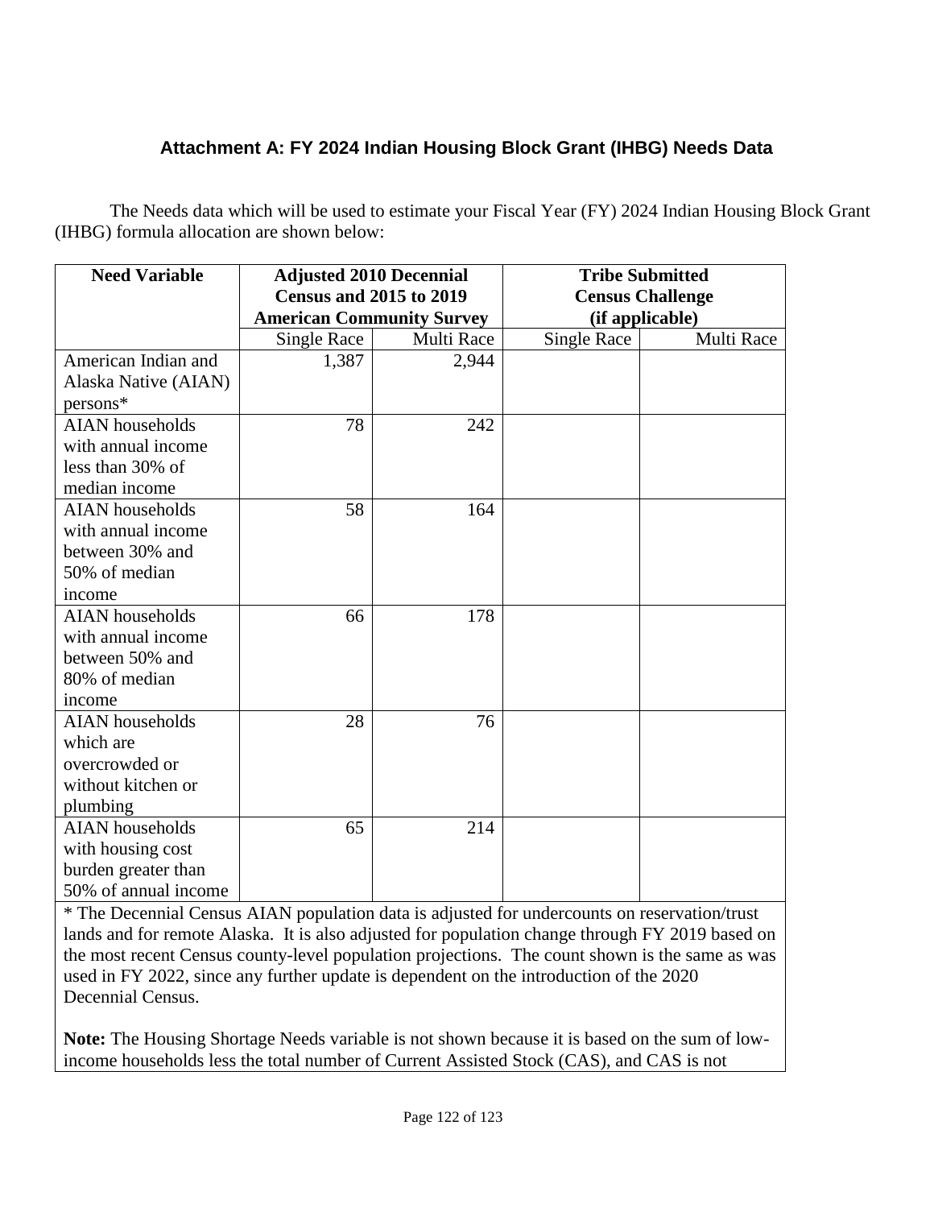### Attachment A: FY 2024 Indian Housing Block Grant (IHBG) Needs Data

The Needs data which will be used to estimate your Fiscal Year (FY) 2024 Indian Housing Block Grant (IHBG) formula allocation are shown below:

| Need Variable | Adjusted 2010 Decennial Census and 2015 to 2019 American Community Survey | | Tribe Submitted Census Challenge (if applicable) | |
|---|---|---|---|---|
| | Single Race | Multi Race | Single Race | Multi Race |
| American Indian and Alaska Native (AIAN) persons* | 1,387 | 2,944 | | |
| AIAN households with annual income less than 30% of median income | 78 | 242 | | |
| AIAN households with annual income between 30% and 50% of median income | 58 | 164 | | |
| AIAN households with annual income between 50% and 80% of median income | 66 | 178 | | |
| AIAN households which are overcrowded or without kitchen or plumbing | 28 | 76 | | |
| AIAN households with housing cost burden greater than 50% of annual income | 65 | 214 | | |

* The Decennial Census AIAN population data is adjusted for undercounts on reservation/trust lands and for remote Alaska. It is also adjusted for population change through FY 2019 based on the most recent Census county-level population projections. The count shown is the same as was used in FY 2022, since any further update is dependent on the introduction of the 2020 Decennial Census.

**Note:** The Housing Shortage Needs variable is not shown because it is based on the sum of low-income households less the total number of Current Assisted Stock (CAS), and CAS is not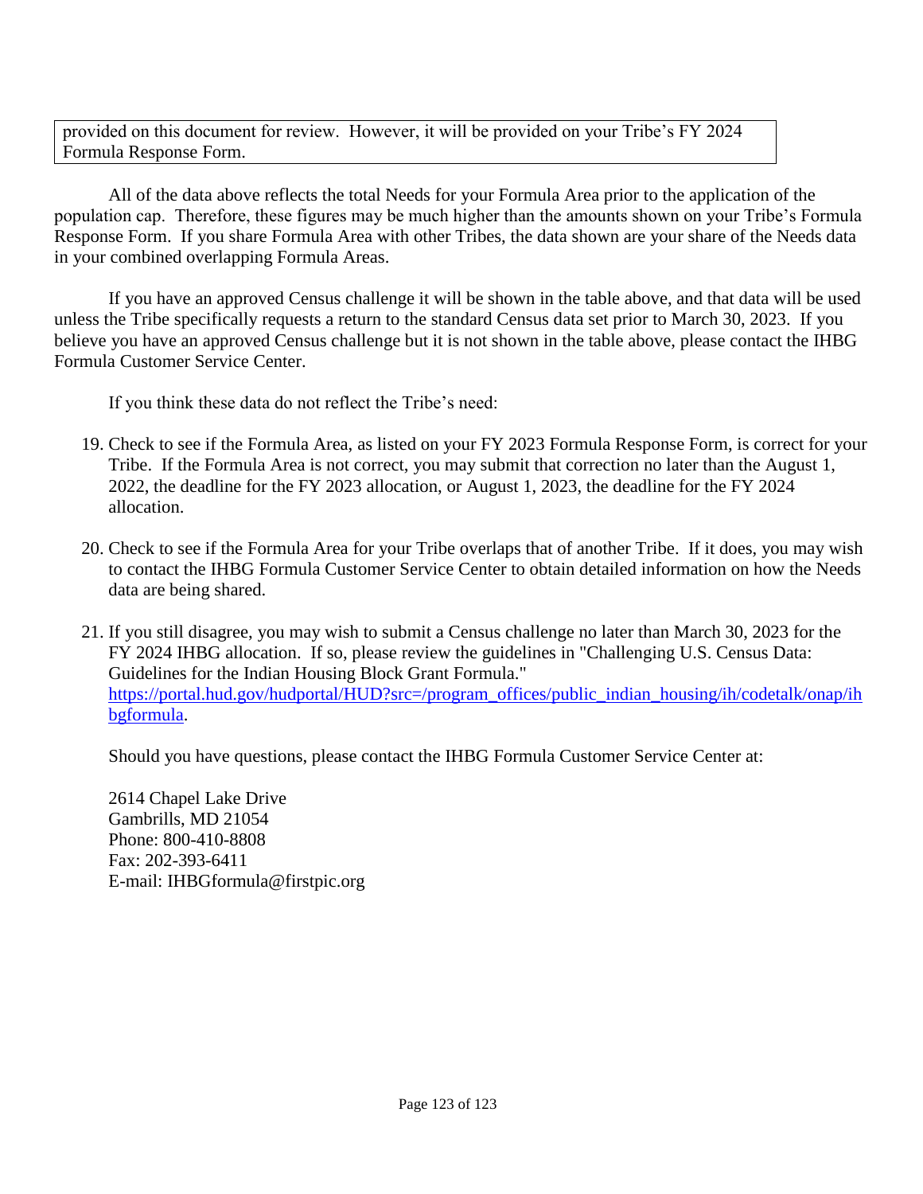provided on this document for review. However, it will be provided on your Tribe's FY 2024 Formula Response Form.

All of the data above reflects the total Needs for your Formula Area prior to the application of the population cap. Therefore, these figures may be much higher than the amounts shown on your Tribe's Formula Response Form. If you share Formula Area with other Tribes, the data shown are your share of the Needs data in your combined overlapping Formula Areas.

If you have an approved Census challenge it will be shown in the table above, and that data will be used unless the Tribe specifically requests a return to the standard Census data set prior to March 30, 2023. If you believe you have an approved Census challenge but it is not shown in the table above, please contact the IHBG Formula Customer Service Center.

If you think these data do not reflect the Tribe's need:

19. Check to see if the Formula Area, as listed on your FY 2023 Formula Response Form, is correct for your Tribe. If the Formula Area is not correct, you may submit that correction no later than the August 1, 2022, the deadline for the FY 2023 allocation, or August 1, 2023, the deadline for the FY 2024 allocation.

20. Check to see if the Formula Area for your Tribe overlaps that of another Tribe. If it does, you may wish to contact the IHBG Formula Customer Service Center to obtain detailed information on how the Needs data are being shared.

21. If you still disagree, you may wish to submit a Census challenge no later than March 30, 2023 for the FY 2024 IHBG allocation. If so, please review the guidelines in "Challenging U.S. Census Data: Guidelines for the Indian Housing Block Grant Formula." https://portal.hud.gov/hudportal/HUD?src=/program_offices/public_indian_housing/ih/codetalk/onap/ihbgformula.

Should you have questions, please contact the IHBG Formula Customer Service Center at:

2614 Chapel Lake Drive
Gambrills, MD 21054
Phone: 800-410-8808
Fax: 202-393-6411
E-mail: IHBGformula@firstpic.org